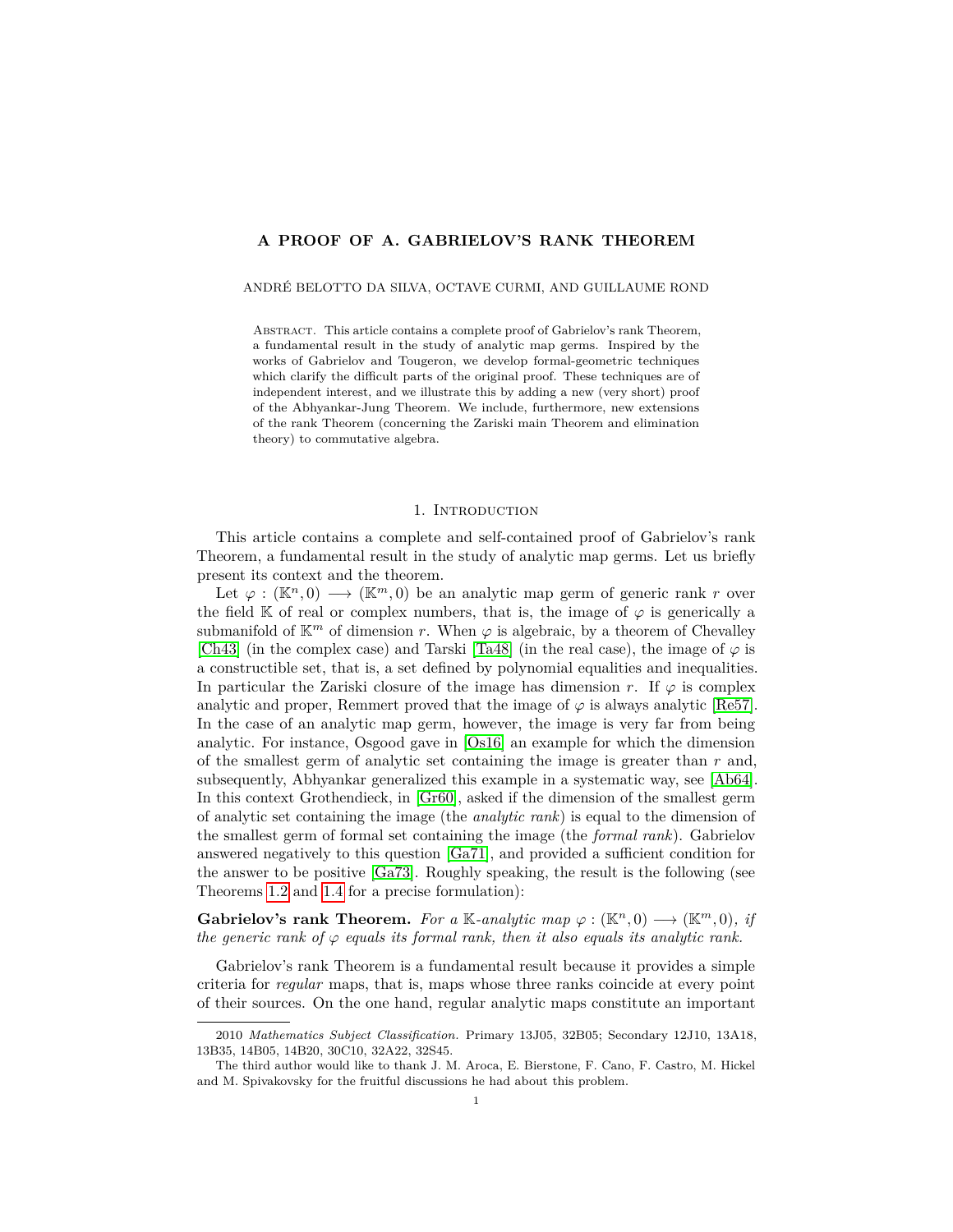# A PROOF OF A. GABRIELOV'S RANK THEOREM

ANDRÉ BELOTTO DA SILVA, OCTAVE CURMI, AND GUILLAUME ROND

Abstract. This article contains a complete proof of Gabrielov's rank Theorem, a fundamental result in the study of analytic map germs. Inspired by the works of Gabrielov and Tougeron, we develop formal-geometric techniques which clarify the difficult parts of the original proof. These techniques are of independent interest, and we illustrate this by adding a new (very short) proof of the Abhyankar-Jung Theorem. We include, furthermore, new extensions of the rank Theorem (concerning the Zariski main Theorem and elimination theory) to commutative algebra.

## 1. Introduction

This article contains a complete and self-contained proof of Gabrielov's rank Theorem, a fundamental result in the study of analytic map germs. Let us briefly present its context and the theorem.

Let $\varphi : (\mathbb{K}^n, 0) \longrightarrow (\mathbb{K}^m, 0)$ be an analytic map germ of generic rank $r$ over the field $\mathbb{K}$ of real or complex numbers, that is, the image of $\varphi$ is generically a submanifold of $\mathbb{K}^m$ of dimension $r$. When $\varphi$ is algebraic, by a theorem of Chevalley [Ch43] (in the complex case) and Tarski [Ta48] (in the real case), the image of $\varphi$ is a constructible set, that is, a set defined by polynomial equalities and inequalities. In particular the Zariski closure of the image has dimension $r$. If $\varphi$ is complex analytic and proper, Remmert proved that the image of $\varphi$ is always analytic [Re57]. In the case of an analytic map germ, however, the image is very far from being analytic. For instance, Osgood gave in [Os16] an example for which the dimension of the smallest germ of analytic set containing the image is greater than $r$ and, subsequently, Abhyankar generalized this example in a systematic way, see [Ab64]. In this context Grothendieck, in [Gr60], asked if the dimension of the smallest germ of analytic set containing the image (the *analytic rank*) is equal to the dimension of the smallest germ of formal set containing the image (the *formal rank*). Gabrielov answered negatively to this question [Ga71], and provided a sufficient condition for the answer to be positive [Ga73]. Roughly speaking, the result is the following (see Theorems 1.2 and 1.4 for a precise formulation):

**Gabrielov's rank Theorem.** *For a $\mathbb{K}$-analytic map $\varphi : (\mathbb{K}^n, 0) \longrightarrow (\mathbb{K}^m, 0)$, if the generic rank of $\varphi$ equals its formal rank, then it also equals its analytic rank.*

Gabrielov's rank Theorem is a fundamental result because it provides a simple criteria for *regular* maps, that is, maps whose three ranks coincide at every point of their sources. On the one hand, regular analytic maps constitute an important

---

2010 *Mathematics Subject Classification.* Primary 13J05, 32B05; Secondary 12J10, 13A18, 13B35, 14B05, 14B20, 30C10, 32A22, 32S45.

The third author would like to thank J. M. Aroca, E. Bierstone, F. Cano, F. Castro, M. Hickel and M. Spivakovsky for the fruitful discussions he had about this problem.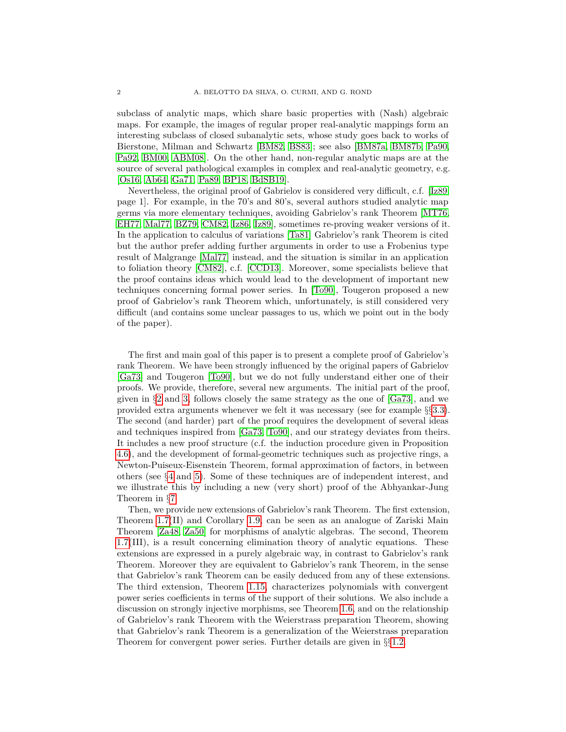subclass of analytic maps, which share basic properties with (Nash) algebraic maps. For example, the images of regular proper real-analytic mappings form an interesting subclass of closed subanalytic sets, whose study goes back to works of Bierstone, Milman and Schwartz [BM82, BS83]; see also [BM87a, BM87b, Pa90, Pa92, BM00, ABM08]. On the other hand, non-regular analytic maps are at the source of several pathological examples in complex and real-analytic geometry, e.g. [Os16, Ab64, Ga71, Pa89, BP18, BdSB19].

Nevertheless, the original proof of Gabrielov is considered very difficult, c.f. [Iz89, page 1]. For example, in the 70's and 80's, several authors studied analytic map germs via more elementary techniques, avoiding Gabrielov's rank Theorem [MT76, EH77, Mal77, BZ79, CM82, Iz86, Iz89], sometimes re-proving weaker versions of it. In the application to calculus of variations [Ta81] Gabrielov's rank Theorem is cited but the author prefer adding further arguments in order to use a Frobenius type result of Malgrange [Mal77] instead, and the situation is similar in an application to foliation theory [CM82], c.f. [CCD13]. Moreover, some specialists believe that the proof contains ideas which would lead to the development of important new techniques concerning formal power series. In [To90], Tougeron proposed a new proof of Gabrielov's rank Theorem which, unfortunately, is still considered very difficult (and contains some unclear passages to us, which we point out in the body of the paper).

The first and main goal of this paper is to present a complete proof of Gabrielov's rank Theorem. We have been strongly influenced by the original papers of Gabrielov [Ga73] and Tougeron [To90], but we do not fully understand either one of their proofs. We provide, therefore, several new arguments. The initial part of the proof, given in §2 and 3, follows closely the same strategy as the one of [Ga73], and we provided extra arguments whenever we felt it was necessary (see for example §§3.3). The second (and harder) part of the proof requires the development of several ideas and techniques inspired from [Ga73, To90], and our strategy deviates from theirs. It includes a new proof structure (c.f. the induction procedure given in Proposition 4.6), and the development of formal-geometric techniques such as projective rings, a Newton-Puiseux-Eisenstein Theorem, formal approximation of factors, in between others (see §4 and 5). Some of these techniques are of independent interest, and we illustrate this by including a new (very short) proof of the Abhyankar-Jung Theorem in §7.

Then, we provide new extensions of Gabrielov's rank Theorem. The first extension, Theorem 1.7(II) and Corollary 1.9, can be seen as an analogue of Zariski Main Theorem [Za48, Za50] for morphisms of analytic algebras. The second, Theorem 1.7(III), is a result concerning elimination theory of analytic equations. These extensions are expressed in a purely algebraic way, in contrast to Gabrielov's rank Theorem. Moreover they are equivalent to Gabrielov's rank Theorem, in the sense that Gabrielov's rank Theorem can be easily deduced from any of these extensions. The third extension, Theorem 1.15, characterizes polynomials with convergent power series coefficients in terms of the support of their solutions. We also include a discussion on strongly injective morphisms, see Theorem 1.6, and on the relationship of Gabrielov's rank Theorem with the Weierstrass preparation Theorem, showing that Gabrielov's rank Theorem is a generalization of the Weierstrass preparation Theorem for convergent power series. Further details are given in §§1.2.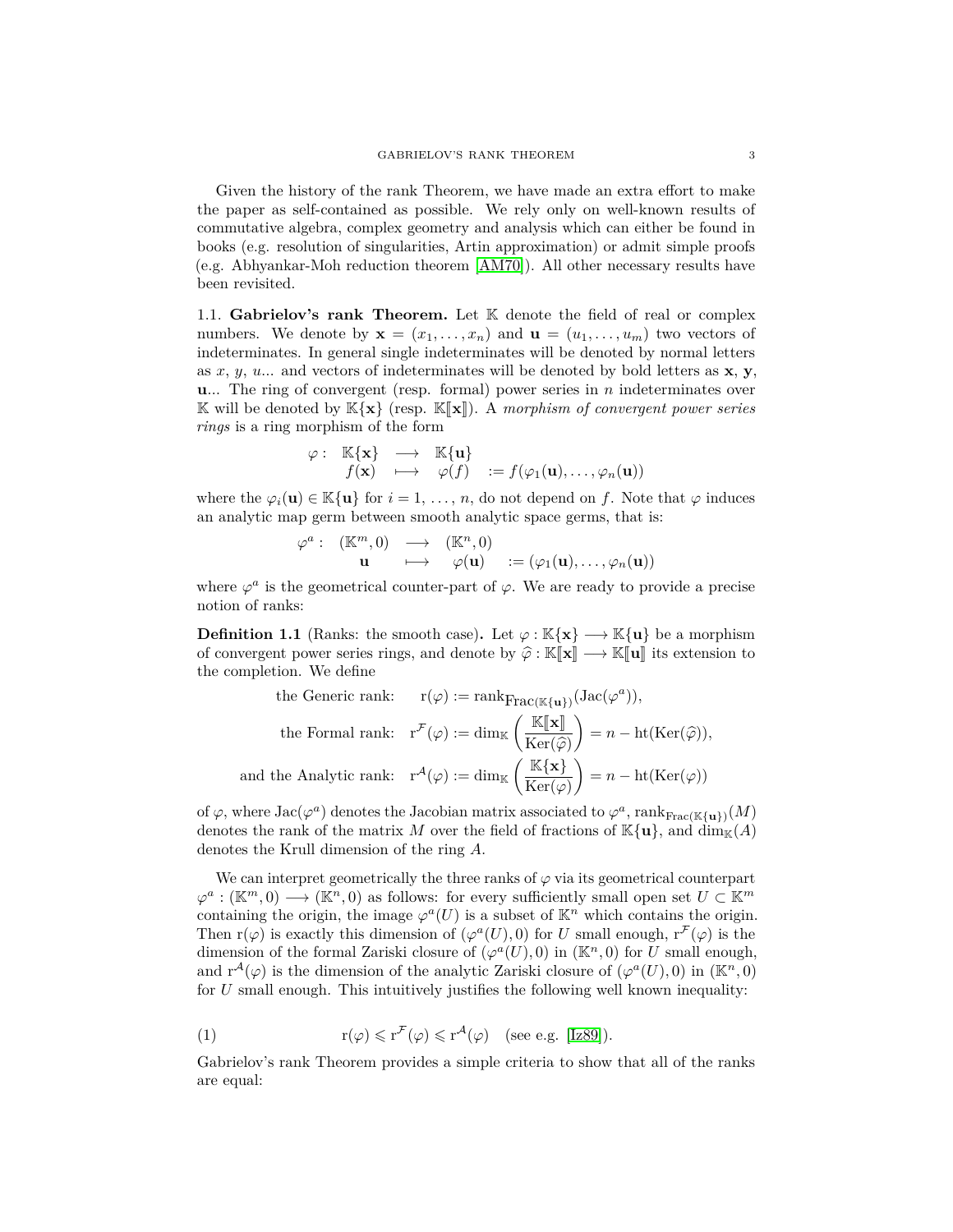Given the history of the rank Theorem, we have made an extra effort to make the paper as self-contained as possible. We rely only on well-known results of commutative algebra, complex geometry and analysis which can either be found in books (e.g. resolution of singularities, Artin approximation) or admit simple proofs (e.g. Abhyankar-Moh reduction theorem [AM70]). All other necessary results have been revisited.

### 1.1. Gabrielov's rank Theorem.

Let $\mathbb{K}$ denote the field of real or complex numbers. We denote by $\mathbf{x} = (x_1, \ldots, x_n)$ and $\mathbf{u} = (u_1, \ldots, u_m)$ two vectors of indeterminates. In general single indeterminates will be denoted by normal letters as $x$, $y$, $u$... and vectors of indeterminates will be denoted by bold letters as $\mathbf{x}$, $\mathbf{y}$, $\mathbf{u}$... The ring of convergent (resp. formal) power series in $n$ indeterminates over $\mathbb{K}$ will be denoted by $\mathbb{K}\{\mathbf{x}\}$ (resp. $\mathbb{K}[\![\mathbf{x}]\!]$). A *morphism of convergent power series rings* is a ring morphism of the form

$$\begin{array}{rccl} \varphi: & \mathbb{K}\{\mathbf{x}\} & \longrightarrow & \mathbb{K}\{\mathbf{u}\} \\ & f(\mathbf{x}) & \longmapsto & \varphi(f) \quad := f(\varphi_1(\mathbf{u}), \ldots, \varphi_n(\mathbf{u})) \end{array}$$

where the $\varphi_i(\mathbf{u}) \in \mathbb{K}\{\mathbf{u}\}$ for $i = 1, \ldots, n$, do not depend on $f$. Note that $\varphi$ induces an analytic map germ between smooth analytic space germs, that is:

$$\begin{array}{rccl} \varphi^a: & (\mathbb{K}^m, 0) & \longrightarrow & (\mathbb{K}^n, 0) \\ & \mathbf{u} & \longmapsto & \varphi(\mathbf{u}) \quad := (\varphi_1(\mathbf{u}), \ldots, \varphi_n(\mathbf{u})) \end{array}$$

where $\varphi^a$ is the geometrical counter-part of $\varphi$. We are ready to provide a precise notion of ranks:

**Definition 1.1** (Ranks: the smooth case)**.** Let $\varphi : \mathbb{K}\{\mathbf{x}\} \longrightarrow \mathbb{K}\{\mathbf{u}\}$ be a morphism of convergent power series rings, and denote by $\widehat{\varphi} : \mathbb{K}[\![\mathbf{x}]\!] \longrightarrow \mathbb{K}[\![\mathbf{u}]\!]$ its extension to the completion. We define

$$\text{the Generic rank:} \quad \mathrm{r}(\varphi) := \mathrm{rank}_{\mathrm{Frac}(\mathbb{K}\{\mathbf{u}\})}(\mathrm{Jac}(\varphi^a)),$$

$$\text{the Formal rank:} \quad \mathrm{r}^{\mathcal{F}}(\varphi) := \dim_{\mathbb{K}}\left(\frac{\mathbb{K}[\![\mathbf{x}]\!]}{\mathrm{Ker}(\widehat{\varphi})}\right) = n - \mathrm{ht}(\mathrm{Ker}(\widehat{\varphi})),$$

$$\text{and the Analytic rank:} \quad \mathrm{r}^{\mathcal{A}}(\varphi) := \dim_{\mathbb{K}}\left(\frac{\mathbb{K}\{\mathbf{x}\}}{\mathrm{Ker}(\varphi)}\right) = n - \mathrm{ht}(\mathrm{Ker}(\varphi))$$

of $\varphi$, where $\mathrm{Jac}(\varphi^a)$ denotes the Jacobian matrix associated to $\varphi^a$, $\mathrm{rank}_{\mathrm{Frac}(\mathbb{K}\{\mathbf{u}\})}(M)$ denotes the rank of the matrix $M$ over the field of fractions of $\mathbb{K}\{\mathbf{u}\}$, and $\dim_{\mathbb{K}}(A)$ denotes the Krull dimension of the ring $A$.

We can interpret geometrically the three ranks of $\varphi$ via its geometrical counterpart $\varphi^a : (\mathbb{K}^m, 0) \longrightarrow (\mathbb{K}^n, 0)$ as follows: for every sufficiently small open set $U \subset \mathbb{K}^m$ containing the origin, the image $\varphi^a(U)$ is a subset of $\mathbb{K}^n$ which contains the origin. Then $\mathrm{r}(\varphi)$ is exactly this dimension of $(\varphi^a(U), 0)$ for $U$ small enough, $\mathrm{r}^{\mathcal{F}}(\varphi)$ is the dimension of the formal Zariski closure of $(\varphi^a(U), 0)$ in $(\mathbb{K}^n, 0)$ for $U$ small enough, and $\mathrm{r}^{\mathcal{A}}(\varphi)$ is the dimension of the analytic Zariski closure of $(\varphi^a(U), 0)$ in $(\mathbb{K}^n, 0)$ for $U$ small enough. This intuitively justifies the following well known inequality:

$$\mathrm{r}(\varphi) \leqslant \mathrm{r}^{\mathcal{F}}(\varphi) \leqslant \mathrm{r}^{\mathcal{A}}(\varphi) \quad \text{(see e.g. [Iz89]).} \tag{1}$$

Gabrielov's rank Theorem provides a simple criteria to show that all of the ranks are equal: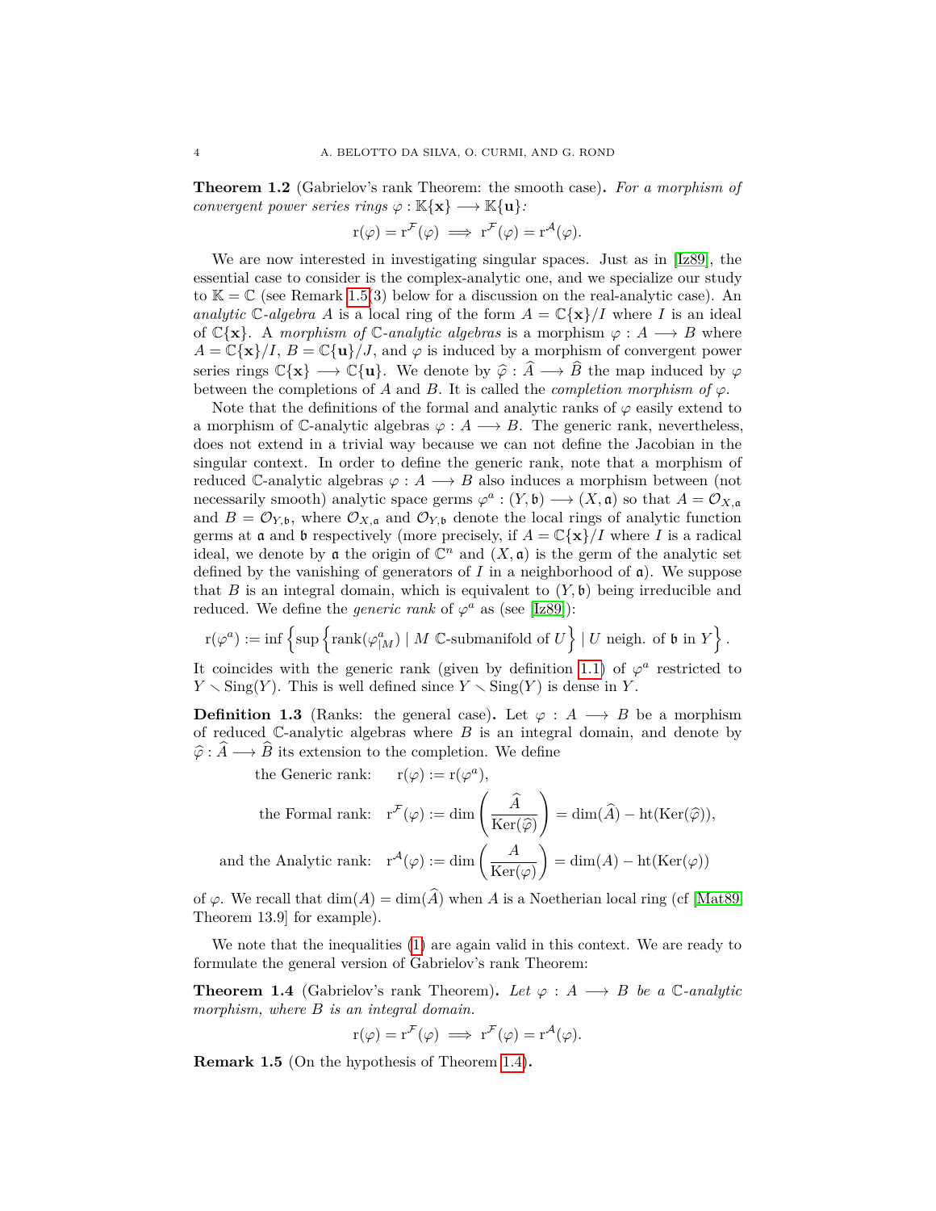**Theorem 1.2** (Gabrielov's rank Theorem: the smooth case)**.** *For a morphism of convergent power series rings $\varphi : \mathbb{K}\{\mathbf{x}\} \longrightarrow \mathbb{K}\{\mathbf{u}\}$:*

$$\mathrm{r}(\varphi) = \mathrm{r}^{\mathcal{F}}(\varphi) \implies \mathrm{r}^{\mathcal{F}}(\varphi) = \mathrm{r}^{\mathcal{A}}(\varphi).$$

We are now interested in investigating singular spaces. Just as in [Iz89], the essential case to consider is the complex-analytic one, and we specialize our study to $\mathbb{K} = \mathbb{C}$ (see Remark 1.5(3) below for a discussion on the real-analytic case). An *analytic $\mathbb{C}$-algebra* $A$ is a local ring of the form $A = \mathbb{C}\{\mathbf{x}\}/I$ where $I$ is an ideal of $\mathbb{C}\{\mathbf{x}\}$. A *morphism of $\mathbb{C}$-analytic algebras* is a morphism $\varphi : A \longrightarrow B$ where $A = \mathbb{C}\{\mathbf{x}\}/I$, $B = \mathbb{C}\{\mathbf{u}\}/J$, and $\varphi$ is induced by a morphism of convergent power series rings $\mathbb{C}\{\mathbf{x}\} \longrightarrow \mathbb{C}\{\mathbf{u}\}$. We denote by $\widehat{\varphi} : \widehat{A} \longrightarrow \widehat{B}$ the map induced by $\varphi$ between the completions of $A$ and $B$. It is called the *completion morphism of $\varphi$*.

Note that the definitions of the formal and analytic ranks of $\varphi$ easily extend to a morphism of $\mathbb{C}$-analytic algebras $\varphi : A \longrightarrow B$. The generic rank, nevertheless, does not extend in a trivial way because we can not define the Jacobian in the singular context. In order to define the generic rank, note that a morphism of reduced $\mathbb{C}$-analytic algebras $\varphi : A \longrightarrow B$ also induces a morphism between (not necessarily smooth) analytic space germs $\varphi^a : (Y, \mathfrak{b}) \longrightarrow (X, \mathfrak{a})$ so that $A = \mathcal{O}_{X,\mathfrak{a}}$ and $B = \mathcal{O}_{Y,\mathfrak{b}}$, where $\mathcal{O}_{X,\mathfrak{a}}$ and $\mathcal{O}_{Y,\mathfrak{b}}$ denote the local rings of analytic function germs at $\mathfrak{a}$ and $\mathfrak{b}$ respectively (more precisely, if $A = \mathbb{C}\{\mathbf{x}\}/I$ where $I$ is a radical ideal, we denote by $\mathfrak{a}$ the origin of $\mathbb{C}^n$ and $(X, \mathfrak{a})$ is the germ of the analytic set defined by the vanishing of generators of $I$ in a neighborhood of $\mathfrak{a}$). We suppose that $B$ is an integral domain, which is equivalent to $(Y, \mathfrak{b})$ being irreducible and reduced. We define the *generic rank* of $\varphi^a$ as (see [Iz89]):

$$\mathrm{r}(\varphi^a) := \inf \left\{ \sup \left\{ \mathrm{rank}(\varphi^a_{|M}) \mid M \ \mathbb{C}\text{-submanifold of } U \right\} \mid U \text{ neigh. of } \mathfrak{b} \text{ in } Y \right\}.$$

It coincides with the generic rank (given by definition 1.1) of $\varphi^a$ restricted to $Y \setminus \mathrm{Sing}(Y)$. This is well defined since $Y \setminus \mathrm{Sing}(Y)$ is dense in $Y$.

**Definition 1.3** (Ranks: the general case)**.** Let $\varphi : A \longrightarrow B$ be a morphism of reduced $\mathbb{C}$-analytic algebras where $B$ is an integral domain, and denote by $\widehat{\varphi} : \widehat{A} \longrightarrow \widehat{B}$ its extension to the completion. We define

$$\text{the Generic rank:} \quad \mathrm{r}(\varphi) := \mathrm{r}(\varphi^a),$$

$$\text{the Formal rank:} \quad \mathrm{r}^{\mathcal{F}}(\varphi) := \dim\left(\frac{\widehat{A}}{\mathrm{Ker}(\widehat{\varphi})}\right) = \dim(\widehat{A}) - \mathrm{ht}(\mathrm{Ker}(\widehat{\varphi})),$$

$$\text{and the Analytic rank:} \quad \mathrm{r}^{\mathcal{A}}(\varphi) := \dim\left(\frac{A}{\mathrm{Ker}(\varphi)}\right) = \dim(A) - \mathrm{ht}(\mathrm{Ker}(\varphi))$$

of $\varphi$. We recall that $\dim(A) = \dim(\widehat{A})$ when $A$ is a Noetherian local ring (cf [Mat89, Theorem 13.9] for example).

We note that the inequalities (1) are again valid in this context. We are ready to formulate the general version of Gabrielov's rank Theorem:

**Theorem 1.4** (Gabrielov's rank Theorem)**.** *Let $\varphi : A \longrightarrow B$ be a $\mathbb{C}$-analytic morphism, where $B$ is an integral domain.*

$$\mathrm{r}(\varphi) = \mathrm{r}^{\mathcal{F}}(\varphi) \implies \mathrm{r}^{\mathcal{F}}(\varphi) = \mathrm{r}^{\mathcal{A}}(\varphi).$$

**Remark 1.5** (On the hypothesis of Theorem 1.4)**.**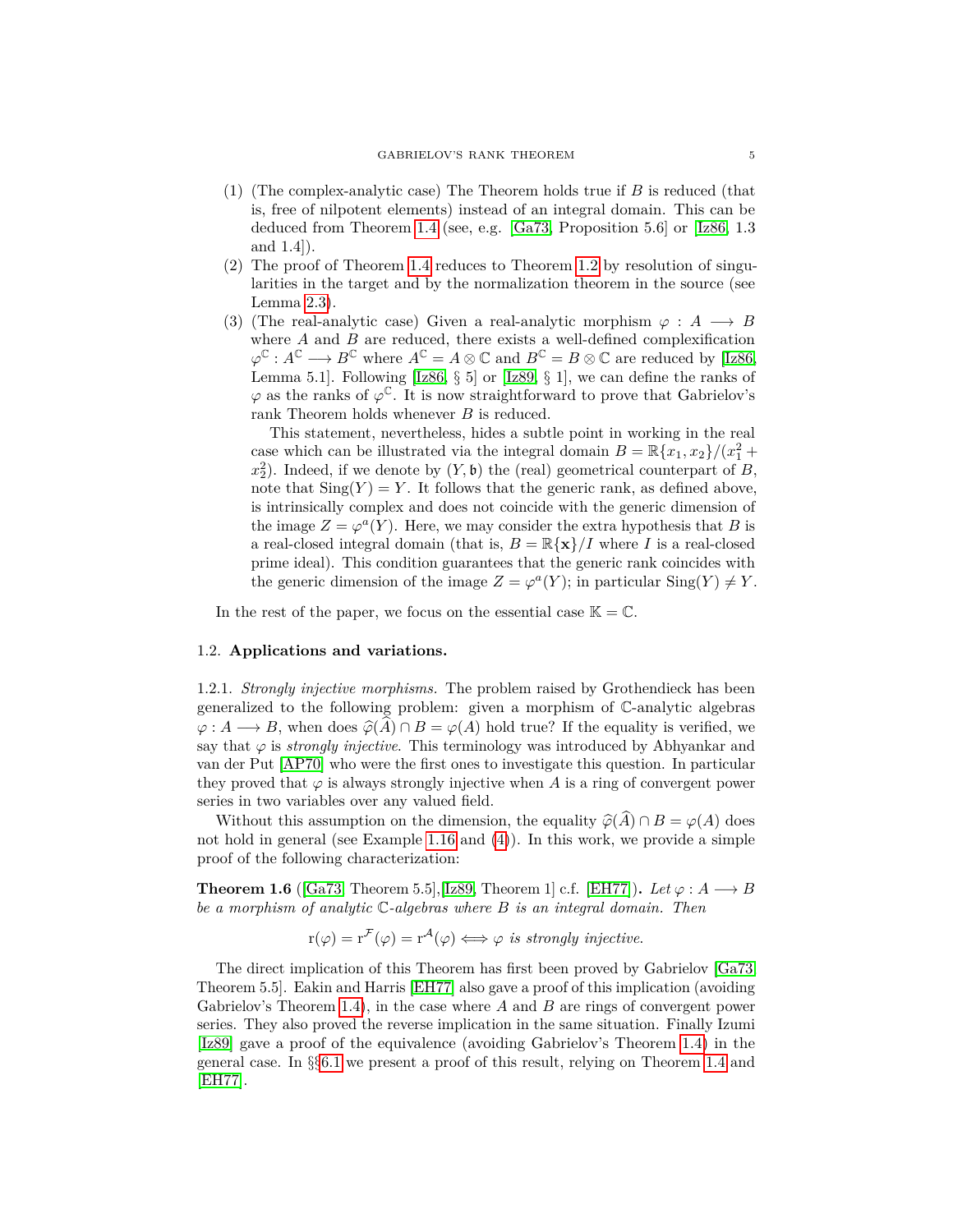(1) (The complex-analytic case) The Theorem holds true if $B$ is reduced (that is, free of nilpotent elements) instead of an integral domain. This can be deduced from Theorem 1.4 (see, e.g. [Ga73, Proposition 5.6] or [Iz86, 1.3 and 1.4]).

(2) The proof of Theorem 1.4 reduces to Theorem 1.2 by resolution of singularities in the target and by the normalization theorem in the source (see Lemma 2.3).

(3) (The real-analytic case) Given a real-analytic morphism $\varphi : A \longrightarrow B$ where $A$ and $B$ are reduced, there exists a well-defined complexification $\varphi^{\mathbb{C}} : A^{\mathbb{C}} \longrightarrow B^{\mathbb{C}}$ where $A^{\mathbb{C}} = A \otimes \mathbb{C}$ and $B^{\mathbb{C}} = B \otimes \mathbb{C}$ are reduced by [Iz86, Lemma 5.1]. Following [Iz86, § 5] or [Iz89, § 1], we can define the ranks of $\varphi$ as the ranks of $\varphi^{\mathbb{C}}$. It is now straightforward to prove that Gabrielov's rank Theorem holds whenever $B$ is reduced.

   This statement, nevertheless, hides a subtle point in working in the real case which can be illustrated via the integral domain $B = \mathbb{R}\{x_1, x_2\}/(x_1^2 + x_2^2)$. Indeed, if we denote by $(Y, \mathfrak{b})$ the (real) geometrical counterpart of $B$, note that $\mathrm{Sing}(Y) = Y$. It follows that the generic rank, as defined above, is intrinsically complex and does not coincide with the generic dimension of the image $Z = \varphi^a(Y)$. Here, we may consider the extra hypothesis that $B$ is a real-closed integral domain (that is, $B = \mathbb{R}\{\mathbf{x}\}/I$ where $I$ is a real-closed prime ideal). This condition guarantees that the generic rank coincides with the generic dimension of the image $Z = \varphi^a(Y)$; in particular $\mathrm{Sing}(Y) \neq Y$.

In the rest of the paper, we focus on the essential case $\mathbb{K} = \mathbb{C}$.

## 1.2. Applications and variations.

1.2.1. *Strongly injective morphisms.* The problem raised by Grothendieck has been generalized to the following problem: given a morphism of $\mathbb{C}$-analytic algebras $\varphi : A \longrightarrow B$, when does $\widehat{\varphi}(\widehat{A}) \cap B = \varphi(A)$ hold true? If the equality is verified, we say that $\varphi$ is *strongly injective*. This terminology was introduced by Abhyankar and van der Put [AP70] who were the first ones to investigate this question. In particular they proved that $\varphi$ is always strongly injective when $A$ is a ring of convergent power series in two variables over any valued field.

Without this assumption on the dimension, the equality $\widehat{\varphi}(\widehat{A}) \cap B = \varphi(A)$ does not hold in general (see Example 1.16 and (4)). In this work, we provide a simple proof of the following characterization:

**Theorem 1.6** ([Ga73, Theorem 5.5],[Iz89, Theorem 1] c.f. [EH77])**.** *Let $\varphi : A \longrightarrow B$ be a morphism of analytic $\mathbb{C}$-algebras where $B$ is an integral domain. Then*

$$\mathrm{r}(\varphi) = \mathrm{r}^{\mathcal{F}}(\varphi) = \mathrm{r}^{\mathcal{A}}(\varphi) \Longleftrightarrow \varphi \text{ is strongly injective.}$$

The direct implication of this Theorem has first been proved by Gabrielov [Ga73, Theorem 5.5]. Eakin and Harris [EH77] also gave a proof of this implication (avoiding Gabrielov's Theorem 1.4), in the case where $A$ and $B$ are rings of convergent power series. They also proved the reverse implication in the same situation. Finally Izumi [Iz89] gave a proof of the equivalence (avoiding Gabrielov's Theorem 1.4) in the general case. In §§6.1 we present a proof of this result, relying on Theorem 1.4 and [EH77].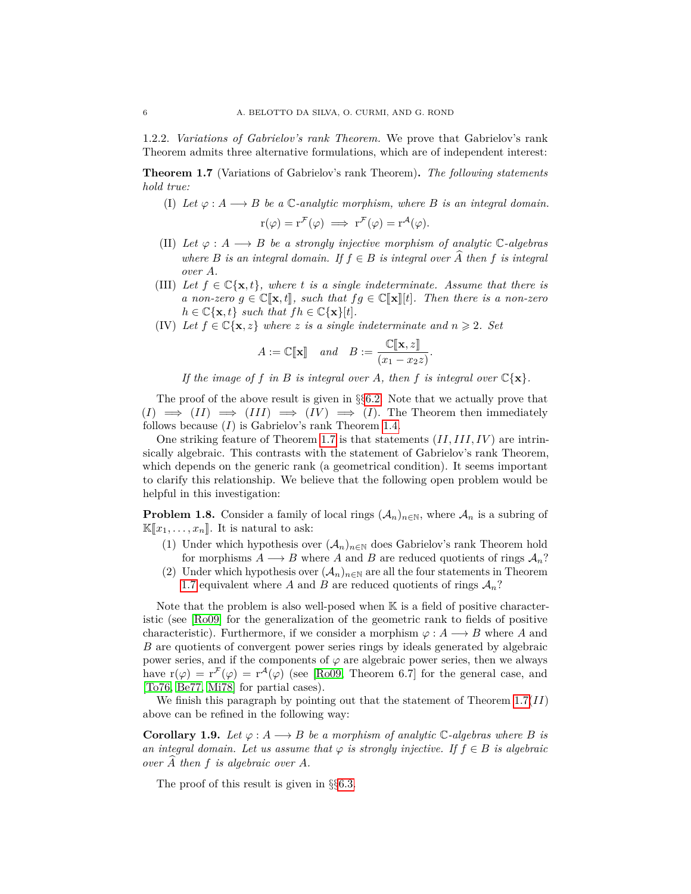1.2.2. *Variations of Gabrielov's rank Theorem.* We prove that Gabrielov's rank Theorem admits three alternative formulations, which are of independent interest:

**Theorem 1.7** (Variations of Gabrielov's rank Theorem)**.** *The following statements hold true:*

(I) *Let $\varphi : A \longrightarrow B$ be a $\mathbb{C}$-analytic morphism, where $B$ is an integral domain.*
$$\mathrm{r}(\varphi) = \mathrm{r}^{\mathcal{F}}(\varphi) \implies \mathrm{r}^{\mathcal{F}}(\varphi) = \mathrm{r}^{\mathcal{A}}(\varphi).$$

(II) *Let $\varphi : A \longrightarrow B$ be a strongly injective morphism of analytic $\mathbb{C}$-algebras where $B$ is an integral domain. If $f \in B$ is integral over $\widehat{A}$ then $f$ is integral over $A$.*

(III) *Let $f \in \mathbb{C}\{\mathbf{x}, t\}$, where $t$ is a single indeterminate. Assume that there is a non-zero $g \in \mathbb{C}[\![\mathbf{x}, t]\!]$, such that $fg \in \mathbb{C}[\![\mathbf{x}]\!][t]$. Then there is a non-zero $h \in \mathbb{C}\{\mathbf{x}, t\}$ such that $fh \in \mathbb{C}\{\mathbf{x}\}[t]$.*

(IV) *Let $f \in \mathbb{C}\{\mathbf{x}, z\}$ where $z$ is a single indeterminate and $n \geqslant 2$. Set*
$$A := \mathbb{C}[\![\mathbf{x}]\!] \quad \text{and} \quad B := \frac{\mathbb{C}[\![\mathbf{x}, z]\!]}{(x_1 - x_2 z)}.$$
*If the image of $f$ in $B$ is integral over $A$, then $f$ is integral over $\mathbb{C}\{\mathbf{x}\}$.*

The proof of the above result is given in §§6.2. Note that we actually prove that $(I) \implies (II) \implies (III) \implies (IV) \implies (I)$. The Theorem then immediately follows because $(I)$ is Gabrielov's rank Theorem 1.4.

One striking feature of Theorem 1.7 is that statements $(II, III, IV)$ are intrinsically algebraic. This contrasts with the statement of Gabrielov's rank Theorem, which depends on the generic rank (a geometrical condition). It seems important to clarify this relationship. We believe that the following open problem would be helpful in this investigation:

**Problem 1.8.** Consider a family of local rings $(\mathcal{A}_n)_{n\in\mathbb{N}}$, where $\mathcal{A}_n$ is a subring of $\mathbb{K}[\![x_1, \ldots, x_n]\!]$. It is natural to ask:

1. Under which hypothesis over $(\mathcal{A}_n)_{n\in\mathbb{N}}$ does Gabrielov's rank Theorem hold for morphisms $A \longrightarrow B$ where $A$ and $B$ are reduced quotients of rings $\mathcal{A}_n$?
2. Under which hypothesis over $(\mathcal{A}_n)_{n\in\mathbb{N}}$ are all the four statements in Theorem 1.7 equivalent where $A$ and $B$ are reduced quotients of rings $\mathcal{A}_n$?

Note that the problem is also well-posed when $\mathbb{K}$ is a field of positive characteristic (see [Ro09] for the generalization of the geometric rank to fields of positive characteristic). Furthermore, if we consider a morphism $\varphi : A \longrightarrow B$ where $A$ and $B$ are quotients of convergent power series rings by ideals generated by algebraic power series, and if the components of $\varphi$ are algebraic power series, then we always have $\mathrm{r}(\varphi) = \mathrm{r}^{\mathcal{F}}(\varphi) = \mathrm{r}^{\mathcal{A}}(\varphi)$ (see [Ro09, Theorem 6.7] for the general case, and [To76, Be77, Mi78] for partial cases).

We finish this paragraph by pointing out that the statement of Theorem 1.7$(II)$ above can be refined in the following way:

**Corollary 1.9.** *Let $\varphi : A \longrightarrow B$ be a morphism of analytic $\mathbb{C}$-algebras where $B$ is an integral domain. Let us assume that $\varphi$ is strongly injective. If $f \in B$ is algebraic over $\widehat{A}$ then $f$ is algebraic over $A$.*

The proof of this result is given in §§6.3.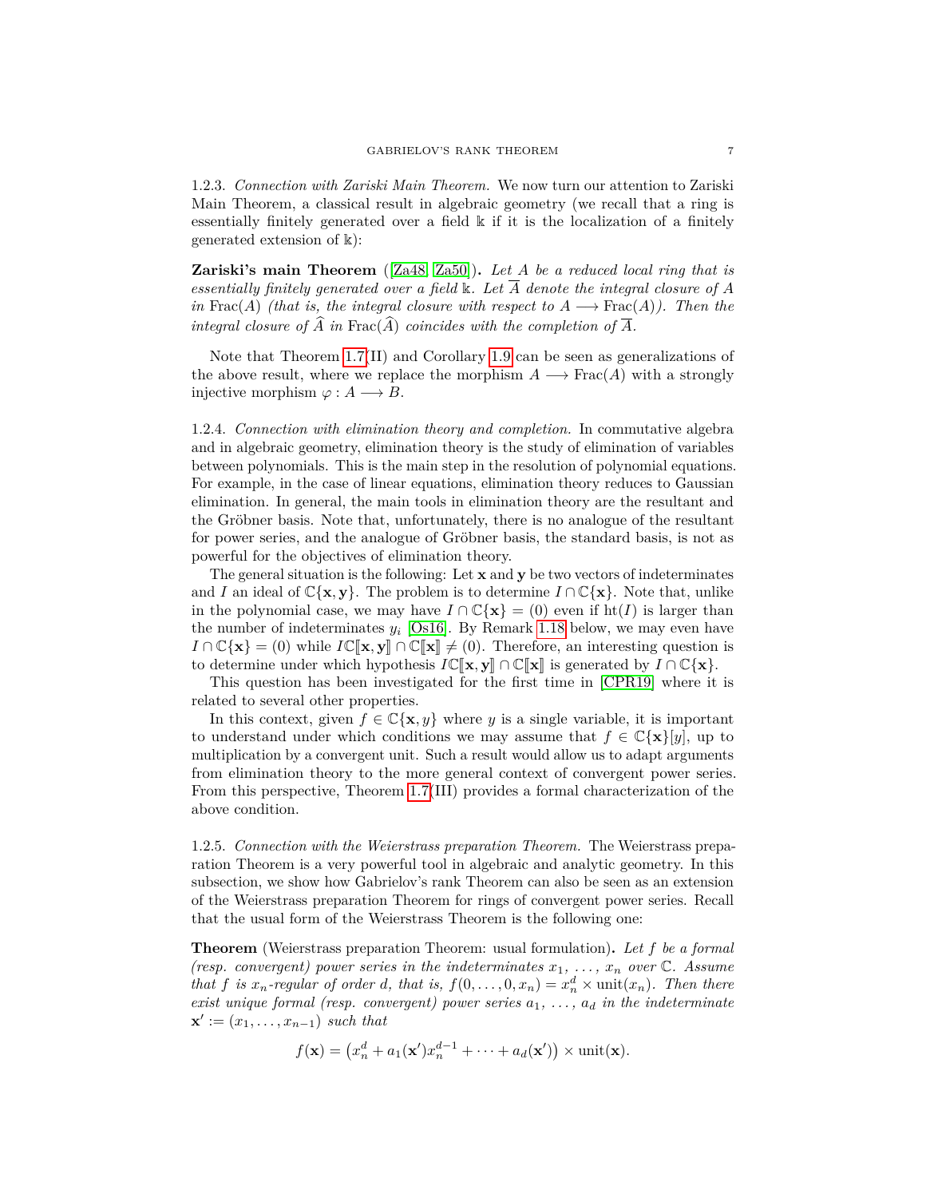1.2.3. *Connection with Zariski Main Theorem.* We now turn our attention to Zariski Main Theorem, a classical result in algebraic geometry (we recall that a ring is essentially finitely generated over a field $\Bbbk$ if it is the localization of a finitely generated extension of $\Bbbk$):

**Zariski's main Theorem** ([Za48, Za50]). *Let $A$ be a reduced local ring that is essentially finitely generated over a field $\Bbbk$. Let $\overline{A}$ denote the integral closure of $A$ in* $\mathrm{Frac}(A)$ *(that is, the integral closure with respect to $A \longrightarrow \mathrm{Frac}(A)$). Then the integral closure of $\widehat{A}$ in $\mathrm{Frac}(\widehat{A})$ coincides with the completion of $\overline{A}$.*

Note that Theorem 1.7(II) and Corollary 1.9 can be seen as generalizations of the above result, where we replace the morphism $A \longrightarrow \mathrm{Frac}(A)$ with a strongly injective morphism $\varphi : A \longrightarrow B$.

1.2.4. *Connection with elimination theory and completion.* In commutative algebra and in algebraic geometry, elimination theory is the study of elimination of variables between polynomials. This is the main step in the resolution of polynomial equations. For example, in the case of linear equations, elimination theory reduces to Gaussian elimination. In general, the main tools in elimination theory are the resultant and the Gröbner basis. Note that, unfortunately, there is no analogue of the resultant for power series, and the analogue of Gröbner basis, the standard basis, is not as powerful for the objectives of elimination theory.

The general situation is the following: Let $\mathbf{x}$ and $\mathbf{y}$ be two vectors of indeterminates and $I$ an ideal of $\mathbb{C}\{\mathbf{x}, \mathbf{y}\}$. The problem is to determine $I \cap \mathbb{C}\{\mathbf{x}\}$. Note that, unlike in the polynomial case, we may have $I \cap \mathbb{C}\{\mathbf{x}\} = (0)$ even if $\mathrm{ht}(I)$ is larger than the number of indeterminates $y_i$ [Os16]. By Remark 1.18 below, we may even have $I \cap \mathbb{C}\{\mathbf{x}\} = (0)$ while $I\mathbb{C}[\![\mathbf{x}, \mathbf{y}]\!] \cap \mathbb{C}[\![\mathbf{x}]\!] \neq (0)$. Therefore, an interesting question is to determine under which hypothesis $I\mathbb{C}[\![\mathbf{x}, \mathbf{y}]\!] \cap \mathbb{C}[\![\mathbf{x}]\!]$ is generated by $I \cap \mathbb{C}\{\mathbf{x}\}$.

This question has been investigated for the first time in [CPR19] where it is related to several other properties.

In this context, given $f \in \mathbb{C}\{\mathbf{x}, y\}$ where $y$ is a single variable, it is important to understand under which conditions we may assume that $f \in \mathbb{C}\{\mathbf{x}\}[y]$, up to multiplication by a convergent unit. Such a result would allow us to adapt arguments from elimination theory to the more general context of convergent power series. From this perspective, Theorem 1.7(III) provides a formal characterization of the above condition.

1.2.5. *Connection with the Weierstrass preparation Theorem.* The Weierstrass preparation Theorem is a very powerful tool in algebraic and analytic geometry. In this subsection, we show how Gabrielov's rank Theorem can also be seen as an extension of the Weierstrass preparation Theorem for rings of convergent power series. Recall that the usual form of the Weierstrass Theorem is the following one:

**Theorem** (Weierstrass preparation Theorem: usual formulation). *Let $f$ be a formal (resp. convergent) power series in the indeterminates $x_1, \ldots, x_n$ over $\mathbb{C}$. Assume that $f$ is $x_n$-regular of order $d$, that is, $f(0, \ldots, 0, x_n) = x_n^d \times \mathrm{unit}(x_n)$. Then there exist unique formal (resp. convergent) power series $a_1, \ldots, a_d$ in the indeterminate $\mathbf{x}' := (x_1, \ldots, x_{n-1})$ such that*

$$f(\mathbf{x}) = \left(x_n^d + a_1(\mathbf{x}')x_n^{d-1} + \cdots + a_d(\mathbf{x}')\right) \times \mathrm{unit}(\mathbf{x}).$$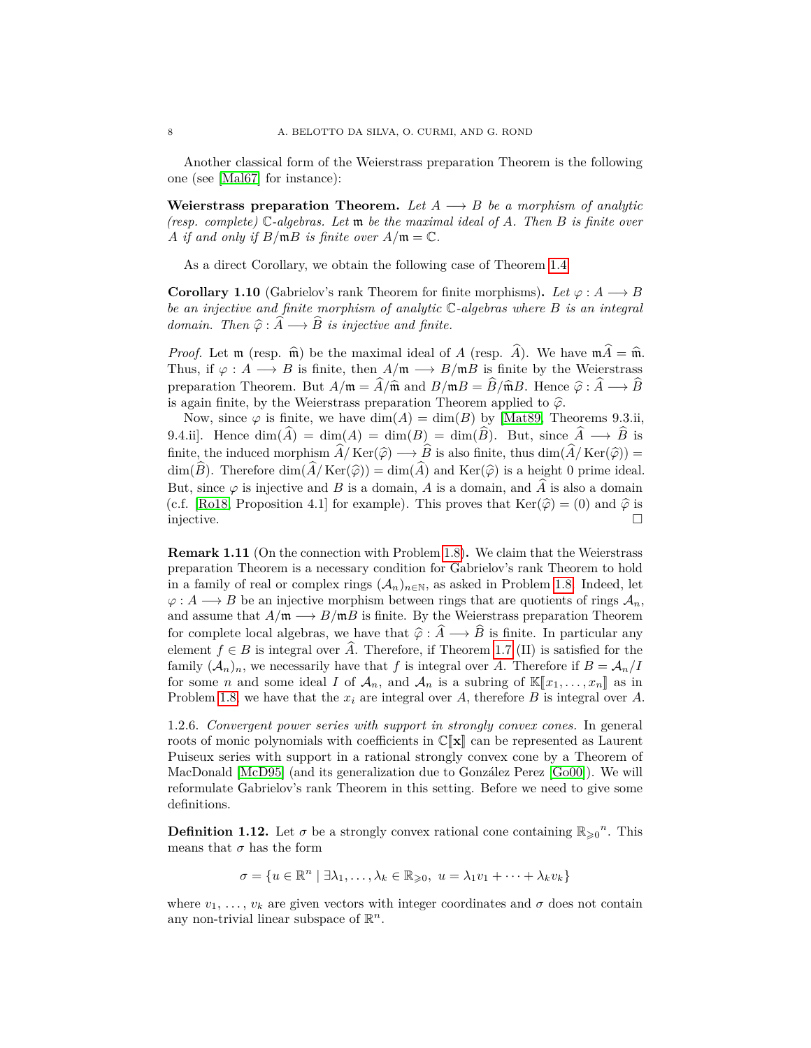Another classical form of the Weierstrass preparation Theorem is the following one (see [Mal67] for instance):

**Weierstrass preparation Theorem.** *Let $A \longrightarrow B$ be a morphism of analytic (resp. complete) $\mathbb{C}$-algebras. Let $\mathfrak{m}$ be the maximal ideal of $A$. Then $B$ is finite over $A$ if and only if $B/\mathfrak{m}B$ is finite over $A/\mathfrak{m} = \mathbb{C}$.*

As a direct Corollary, we obtain the following case of Theorem 1.4:

**Corollary 1.10** (Gabrielov's rank Theorem for finite morphisms)**.** *Let $\varphi : A \longrightarrow B$ be an injective and finite morphism of analytic $\mathbb{C}$-algebras where $B$ is an integral domain. Then $\widehat{\varphi} : \widehat{A} \longrightarrow \widehat{B}$ is injective and finite.*

*Proof.* Let $\mathfrak{m}$ (resp. $\widehat{\mathfrak{m}}$) be the maximal ideal of $A$ (resp. $\widehat{A}$). We have $\mathfrak{m}\widehat{A} = \widehat{\mathfrak{m}}$. Thus, if $\varphi : A \longrightarrow B$ is finite, then $A/\mathfrak{m} \longrightarrow B/\mathfrak{m}B$ is finite by the Weierstrass preparation Theorem. But $A/\mathfrak{m} = \widehat{A}/\widehat{\mathfrak{m}}$ and $B/\mathfrak{m}B = \widehat{B}/\widehat{\mathfrak{m}}B$. Hence $\widehat{\varphi} : \widehat{A} \longrightarrow \widehat{B}$ is again finite, by the Weierstrass preparation Theorem applied to $\widehat{\varphi}$.

Now, since $\varphi$ is finite, we have $\dim(A) = \dim(B)$ by [Mat89, Theorems 9.3.ii, 9.4.ii]. Hence $\dim(\widehat{A}) = \dim(A) = \dim(B) = \dim(\widehat{B})$. But, since $\widehat{A} \longrightarrow \widehat{B}$ is finite, the induced morphism $\widehat{A}/\operatorname{Ker}(\widehat{\varphi}) \longrightarrow \widehat{B}$ is also finite, thus $\dim(\widehat{A}/\operatorname{Ker}(\widehat{\varphi})) = \dim(\widehat{B})$. Therefore $\dim(\widehat{A}/\operatorname{Ker}(\widehat{\varphi})) = \dim(\widehat{A})$ and $\operatorname{Ker}(\widehat{\varphi})$ is a height 0 prime ideal. But, since $\varphi$ is injective and $B$ is a domain, $A$ is a domain, and $\widehat{A}$ is also a domain (c.f. [Ro18, Proposition 4.1] for example). This proves that $\operatorname{Ker}(\widehat{\varphi}) = (0)$ and $\widehat{\varphi}$ is injective. □

**Remark 1.11** (On the connection with Problem 1.8)**.** We claim that the Weierstrass preparation Theorem is a necessary condition for Gabrielov's rank Theorem to hold in a family of real or complex rings $(\mathcal{A}_n)_{n\in\mathbb{N}}$, as asked in Problem 1.8. Indeed, let $\varphi : A \longrightarrow B$ be an injective morphism between rings that are quotients of rings $\mathcal{A}_n$, and assume that $A/\mathfrak{m} \longrightarrow B/\mathfrak{m}B$ is finite. By the Weierstrass preparation Theorem for complete local algebras, we have that $\widehat{\varphi} : \widehat{A} \longrightarrow \widehat{B}$ is finite. In particular any element $f \in B$ is integral over $\widehat{A}$. Therefore, if Theorem 1.7 (II) is satisfied for the family $(\mathcal{A}_n)_n$, we necessarily have that $f$ is integral over $A$. Therefore if $B = \mathcal{A}_n/I$ for some $n$ and some ideal $I$ of $\mathcal{A}_n$, and $\mathcal{A}_n$ is a subring of $\mathbb{K}[\![x_1, \ldots, x_n]\!]$ as in Problem 1.8, we have that the $x_i$ are integral over $A$, therefore $B$ is integral over $A$.

1.2.6. *Convergent power series with support in strongly convex cones.* In general roots of monic polynomials with coefficients in $\mathbb{C}[\![\mathbf{x}]\!]$ can be represented as Laurent Puiseux series with support in a rational strongly convex cone by a Theorem of MacDonald [McD95] (and its generalization due to González Perez [Go00]). We will reformulate Gabrielov's rank Theorem in this setting. Before we need to give some definitions.

**Definition 1.12.** Let $\sigma$ be a strongly convex rational cone containing ${\mathbb{R}_{\geqslant 0}}^n$. This means that $\sigma$ has the form

$$\sigma = \{u \in \mathbb{R}^n \mid \exists \lambda_1, \ldots, \lambda_k \in \mathbb{R}_{\geqslant 0},\ u = \lambda_1 v_1 + \cdots + \lambda_k v_k\}$$

where $v_1, \ldots, v_k$ are given vectors with integer coordinates and $\sigma$ does not contain any non-trivial linear subspace of $\mathbb{R}^n$.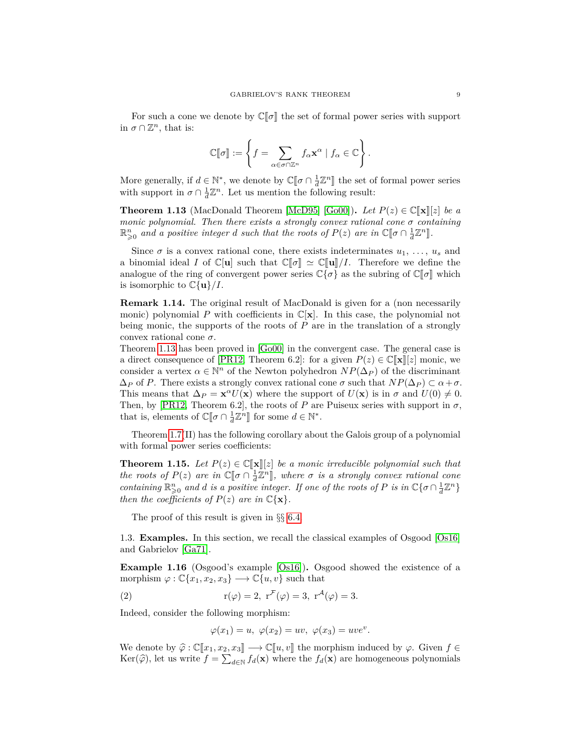For such a cone we denote by $\mathbb{C}[\![\sigma]\!]$ the set of formal power series with support in $\sigma \cap \mathbb{Z}^n$, that is:

$$\mathbb{C}[\![\sigma]\!] := \left\{ f = \sum_{\alpha \in \sigma \cap \mathbb{Z}^n} f_\alpha \mathbf{x}^\alpha \mid f_\alpha \in \mathbb{C} \right\}.$$

More generally, if $d \in \mathbb{N}^*$, we denote by $\mathbb{C}[\![\sigma \cap \frac{1}{d}\mathbb{Z}^n]\!]$ the set of formal power series with support in $\sigma \cap \frac{1}{d}\mathbb{Z}^n$. Let us mention the following result:

**Theorem 1.13** (MacDonald Theorem [McD95] [Go00])**.** *Let $P(z) \in \mathbb{C}[\![\mathbf{x}]\!][z]$ be a monic polynomial. Then there exists a strongly convex rational cone $\sigma$ containing $\mathbb{R}^n_{\geqslant 0}$ and a positive integer $d$ such that the roots of $P(z)$ are in $\mathbb{C}[\![\sigma \cap \frac{1}{d}\mathbb{Z}^n]\!]$.*

Since $\sigma$ is a convex rational cone, there exists indeterminates $u_1, \ldots, u_s$ and a binomial ideal $I$ of $\mathbb{C}[\mathbf{u}]$ such that $\mathbb{C}[\![\sigma]\!] \simeq \mathbb{C}[\![\mathbf{u}]\!]/I$. Therefore we define the analogue of the ring of convergent power series $\mathbb{C}\{\sigma\}$ as the subring of $\mathbb{C}[\![\sigma]\!]$ which is isomorphic to $\mathbb{C}\{\mathbf{u}\}/I$.

**Remark 1.14.** The original result of MacDonald is given for a (non necessarily monic) polynomial $P$ with coefficients in $\mathbb{C}[\mathbf{x}]$. In this case, the polynomial not being monic, the supports of the roots of $P$ are in the translation of a strongly convex rational cone $\sigma$.
Theorem 1.13 has been proved in [Go00] in the convergent case. The general case is a direct consequence of [PR12, Theorem 6.2]: for a given $P(z) \in \mathbb{C}[\![\mathbf{x}]\!][z]$ monic, we consider a vertex $\alpha \in \mathbb{N}^n$ of the Newton polyhedron $NP(\Delta_P)$ of the discriminant $\Delta_P$ of $P$. There exists a strongly convex rational cone $\sigma$ such that $NP(\Delta_P) \subset \alpha + \sigma$. This means that $\Delta_P = \mathbf{x}^\alpha U(\mathbf{x})$ where the support of $U(\mathbf{x})$ is in $\sigma$ and $U(0) \neq 0$. Then, by [PR12, Theorem 6.2], the roots of $P$ are Puiseux series with support in $\sigma$, that is, elements of $\mathbb{C}[\![\sigma \cap \frac{1}{d}\mathbb{Z}^n]\!]$ for some $d \in \mathbb{N}^*$.

Theorem 1.7(II) has the following corollary about the Galois group of a polynomial with formal power series coefficients:

**Theorem 1.15.** *Let $P(z) \in \mathbb{C}[\![\mathbf{x}]\!][z]$ be a monic irreducible polynomial such that the roots of $P(z)$ are in $\mathbb{C}[\![\sigma \cap \frac{1}{d}\mathbb{Z}^n]\!]$, where $\sigma$ is a strongly convex rational cone containing $\mathbb{R}^n_{\geqslant 0}$ and $d$ is a positive integer. If one of the roots of $P$ is in $\mathbb{C}\{\sigma \cap \frac{1}{d}\mathbb{Z}^n\}$ then the coefficients of $P(z)$ are in $\mathbb{C}\{\mathbf{x}\}$.*

The proof of this result is given in §§ 6.4.

1.3. **Examples.** In this section, we recall the classical examples of Osgood [Os16] and Gabrielov [Ga71].

**Example 1.16** (Osgood's example [Os16])**.** Osgood showed the existence of a morphism $\varphi : \mathbb{C}\{x_1, x_2, x_3\} \longrightarrow \mathbb{C}\{u, v\}$ such that

$$\mathrm{r}(\varphi) = 2,\ \mathrm{r}^{\mathcal{F}}(\varphi) = 3,\ \mathrm{r}^{\mathcal{A}}(\varphi) = 3. \tag{2}$$

Indeed, consider the following morphism:

$$\varphi(x_1) = u,\ \varphi(x_2) = uv,\ \varphi(x_3) = uve^v.$$

We denote by $\widehat{\varphi} : \mathbb{C}[\![x_1, x_2, x_3]\!] \longrightarrow \mathbb{C}[\![u, v]\!]$ the morphism induced by $\varphi$. Given $f \in \mathrm{Ker}(\widehat{\varphi})$, let us write $f = \sum_{d \in \mathbb{N}} f_d(\mathbf{x})$ where the $f_d(\mathbf{x})$ are homogeneous polynomials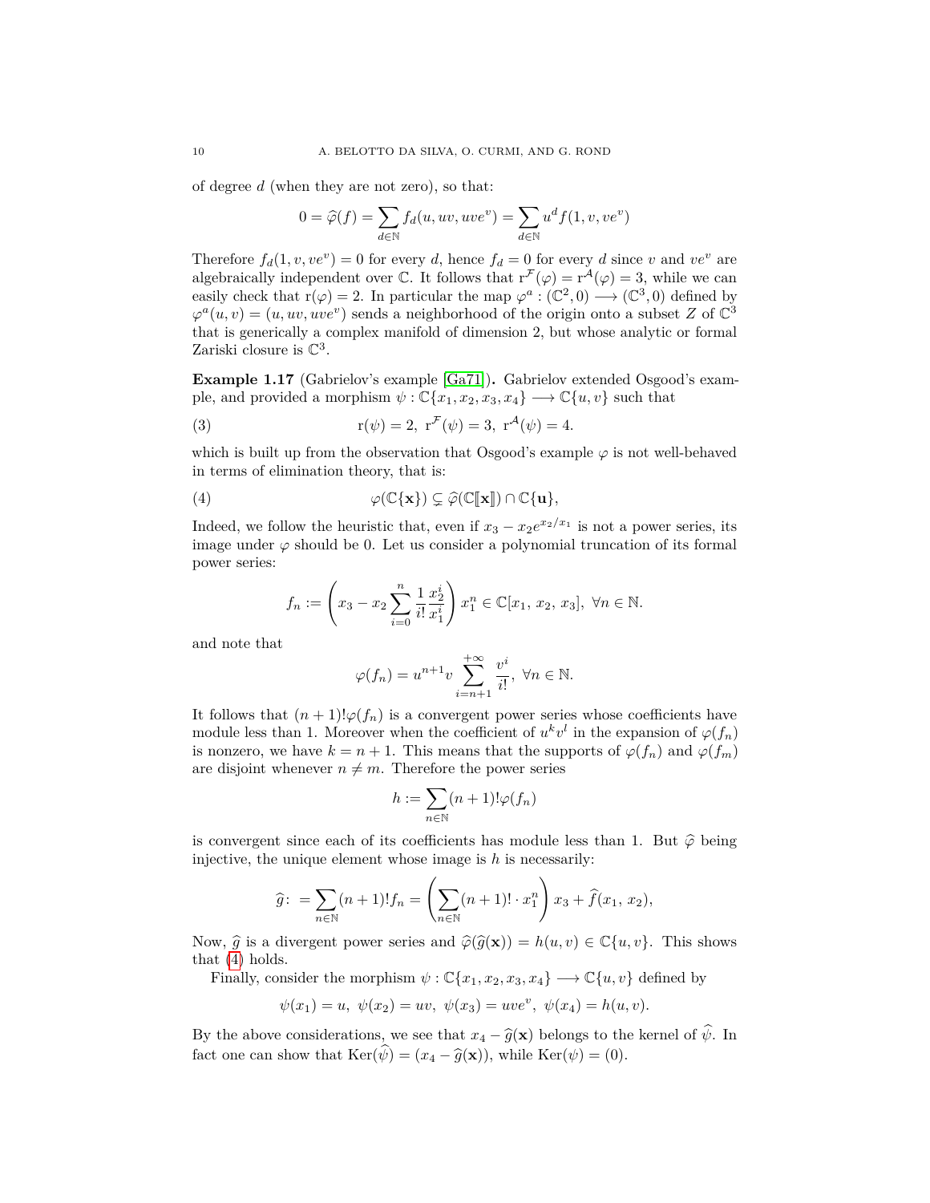of degree $d$ (when they are not zero), so that:

$$0 = \widehat{\varphi}(f) = \sum_{d\in\mathbb{N}} f_d(u, uv, uve^v) = \sum_{d\in\mathbb{N}} u^d f(1, v, ve^v)$$

Therefore $f_d(1, v, ve^v) = 0$ for every $d$, hence $f_d = 0$ for every $d$ since $v$ and $ve^v$ are algebraically independent over $\mathbb{C}$. It follows that $\mathrm{r}^{\mathcal{F}}(\varphi) = \mathrm{r}^{\mathcal{A}}(\varphi) = 3$, while we can easily check that $\mathrm{r}(\varphi) = 2$. In particular the map $\varphi^a : (\mathbb{C}^2, 0) \longrightarrow (\mathbb{C}^3, 0)$ defined by $\varphi^a(u, v) = (u, uv, uve^v)$ sends a neighborhood of the origin onto a subset $Z$ of $\mathbb{C}^3$ that is generically a complex manifold of dimension 2, but whose analytic or formal Zariski closure is $\mathbb{C}^3$.

**Example 1.17** (Gabrielov's example [Ga71])**.** Gabrielov extended Osgood's example, and provided a morphism $\psi : \mathbb{C}\{x_1, x_2, x_3, x_4\} \longrightarrow \mathbb{C}\{u, v\}$ such that

$$\mathrm{r}(\psi) = 2,\ \mathrm{r}^{\mathcal{F}}(\psi) = 3,\ \mathrm{r}^{\mathcal{A}}(\psi) = 4. \tag{3}$$

which is built up from the observation that Osgood's example $\varphi$ is not well-behaved in terms of elimination theory, that is:

$$\varphi(\mathbb{C}\{\mathbf{x}\}) \subsetneq \widehat{\varphi}(\mathbb{C}[\![\mathbf{x}]\!]) \cap \mathbb{C}\{\mathbf{u}\}, \tag{4}$$

Indeed, we follow the heuristic that, even if $x_3 - x_2 e^{x_2/x_1}$ is not a power series, its image under $\varphi$ should be 0. Let us consider a polynomial truncation of its formal power series:

$$f_n := \left( x_3 - x_2 \sum_{i=0}^{n} \frac{1}{i!} \frac{x_2^i}{x_1^i} \right) x_1^n \in \mathbb{C}[x_1,\, x_2,\, x_3],\ \forall n \in \mathbb{N}.$$

and note that

$$\varphi(f_n) = u^{n+1} v \sum_{i=n+1}^{+\infty} \frac{v^i}{i!},\ \forall n \in \mathbb{N}.$$

It follows that $(n+1)!\varphi(f_n)$ is a convergent power series whose coefficients have module less than 1. Moreover when the coefficient of $u^k v^l$ in the expansion of $\varphi(f_n)$ is nonzero, we have $k = n+1$. This means that the supports of $\varphi(f_n)$ and $\varphi(f_m)$ are disjoint whenever $n \neq m$. Therefore the power series

$$h := \sum_{n\in\mathbb{N}} (n+1)! \varphi(f_n)$$

is convergent since each of its coefficients has module less than 1. But $\widehat{\varphi}$ being injective, the unique element whose image is $h$ is necessarily:

$$\widehat{g}\colon = \sum_{n\in\mathbb{N}} (n+1)! f_n = \left( \sum_{n\in\mathbb{N}} (n+1)! \cdot x_1^n \right) x_3 + \widehat{f}(x_1,\, x_2),$$

Now, $\widehat{g}$ is a divergent power series and $\widehat{\varphi}(\widehat{g}(\mathbf{x})) = h(u, v) \in \mathbb{C}\{u, v\}$. This shows that (4) holds.

Finally, consider the morphism $\psi : \mathbb{C}\{x_1, x_2, x_3, x_4\} \longrightarrow \mathbb{C}\{u, v\}$ defined by

$$\psi(x_1) = u,\ \psi(x_2) = uv,\ \psi(x_3) = uve^v,\ \psi(x_4) = h(u, v).$$

By the above considerations, we see that $x_4 - \widehat{g}(\mathbf{x})$ belongs to the kernel of $\widehat{\psi}$. In fact one can show that $\mathrm{Ker}(\widehat{\psi}) = (x_4 - \widehat{g}(\mathbf{x}))$, while $\mathrm{Ker}(\psi) = (0)$.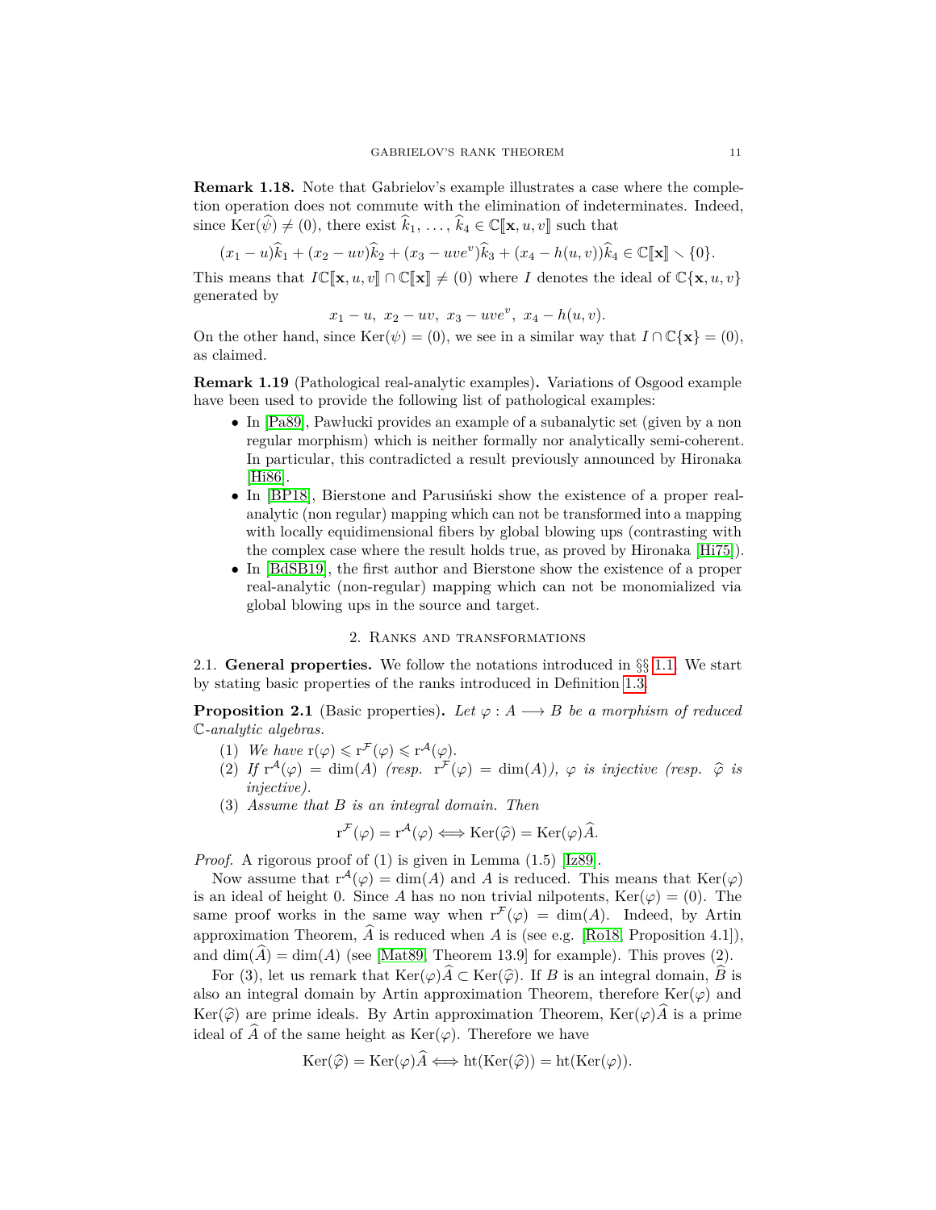**Remark 1.18.** Note that Gabrielov's example illustrates a case where the completion operation does not commute with the elimination of indeterminates. Indeed, since $\operatorname{Ker}(\widehat{\psi}) \neq (0)$, there exist $\widehat{k}_1, \ldots, \widehat{k}_4 \in \mathbb{C}[\![\mathbf{x}, u, v]\!]$ such that

$$(x_1 - u)\widehat{k}_1 + (x_2 - uv)\widehat{k}_2 + (x_3 - uve^v)\widehat{k}_3 + (x_4 - h(u,v))\widehat{k}_4 \in \mathbb{C}[\![\mathbf{x}]\!] \setminus \{0\}.$$

This means that $I\mathbb{C}[\![\mathbf{x}, u, v]\!] \cap \mathbb{C}[\![\mathbf{x}]\!] \neq (0)$ where $I$ denotes the ideal of $\mathbb{C}\{\mathbf{x}, u, v\}$ generated by

$$x_1 - u,\ x_2 - uv,\ x_3 - uve^v,\ x_4 - h(u,v).$$

On the other hand, since $\operatorname{Ker}(\psi) = (0)$, we see in a similar way that $I \cap \mathbb{C}\{\mathbf{x}\} = (0)$, as claimed.

**Remark 1.19** (Pathological real-analytic examples)**.** Variations of Osgood example have been used to provide the following list of pathological examples:

- In [Pa89], Pawłucki provides an example of a subanalytic set (given by a non regular morphism) which is neither formally nor analytically semi-coherent. In particular, this contradicted a result previously announced by Hironaka [Hi86].
- In [BP18], Bierstone and Parusiński show the existence of a proper real-analytic (non regular) mapping which can not be transformed into a mapping with locally equidimensional fibers by global blowing ups (contrasting with the complex case where the result holds true, as proved by Hironaka [Hi75]).
- In [BdSB19], the first author and Bierstone show the existence of a proper real-analytic (non-regular) mapping which can not be monomialized via global blowing ups in the source and target.

## 2. Ranks and transformations

**2.1. General properties.** We follow the notations introduced in §§ 1.1. We start by stating basic properties of the ranks introduced in Definition 1.3.

**Proposition 2.1** (Basic properties)**.** *Let $\varphi : A \longrightarrow B$ be a morphism of reduced $\mathbb{C}$-analytic algebras.*

1. *We have $\mathrm{r}(\varphi) \leqslant \mathrm{r}^{\mathcal{F}}(\varphi) \leqslant \mathrm{r}^{\mathcal{A}}(\varphi)$.*
2. *If $\mathrm{r}^{\mathcal{A}}(\varphi) = \dim(A)$ (resp. $\mathrm{r}^{\mathcal{F}}(\varphi) = \dim(A)$), $\varphi$ is injective (resp. $\widehat{\varphi}$ is injective).*
3. *Assume that $B$ is an integral domain. Then*

$$\mathrm{r}^{\mathcal{F}}(\varphi) = \mathrm{r}^{\mathcal{A}}(\varphi) \Longleftrightarrow \operatorname{Ker}(\widehat{\varphi}) = \operatorname{Ker}(\varphi)\widehat{A}.$$

*Proof.* A rigorous proof of (1) is given in Lemma (1.5) [Iz89].

Now assume that $\mathrm{r}^{\mathcal{A}}(\varphi) = \dim(A)$ and $A$ is reduced. This means that $\operatorname{Ker}(\varphi)$ is an ideal of height 0. Since $A$ has no non trivial nilpotents, $\operatorname{Ker}(\varphi) = (0)$. The same proof works in the same way when $\mathrm{r}^{\mathcal{F}}(\varphi) = \dim(A)$. Indeed, by Artin approximation Theorem, $\widehat{A}$ is reduced when $A$ is (see e.g. [Ro18, Proposition 4.1]), and $\dim(\widehat{A}) = \dim(A)$ (see [Mat89, Theorem 13.9] for example). This proves (2).

For (3), let us remark that $\operatorname{Ker}(\varphi)\widehat{A} \subset \operatorname{Ker}(\widehat{\varphi})$. If $B$ is an integral domain, $\widehat{B}$ is also an integral domain by Artin approximation Theorem, therefore $\operatorname{Ker}(\varphi)$ and $\operatorname{Ker}(\widehat{\varphi})$ are prime ideals. By Artin approximation Theorem, $\operatorname{Ker}(\varphi)\widehat{A}$ is a prime ideal of $\widehat{A}$ of the same height as $\operatorname{Ker}(\varphi)$. Therefore we have

$$\operatorname{Ker}(\widehat{\varphi}) = \operatorname{Ker}(\varphi)\widehat{A} \Longleftrightarrow \operatorname{ht}(\operatorname{Ker}(\widehat{\varphi})) = \operatorname{ht}(\operatorname{Ker}(\varphi)).$$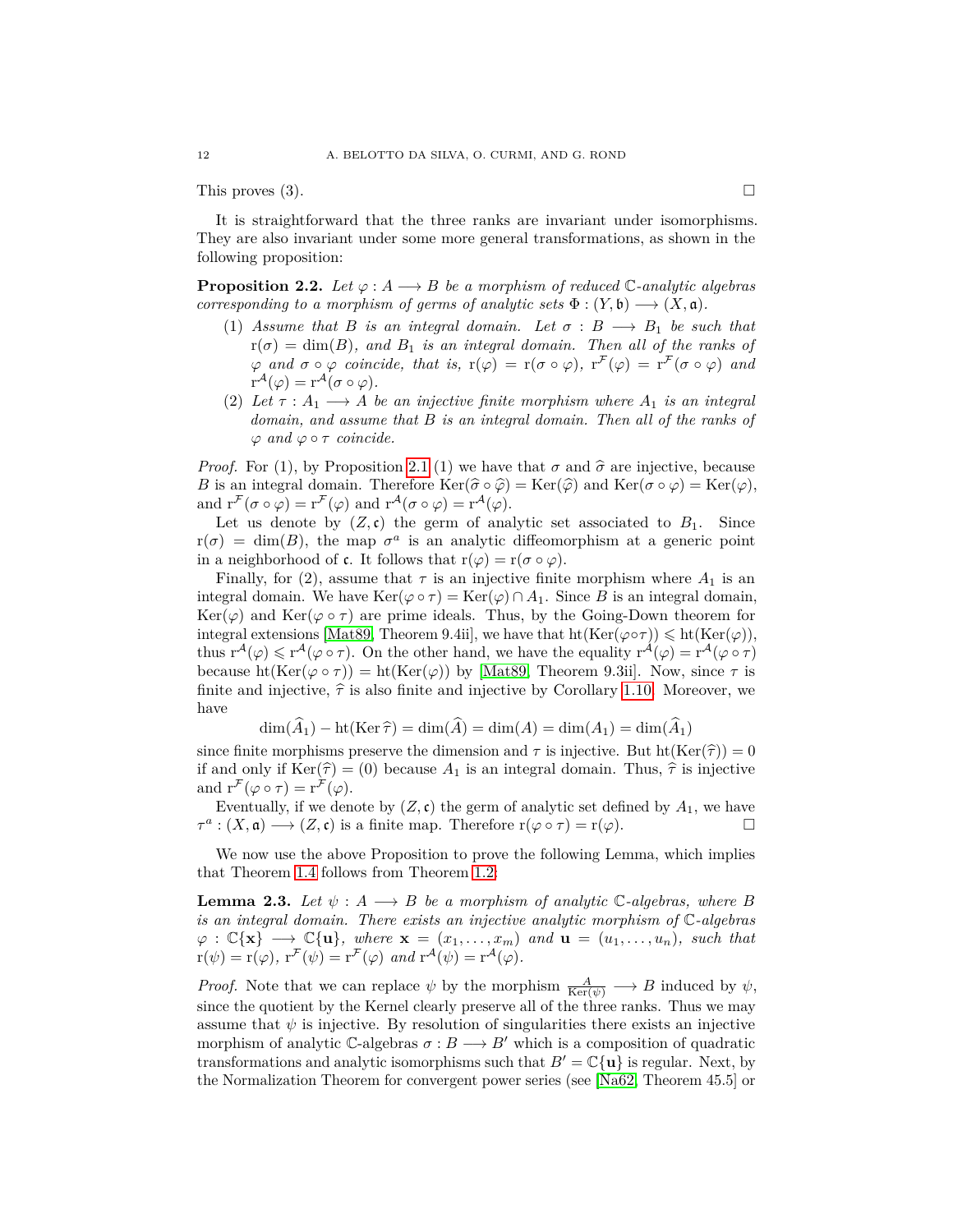This proves (3). $\square$

It is straightforward that the three ranks are invariant under isomorphisms. They are also invariant under some more general transformations, as shown in the following proposition:

**Proposition 2.2.** *Let $\varphi : A \longrightarrow B$ be a morphism of reduced $\mathbb{C}$-analytic algebras corresponding to a morphism of germs of analytic sets $\Phi : (Y, \mathfrak{b}) \longrightarrow (X, \mathfrak{a})$.*

1. *Assume that $B$ is an integral domain. Let $\sigma : B \longrightarrow B_1$ be such that $\mathrm{r}(\sigma) = \dim(B)$, and $B_1$ is an integral domain. Then all of the ranks of $\varphi$ and $\sigma \circ \varphi$ coincide, that is, $\mathrm{r}(\varphi) = \mathrm{r}(\sigma \circ \varphi)$, $\mathrm{r}^{\mathcal{F}}(\varphi) = \mathrm{r}^{\mathcal{F}}(\sigma \circ \varphi)$ and $\mathrm{r}^{\mathcal{A}}(\varphi) = \mathrm{r}^{\mathcal{A}}(\sigma \circ \varphi)$.*
2. *Let $\tau : A_1 \longrightarrow A$ be an injective finite morphism where $A_1$ is an integral domain, and assume that $B$ is an integral domain. Then all of the ranks of $\varphi$ and $\varphi \circ \tau$ coincide.*

*Proof.* For (1), by Proposition 2.1 (1) we have that $\sigma$ and $\widehat{\sigma}$ are injective, because $B$ is an integral domain. Therefore $\mathrm{Ker}(\widehat{\sigma} \circ \widehat{\varphi}) = \mathrm{Ker}(\widehat{\varphi})$ and $\mathrm{Ker}(\sigma \circ \varphi) = \mathrm{Ker}(\varphi)$, and $\mathrm{r}^{\mathcal{F}}(\sigma \circ \varphi) = \mathrm{r}^{\mathcal{F}}(\varphi)$ and $\mathrm{r}^{\mathcal{A}}(\sigma \circ \varphi) = \mathrm{r}^{\mathcal{A}}(\varphi)$.

Let us denote by $(Z, \mathfrak{c})$ the germ of analytic set associated to $B_1$. Since $\mathrm{r}(\sigma) = \dim(B)$, the map $\sigma^a$ is an analytic diffeomorphism at a generic point in a neighborhood of $\mathfrak{c}$. It follows that $\mathrm{r}(\varphi) = \mathrm{r}(\sigma \circ \varphi)$.

Finally, for (2), assume that $\tau$ is an injective finite morphism where $A_1$ is an integral domain. We have $\mathrm{Ker}(\varphi \circ \tau) = \mathrm{Ker}(\varphi) \cap A_1$. Since $B$ is an integral domain, $\mathrm{Ker}(\varphi)$ and $\mathrm{Ker}(\varphi \circ \tau)$ are prime ideals. Thus, by the Going-Down theorem for integral extensions [Mat89, Theorem 9.4ii], we have that $\mathrm{ht}(\mathrm{Ker}(\varphi \circ \tau)) \leqslant \mathrm{ht}(\mathrm{Ker}(\varphi))$, thus $\mathrm{r}^{\mathcal{A}}(\varphi) \leqslant \mathrm{r}^{\mathcal{A}}(\varphi \circ \tau)$. On the other hand, we have the equality $\mathrm{r}^{\mathcal{A}}(\varphi) = \mathrm{r}^{\mathcal{A}}(\varphi \circ \tau)$ because $\mathrm{ht}(\mathrm{Ker}(\varphi \circ \tau)) = \mathrm{ht}(\mathrm{Ker}(\varphi))$ by [Mat89, Theorem 9.3ii]. Now, since $\tau$ is finite and injective, $\widehat{\tau}$ is also finite and injective by Corollary 1.10. Moreover, we have

$$\dim(\widehat{A}_1) - \mathrm{ht}(\mathrm{Ker}\, \widehat{\tau}) = \dim(\widehat{A}) = \dim(A) = \dim(A_1) = \dim(\widehat{A}_1)$$

since finite morphisms preserve the dimension and $\tau$ is injective. But $\mathrm{ht}(\mathrm{Ker}(\widehat{\tau})) = 0$ if and only if $\mathrm{Ker}(\widehat{\tau}) = (0)$ because $A_1$ is an integral domain. Thus, $\widehat{\tau}$ is injective and $\mathrm{r}^{\mathcal{F}}(\varphi \circ \tau) = \mathrm{r}^{\mathcal{F}}(\varphi)$.

Eventually, if we denote by $(Z, \mathfrak{c})$ the germ of analytic set defined by $A_1$, we have $\tau^a : (X, \mathfrak{a}) \longrightarrow (Z, \mathfrak{c})$ is a finite map. Therefore $\mathrm{r}(\varphi \circ \tau) = \mathrm{r}(\varphi)$. $\square$

We now use the above Proposition to prove the following Lemma, which implies that Theorem 1.4 follows from Theorem 1.2:

**Lemma 2.3.** *Let $\psi : A \longrightarrow B$ be a morphism of analytic $\mathbb{C}$-algebras, where $B$ is an integral domain. There exists an injective analytic morphism of $\mathbb{C}$-algebras $\varphi : \mathbb{C}\{\mathbf{x}\} \longrightarrow \mathbb{C}\{\mathbf{u}\}$, where $\mathbf{x} = (x_1, \ldots, x_m)$ and $\mathbf{u} = (u_1, \ldots, u_n)$, such that $\mathrm{r}(\psi) = \mathrm{r}(\varphi)$, $\mathrm{r}^{\mathcal{F}}(\psi) = \mathrm{r}^{\mathcal{F}}(\varphi)$ and $\mathrm{r}^{\mathcal{A}}(\psi) = \mathrm{r}^{\mathcal{A}}(\varphi)$.*

*Proof.* Note that we can replace $\psi$ by the morphism $\frac{A}{\mathrm{Ker}(\psi)} \longrightarrow B$ induced by $\psi$, since the quotient by the Kernel clearly preserve all of the three ranks. Thus we may assume that $\psi$ is injective. By resolution of singularities there exists an injective morphism of analytic $\mathbb{C}$-algebras $\sigma : B \longrightarrow B'$ which is a composition of quadratic transformations and analytic isomorphisms such that $B' = \mathbb{C}\{\mathbf{u}\}$ is regular. Next, by the Normalization Theorem for convergent power series (see [Na62, Theorem 45.5] or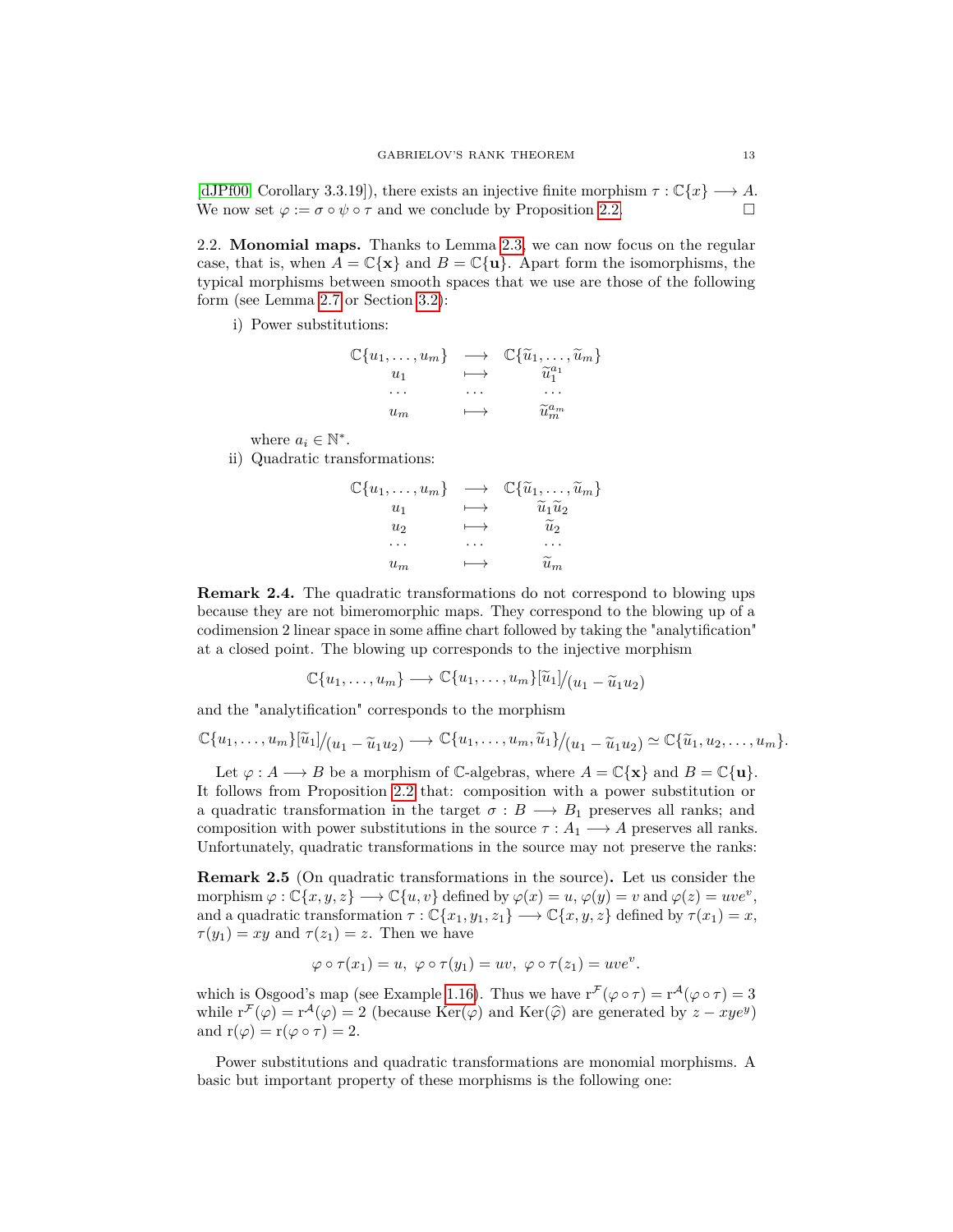[dJPf00, Corollary 3.3.19]), there exists an injective finite morphism $\tau : \mathbb{C}\{x\} \longrightarrow A$. We now set $\varphi := \sigma \circ \psi \circ \tau$ and we conclude by Proposition 2.2. $\square$

2.2. **Monomial maps.** Thanks to Lemma 2.3, we can now focus on the regular case, that is, when $A = \mathbb{C}\{\mathbf{x}\}$ and $B = \mathbb{C}\{\mathbf{u}\}$. Apart form the isomorphisms, the typical morphisms between smooth spaces that we use are those of the following form (see Lemma 2.7 or Section 3.2):

i) Power substitutions:

$$\begin{array}{ccc} \mathbb{C}\{u_1, \dots, u_m\} & \longrightarrow & \mathbb{C}\{\widetilde{u}_1, \dots, \widetilde{u}_m\} \\ u_1 & \longmapsto & \widetilde{u}_1^{a_1} \\ \cdots & \cdots & \cdots \\ u_m & \longmapsto & \widetilde{u}_m^{a_m} \end{array}$$

where $a_i \in \mathbb{N}^*$.

ii) Quadratic transformations:

$$\begin{array}{ccc} \mathbb{C}\{u_1, \dots, u_m\} & \longrightarrow & \mathbb{C}\{\widetilde{u}_1, \dots, \widetilde{u}_m\} \\ u_1 & \longmapsto & \widetilde{u}_1\widetilde{u}_2 \\ u_2 & \longmapsto & \widetilde{u}_2 \\ \cdots & \cdots & \cdots \\ u_m & \longmapsto & \widetilde{u}_m \end{array}$$

**Remark 2.4.** The quadratic transformations do not correspond to blowing ups because they are not bimeromorphic maps. They correspond to the blowing up of a codimension 2 linear space in some affine chart followed by taking the "analytification" at a closed point. The blowing up corresponds to the injective morphism

$$\mathbb{C}\{u_1, \dots, u_m\} \longrightarrow \mathbb{C}\{u_1, \dots, u_m\}[\widetilde{u}_1]/(u_1 - \widetilde{u}_1 u_2)$$

and the "analytification" corresponds to the morphism

$$\mathbb{C}\{u_1, \dots, u_m\}[\widetilde{u}_1]/(u_1 - \widetilde{u}_1 u_2) \longrightarrow \mathbb{C}\{u_1, \dots, u_m, \widetilde{u}_1\}/(u_1 - \widetilde{u}_1 u_2) \simeq \mathbb{C}\{\widetilde{u}_1, u_2, \dots, u_m\}.$$

Let $\varphi : A \longrightarrow B$ be a morphism of $\mathbb{C}$-algebras, where $A = \mathbb{C}\{\mathbf{x}\}$ and $B = \mathbb{C}\{\mathbf{u}\}$. It follows from Proposition 2.2 that: composition with a power substitution or a quadratic transformation in the target $\sigma : B \longrightarrow B_1$ preserves all ranks; and composition with power substitutions in the source $\tau : A_1 \longrightarrow A$ preserves all ranks. Unfortunately, quadratic transformations in the source may not preserve the ranks:

**Remark 2.5** (On quadratic transformations in the source)**.** Let us consider the morphism $\varphi : \mathbb{C}\{x, y, z\} \longrightarrow \mathbb{C}\{u, v\}$ defined by $\varphi(x) = u$, $\varphi(y) = v$ and $\varphi(z) = uve^v$, and a quadratic transformation $\tau : \mathbb{C}\{x_1, y_1, z_1\} \longrightarrow \mathbb{C}\{x, y, z\}$ defined by $\tau(x_1) = x$, $\tau(y_1) = xy$ and $\tau(z_1) = z$. Then we have

$$\varphi \circ \tau(x_1) = u,\ \varphi \circ \tau(y_1) = uv,\ \varphi \circ \tau(z_1) = uve^v.$$

which is Osgood's map (see Example 1.16). Thus we have $\mathrm{r}^{\mathcal{F}}(\varphi \circ \tau) = \mathrm{r}^{\mathcal{A}}(\varphi \circ \tau) = 3$ while $\mathrm{r}^{\mathcal{F}}(\varphi) = \mathrm{r}^{\mathcal{A}}(\varphi) = 2$ (because $\mathrm{Ker}(\varphi)$ and $\mathrm{Ker}(\widehat{\varphi})$ are generated by $z - xye^y$) and $\mathrm{r}(\varphi) = \mathrm{r}(\varphi \circ \tau) = 2$.

Power substitutions and quadratic transformations are monomial morphisms. A basic but important property of these morphisms is the following one: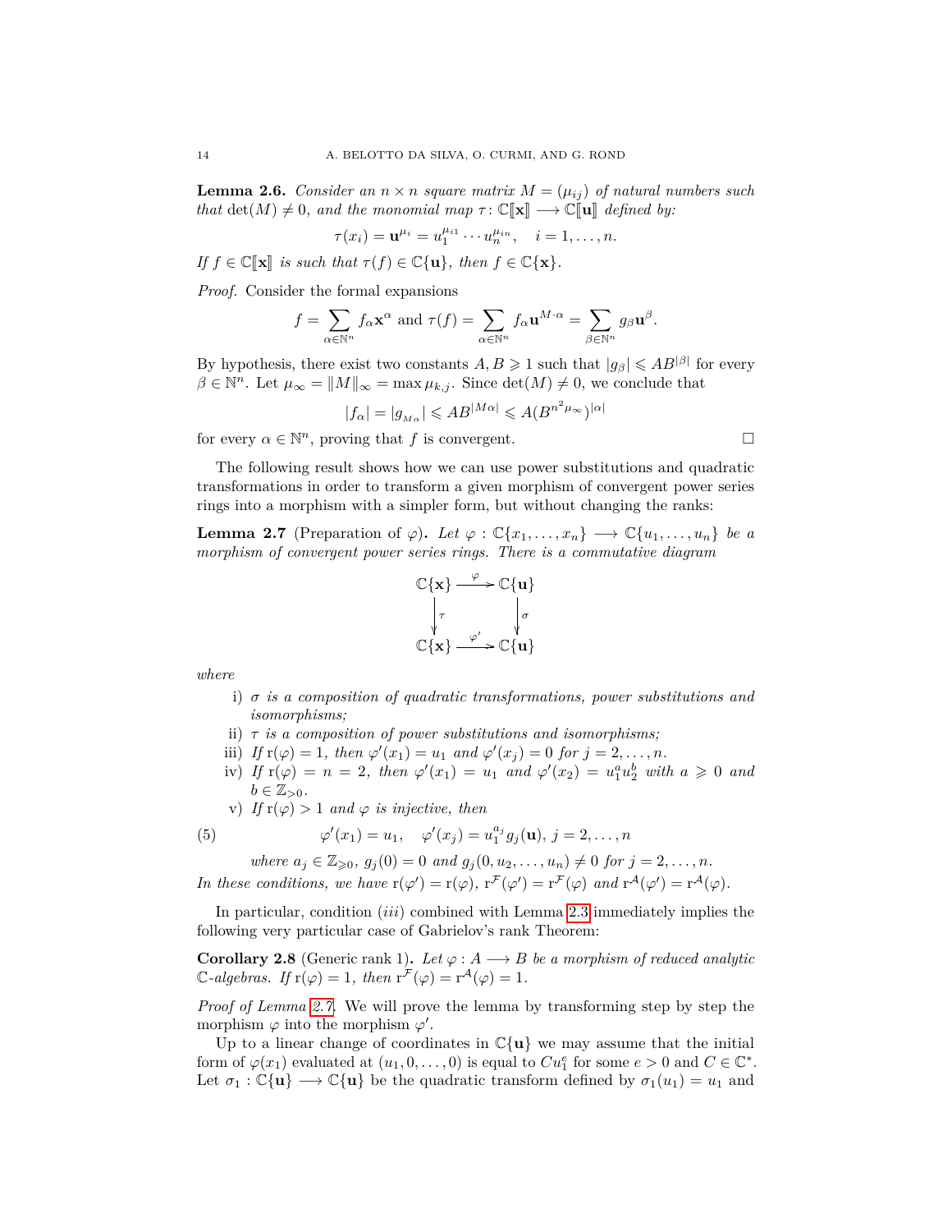**Lemma 2.6.** *Consider an $n\times n$ square matrix $M=(\mu_{ij})$ of natural numbers such that $\det(M)\neq 0$, and the monomial map $\tau\colon \mathbb{C}[\![\mathbf{x}]\!]\longrightarrow \mathbb{C}[\![\mathbf{u}]\!]$ defined by:*

$$\tau(x_i)=\mathbf{u}^{\mu_i}=u_1^{\mu_{i1}}\cdots u_n^{\mu_{in}},\quad i=1,\ldots,n.$$

*If $f\in\mathbb{C}[\![\mathbf{x}]\!]$ is such that $\tau(f)\in\mathbb{C}\{\mathbf{u}\}$, then $f\in\mathbb{C}\{\mathbf{x}\}$.*

*Proof.* Consider the formal expansions

$$f=\sum_{\alpha\in\mathbb{N}^n} f_\alpha \mathbf{x}^\alpha \text{ and } \tau(f)=\sum_{\alpha\in\mathbb{N}^n} f_\alpha \mathbf{u}^{M\cdot\alpha}=\sum_{\beta\in\mathbb{N}^n} g_\beta \mathbf{u}^\beta.$$

By hypothesis, there exist two constants $A,B\geqslant 1$ such that $|g_\beta|\leqslant AB^{|\beta|}$ for every $\beta\in\mathbb{N}^n$. Let $\mu_\infty=\|M\|_\infty=\max\mu_{k,j}$. Since $\det(M)\neq 0$, we conclude that

$$|f_\alpha|=|g_{M\alpha}|\leqslant AB^{|M\alpha|}\leqslant A(B^{n^2\mu_\infty})^{|\alpha|}$$

for every $\alpha\in\mathbb{N}^n$, proving that $f$ is convergent. □

The following result shows how we can use power substitutions and quadratic transformations in order to transform a given morphism of convergent power series rings into a morphism with a simpler form, but without changing the ranks:

**Lemma 2.7** (Preparation of $\varphi$)**.** *Let $\varphi:\mathbb{C}\{x_1,\ldots,x_n\}\longrightarrow\mathbb{C}\{u_1,\ldots,u_n\}$ be a morphism of convergent power series rings. There is a commutative diagram*

$$\begin{array}{ccc}
\mathbb{C}\{\mathbf{x}\} & \xrightarrow{\ \varphi\ } & \mathbb{C}\{\mathbf{u}\}\\
\downarrow{\scriptstyle\tau} & & \downarrow{\scriptstyle\sigma}\\
\mathbb{C}\{\mathbf{x}\} & \xrightarrow{\ \varphi'\ } & \mathbb{C}\{\mathbf{u}\}
\end{array}$$

*where*

i) *$\sigma$ is a composition of quadratic transformations, power substitutions and isomorphisms;*
ii) *$\tau$ is a composition of power substitutions and isomorphisms;*
iii) *If $\mathrm{r}(\varphi)=1$, then $\varphi'(x_1)=u_1$ and $\varphi'(x_j)=0$ for $j=2,\ldots,n$.*
iv) *If $\mathrm{r}(\varphi)=n=2$, then $\varphi'(x_1)=u_1$ and $\varphi'(x_2)=u_1^au_2^b$ with $a\geqslant 0$ and $b\in\mathbb{Z}_{>0}$.*
v) *If $\mathrm{r}(\varphi)>1$ and $\varphi$ is injective, then*

$$\varphi'(x_1)=u_1,\quad \varphi'(x_j)=u_1^{a_j}g_j(\mathbf{u}),\ j=2,\ldots,n \tag{5}$$

*where $a_j\in\mathbb{Z}_{\geqslant 0}$, $g_j(0)=0$ and $g_j(0,u_2,\ldots,u_n)\neq 0$ for $j=2,\ldots,n$.*

*In these conditions, we have $\mathrm{r}(\varphi')=\mathrm{r}(\varphi)$, $\mathrm{r}^{\mathcal{F}}(\varphi')=\mathrm{r}^{\mathcal{F}}(\varphi)$ and $\mathrm{r}^{\mathcal{A}}(\varphi')=\mathrm{r}^{\mathcal{A}}(\varphi)$.*

In particular, condition $(iii)$ combined with Lemma 2.3 immediately implies the following very particular case of Gabrielov's rank Theorem:

**Corollary 2.8** (Generic rank 1)**.** *Let $\varphi:A\longrightarrow B$ be a morphism of reduced analytic $\mathbb{C}$-algebras. If $\mathrm{r}(\varphi)=1$, then $\mathrm{r}^{\mathcal{F}}(\varphi)=\mathrm{r}^{\mathcal{A}}(\varphi)=1$.*

*Proof of Lemma 2.7.* We will prove the lemma by transforming step by step the morphism $\varphi$ into the morphism $\varphi'$.

Up to a linear change of coordinates in $\mathbb{C}\{\mathbf{u}\}$ we may assume that the initial form of $\varphi(x_1)$ evaluated at $(u_1,0,\ldots,0)$ is equal to $Cu_1^e$ for some $e>0$ and $C\in\mathbb{C}^*$. Let $\sigma_1:\mathbb{C}\{\mathbf{u}\}\longrightarrow\mathbb{C}\{\mathbf{u}\}$ be the quadratic transform defined by $\sigma_1(u_1)=u_1$ and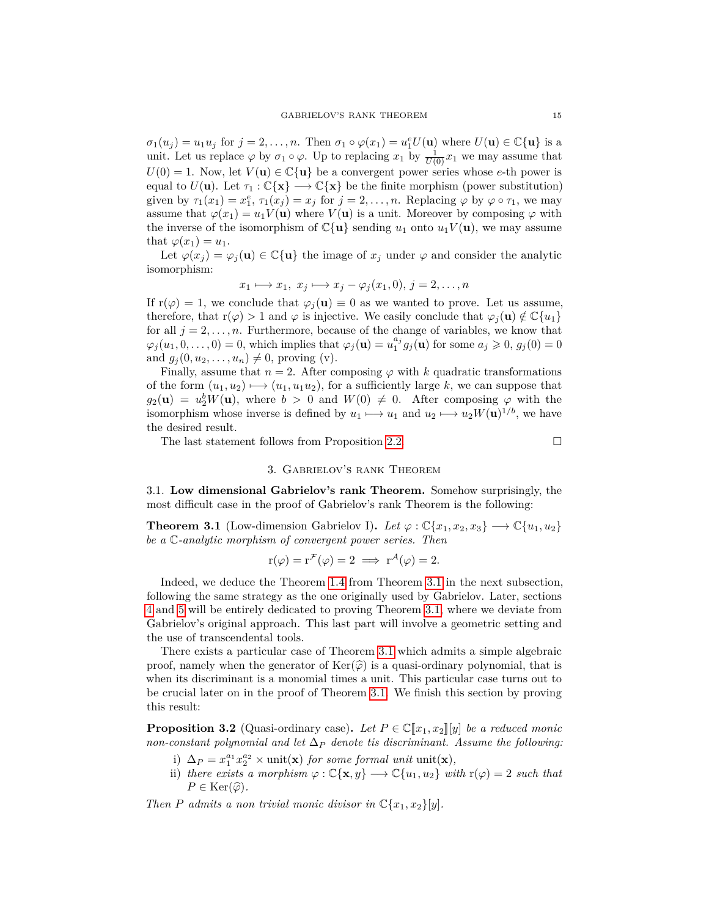$\sigma_1(u_j) = u_1 u_j$ for $j = 2, \ldots, n$. Then $\sigma_1 \circ \varphi(x_1) = u_1^e U(\mathbf{u})$ where $U(\mathbf{u}) \in \mathbb{C}\{\mathbf{u}\}$ is a unit. Let us replace $\varphi$ by $\sigma_1 \circ \varphi$. Up to replacing $x_1$ by $\frac{1}{U(0)} x_1$ we may assume that $U(0) = 1$. Now, let $V(\mathbf{u}) \in \mathbb{C}\{\mathbf{u}\}$ be a convergent power series whose $e$-th power is equal to $U(\mathbf{u})$. Let $\tau_1 : \mathbb{C}\{\mathbf{x}\} \longrightarrow \mathbb{C}\{\mathbf{x}\}$ be the finite morphism (power substitution) given by $\tau_1(x_1) = x_1^e$, $\tau_1(x_j) = x_j$ for $j = 2, \ldots, n$. Replacing $\varphi$ by $\varphi \circ \tau_1$, we may assume that $\varphi(x_1) = u_1 V(\mathbf{u})$ where $V(\mathbf{u})$ is a unit. Moreover by composing $\varphi$ with the inverse of the isomorphism of $\mathbb{C}\{\mathbf{u}\}$ sending $u_1$ onto $u_1 V(\mathbf{u})$, we may assume that $\varphi(x_1) = u_1$.

Let $\varphi(x_j) = \varphi_j(\mathbf{u}) \in \mathbb{C}\{\mathbf{u}\}$ the image of $x_j$ under $\varphi$ and consider the analytic isomorphism:

$$x_1 \longmapsto x_1, \; x_j \longmapsto x_j - \varphi_j(x_1, 0), \; j = 2, \ldots, n$$

If $\mathrm{r}(\varphi) = 1$, we conclude that $\varphi_j(\mathbf{u}) \equiv 0$ as we wanted to prove. Let us assume, therefore, that $\mathrm{r}(\varphi) > 1$ and $\varphi$ is injective. We easily conclude that $\varphi_j(\mathbf{u}) \notin \mathbb{C}\{u_1\}$ for all $j = 2, \ldots, n$. Furthermore, because of the change of variables, we know that $\varphi_j(u_1, 0, \ldots, 0) = 0$, which implies that $\varphi_j(\mathbf{u}) = u_1^{a_j} g_j(\mathbf{u})$ for some $a_j \geqslant 0$, $g_j(0) = 0$ and $g_j(0, u_2, \ldots, u_n) \neq 0$, proving (v).

Finally, assume that $n = 2$. After composing $\varphi$ with $k$ quadratic transformations of the form $(u_1, u_2) \longmapsto (u_1, u_1 u_2)$, for a sufficiently large $k$, we can suppose that $g_2(\mathbf{u}) = u_2^b W(\mathbf{u})$, where $b > 0$ and $W(0) \neq 0$. After composing $\varphi$ with the isomorphism whose inverse is defined by $u_1 \longmapsto u_1$ and $u_2 \longmapsto u_2 W(\mathbf{u})^{1/b}$, we have the desired result.

The last statement follows from Proposition 2.2. $\square$

## 3. Gabrielov's rank Theorem

### 3.1. Low dimensional Gabrielov's rank Theorem.

Somehow surprisingly, the most difficult case in the proof of Gabrielov's rank Theorem is the following:

**Theorem 3.1** (Low-dimension Gabrielov I). *Let $\varphi : \mathbb{C}\{x_1, x_2, x_3\} \longrightarrow \mathbb{C}\{u_1, u_2\}$ be a $\mathbb{C}$-analytic morphism of convergent power series. Then*

$$\mathrm{r}(\varphi) = \mathrm{r}^{\mathcal{F}}(\varphi) = 2 \implies \mathrm{r}^{\mathcal{A}}(\varphi) = 2.$$

Indeed, we deduce the Theorem 1.4 from Theorem 3.1 in the next subsection, following the same strategy as the one originally used by Gabrielov. Later, sections 4 and 5 will be entirely dedicated to proving Theorem 3.1, where we deviate from Gabrielov's original approach. This last part will involve a geometric setting and the use of transcendental tools.

There exists a particular case of Theorem 3.1 which admits a simple algebraic proof, namely when the generator of $\mathrm{Ker}(\widehat{\varphi})$ is a quasi-ordinary polynomial, that is when its discriminant is a monomial times a unit. This particular case turns out to be crucial later on in the proof of Theorem 3.1. We finish this section by proving this result:

**Proposition 3.2** (Quasi-ordinary case). *Let $P \in \mathbb{C}[\![x_1, x_2]\!][y]$ be a reduced monic non-constant polynomial and let $\Delta_P$ denote tis discriminant. Assume the following:*

i) *$\Delta_P = x_1^{a_1} x_2^{a_2} \times \mathrm{unit}(\mathbf{x})$ for some formal unit $\mathrm{unit}(\mathbf{x})$,*
ii) *there exists a morphism $\varphi : \mathbb{C}\{\mathbf{x}, y\} \longrightarrow \mathbb{C}\{u_1, u_2\}$ with $\mathrm{r}(\varphi) = 2$ such that $P \in \mathrm{Ker}(\widehat{\varphi})$.*

*Then $P$ admits a non trivial monic divisor in $\mathbb{C}\{x_1, x_2\}[y]$.*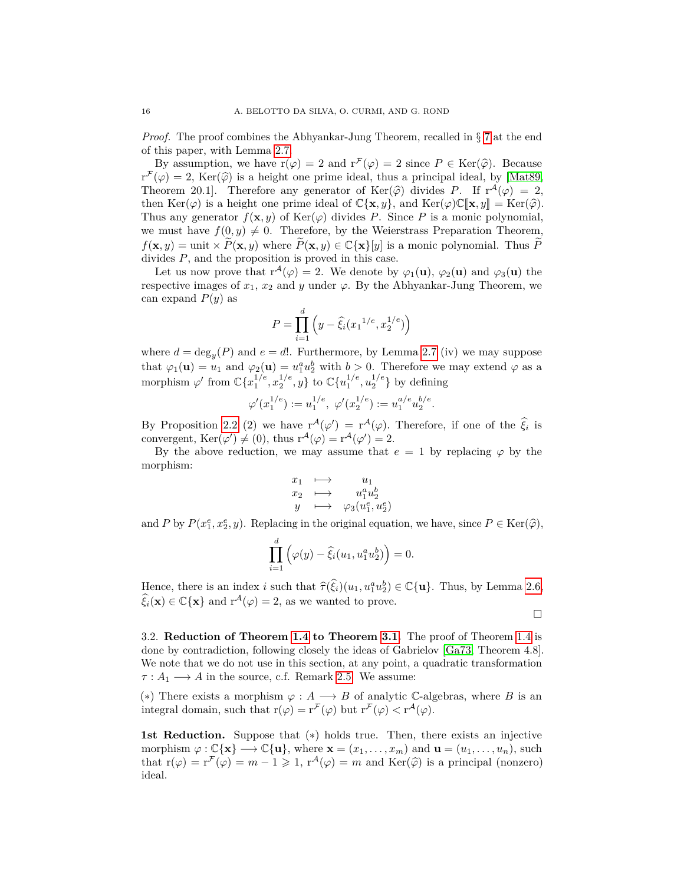*Proof.* The proof combines the Abhyankar-Jung Theorem, recalled in § 7 at the end of this paper, with Lemma 2.7.

By assumption, we have $\mathrm{r}(\varphi) = 2$ and $\mathrm{r}^{\mathcal{F}}(\varphi) = 2$ since $P \in \mathrm{Ker}(\widehat{\varphi})$. Because $\mathrm{r}^{\mathcal{F}}(\varphi) = 2$, $\mathrm{Ker}(\widehat{\varphi})$ is a height one prime ideal, thus a principal ideal, by [Mat89, Theorem 20.1]. Therefore any generator of $\mathrm{Ker}(\widehat{\varphi})$ divides $P$. If $\mathrm{r}^{\mathcal{A}}(\varphi) = 2$, then $\mathrm{Ker}(\varphi)$ is a height one prime ideal of $\mathbb{C}\{\mathbf{x}, y\}$, and $\mathrm{Ker}(\varphi)\mathbb{C}[\![\mathbf{x}, y]\!] = \mathrm{Ker}(\widehat{\varphi})$. Thus any generator $f(\mathbf{x}, y)$ of $\mathrm{Ker}(\varphi)$ divides $P$. Since $P$ is a monic polynomial, we must have $f(0, y) \neq 0$. Therefore, by the Weierstrass Preparation Theorem, $f(\mathbf{x}, y) = \text{unit} \times \widetilde{P}(\mathbf{x}, y)$ where $\widetilde{P}(\mathbf{x}, y) \in \mathbb{C}\{\mathbf{x}\}[y]$ is a monic polynomial. Thus $\widetilde{P}$ divides $P$, and the proposition is proved in this case.

Let us now prove that $\mathrm{r}^{\mathcal{A}}(\varphi) = 2$. We denote by $\varphi_1(\mathbf{u})$, $\varphi_2(\mathbf{u})$ and $\varphi_3(\mathbf{u})$ the respective images of $x_1$, $x_2$ and $y$ under $\varphi$. By the Abhyankar-Jung Theorem, we can expand $P(y)$ as

$$P = \prod_{i=1}^{d} \left( y - \widehat{\xi}_i({x_1}^{1/e}, x_2^{1/e}) \right)$$

where $d = \deg_y(P)$ and $e = d!$. Furthermore, by Lemma 2.7 (iv) we may suppose that $\varphi_1(\mathbf{u}) = u_1$ and $\varphi_2(\mathbf{u}) = u_1^a u_2^b$ with $b > 0$. Therefore we may extend $\varphi$ as a morphism $\varphi'$ from $\mathbb{C}\{x_1^{1/e}, x_2^{1/e}, y\}$ to $\mathbb{C}\{u_1^{1/e}, u_2^{1/e}\}$ by defining

$$\varphi'(x_1^{1/e}) := u_1^{1/e}, \ \varphi'(x_2^{1/e}) := u_1^{a/e} u_2^{b/e}.$$

By Proposition 2.2 (2) we have $\mathrm{r}^{\mathcal{A}}(\varphi') = \mathrm{r}^{\mathcal{A}}(\varphi)$. Therefore, if one of the $\widehat{\xi}_i$ is convergent, $\mathrm{Ker}(\varphi') \neq (0)$, thus $\mathrm{r}^{\mathcal{A}}(\varphi) = \mathrm{r}^{\mathcal{A}}(\varphi') = 2$.

By the above reduction, we may assume that $e = 1$ by replacing $\varphi$ by the morphism:

$$\begin{array}{ccc} x_1 & \longmapsto & u_1 \\ x_2 & \longmapsto & u_1^a u_2^b \\ y & \longmapsto & \varphi_3(u_1^e, u_2^e) \end{array}$$

and $P$ by $P(x_1^e, x_2^e, y)$. Replacing in the original equation, we have, since $P \in \mathrm{Ker}(\widehat{\varphi})$,

$$\prod_{i=1}^{d} \left( \varphi(y) - \widehat{\xi}_i(u_1, u_1^a u_2^b) \right) = 0.$$

Hence, there is an index $i$ such that $\widehat{\tau}(\widehat{\xi}_i)(u_1, u_1^a u_2^b) \in \mathbb{C}\{\mathbf{u}\}$. Thus, by Lemma 2.6, $\widehat{\xi}_i(\mathbf{x}) \in \mathbb{C}\{\mathbf{x}\}$ and $\mathrm{r}^{\mathcal{A}}(\varphi) = 2$, as we wanted to prove. □

3.2. **Reduction of Theorem 1.4 to Theorem 3.1.** The proof of Theorem 1.4 is done by contradiction, following closely the ideas of Gabrielov [Ga73, Theorem 4.8]. We note that we do not use in this section, at any point, a quadratic transformation $\tau : A_1 \longrightarrow A$ in the source, c.f. Remark 2.5. We assume:

($*$) There exists a morphism $\varphi : A \longrightarrow B$ of analytic $\mathbb{C}$-algebras, where $B$ is an integral domain, such that $\mathrm{r}(\varphi) = \mathrm{r}^{\mathcal{F}}(\varphi)$ but $\mathrm{r}^{\mathcal{F}}(\varphi) < \mathrm{r}^{\mathcal{A}}(\varphi)$.

**1st Reduction.** Suppose that ($*$) holds true. Then, there exists an injective morphism $\varphi : \mathbb{C}\{\mathbf{x}\} \longrightarrow \mathbb{C}\{\mathbf{u}\}$, where $\mathbf{x} = (x_1, \ldots, x_m)$ and $\mathbf{u} = (u_1, \ldots, u_n)$, such that $\mathrm{r}(\varphi) = \mathrm{r}^{\mathcal{F}}(\varphi) = m - 1 \geqslant 1$, $\mathrm{r}^{\mathcal{A}}(\varphi) = m$ and $\mathrm{Ker}(\widehat{\varphi})$ is a principal (nonzero) ideal.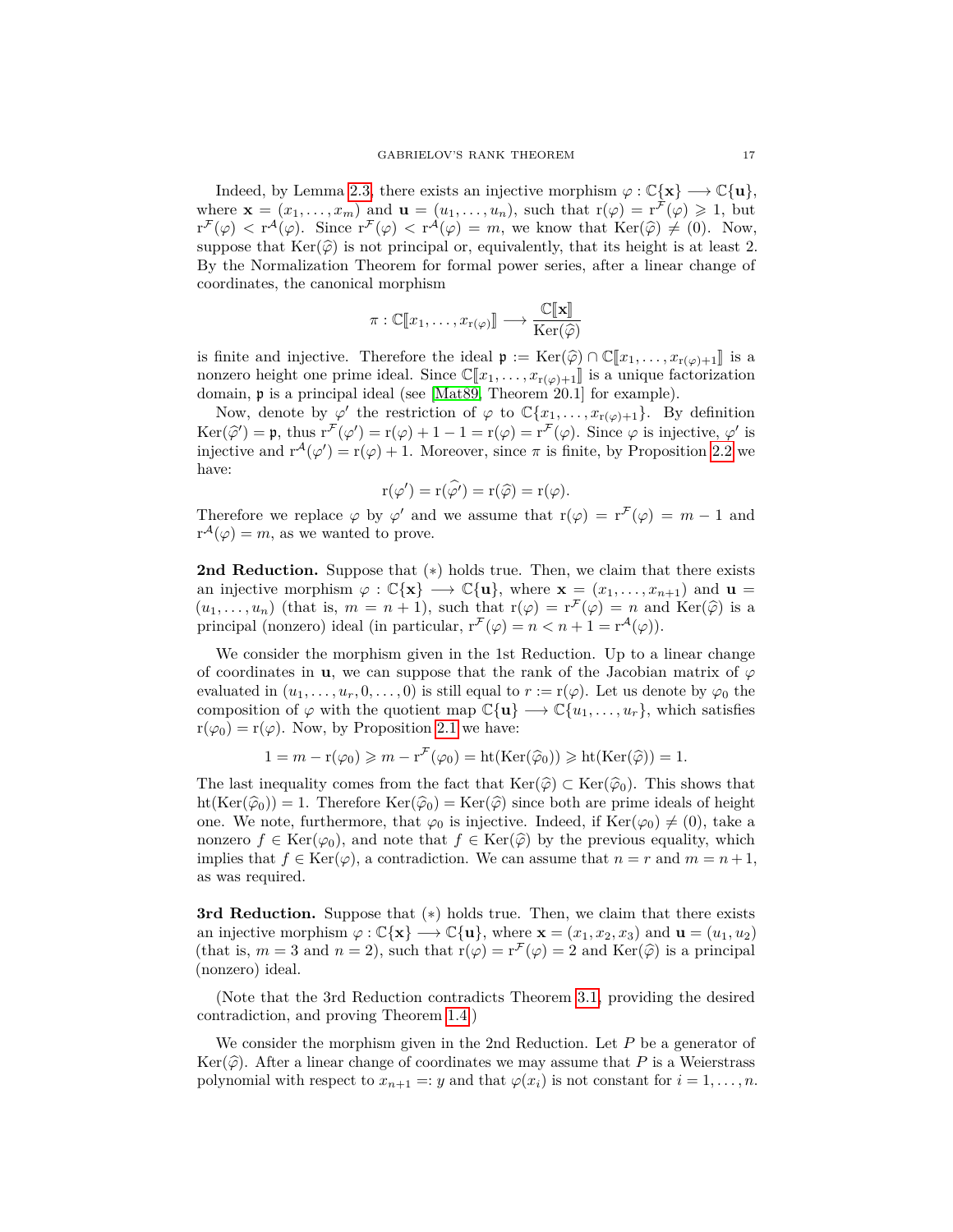Indeed, by Lemma 2.3, there exists an injective morphism $\varphi : \mathbb{C}\{\mathbf{x}\} \longrightarrow \mathbb{C}\{\mathbf{u}\}$, where $\mathbf{x} = (x_1, \dots, x_m)$ and $\mathbf{u} = (u_1, \dots, u_n)$, such that $\mathrm{r}(\varphi) = \mathrm{r}^{\mathcal{F}}(\varphi) \geqslant 1$, but $\mathrm{r}^{\mathcal{F}}(\varphi) < \mathrm{r}^{\mathcal{A}}(\varphi)$. Since $\mathrm{r}^{\mathcal{F}}(\varphi) < \mathrm{r}^{\mathcal{A}}(\varphi) = m$, we know that $\mathrm{Ker}(\widehat{\varphi}) \neq (0)$. Now, suppose that $\mathrm{Ker}(\widehat{\varphi})$ is not principal or, equivalently, that its height is at least 2. By the Normalization Theorem for formal power series, after a linear change of coordinates, the canonical morphism

$$\pi : \mathbb{C}[\![x_1, \dots, x_{\mathrm{r}(\varphi)}]\!] \longrightarrow \frac{\mathbb{C}[\![\mathbf{x}]\!]}{\mathrm{Ker}(\widehat{\varphi})}$$

is finite and injective. Therefore the ideal $\mathfrak{p} := \mathrm{Ker}(\widehat{\varphi}) \cap \mathbb{C}[\![x_1, \dots, x_{\mathrm{r}(\varphi)+1}]\!]$ is a nonzero height one prime ideal. Since $\mathbb{C}[\![x_1, \dots, x_{\mathrm{r}(\varphi)+1}]\!]$ is a unique factorization domain, $\mathfrak{p}$ is a principal ideal (see [Mat89, Theorem 20.1] for example).

Now, denote by $\varphi'$ the restriction of $\varphi$ to $\mathbb{C}\{x_1, \dots, x_{\mathrm{r}(\varphi)+1}\}$. By definition $\mathrm{Ker}(\widehat{\varphi}') = \mathfrak{p}$, thus $\mathrm{r}^{\mathcal{F}}(\varphi') = \mathrm{r}(\varphi) + 1 - 1 = \mathrm{r}(\varphi) = \mathrm{r}^{\mathcal{F}}(\varphi)$. Since $\varphi$ is injective, $\varphi'$ is injective and $\mathrm{r}^{\mathcal{A}}(\varphi') = \mathrm{r}(\varphi) + 1$. Moreover, since $\pi$ is finite, by Proposition 2.2 we have:

$$\mathrm{r}(\varphi') = \mathrm{r}(\widehat{\varphi'}) = \mathrm{r}(\widehat{\varphi}) = \mathrm{r}(\varphi).$$

Therefore we replace $\varphi$ by $\varphi'$ and we assume that $\mathrm{r}(\varphi) = \mathrm{r}^{\mathcal{F}}(\varphi) = m - 1$ and $\mathrm{r}^{\mathcal{A}}(\varphi) = m$, as we wanted to prove.

**2nd Reduction.** Suppose that $(*)$ holds true. Then, we claim that there exists an injective morphism $\varphi : \mathbb{C}\{\mathbf{x}\} \longrightarrow \mathbb{C}\{\mathbf{u}\}$, where $\mathbf{x} = (x_1, \dots, x_{n+1})$ and $\mathbf{u} = (u_1, \dots, u_n)$ (that is, $m = n + 1$), such that $\mathrm{r}(\varphi) = \mathrm{r}^{\mathcal{F}}(\varphi) = n$ and $\mathrm{Ker}(\widehat{\varphi})$ is a principal (nonzero) ideal (in particular, $\mathrm{r}^{\mathcal{F}}(\varphi) = n < n + 1 = \mathrm{r}^{\mathcal{A}}(\varphi)$).

We consider the morphism given in the 1st Reduction. Up to a linear change of coordinates in $\mathbf{u}$, we can suppose that the rank of the Jacobian matrix of $\varphi$ evaluated in $(u_1, \dots, u_r, 0, \dots, 0)$ is still equal to $r := \mathrm{r}(\varphi)$. Let us denote by $\varphi_0$ the composition of $\varphi$ with the quotient map $\mathbb{C}\{\mathbf{u}\} \longrightarrow \mathbb{C}\{u_1, \dots, u_r\}$, which satisfies $\mathrm{r}(\varphi_0) = \mathrm{r}(\varphi)$. Now, by Proposition 2.1 we have:

$$1 = m - \mathrm{r}(\varphi_0) \geqslant m - \mathrm{r}^{\mathcal{F}}(\varphi_0) = \mathrm{ht}(\mathrm{Ker}(\widehat{\varphi}_0)) \geqslant \mathrm{ht}(\mathrm{Ker}(\widehat{\varphi})) = 1.$$

The last inequality comes from the fact that $\mathrm{Ker}(\widehat{\varphi}) \subset \mathrm{Ker}(\widehat{\varphi}_0)$. This shows that $\mathrm{ht}(\mathrm{Ker}(\widehat{\varphi}_0)) = 1$. Therefore $\mathrm{Ker}(\widehat{\varphi}_0) = \mathrm{Ker}(\widehat{\varphi})$ since both are prime ideals of height one. We note, furthermore, that $\varphi_0$ is injective. Indeed, if $\mathrm{Ker}(\varphi_0) \neq (0)$, take a nonzero $f \in \mathrm{Ker}(\varphi_0)$, and note that $f \in \mathrm{Ker}(\widehat{\varphi})$ by the previous equality, which implies that $f \in \mathrm{Ker}(\varphi)$, a contradiction. We can assume that $n = r$ and $m = n + 1$, as was required.

**3rd Reduction.** Suppose that $(*)$ holds true. Then, we claim that there exists an injective morphism $\varphi : \mathbb{C}\{\mathbf{x}\} \longrightarrow \mathbb{C}\{\mathbf{u}\}$, where $\mathbf{x} = (x_1, x_2, x_3)$ and $\mathbf{u} = (u_1, u_2)$ (that is, $m = 3$ and $n = 2$), such that $\mathrm{r}(\varphi) = \mathrm{r}^{\mathcal{F}}(\varphi) = 2$ and $\mathrm{Ker}(\widehat{\varphi})$ is a principal (nonzero) ideal.

(Note that the 3rd Reduction contradicts Theorem 3.1, providing the desired contradiction, and proving Theorem 1.4.)

We consider the morphism given in the 2nd Reduction. Let $P$ be a generator of $\mathrm{Ker}(\widehat{\varphi})$. After a linear change of coordinates we may assume that $P$ is a Weierstrass polynomial with respect to $x_{n+1} =: y$ and that $\varphi(x_i)$ is not constant for $i = 1, \dots, n$.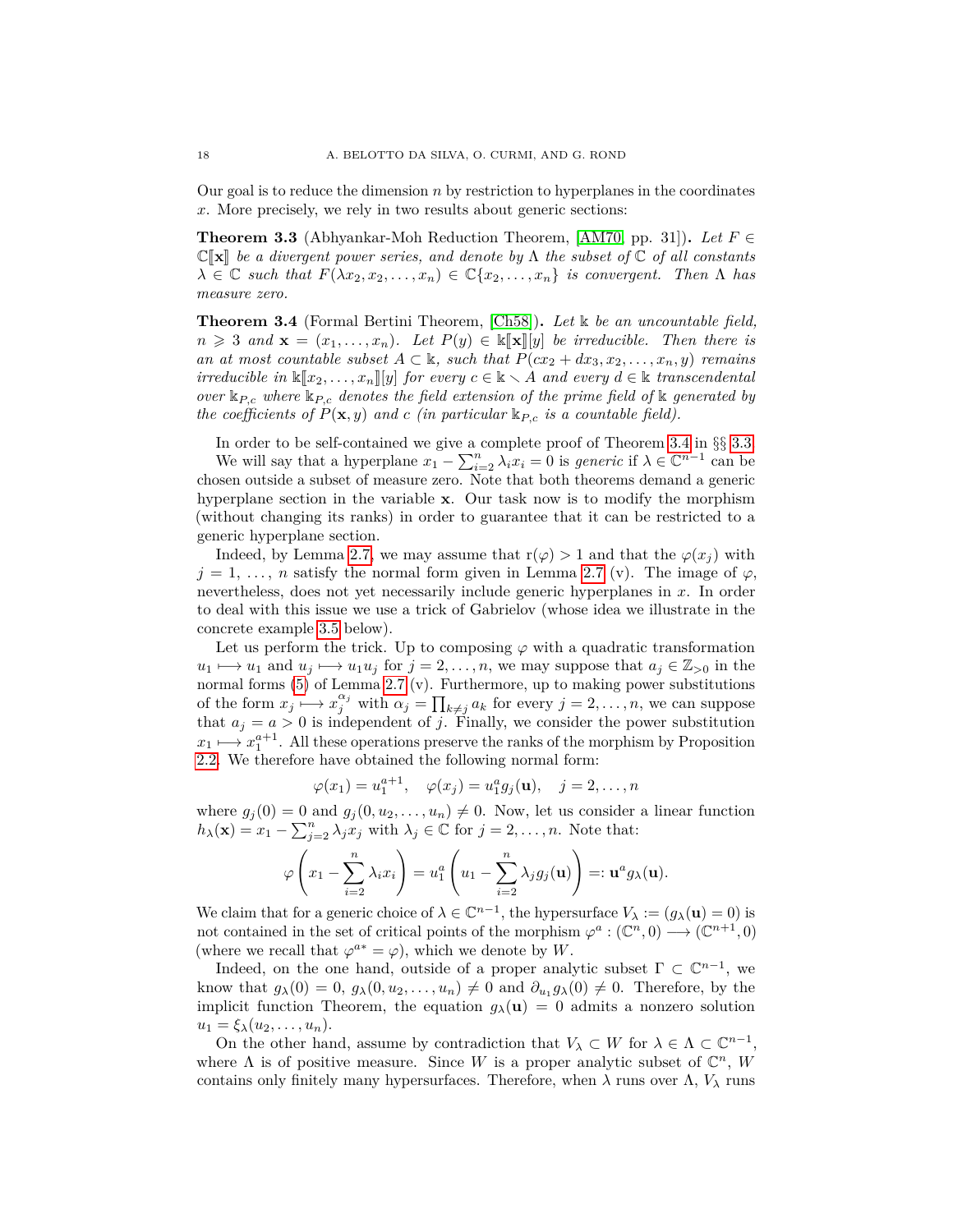Our goal is to reduce the dimension $n$ by restriction to hyperplanes in the coordinates $x$. More precisely, we rely in two results about generic sections:

**Theorem 3.3** (Abhyankar-Moh Reduction Theorem, [AM70, pp. 31])**.** *Let $F \in \mathbb{C}[\![\mathbf{x}]\!]$ be a divergent power series, and denote by $\Lambda$ the subset of $\mathbb{C}$ of all constants $\lambda \in \mathbb{C}$ such that $F(\lambda x_2, x_2, \ldots, x_n) \in \mathbb{C}\{x_2, \ldots, x_n\}$ is convergent. Then $\Lambda$ has measure zero.*

**Theorem 3.4** (Formal Bertini Theorem, [Ch58])**.** *Let $\Bbbk$ be an uncountable field, $n \geqslant 3$ and $\mathbf{x} = (x_1, \ldots, x_n)$. Let $P(y) \in \Bbbk[\![\mathbf{x}]\!][y]$ be irreducible. Then there is an at most countable subset $A \subset \Bbbk$, such that $P(cx_2 + dx_3, x_2, \ldots, x_n, y)$ remains irreducible in $\Bbbk[\![x_2, \ldots, x_n]\!][y]$ for every $c \in \Bbbk \setminus A$ and every $d \in \Bbbk$ transcendental over $\Bbbk_{P,c}$ where $\Bbbk_{P,c}$ denotes the field extension of the prime field of $\Bbbk$ generated by the coefficients of $P(\mathbf{x}, y)$ and $c$ (in particular $\Bbbk_{P,c}$ is a countable field).*

In order to be self-contained we give a complete proof of Theorem 3.4 in §§ 3.3.

We will say that a hyperplane $x_1 - \sum_{i=2}^{n} \lambda_i x_i = 0$ is *generic* if $\lambda \in \mathbb{C}^{n-1}$ can be chosen outside a subset of measure zero. Note that both theorems demand a generic hyperplane section in the variable $\mathbf{x}$. Our task now is to modify the morphism (without changing its ranks) in order to guarantee that it can be restricted to a generic hyperplane section.

Indeed, by Lemma 2.7, we may assume that $\mathrm{r}(\varphi) > 1$ and that the $\varphi(x_j)$ with $j = 1, \ldots, n$ satisfy the normal form given in Lemma 2.7 (v). The image of $\varphi$, nevertheless, does not yet necessarily include generic hyperplanes in $x$. In order to deal with this issue we use a trick of Gabrielov (whose idea we illustrate in the concrete example 3.5 below).

Let us perform the trick. Up to composing $\varphi$ with a quadratic transformation $u_1 \longmapsto u_1$ and $u_j \longmapsto u_1 u_j$ for $j = 2, \ldots, n$, we may suppose that $a_j \in \mathbb{Z}_{>0}$ in the normal forms (5) of Lemma 2.7 (v). Furthermore, up to making power substitutions of the form $x_j \longmapsto x_j^{\alpha_j}$ with $\alpha_j = \prod_{k \neq j} a_k$ for every $j = 2, \ldots, n$, we can suppose that $a_j = a > 0$ is independent of $j$. Finally, we consider the power substitution $x_1 \longmapsto x_1^{a+1}$. All these operations preserve the ranks of the morphism by Proposition 2.2. We therefore have obtained the following normal form:

$$\varphi(x_1) = u_1^{a+1}, \quad \varphi(x_j) = u_1^a g_j(\mathbf{u}), \quad j = 2, \ldots, n$$

where $g_j(0) = 0$ and $g_j(0, u_2, \ldots, u_n) \neq 0$. Now, let us consider a linear function $h_\lambda(\mathbf{x}) = x_1 - \sum_{j=2}^{n} \lambda_j x_j$ with $\lambda_j \in \mathbb{C}$ for $j = 2, \ldots, n$. Note that:

$$\varphi\left(x_1 - \sum_{i=2}^{n} \lambda_i x_i\right) = u_1^a \left(u_1 - \sum_{i=2}^{n} \lambda_j g_j(\mathbf{u})\right) =: \mathbf{u}^a g_\lambda(\mathbf{u}).$$

We claim that for a generic choice of $\lambda \in \mathbb{C}^{n-1}$, the hypersurface $V_\lambda := (g_\lambda(\mathbf{u}) = 0)$ is not contained in the set of critical points of the morphism $\varphi^a : (\mathbb{C}^n, 0) \longrightarrow (\mathbb{C}^{n+1}, 0)$ (where we recall that $\varphi^{a*} = \varphi$), which we denote by $W$.

Indeed, on the one hand, outside of a proper analytic subset $\Gamma \subset \mathbb{C}^{n-1}$, we know that $g_\lambda(0) = 0$, $g_\lambda(0, u_2, \ldots, u_n) \neq 0$ and $\partial_{u_1} g_\lambda(0) \neq 0$. Therefore, by the implicit function Theorem, the equation $g_\lambda(\mathbf{u}) = 0$ admits a nonzero solution $u_1 = \xi_\lambda(u_2, \ldots, u_n)$.

On the other hand, assume by contradiction that $V_\lambda \subset W$ for $\lambda \in \Lambda \subset \mathbb{C}^{n-1}$, where $\Lambda$ is of positive measure. Since $W$ is a proper analytic subset of $\mathbb{C}^n$, $W$ contains only finitely many hypersurfaces. Therefore, when $\lambda$ runs over $\Lambda$, $V_\lambda$ runs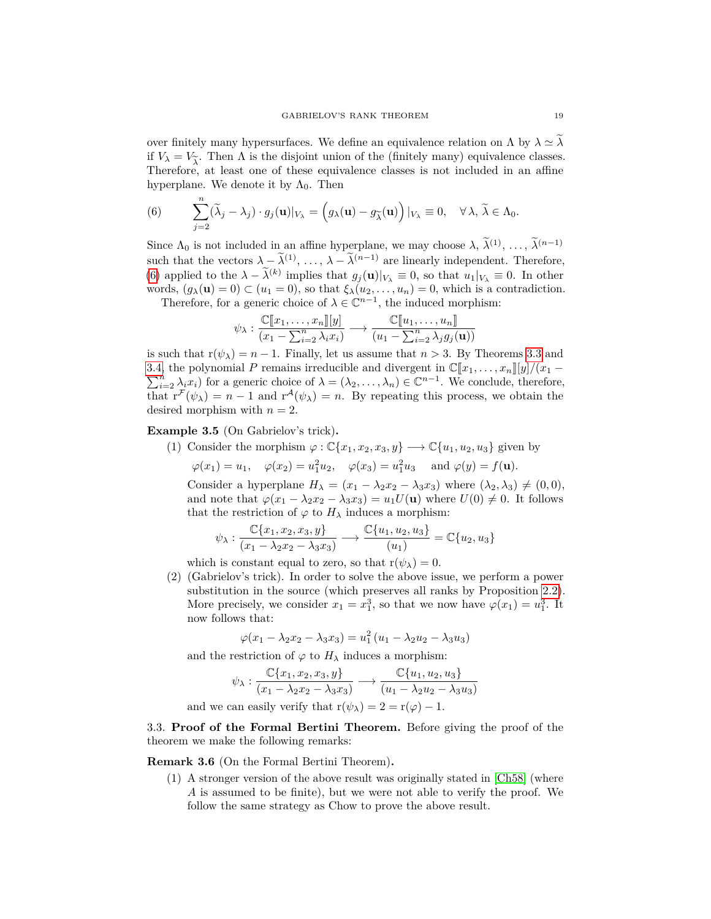over finitely many hypersurfaces. We define an equivalence relation on $\Lambda$ by $\lambda \simeq \widetilde{\lambda}$ if $V_\lambda = V_{\widetilde{\lambda}}$. Then $\Lambda$ is the disjoint union of the (finitely many) equivalence classes. Therefore, at least one of these equivalence classes is not included in an affine hyperplane. We denote it by $\Lambda_0$. Then

$$
(6) \qquad \sum_{j=2}^{n} (\widetilde{\lambda}_j - \lambda_j) \cdot g_j(\mathbf{u})|_{V_\lambda} = \Big( g_\lambda(\mathbf{u}) - g_{\widetilde{\lambda}}(\mathbf{u}) \Big) |_{V_\lambda} \equiv 0, \quad \forall \, \lambda, \, \widetilde{\lambda} \in \Lambda_0.
$$

Since $\Lambda_0$ is not included in an affine hyperplane, we may choose $\lambda$, $\widetilde{\lambda}^{(1)}, \ldots, \widetilde{\lambda}^{(n-1)}$ such that the vectors $\lambda - \widetilde{\lambda}^{(1)}, \ldots, \lambda - \widetilde{\lambda}^{(n-1)}$ are linearly independent. Therefore, (6) applied to the $\lambda - \widetilde{\lambda}^{(k)}$ implies that $g_j(\mathbf{u})|_{V_\lambda} \equiv 0$, so that $u_1|_{V_\lambda} \equiv 0$. In other words, $(g_\lambda(\mathbf{u}) = 0) \subset (u_1 = 0)$, so that $\xi_\lambda(u_2, \ldots, u_n) = 0$, which is a contradiction.

Therefore, for a generic choice of $\lambda \in \mathbb{C}^{n-1}$, the induced morphism:

$$
\psi_\lambda : \frac{\mathbb{C}[\![x_1, \ldots, x_n]\!][y]}{(x_1 - \sum_{i=2}^{n} \lambda_i x_i)} \longrightarrow \frac{\mathbb{C}[\![u_1, \ldots, u_n]\!]}{(u_1 - \sum_{i=2}^{n} \lambda_j g_j(\mathbf{u}))}
$$

is such that $\mathrm{r}(\psi_\lambda) = n-1$. Finally, let us assume that $n > 3$. By Theorems 3.3 and 3.4, the polynomial $P$ remains irreducible and divergent in $\mathbb{C}[\![x_1, \ldots, x_n]\!][y]/(x_1 - \sum_{i=2}^{n} \lambda_i x_i)$ for a generic choice of $\lambda = (\lambda_2, \ldots, \lambda_n) \in \mathbb{C}^{n-1}$. We conclude, therefore, that $\mathrm{r}^{\mathcal{F}}(\psi_\lambda) = n-1$ and $\mathrm{r}^{\mathcal{A}}(\psi_\lambda) = n$. By repeating this process, we obtain the desired morphism with $n = 2$.

**Example 3.5** (On Gabrielov's trick)**.**

(1) Consider the morphism $\varphi : \mathbb{C}\{x_1, x_2, x_3, y\} \longrightarrow \mathbb{C}\{u_1, u_2, u_3\}$ given by

$$
\varphi(x_1) = u_1, \quad \varphi(x_2) = u_1^2 u_2, \quad \varphi(x_3) = u_1^2 u_3 \quad \text{and } \varphi(y) = f(\mathbf{u}).
$$

Consider a hyperplane $H_\lambda = (x_1 - \lambda_2 x_2 - \lambda_3 x_3)$ where $(\lambda_2, \lambda_3) \neq (0,0)$, and note that $\varphi(x_1 - \lambda_2 x_2 - \lambda_3 x_3) = u_1 U(\mathbf{u})$ where $U(0) \neq 0$. It follows that the restriction of $\varphi$ to $H_\lambda$ induces a morphism:

$$
\psi_\lambda : \frac{\mathbb{C}\{x_1, x_2, x_3, y\}}{(x_1 - \lambda_2 x_2 - \lambda_3 x_3)} \longrightarrow \frac{\mathbb{C}\{u_1, u_2, u_3\}}{(u_1)} = \mathbb{C}\{u_2, u_3\}
$$

which is constant equal to zero, so that $\mathrm{r}(\psi_\lambda) = 0$.

(2) (Gabrielov's trick). In order to solve the above issue, we perform a power substitution in the source (which preserves all ranks by Proposition 2.2). More precisely, we consider $x_1 = x_1^3$, so that we now have $\varphi(x_1) = u_1^3$. It now follows that:

$$
\varphi(x_1 - \lambda_2 x_2 - \lambda_3 x_3) = u_1^2 \, (u_1 - \lambda_2 u_2 - \lambda_3 u_3)
$$

and the restriction of $\varphi$ to $H_\lambda$ induces a morphism:

$$
\psi_\lambda : \frac{\mathbb{C}\{x_1, x_2, x_3, y\}}{(x_1 - \lambda_2 x_2 - \lambda_3 x_3)} \longrightarrow \frac{\mathbb{C}\{u_1, u_2, u_3\}}{(u_1 - \lambda_2 u_2 - \lambda_3 u_3)}
$$

and we can easily verify that $\mathrm{r}(\psi_\lambda) = 2 = \mathrm{r}(\varphi) - 1$.

### 3.3. Proof of the Formal Bertini Theorem.

Before giving the proof of the theorem we make the following remarks:

**Remark 3.6** (On the Formal Bertini Theorem)**.**

(1) A stronger version of the above result was originally stated in [Ch58] (where $A$ is assumed to be finite), but we were not able to verify the proof. We follow the same strategy as Chow to prove the above result.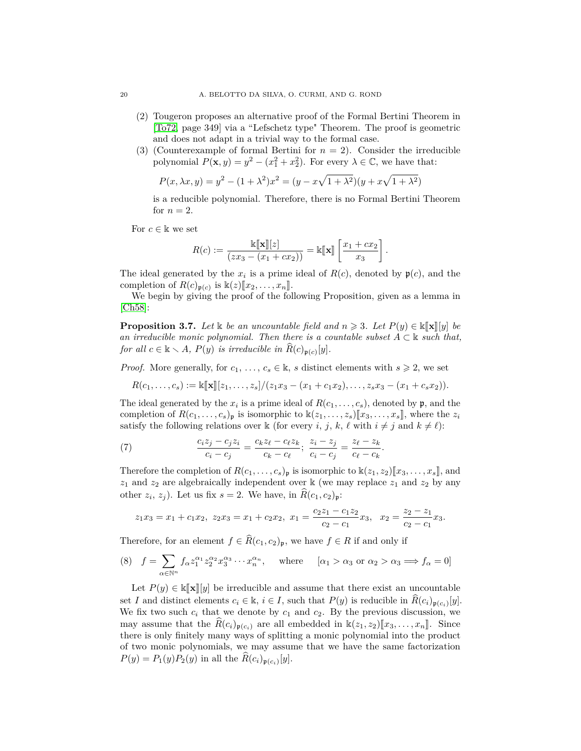(2) Tougeron proposes an alternative proof of the Formal Bertini Theorem in [To72, page 349] via a "Lefschetz type" Theorem. The proof is geometric and does not adapt in a trivial way to the formal case.

(3) (Counterexample of formal Bertini for $n = 2$). Consider the irreducible polynomial $P(\mathbf{x}, y) = y^2 - (x_1^2 + x_2^2)$. For every $\lambda \in \mathbb{C}$, we have that:

$$P(x, \lambda x, y) = y^2 - (1+\lambda^2)x^2 = (y - x\sqrt{1+\lambda^2})(y + x\sqrt{1+\lambda^2})$$

is a reducible polynomial. Therefore, there is no Formal Bertini Theorem for $n = 2$.

For $c \in \mathbb{k}$ we set

$$R(c) := \frac{\mathbb{k}[\![\mathbf{x}]\!][z]}{(zx_3 - (x_1 + cx_2))} = \mathbb{k}[\![\mathbf{x}]\!]\left[\frac{x_1 + cx_2}{x_3}\right].$$

The ideal generated by the $x_i$ is a prime ideal of $R(c)$, denoted by $\mathfrak{p}(c)$, and the completion of $R(c)_{\mathfrak{p}(c)}$ is $\mathbb{k}(z)[\![x_2, \ldots, x_n]\!]$.

We begin by giving the proof of the following Proposition, given as a lemma in [Ch58]:

**Proposition 3.7.** *Let $\mathbb{k}$ be an uncountable field and $n \geqslant 3$. Let $P(y) \in \mathbb{k}[\![\mathbf{x}]\!][y]$ be an irreducible monic polynomial. Then there is a countable subset $A \subset \mathbb{k}$ such that, for all $c \in \mathbb{k} \smallsetminus A$, $P(y)$ is irreducible in $\widehat{R}(c)_{\mathfrak{p}(c)}[y]$.*

*Proof.* More generally, for $c_1, \ldots, c_s \in \mathbb{k}$, $s$ distinct elements with $s \geqslant 2$, we set

$$R(c_1, \ldots, c_s) := \mathbb{k}[\![\mathbf{x}]\!][z_1, \ldots, z_s]/(z_1x_3 - (x_1 + c_1x_2), \ldots, z_sx_3 - (x_1 + c_sx_2)).$$

The ideal generated by the $x_i$ is a prime ideal of $R(c_1, \ldots, c_s)$, denoted by $\mathfrak{p}$, and the completion of $R(c_1, \ldots, c_s)_{\mathfrak{p}}$ is isomorphic to $\mathbb{k}(z_1, \ldots, z_s)[\![x_3, \ldots, x_s]\!]$, where the $z_i$ satisfy the following relations over $\mathbb{k}$ (for every $i$, $j$, $k$, $\ell$ with $i \neq j$ and $k \neq \ell$):

$$\frac{c_iz_j - c_jz_i}{c_i - c_j} = \frac{c_kz_\ell - c_\ell z_k}{c_k - c_\ell};\ \frac{z_i - z_j}{c_i - c_j} = \frac{z_\ell - z_k}{c_\ell - c_k}. \tag{7}$$

Therefore the completion of $R(c_1, \ldots, c_s)_{\mathfrak{p}}$ is isomorphic to $\mathbb{k}(z_1, z_2)[\![x_3, \ldots, x_s]\!]$, and $z_1$ and $z_2$ are algebraically independent over $\mathbb{k}$ (we may replace $z_1$ and $z_2$ by any other $z_i$, $z_j$). Let us fix $s = 2$. We have, in $\widehat{R}(c_1, c_2)_{\mathfrak{p}}$:

$$z_1x_3 = x_1 + c_1x_2,\ z_2x_3 = x_1 + c_2x_2,\ x_1 = \frac{c_2z_1 - c_1z_2}{c_2 - c_1}x_3,\ \ x_2 = \frac{z_2 - z_1}{c_2 - c_1}x_3.$$

Therefore, for an element $f \in \widehat{R}(c_1, c_2)_{\mathfrak{p}}$, we have $f \in R$ if and only if

$$f = \sum_{\alpha \in \mathbb{N}^n} f_\alpha z_1^{\alpha_1} z_2^{\alpha_2} x_3^{\alpha_3} \cdots x_n^{\alpha_n}, \quad \text{where} \quad [\alpha_1 > \alpha_3 \text{ or } \alpha_2 > \alpha_3 \Longrightarrow f_\alpha = 0] \tag{8}$$

Let $P(y) \in \mathbb{k}[\![\mathbf{x}]\!][y]$ be irreducible and assume that there exist an uncountable set $I$ and distinct elements $c_i \in \mathbb{k}$, $i \in I$, such that $P(y)$ is reducible in $\widehat{R}(c_i)_{\mathfrak{p}(c_i)}[y]$. We fix two such $c_i$ that we denote by $c_1$ and $c_2$. By the previous discussion, we may assume that the $\widehat{R}(c_i)_{\mathfrak{p}(c_i)}$ are all embedded in $\mathbb{k}(z_1, z_2)[\![x_3, \ldots, x_n]\!]$. Since there is only finitely many ways of splitting a monic polynomial into the product of two monic polynomials, we may assume that we have the same factorization $P(y) = P_1(y)P_2(y)$ in all the $\widehat{R}(c_i)_{\mathfrak{p}(c_i)}[y]$.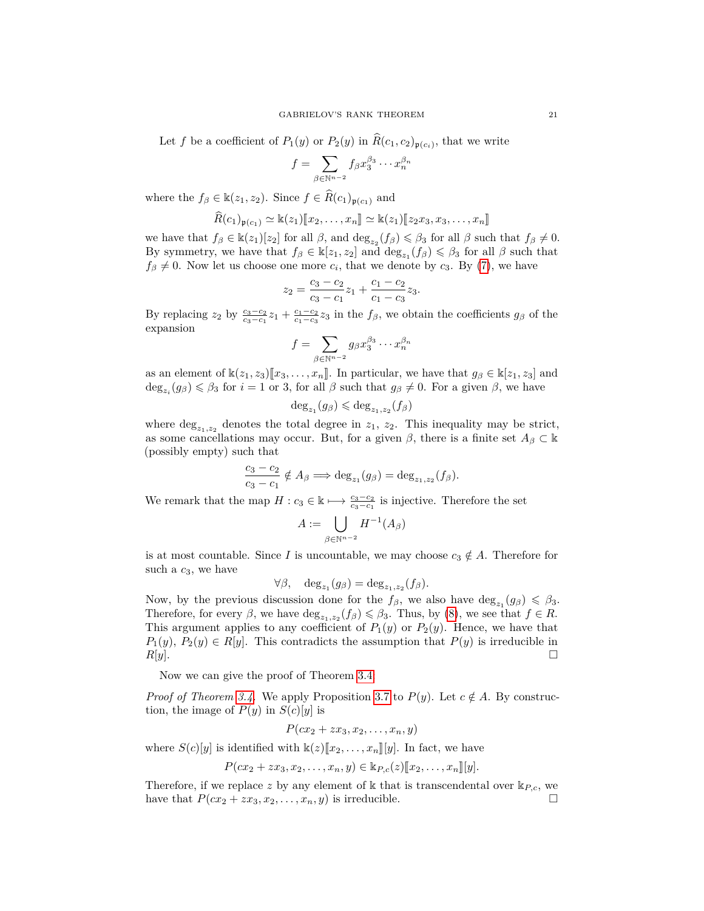Let $f$ be a coefficient of $P_1(y)$ or $P_2(y)$ in $\widehat{R}(c_1, c_2)_{\mathfrak{p}(c_i)}$, that we write

$$f = \sum_{\beta \in \mathbb{N}^{n-2}} f_\beta x_3^{\beta_3} \cdots x_n^{\beta_n}$$

where the $f_\beta \in \Bbbk(z_1, z_2)$. Since $f \in \widehat{R}(c_1)_{\mathfrak{p}(c_1)}$ and

$$\widehat{R}(c_1)_{\mathfrak{p}(c_1)} \simeq \Bbbk(z_1)[\![x_2, \ldots, x_n]\!] \simeq \Bbbk(z_1)[\![z_2 x_3, x_3, \ldots, x_n]\!]$$

we have that $f_\beta \in \Bbbk(z_1)[z_2]$ for all $\beta$, and $\deg_{z_2}(f_\beta) \leqslant \beta_3$ for all $\beta$ such that $f_\beta \neq 0$. By symmetry, we have that $f_\beta \in \Bbbk[z_1, z_2]$ and $\deg_{z_1}(f_\beta) \leqslant \beta_3$ for all $\beta$ such that $f_\beta \neq 0$. Now let us choose one more $c_i$, that we denote by $c_3$. By (7), we have

$$z_2 = \frac{c_3 - c_2}{c_3 - c_1} z_1 + \frac{c_1 - c_2}{c_1 - c_3} z_3.$$

By replacing $z_2$ by $\frac{c_3 - c_2}{c_3 - c_1} z_1 + \frac{c_1 - c_2}{c_1 - c_3} z_3$ in the $f_\beta$, we obtain the coefficients $g_\beta$ of the expansion

$$f = \sum_{\beta \in \mathbb{N}^{n-2}} g_\beta x_3^{\beta_3} \cdots x_n^{\beta_n}$$

as an element of $\Bbbk(z_1, z_3)[\![x_3, \ldots, x_n]\!]$. In particular, we have that $g_\beta \in \Bbbk[z_1, z_3]$ and $\deg_{z_i}(g_\beta) \leqslant \beta_3$ for $i = 1$ or 3, for all $\beta$ such that $g_\beta \neq 0$. For a given $\beta$, we have

$$\deg_{z_1}(g_\beta) \leqslant \deg_{z_1, z_2}(f_\beta)$$

where $\deg_{z_1, z_2}$ denotes the total degree in $z_1$, $z_2$. This inequality may be strict, as some cancellations may occur. But, for a given $\beta$, there is a finite set $A_\beta \subset \Bbbk$ (possibly empty) such that

$$\frac{c_3 - c_2}{c_3 - c_1} \notin A_\beta \Longrightarrow \deg_{z_1}(g_\beta) = \deg_{z_1, z_2}(f_\beta).$$

We remark that the map $H : c_3 \in \Bbbk \longmapsto \frac{c_3 - c_2}{c_3 - c_1}$ is injective. Therefore the set

$$A := \bigcup_{\beta \in \mathbb{N}^{n-2}} H^{-1}(A_\beta)$$

is at most countable. Since $I$ is uncountable, we may choose $c_3 \notin A$. Therefore for such a $c_3$, we have

$$\forall \beta, \quad \deg_{z_1}(g_\beta) = \deg_{z_1, z_2}(f_\beta).$$

Now, by the previous discussion done for the $f_\beta$, we also have $\deg_{z_1}(g_\beta) \leqslant \beta_3$. Therefore, for every $\beta$, we have $\deg_{z_1, z_2}(f_\beta) \leqslant \beta_3$. Thus, by (8), we see that $f \in R$. This argument applies to any coefficient of $P_1(y)$ or $P_2(y)$. Hence, we have that $P_1(y)$, $P_2(y) \in R[y]$. This contradicts the assumption that $P(y)$ is irreducible in $R[y]$. □

Now we can give the proof of Theorem 3.4.

*Proof of Theorem 3.4.* We apply Proposition 3.7 to $P(y)$. Let $c \notin A$. By construction, the image of $P(y)$ in $S(c)[y]$ is

$$P(cx_2 + zx_3, x_2, \ldots, x_n, y)$$

where $S(c)[y]$ is identified with $\Bbbk(z)[\![x_2, \ldots, x_n]\!][y]$. In fact, we have

$$P(cx_2 + zx_3, x_2, \ldots, x_n, y) \in \Bbbk_{P,c}(z)[\![x_2, \ldots, x_n]\!][y].$$

Therefore, if we replace $z$ by any element of $\Bbbk$ that is transcendental over $\Bbbk_{P,c}$, we have that $P(cx_2 + zx_3, x_2, \ldots, x_n, y)$ is irreducible. □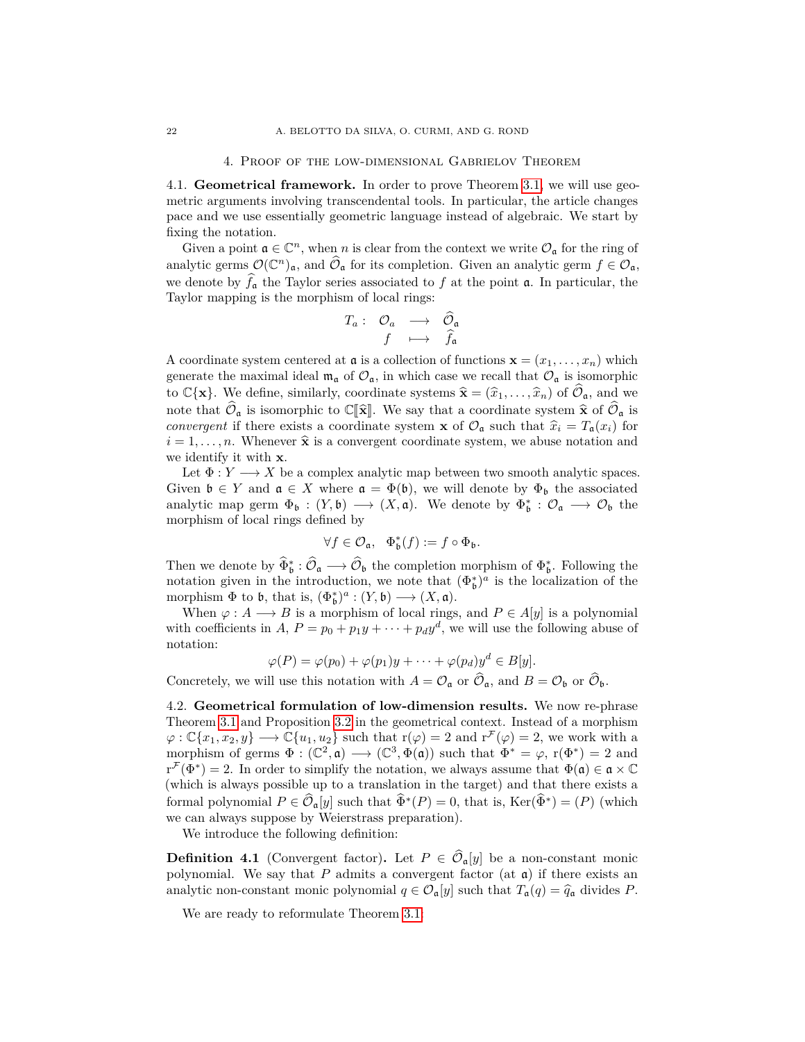## 4. Proof of the low-dimensional Gabrielov Theorem

### 4.1. Geometrical framework.

**4.1. Geometrical framework.** In order to prove Theorem 3.1, we will use geometric arguments involving transcendental tools. In particular, the article changes pace and we use essentially geometric language instead of algebraic. We start by fixing the notation.

Given a point $\mathfrak{a} \in \mathbb{C}^n$, when $n$ is clear from the context we write $\mathcal{O}_\mathfrak{a}$ for the ring of analytic germs $\mathcal{O}(\mathbb{C}^n)_\mathfrak{a}$, and $\widehat{\mathcal{O}}_\mathfrak{a}$ for its completion. Given an analytic germ $f \in \mathcal{O}_\mathfrak{a}$, we denote by $\widehat{f}_\mathfrak{a}$ the Taylor series associated to $f$ at the point $\mathfrak{a}$. In particular, the Taylor mapping is the morphism of local rings:

$$
\begin{array}{rccc}
T_a: & \mathcal{O}_a & \longrightarrow & \widehat{\mathcal{O}}_\mathfrak{a} \\
 & f & \longmapsto & \widehat{f}_\mathfrak{a}
\end{array}
$$

A coordinate system centered at $\mathfrak{a}$ is a collection of functions $\mathbf{x} = (x_1, \ldots, x_n)$ which generate the maximal ideal $\mathfrak{m}_\mathfrak{a}$ of $\mathcal{O}_\mathfrak{a}$, in which case we recall that $\mathcal{O}_\mathfrak{a}$ is isomorphic to $\mathbb{C}\{\mathbf{x}\}$. We define, similarly, coordinate systems $\widehat{\mathbf{x}} = (\widehat{x}_1, \ldots, \widehat{x}_n)$ of $\widehat{\mathcal{O}}_\mathfrak{a}$, and we note that $\widehat{\mathcal{O}}_\mathfrak{a}$ is isomorphic to $\mathbb{C}[\![\widehat{\mathbf{x}}]\!]$. We say that a coordinate system $\widehat{\mathbf{x}}$ of $\widehat{\mathcal{O}}_\mathfrak{a}$ is *convergent* if there exists a coordinate system $\mathbf{x}$ of $\mathcal{O}_\mathfrak{a}$ such that $\widehat{x}_i = T_\mathfrak{a}(x_i)$ for $i = 1, \ldots, n$. Whenever $\widehat{\mathbf{x}}$ is a convergent coordinate system, we abuse notation and we identify it with $\mathbf{x}$.

Let $\Phi : Y \longrightarrow X$ be a complex analytic map between two smooth analytic spaces. Given $\mathfrak{b} \in Y$ and $\mathfrak{a} \in X$ where $\mathfrak{a} = \Phi(\mathfrak{b})$, we will denote by $\Phi_\mathfrak{b}$ the associated analytic map germ $\Phi_\mathfrak{b} : (Y, \mathfrak{b}) \longrightarrow (X, \mathfrak{a})$. We denote by $\Phi_\mathfrak{b}^* : \mathcal{O}_\mathfrak{a} \longrightarrow \mathcal{O}_\mathfrak{b}$ the morphism of local rings defined by

$$
\forall f \in \mathcal{O}_\mathfrak{a}, \quad \Phi_\mathfrak{b}^*(f) := f \circ \Phi_\mathfrak{b}.
$$

Then we denote by $\widehat{\Phi}_\mathfrak{b}^* : \widehat{\mathcal{O}}_\mathfrak{a} \longrightarrow \widehat{\mathcal{O}}_\mathfrak{b}$ the completion morphism of $\Phi_\mathfrak{b}^*$. Following the notation given in the introduction, we note that $(\Phi_\mathfrak{b}^*)^a$ is the localization of the morphism $\Phi$ to $\mathfrak{b}$, that is, $(\Phi_\mathfrak{b}^*)^a : (Y, \mathfrak{b}) \longrightarrow (X, \mathfrak{a})$.

When $\varphi : A \longrightarrow B$ is a morphism of local rings, and $P \in A[y]$ is a polynomial with coefficients in $A$, $P = p_0 + p_1 y + \cdots + p_d y^d$, we will use the following abuse of notation:

$$
\varphi(P) = \varphi(p_0) + \varphi(p_1) y + \cdots + \varphi(p_d) y^d \in B[y].
$$

Concretely, we will use this notation with $A = \mathcal{O}_\mathfrak{a}$ or $\widehat{\mathcal{O}}_\mathfrak{a}$, and $B = \mathcal{O}_\mathfrak{b}$ or $\widehat{\mathcal{O}}_\mathfrak{b}$.

**4.2. Geometrical formulation of low-dimension results.** We now re-phrase Theorem 3.1 and Proposition 3.2 in the geometrical context. Instead of a morphism $\varphi : \mathbb{C}\{x_1, x_2, y\} \longrightarrow \mathbb{C}\{u_1, u_2\}$ such that $\mathrm{r}(\varphi) = 2$ and $\mathrm{r}^{\mathcal{F}}(\varphi) = 2$, we work with a morphism of germs $\Phi : (\mathbb{C}^2, \mathfrak{a}) \longrightarrow (\mathbb{C}^3, \Phi(\mathfrak{a}))$ such that $\Phi^* = \varphi$, $\mathrm{r}(\Phi^*) = 2$ and $\mathrm{r}^{\mathcal{F}}(\Phi^*) = 2$. In order to simplify the notation, we always assume that $\Phi(\mathfrak{a}) \in \mathfrak{a} \times \mathbb{C}$ (which is always possible up to a translation in the target) and that there exists a formal polynomial $P \in \widehat{\mathcal{O}}_\mathfrak{a}[y]$ such that $\widehat{\Phi}^*(P) = 0$, that is, $\mathrm{Ker}(\widehat{\Phi}^*) = (P)$ (which we can always suppose by Weierstrass preparation).

We introduce the following definition:

**Definition 4.1** (Convergent factor)**.** Let $P \in \widehat{\mathcal{O}}_\mathfrak{a}[y]$ be a non-constant monic polynomial. We say that $P$ admits a convergent factor (at $\mathfrak{a}$) if there exists an analytic non-constant monic polynomial $q \in \mathcal{O}_\mathfrak{a}[y]$ such that $T_\mathfrak{a}(q) = \widehat{q}_\mathfrak{a}$ divides $P$.

We are ready to reformulate Theorem 3.1.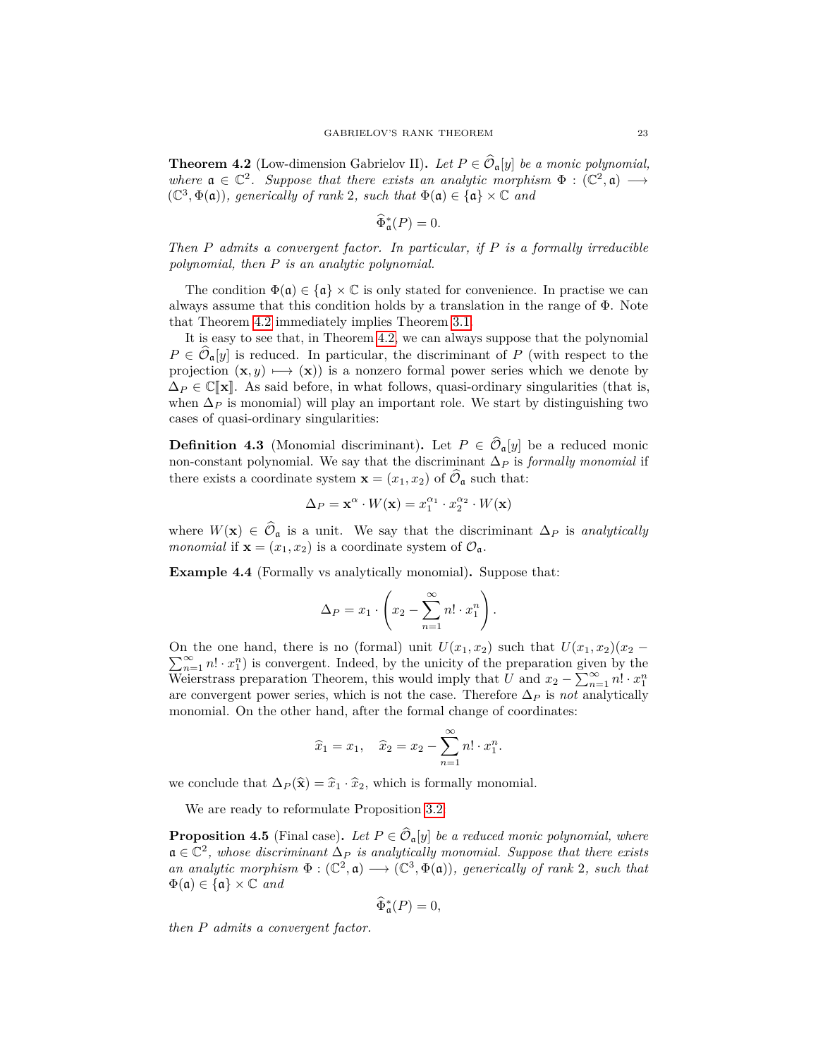**Theorem 4.2** (Low-dimension Gabrielov II)**.** *Let $P \in \widehat{\mathcal{O}}_{\mathfrak{a}}[y]$ be a monic polynomial, where $\mathfrak{a} \in \mathbb{C}^2$. Suppose that there exists an analytic morphism $\Phi : (\mathbb{C}^2, \mathfrak{a}) \longrightarrow (\mathbb{C}^3, \Phi(\mathfrak{a}))$, generically of rank 2, such that $\Phi(\mathfrak{a}) \in \{\mathfrak{a}\} \times \mathbb{C}$ and*

$$\widehat{\Phi}^*_{\mathfrak{a}}(P) = 0.$$

*Then $P$ admits a convergent factor. In particular, if $P$ is a formally irreducible polynomial, then $P$ is an analytic polynomial.*

The condition $\Phi(\mathfrak{a}) \in \{\mathfrak{a}\} \times \mathbb{C}$ is only stated for convenience. In practise we can always assume that this condition holds by a translation in the range of $\Phi$. Note that Theorem 4.2 immediately implies Theorem 3.1.

It is easy to see that, in Theorem 4.2, we can always suppose that the polynomial $P \in \widehat{\mathcal{O}}_{\mathfrak{a}}[y]$ is reduced. In particular, the discriminant of $P$ (with respect to the projection $(\mathbf{x}, y) \longmapsto (\mathbf{x})$) is a nonzero formal power series which we denote by $\Delta_P \in \mathbb{C}[\![\mathbf{x}]\!]$. As said before, in what follows, quasi-ordinary singularities (that is, when $\Delta_P$ is monomial) will play an important role. We start by distinguishing two cases of quasi-ordinary singularities:

**Definition 4.3** (Monomial discriminant)**.** Let $P \in \widehat{\mathcal{O}}_{\mathfrak{a}}[y]$ be a reduced monic non-constant polynomial. We say that the discriminant $\Delta_P$ is *formally monomial* if there exists a coordinate system $\mathbf{x} = (x_1, x_2)$ of $\widehat{\mathcal{O}}_{\mathfrak{a}}$ such that:

$$\Delta_P = \mathbf{x}^{\alpha} \cdot W(\mathbf{x}) = x_1^{\alpha_1} \cdot x_2^{\alpha_2} \cdot W(\mathbf{x})$$

where $W(\mathbf{x}) \in \widehat{\mathcal{O}}_{\mathfrak{a}}$ is a unit. We say that the discriminant $\Delta_P$ is *analytically monomial* if $\mathbf{x} = (x_1, x_2)$ is a coordinate system of $\mathcal{O}_{\mathfrak{a}}$.

**Example 4.4** (Formally vs analytically monomial)**.** Suppose that:

$$\Delta_P = x_1 \cdot \left( x_2 - \sum_{n=1}^{\infty} n! \cdot x_1^n \right).$$

On the one hand, there is no (formal) unit $U(x_1, x_2)$ such that $U(x_1, x_2)(x_2 - \sum_{n=1}^{\infty} n! \cdot x_1^n)$ is convergent. Indeed, by the unicity of the preparation given by the Weierstrass preparation Theorem, this would imply that $U$ and $x_2 - \sum_{n=1}^{\infty} n! \cdot x_1^n$ are convergent power series, which is not the case. Therefore $\Delta_P$ is *not* analytically monomial. On the other hand, after the formal change of coordinates:

$$\widehat{x}_1 = x_1, \quad \widehat{x}_2 = x_2 - \sum_{n=1}^{\infty} n! \cdot x_1^n.$$

we conclude that $\Delta_P(\widehat{\mathbf{x}}) = \widehat{x}_1 \cdot \widehat{x}_2$, which is formally monomial.

We are ready to reformulate Proposition 3.2

**Proposition 4.5** (Final case)**.** *Let $P \in \widehat{\mathcal{O}}_{\mathfrak{a}}[y]$ be a reduced monic polynomial, where $\mathfrak{a} \in \mathbb{C}^2$, whose discriminant $\Delta_P$ is analytically monomial. Suppose that there exists an analytic morphism $\Phi : (\mathbb{C}^2, \mathfrak{a}) \longrightarrow (\mathbb{C}^3, \Phi(\mathfrak{a}))$, generically of rank 2, such that $\Phi(\mathfrak{a}) \in \{\mathfrak{a}\} \times \mathbb{C}$ and*

$$\widehat{\Phi}^*_{\mathfrak{a}}(P) = 0,$$

*then $P$ admits a convergent factor.*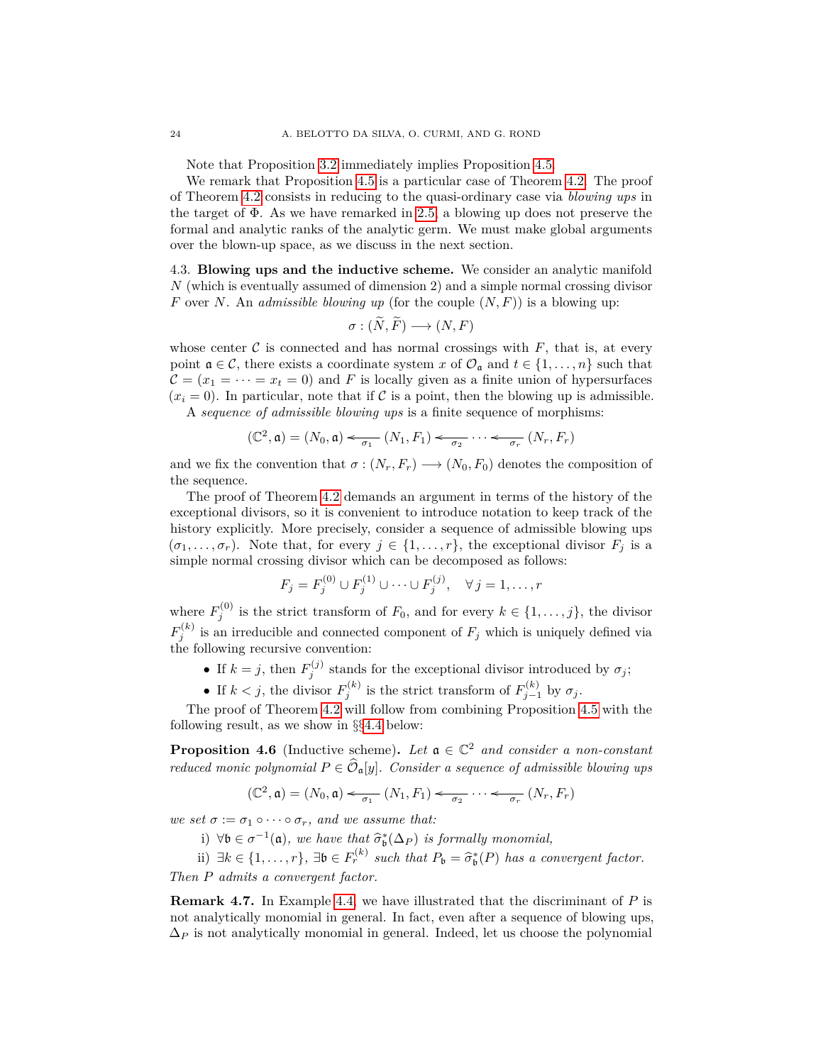Note that Proposition 3.2 immediately implies Proposition 4.5.

We remark that Proposition 4.5 is a particular case of Theorem 4.2. The proof of Theorem 4.2 consists in reducing to the quasi-ordinary case via *blowing ups* in the target of $\Phi$. As we have remarked in 2.5, a blowing up does not preserve the formal and analytic ranks of the analytic germ. We must make global arguments over the blown-up space, as we discuss in the next section.

4.3. **Blowing ups and the inductive scheme.** We consider an analytic manifold $N$ (which is eventually assumed of dimension 2) and a simple normal crossing divisor $F$ over $N$. An *admissible blowing up* (for the couple $(N, F)$) is a blowing up:

$$\sigma : (\widetilde{N}, \widetilde{F}) \longrightarrow (N, F)$$

whose center $\mathcal{C}$ is connected and has normal crossings with $F$, that is, at every point $\mathfrak{a} \in \mathcal{C}$, there exists a coordinate system $x$ of $\mathcal{O}_{\mathfrak{a}}$ and $t \in \{1, \ldots, n\}$ such that $\mathcal{C} = (x_1 = \cdots = x_t = 0)$ and $F$ is locally given as a finite union of hypersurfaces $(x_i = 0)$. In particular, note that if $\mathcal{C}$ is a point, then the blowing up is admissible.

A *sequence of admissible blowing ups* is a finite sequence of morphisms:

$$(\mathbb{C}^2, \mathfrak{a}) = (N_0, \mathfrak{a}) \xleftarrow[\sigma_1]{} (N_1, F_1) \xleftarrow[\sigma_2]{} \cdots \xleftarrow[\sigma_r]{} (N_r, F_r)$$

and we fix the convention that $\sigma : (N_r, F_r) \longrightarrow (N_0, F_0)$ denotes the composition of the sequence.

The proof of Theorem 4.2 demands an argument in terms of the history of the exceptional divisors, so it is convenient to introduce notation to keep track of the history explicitly. More precisely, consider a sequence of admissible blowing ups $(\sigma_1, \ldots, \sigma_r)$. Note that, for every $j \in \{1, \ldots, r\}$, the exceptional divisor $F_j$ is a simple normal crossing divisor which can be decomposed as follows:

$$F_j = F_j^{(0)} \cup F_j^{(1)} \cup \cdots \cup F_j^{(j)}, \quad \forall\, j = 1, \ldots, r$$

where $F_j^{(0)}$ is the strict transform of $F_0$, and for every $k \in \{1, \ldots, j\}$, the divisor $F_j^{(k)}$ is an irreducible and connected component of $F_j$ which is uniquely defined via the following recursive convention:

- If $k = j$, then $F_j^{(j)}$ stands for the exceptional divisor introduced by $\sigma_j$;
- If $k < j$, the divisor $F_j^{(k)}$ is the strict transform of $F_{j-1}^{(k)}$ by $\sigma_j$.

The proof of Theorem 4.2 will follow from combining Proposition 4.5 with the following result, as we show in §§4.4 below:

**Proposition 4.6** (Inductive scheme)**.** *Let $\mathfrak{a} \in \mathbb{C}^2$ and consider a non-constant reduced monic polynomial $P \in \widehat{\mathcal{O}}_{\mathfrak{a}}[y]$. Consider a sequence of admissible blowing ups*

$$(\mathbb{C}^2, \mathfrak{a}) = (N_0, \mathfrak{a}) \xleftarrow[\sigma_1]{} (N_1, F_1) \xleftarrow[\sigma_2]{} \cdots \xleftarrow[\sigma_r]{} (N_r, F_r)$$

*we set $\sigma := \sigma_1 \circ \cdots \circ \sigma_r$, and we assume that:*

i) *$\forall \mathfrak{b} \in \sigma^{-1}(\mathfrak{a})$, we have that $\widehat{\sigma}_{\mathfrak{b}}^*(\Delta_P)$ is formally monomial,*

ii) *$\exists k \in \{1, \ldots, r\}$, $\exists \mathfrak{b} \in F_r^{(k)}$ such that $P_{\mathfrak{b}} = \widehat{\sigma}_{\mathfrak{b}}^*(P)$ has a convergent factor.*

*Then $P$ admits a convergent factor.*

**Remark 4.7.** In Example 4.4, we have illustrated that the discriminant of $P$ is not analytically monomial in general. In fact, even after a sequence of blowing ups, $\Delta_P$ is not analytically monomial in general. Indeed, let us choose the polynomial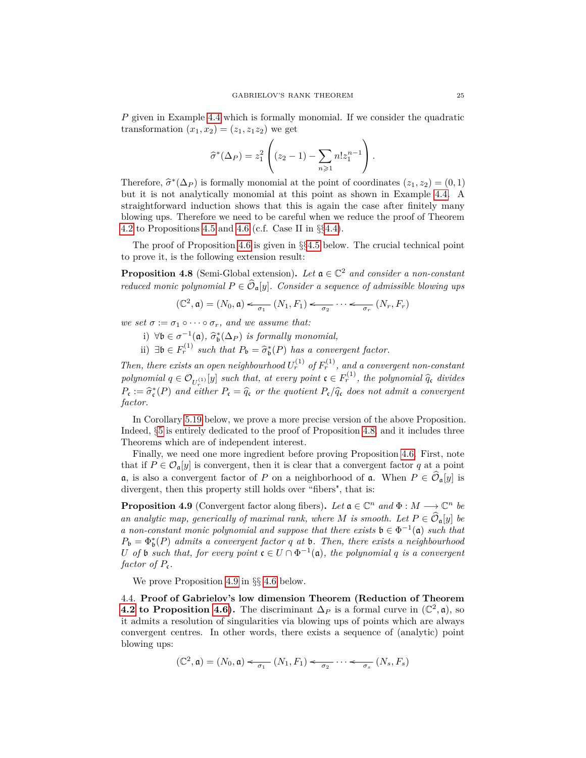$P$ given in Example 4.4 which is formally monomial. If we consider the quadratic transformation $(x_1, x_2) = (z_1, z_1 z_2)$ we get

$$\widehat{\sigma}^*(\Delta_P) = z_1^2 \left( (z_2 - 1) - \sum_{n \geqslant 1} n! z_1^{n-1} \right).$$

Therefore, $\widehat{\sigma}^*(\Delta_P)$ is formally monomial at the point of coordinates $(z_1, z_2) = (0, 1)$ but it is not analytically monomial at this point as shown in Example 4.4. A straightforward induction shows that this is again the case after finitely many blowing ups. Therefore we need to be careful when we reduce the proof of Theorem 4.2 to Propositions 4.5 and 4.6 (c.f. Case II in §§4.4).

The proof of Proposition 4.6 is given in §§4.5 below. The crucial technical point to prove it, is the following extension result:

**Proposition 4.8** (Semi-Global extension)**.** *Let $\mathfrak{a} \in \mathbb{C}^2$ and consider a non-constant reduced monic polynomial $P \in \widehat{\mathcal{O}}_{\mathfrak{a}}[y]$. Consider a sequence of admissible blowing ups*

$$(\mathbb{C}^2, \mathfrak{a}) = (N_0, \mathfrak{a}) \xleftarrow[\sigma_1]{} (N_1, F_1) \xleftarrow[\sigma_2]{} \cdots \xleftarrow[\sigma_r]{} (N_r, F_r)$$

*we set $\sigma := \sigma_1 \circ \cdots \circ \sigma_r$, and we assume that:*

i) *$\forall \mathfrak{b} \in \sigma^{-1}(\mathfrak{a})$, $\widehat{\sigma}_{\mathfrak{b}}^*(\Delta_P)$ is formally monomial,*
ii) *$\exists \mathfrak{b} \in F_r^{(1)}$ such that $P_{\mathfrak{b}} = \widehat{\sigma}_{\mathfrak{b}}^*(P)$ has a convergent factor.*

*Then, there exists an open neighbourhood $U_r^{(1)}$ of $F_r^{(1)}$, and a convergent non-constant polynomial $q \in \mathcal{O}_{U_r^{(1)}}[y]$ such that, at every point $\mathfrak{c} \in F_r^{(1)}$, the polynomial $\widehat{q}_{\mathfrak{c}}$ divides $P_{\mathfrak{c}} := \widehat{\sigma}_{\mathfrak{c}}^*(P)$ and either $P_{\mathfrak{c}} = \widehat{q}_{\mathfrak{c}}$ or the quotient $P_{\mathfrak{c}}/\widehat{q}_{\mathfrak{c}}$ does not admit a convergent factor.*

In Corollary 5.19 below, we prove a more precise version of the above Proposition. Indeed, §5 is entirely dedicated to the proof of Proposition 4.8, and it includes three Theorems which are of independent interest.

Finally, we need one more ingredient before proving Proposition 4.6. First, note that if $P \in \mathcal{O}_{\mathfrak{a}}[y]$ is convergent, then it is clear that a convergent factor $q$ at a point $\mathfrak{a}$, is also a convergent factor of $P$ on a neighborhood of $\mathfrak{a}$. When $P \in \widehat{\mathcal{O}}_{\mathfrak{a}}[y]$ is divergent, then this property still holds over "fibers", that is:

**Proposition 4.9** (Convergent factor along fibers)**.** *Let $\mathfrak{a} \in \mathbb{C}^n$ and $\Phi : M \longrightarrow \mathbb{C}^n$ be an analytic map, generically of maximal rank, where $M$ is smooth. Let $P \in \widehat{\mathcal{O}}_{\mathfrak{a}}[y]$ be a non-constant monic polynomial and suppose that there exists $\mathfrak{b} \in \Phi^{-1}(\mathfrak{a})$ such that $P_{\mathfrak{b}} = \Phi_{\mathfrak{b}}^*(P)$ admits a convergent factor $q$ at $\mathfrak{b}$. Then, there exists a neighbourhood $U$ of $\mathfrak{b}$ such that, for every point $\mathfrak{c} \in U \cap \Phi^{-1}(\mathfrak{a})$, the polynomial $q$ is a convergent factor of $P_{\mathfrak{c}}$.*

We prove Proposition 4.9 in §§ 4.6 below.

4.4. **Proof of Gabrielov's low dimension Theorem (Reduction of Theorem 4.2 to Proposition 4.6).** The discriminant $\Delta_P$ is a formal curve in $(\mathbb{C}^2, \mathfrak{a})$, so it admits a resolution of singularities via blowing ups of points which are always convergent centres. In other words, there exists a sequence of (analytic) point blowing ups:

$$(\mathbb{C}^2, \mathfrak{a}) = (N_0, \mathfrak{a}) \xleftarrow[\sigma_1]{} (N_1, F_1) \xleftarrow[\sigma_2]{} \cdots \xleftarrow[\sigma_s]{} (N_s, F_s)$$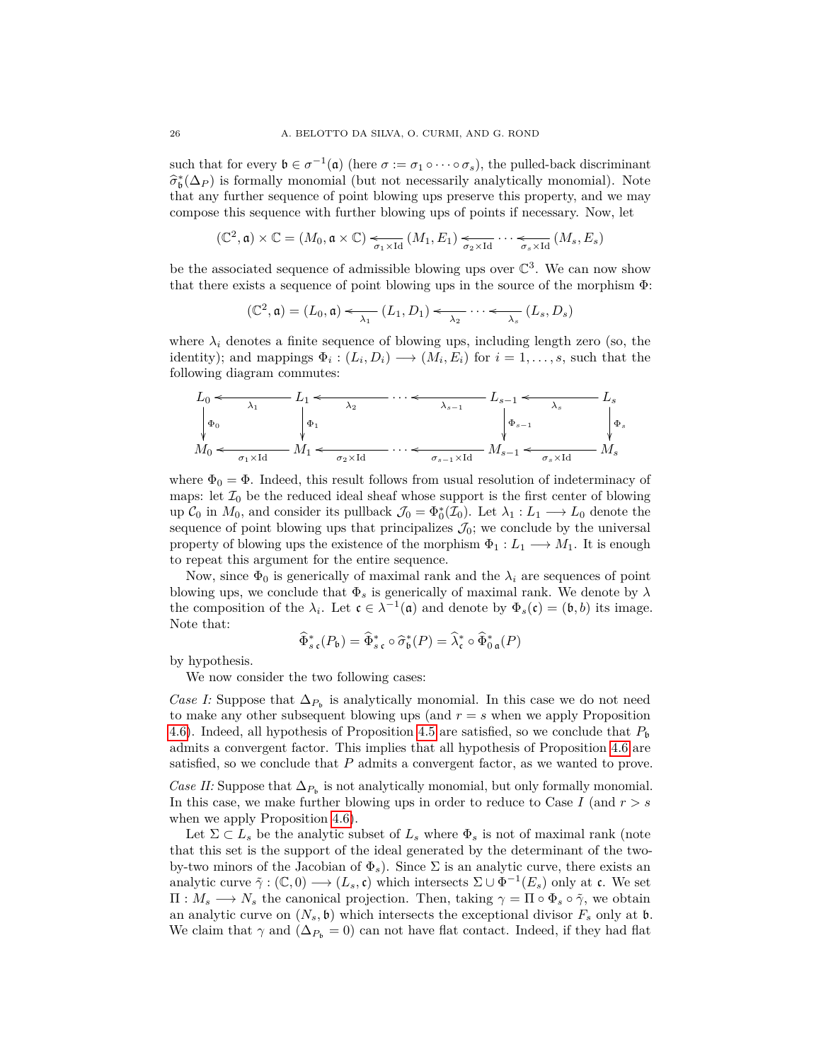such that for every $\mathfrak{b} \in \sigma^{-1}(\mathfrak{a})$ (here $\sigma := \sigma_1 \circ \cdots \circ \sigma_s$), the pulled-back discriminant $\widehat{\sigma}_{\mathfrak{b}}^*(\Delta_P)$ is formally monomial (but not necessarily analytically monomial). Note that any further sequence of point blowing ups preserve this property, and we may compose this sequence with further blowing ups of points if necessary. Now, let

$$(\mathbb{C}^2, \mathfrak{a}) \times \mathbb{C} = (M_0, \mathfrak{a} \times \mathbb{C}) \xleftarrow[\sigma_1 \times \mathrm{Id}]{} (M_1, E_1) \xleftarrow[\sigma_2 \times \mathrm{Id}]{} \cdots \xleftarrow[\sigma_s \times \mathrm{Id}]{} (M_s, E_s)$$

be the associated sequence of admissible blowing ups over $\mathbb{C}^3$. We can now show that there exists a sequence of point blowing ups in the source of the morphism $\Phi$:

$$(\mathbb{C}^2, \mathfrak{a}) = (L_0, \mathfrak{a}) \xleftarrow[\lambda_1]{} (L_1, D_1) \xleftarrow[\lambda_2]{} \cdots \xleftarrow[\lambda_s]{} (L_s, D_s)$$

where $\lambda_i$ denotes a finite sequence of blowing ups, including length zero (so, the identity); and mappings $\Phi_i : (L_i, D_i) \longrightarrow (M_i, E_i)$ for $i = 1, \ldots, s$, such that the following diagram commutes:

$$\begin{array}{ccccccccc}
L_0 & \xleftarrow{\lambda_1} & L_1 & \xleftarrow{\lambda_2} & \cdots & \xleftarrow{\lambda_{s-1}} & L_{s-1} & \xleftarrow{\lambda_s} & L_s \\
\downarrow{\scriptstyle \Phi_0} & & \downarrow{\scriptstyle \Phi_1} & & & & \downarrow{\scriptstyle \Phi_{s-1}} & & \downarrow{\scriptstyle \Phi_s} \\
M_0 & \xleftarrow[\sigma_1 \times \mathrm{Id}]{} & M_1 & \xleftarrow[\sigma_2 \times \mathrm{Id}]{} & \cdots & \xleftarrow[\sigma_{s-1} \times \mathrm{Id}]{} & M_{s-1} & \xleftarrow[\sigma_s \times \mathrm{Id}]{} & M_s
\end{array}$$

where $\Phi_0 = \Phi$. Indeed, this result follows from usual resolution of indeterminacy of maps: let $\mathcal{I}_0$ be the reduced ideal sheaf whose support is the first center of blowing up $\mathcal{C}_0$ in $M_0$, and consider its pullback $\mathcal{J}_0 = \Phi_0^*(\mathcal{I}_0)$. Let $\lambda_1 : L_1 \longrightarrow L_0$ denote the sequence of point blowing ups that principalizes $\mathcal{J}_0$; we conclude by the universal property of blowing ups the existence of the morphism $\Phi_1 : L_1 \longrightarrow M_1$. It is enough to repeat this argument for the entire sequence.

Now, since $\Phi_0$ is generically of maximal rank and the $\lambda_i$ are sequences of point blowing ups, we conclude that $\Phi_s$ is generically of maximal rank. We denote by $\lambda$ the composition of the $\lambda_i$. Let $\mathfrak{c} \in \lambda^{-1}(\mathfrak{a})$ and denote by $\Phi_s(\mathfrak{c}) = (\mathfrak{b}, b)$ its image. Note that:

$$\widehat{\Phi}_{s\,\mathfrak{c}}^*(P_{\mathfrak{b}}) = \widehat{\Phi}_{s\,\mathfrak{c}}^* \circ \widehat{\sigma}_{\mathfrak{b}}^*(P) = \widehat{\lambda}_{\mathfrak{c}}^* \circ \widehat{\Phi}_{0\,\mathfrak{a}}^*(P)$$

by hypothesis.

We now consider the two following cases:

*Case I:* Suppose that $\Delta_{P_{\mathfrak{b}}}$ is analytically monomial. In this case we do not need to make any other subsequent blowing ups (and $r = s$ when we apply Proposition 4.6). Indeed, all hypothesis of Proposition 4.5 are satisfied, so we conclude that $P_{\mathfrak{b}}$ admits a convergent factor. This implies that all hypothesis of Proposition 4.6 are satisfied, so we conclude that $P$ admits a convergent factor, as we wanted to prove.

*Case II:* Suppose that $\Delta_{P_{\mathfrak{b}}}$ is not analytically monomial, but only formally monomial. In this case, we make further blowing ups in order to reduce to Case $I$ (and $r > s$ when we apply Proposition 4.6).

Let $\Sigma \subset L_s$ be the analytic subset of $L_s$ where $\Phi_s$ is not of maximal rank (note that this set is the support of the ideal generated by the determinant of the two-by-two minors of the Jacobian of $\Phi_s$). Since $\Sigma$ is an analytic curve, there exists an analytic curve $\tilde{\gamma} : (\mathbb{C}, 0) \longrightarrow (L_s, \mathfrak{c})$ which intersects $\Sigma \cup \Phi^{-1}(E_s)$ only at $\mathfrak{c}$. We set $\Pi : M_s \longrightarrow N_s$ the canonical projection. Then, taking $\gamma = \Pi \circ \Phi_s \circ \tilde{\gamma}$, we obtain an analytic curve on $(N_s, \mathfrak{b})$ which intersects the exceptional divisor $F_s$ only at $\mathfrak{b}$. We claim that $\gamma$ and $(\Delta_{P_{\mathfrak{b}}} = 0)$ can not have flat contact. Indeed, if they had flat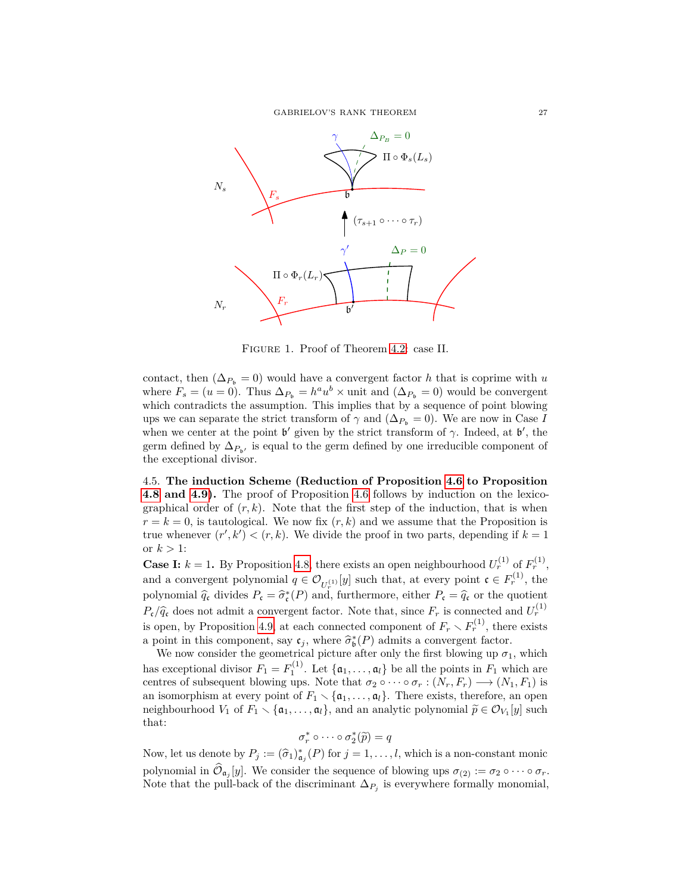FIGURE 1. Proof of Theorem 4.2: case II.

contact, then $(\Delta_{P_{\mathfrak{b}}} = 0)$ would have a convergent factor $h$ that is coprime with $u$ where $F_s = (u = 0)$. Thus $\Delta_{P_{\mathfrak{b}}} = h^a u^b \times$ unit and $(\Delta_{P_{\mathfrak{b}}} = 0)$ would be convergent which contradicts the assumption. This implies that by a sequence of point blowing ups we can separate the strict transform of $\gamma$ and $(\Delta_{P_{\mathfrak{b}}} = 0)$. We are now in Case *I* when we center at the point $\mathfrak{b}'$ given by the strict transform of $\gamma$. Indeed, at $\mathfrak{b}'$, the germ defined by $\Delta_{P_{\mathfrak{b}'}}$ is equal to the germ defined by one irreducible component of the exceptional divisor.

4.5. **The induction Scheme (Reduction of Proposition 4.6 to Proposition 4.8 and 4.9).** The proof of Proposition 4.6 follows by induction on the lexicographical order of $(r,k)$. Note that the first step of the induction, that is when $r = k = 0$, is tautological. We now fix $(r,k)$ and we assume that the Proposition is true whenever $(r',k') < (r,k)$. We divide the proof in two parts, depending if $k = 1$ or $k > 1$:

**Case I:** $k = 1$**.** By Proposition 4.8, there exists an open neighbourhood $U_r^{(1)}$ of $F_r^{(1)}$, and a convergent polynomial $q \in \mathcal{O}_{U_r^{(1)}}[y]$ such that, at every point $\mathfrak{c} \in F_r^{(1)}$, the polynomial $\widehat{q}_{\mathfrak{c}}$ divides $P_{\mathfrak{c}} = \widehat{\sigma}_{\mathfrak{c}}^*(P)$ and, furthermore, either $P_{\mathfrak{c}} = \widehat{q}_{\mathfrak{c}}$ or the quotient $P_{\mathfrak{c}}/\widehat{q}_{\mathfrak{c}}$ does not admit a convergent factor. Note that, since $F_r$ is connected and $U_r^{(1)}$ is open, by Proposition 4.9, at each connected component of $F_r \setminus F_r^{(1)}$, there exists a point in this component, say $\mathfrak{c}_j$, where $\widehat{\sigma}_{\mathfrak{b}}^*(P)$ admits a convergent factor.

We now consider the geometrical picture after only the first blowing up $\sigma_1$, which has exceptional divisor $F_1 = F_1^{(1)}$. Let $\{\mathfrak{a}_1, \ldots, \mathfrak{a}_l\}$ be all the points in $F_1$ which are centres of subsequent blowing ups. Note that $\sigma_2 \circ \cdots \circ \sigma_r : (N_r, F_r) \longrightarrow (N_1, F_1)$ is an isomorphism at every point of $F_1 \setminus \{\mathfrak{a}_1, \ldots, \mathfrak{a}_l\}$. There exists, therefore, an open neighbourhood $V_1$ of $F_1 \setminus \{\mathfrak{a}_1, \ldots, \mathfrak{a}_l\}$, and an analytic polynomial $\widetilde{p} \in \mathcal{O}_{V_1}[y]$ such that:

$$\sigma_r^* \circ \cdots \circ \sigma_2^*(\widetilde{p}) = q$$

Now, let us denote by $P_j := (\widehat{\sigma}_1)_{\mathfrak{a}_j}^*(P)$ for $j = 1, \ldots, l$, which is a non-constant monic polynomial in $\widehat{\mathcal{O}}_{\mathfrak{a}_j}[y]$. We consider the sequence of blowing ups $\sigma_{(2)} := \sigma_2 \circ \cdots \circ \sigma_r$. Note that the pull-back of the discriminant $\Delta_{P_j}$ is everywhere formally monomial,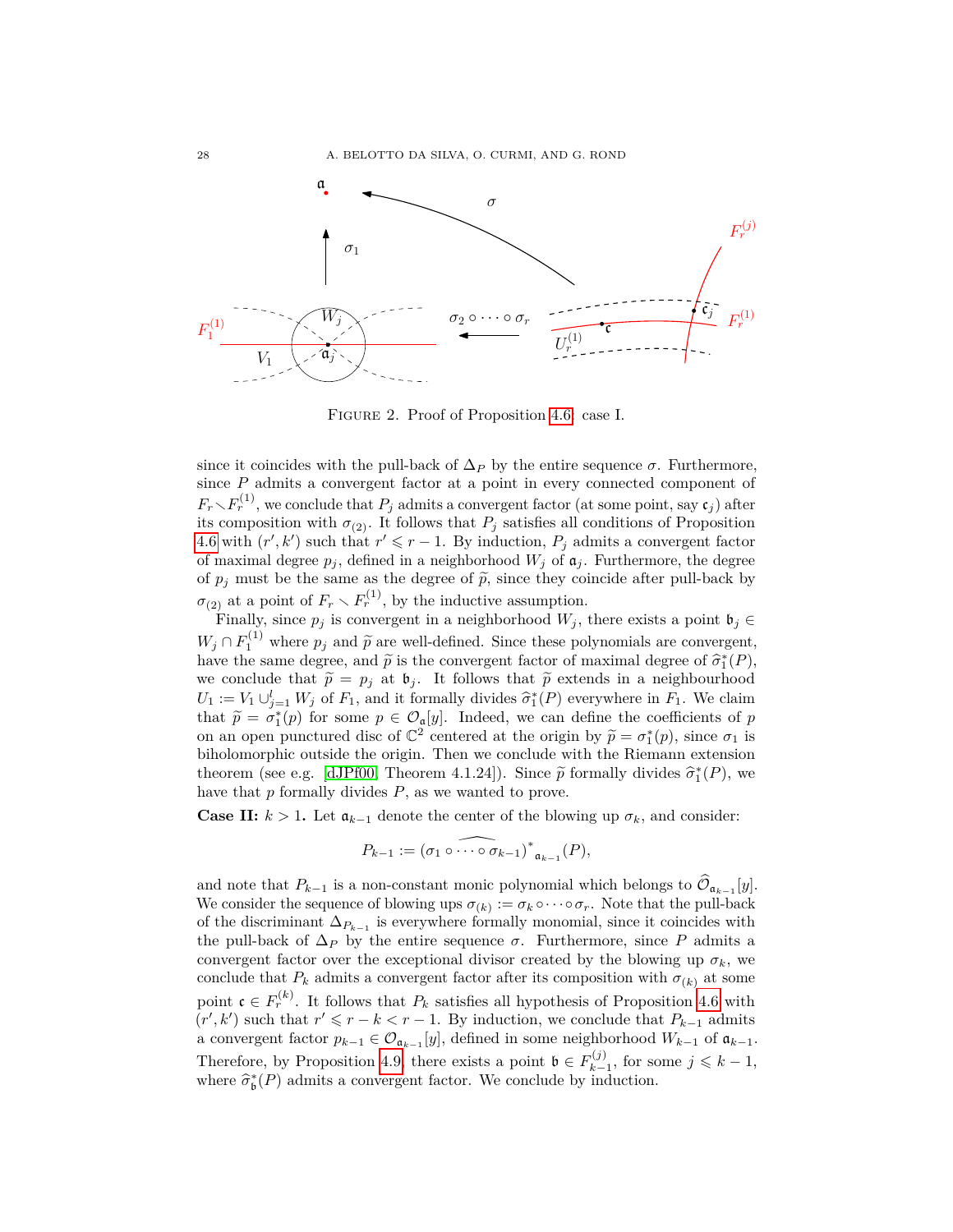FIGURE 2. Proof of Proposition 4.6: case I.

since it coincides with the pull-back of $\Delta_P$ by the entire sequence $\sigma$. Furthermore, since $P$ admits a convergent factor at a point in every connected component of $F_r \setminus F_r^{(1)}$, we conclude that $P_j$ admits a convergent factor (at some point, say $\mathfrak{c}_j$) after its composition with $\sigma_{(2)}$. It follows that $P_j$ satisfies all conditions of Proposition 4.6 with $(r', k')$ such that $r' \leqslant r - 1$. By induction, $P_j$ admits a convergent factor of maximal degree $p_j$, defined in a neighborhood $W_j$ of $\mathfrak{a}_j$. Furthermore, the degree of $p_j$ must be the same as the degree of $\widetilde{p}$, since they coincide after pull-back by $\sigma_{(2)}$ at a point of $F_r \setminus F_r^{(1)}$, by the inductive assumption.

Finally, since $p_j$ is convergent in a neighborhood $W_j$, there exists a point $\mathfrak{b}_j \in W_j \cap F_1^{(1)}$ where $p_j$ and $\widetilde{p}$ are well-defined. Since these polynomials are convergent, have the same degree, and $\widetilde{p}$ is the convergent factor of maximal degree of $\widehat{\sigma}_1^*(P)$, we conclude that $\widetilde{p} = p_j$ at $\mathfrak{b}_j$. It follows that $\widetilde{p}$ extends in a neighbourhood $U_1 := V_1 \cup_{j=1}^{l} W_j$ of $F_1$, and it formally divides $\widehat{\sigma}_1^*(P)$ everywhere in $F_1$. We claim that $\widetilde{p} = \sigma_1^*(p)$ for some $p \in \mathcal{O}_{\mathfrak{a}}[y]$. Indeed, we can define the coefficients of $p$ on an open punctured disc of $\mathbb{C}^2$ centered at the origin by $\widetilde{p} = \sigma_1^*(p)$, since $\sigma_1$ is biholomorphic outside the origin. Then we conclude with the Riemann extension theorem (see e.g. [dJPf00, Theorem 4.1.24]). Since $\widetilde{p}$ formally divides $\widehat{\sigma}_1^*(P)$, we have that $p$ formally divides $P$, as we wanted to prove.

**Case II:** $k > 1$**.** Let $\mathfrak{a}_{k-1}$ denote the center of the blowing up $\sigma_k$, and consider:

$$P_{k-1} := (\sigma_1 \circ \widehat{\cdots \circ} \sigma_{k-1})^*_{\mathfrak{a}_{k-1}}(P),$$

and note that $P_{k-1}$ is a non-constant monic polynomial which belongs to $\widehat{\mathcal{O}}_{\mathfrak{a}_{k-1}}[y]$. We consider the sequence of blowing ups $\sigma_{(k)} := \sigma_k \circ \cdots \circ \sigma_r$. Note that the pull-back of the discriminant $\Delta_{P_{k-1}}$ is everywhere formally monomial, since it coincides with the pull-back of $\Delta_P$ by the entire sequence $\sigma$. Furthermore, since $P$ admits a convergent factor over the exceptional divisor created by the blowing up $\sigma_k$, we conclude that $P_k$ admits a convergent factor after its composition with $\sigma_{(k)}$ at some point $\mathfrak{c} \in F_r^{(k)}$. It follows that $P_k$ satisfies all hypothesis of Proposition 4.6 with $(r', k')$ such that $r' \leqslant r - k < r - 1$. By induction, we conclude that $P_{k-1}$ admits a convergent factor $p_{k-1} \in \mathcal{O}_{\mathfrak{a}_{k-1}}[y]$, defined in some neighborhood $W_{k-1}$ of $\mathfrak{a}_{k-1}$. Therefore, by Proposition 4.9, there exists a point $\mathfrak{b} \in F_{k-1}^{(j)}$, for some $j \leqslant k-1$, where $\widehat{\sigma}_{\mathfrak{b}}^*(P)$ admits a convergent factor. We conclude by induction.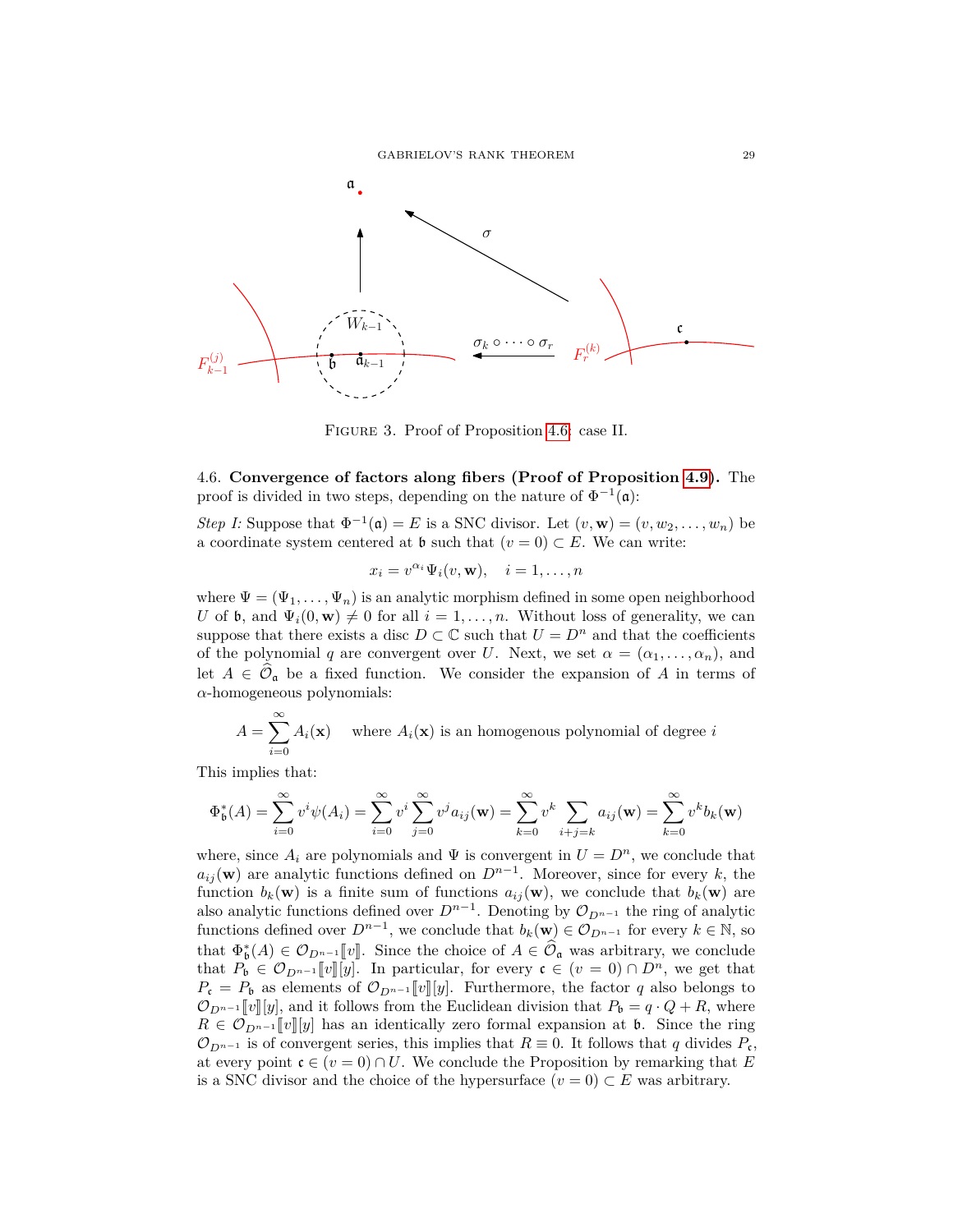FIGURE 3. Proof of Proposition 4.6: case II.

4.6. **Convergence of factors along fibers (Proof of Proposition 4.9).** The proof is divided in two steps, depending on the nature of $\Phi^{-1}(\mathfrak{a})$:

*Step I:* Suppose that $\Phi^{-1}(\mathfrak{a}) = E$ is a SNC divisor. Let $(v, \mathbf{w}) = (v, w_2, \ldots, w_n)$ be a coordinate system centered at $\mathfrak{b}$ such that $(v = 0) \subset E$. We can write:

$$x_i = v^{\alpha_i} \Psi_i(v, \mathbf{w}), \quad i = 1, \ldots, n$$

where $\Psi = (\Psi_1, \ldots, \Psi_n)$ is an analytic morphism defined in some open neighborhood $U$ of $\mathfrak{b}$, and $\Psi_i(0, \mathbf{w}) \neq 0$ for all $i = 1, \ldots, n$. Without loss of generality, we can suppose that there exists a disc $D \subset \mathbb{C}$ such that $U = D^n$ and that the coefficients of the polynomial $q$ are convergent over $U$. Next, we set $\alpha = (\alpha_1, \ldots, \alpha_n)$, and let $A \in \widehat{\mathcal{O}}_{\mathfrak{a}}$ be a fixed function. We consider the expansion of $A$ in terms of $\alpha$-homogeneous polynomials:

$$A = \sum_{i=0}^{\infty} A_i(\mathbf{x}) \quad \text{where } A_i(\mathbf{x}) \text{ is an homogenous polynomial of degree } i$$

This implies that:

$$\Phi_{\mathfrak{b}}^*(A) = \sum_{i=0}^{\infty} v^i \psi(A_i) = \sum_{i=0}^{\infty} v^i \sum_{j=0}^{\infty} v^j a_{ij}(\mathbf{w}) = \sum_{k=0}^{\infty} v^k \sum_{i+j=k} a_{ij}(\mathbf{w}) = \sum_{k=0}^{\infty} v^k b_k(\mathbf{w})$$

where, since $A_i$ are polynomials and $\Psi$ is convergent in $U = D^n$, we conclude that $a_{ij}(\mathbf{w})$ are analytic functions defined on $D^{n-1}$. Moreover, since for every $k$, the function $b_k(\mathbf{w})$ is a finite sum of functions $a_{ij}(\mathbf{w})$, we conclude that $b_k(\mathbf{w})$ are also analytic functions defined over $D^{n-1}$. Denoting by $\mathcal{O}_{D^{n-1}}$ the ring of analytic functions defined over $D^{n-1}$, we conclude that $b_k(\mathbf{w}) \in \mathcal{O}_{D^{n-1}}$ for every $k \in \mathbb{N}$, so that $\Phi_{\mathfrak{b}}^*(A) \in \mathcal{O}_{D^{n-1}}[\![v]\!]$. Since the choice of $A \in \widehat{\mathcal{O}}_{\mathfrak{a}}$ was arbitrary, we conclude that $P_{\mathfrak{b}} \in \mathcal{O}_{D^{n-1}}[\![v]\!][y]$. In particular, for every $\mathfrak{c} \in (v = 0) \cap D^n$, we get that $P_{\mathfrak{c}} = P_{\mathfrak{b}}$ as elements of $\mathcal{O}_{D^{n-1}}[\![v]\!][y]$. Furthermore, the factor $q$ also belongs to $\mathcal{O}_{D^{n-1}}[\![v]\!][y]$, and it follows from the Euclidean division that $P_{\mathfrak{b}} = q \cdot Q + R$, where $R \in \mathcal{O}_{D^{n-1}}[\![v]\!][y]$ has an identically zero formal expansion at $\mathfrak{b}$. Since the ring $\mathcal{O}_{D^{n-1}}$ is of convergent series, this implies that $R \equiv 0$. It follows that $q$ divides $P_{\mathfrak{c}}$, at every point $\mathfrak{c} \in (v = 0) \cap U$. We conclude the Proposition by remarking that $E$ is a SNC divisor and the choice of the hypersurface $(v = 0) \subset E$ was arbitrary.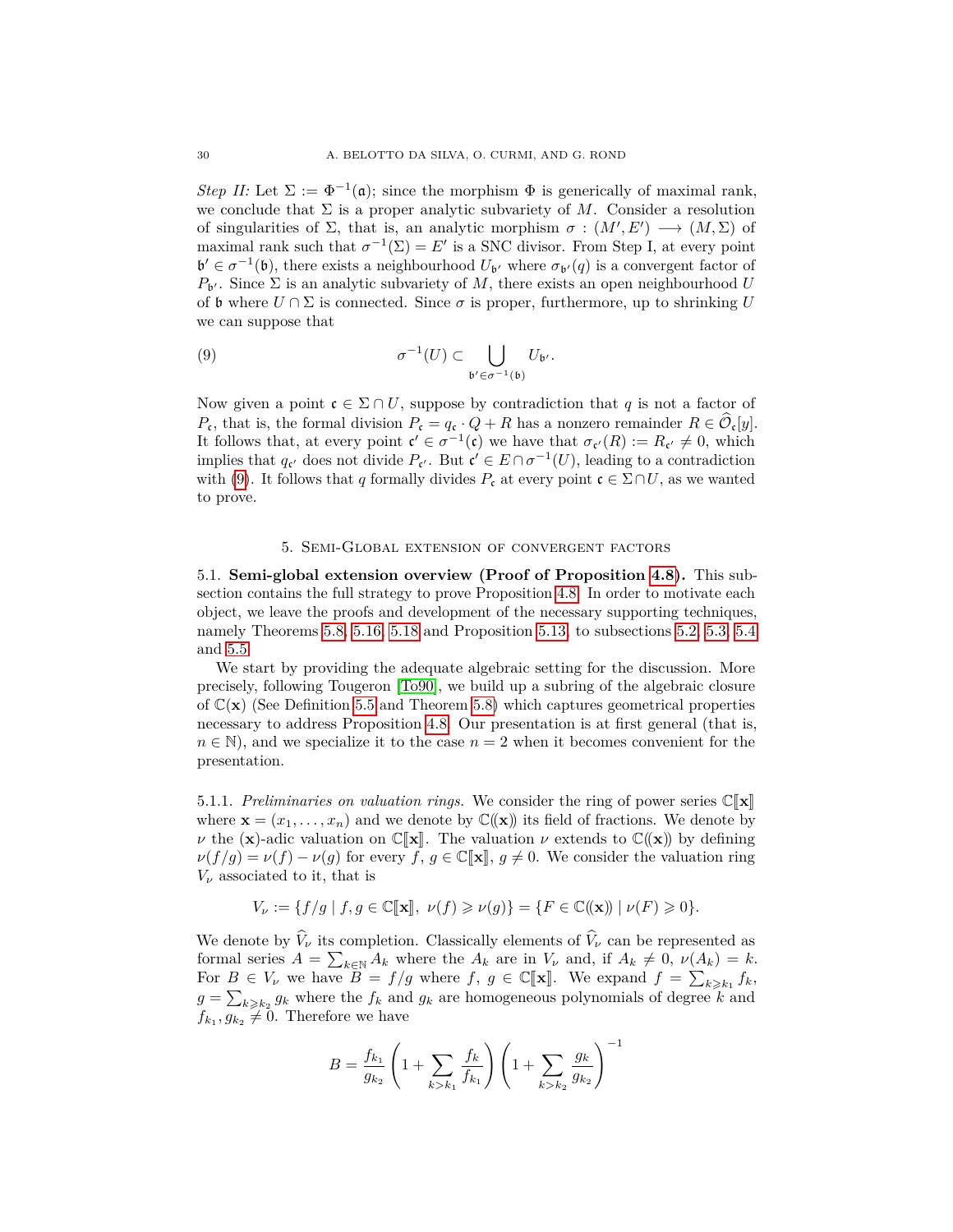*Step II:* Let $\Sigma := \Phi^{-1}(\mathfrak{a})$; since the morphism $\Phi$ is generically of maximal rank, we conclude that $\Sigma$ is a proper analytic subvariety of $M$. Consider a resolution of singularities of $\Sigma$, that is, an analytic morphism $\sigma : (M', E') \longrightarrow (M, \Sigma)$ of maximal rank such that $\sigma^{-1}(\Sigma) = E'$ is a SNC divisor. From Step I, at every point $\mathfrak{b}' \in \sigma^{-1}(\mathfrak{b})$, there exists a neighbourhood $U_{\mathfrak{b}'}$ where $\sigma_{\mathfrak{b}'}(q)$ is a convergent factor of $P_{\mathfrak{b}'}$. Since $\Sigma$ is an analytic subvariety of $M$, there exists an open neighbourhood $U$ of $\mathfrak{b}$ where $U \cap \Sigma$ is connected. Since $\sigma$ is proper, furthermore, up to shrinking $U$ we can suppose that

$$\sigma^{-1}(U) \subset \bigcup_{\mathfrak{b}' \in \sigma^{-1}(\mathfrak{b})} U_{\mathfrak{b}'}. \tag{9}$$

Now given a point $\mathfrak{c} \in \Sigma \cap U$, suppose by contradiction that $q$ is not a factor of $P_{\mathfrak{c}}$, that is, the formal division $P_{\mathfrak{c}} = q_{\mathfrak{c}} \cdot Q + R$ has a nonzero remainder $R \in \widehat{\mathcal{O}}_{\mathfrak{c}}[y]$. It follows that, at every point $\mathfrak{c}' \in \sigma^{-1}(\mathfrak{c})$ we have that $\sigma_{\mathfrak{c}'}(R) := R_{\mathfrak{c}'} \neq 0$, which implies that $q_{\mathfrak{c}'}$ does not divide $P_{\mathfrak{c}'}$. But $\mathfrak{c}' \in E \cap \sigma^{-1}(U)$, leading to a contradiction with (9). It follows that $q$ formally divides $P_{\mathfrak{c}}$ at every point $\mathfrak{c} \in \Sigma \cap U$, as we wanted to prove.

## 5. Semi-Global extension of convergent factors

### 5.1. **Semi-global extension overview (Proof of Proposition 4.8).**

This subsection contains the full strategy to prove Proposition 4.8. In order to motivate each object, we leave the proofs and development of the necessary supporting techniques, namely Theorems 5.8, 5.16, 5.18 and Proposition 5.13, to subsections 5.2, 5.3, 5.4 and 5.5.

We start by providing the adequate algebraic setting for the discussion. More precisely, following Tougeron [To90], we build up a subring of the algebraic closure of $\mathbb{C}(\mathbf{x})$ (See Definition 5.5 and Theorem 5.8) which captures geometrical properties necessary to address Proposition 4.8. Our presentation is at first general (that is, $n \in \mathbb{N}$), and we specialize it to the case $n = 2$ when it becomes convenient for the presentation.

5.1.1. *Preliminaries on valuation rings.* We consider the ring of power series $\mathbb{C}[\![\mathbf{x}]\!]$ where $\mathbf{x} = (x_1, \ldots, x_n)$ and we denote by $\mathbb{C}(\!(\mathbf{x})\!)$ its field of fractions. We denote by $\nu$ the $(\mathbf{x})$-adic valuation on $\mathbb{C}[\![\mathbf{x}]\!]$. The valuation $\nu$ extends to $\mathbb{C}(\!(\mathbf{x})\!)$ by defining $\nu(f/g) = \nu(f) - \nu(g)$ for every $f, g \in \mathbb{C}[\![\mathbf{x}]\!]$, $g \neq 0$. We consider the valuation ring $V_\nu$ associated to it, that is

$$V_\nu := \{f/g \mid f, g \in \mathbb{C}[\![\mathbf{x}]\!],\ \nu(f) \geqslant \nu(g)\} = \{F \in \mathbb{C}(\!(\mathbf{x})\!) \mid \nu(F) \geqslant 0\}.$$

We denote by $\widehat{V}_\nu$ its completion. Classically elements of $\widehat{V}_\nu$ can be represented as formal series $A = \sum_{k \in \mathbb{N}} A_k$ where the $A_k$ are in $V_\nu$ and, if $A_k \neq 0$, $\nu(A_k) = k$. For $B \in V_\nu$ we have $B = f/g$ where $f, g \in \mathbb{C}[\![\mathbf{x}]\!]$. We expand $f = \sum_{k \geqslant k_1} f_k$, $g = \sum_{k \geqslant k_2} g_k$ where the $f_k$ and $g_k$ are homogeneous polynomials of degree $k$ and $f_{k_1}, g_{k_2} \neq 0$. Therefore we have

$$B = \frac{f_{k_1}}{g_{k_2}} \left(1 + \sum_{k > k_1} \frac{f_k}{f_{k_1}}\right) \left(1 + \sum_{k > k_2} \frac{g_k}{g_{k_2}}\right)^{-1}$$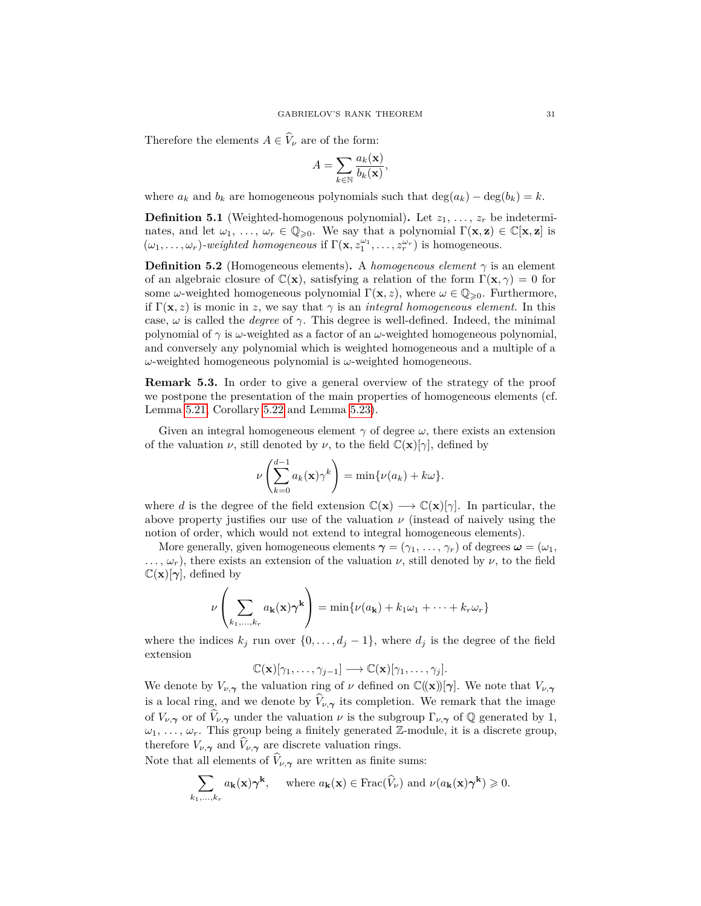Therefore the elements $A \in \widehat{V}_\nu$ are of the form:

$$A = \sum_{k \in \mathbb{N}} \frac{a_k(\mathbf{x})}{b_k(\mathbf{x})},$$

where $a_k$ and $b_k$ are homogeneous polynomials such that $\deg(a_k) - \deg(b_k) = k$.

**Definition 5.1** (Weighted-homogenous polynomial)**.** Let $z_1, \ldots, z_r$ be indeterminates, and let $\omega_1, \ldots, \omega_r \in \mathbb{Q}_{\geqslant 0}$. We say that a polynomial $\Gamma(\mathbf{x}, \mathbf{z}) \in \mathbb{C}[\mathbf{x}, \mathbf{z}]$ is $(\omega_1, \ldots, \omega_r)$-*weighted homogeneous* if $\Gamma(\mathbf{x}, z_1^{\omega_1}, \ldots, z_r^{\omega_r})$ is homogeneous.

**Definition 5.2** (Homogeneous elements)**.** A *homogeneous element* $\gamma$ is an element of an algebraic closure of $\mathbb{C}(\mathbf{x})$, satisfying a relation of the form $\Gamma(\mathbf{x}, \gamma) = 0$ for some $\omega$-weighted homogeneous polynomial $\Gamma(\mathbf{x}, z)$, where $\omega \in \mathbb{Q}_{\geqslant 0}$. Furthermore, if $\Gamma(\mathbf{x}, z)$ is monic in $z$, we say that $\gamma$ is an *integral homogeneous element*. In this case, $\omega$ is called the *degree* of $\gamma$. This degree is well-defined. Indeed, the minimal polynomial of $\gamma$ is $\omega$-weighted as a factor of an $\omega$-weighted homogeneous polynomial, and conversely any polynomial which is weighted homogeneous and a multiple of a $\omega$-weighted homogeneous polynomial is $\omega$-weighted homogeneous.

**Remark 5.3.** In order to give a general overview of the strategy of the proof we postpone the presentation of the main properties of homogeneous elements (cf. Lemma 5.21, Corollary 5.22 and Lemma 5.23).

Given an integral homogeneous element $\gamma$ of degree $\omega$, there exists an extension of the valuation $\nu$, still denoted by $\nu$, to the field $\mathbb{C}(\mathbf{x})[\gamma]$, defined by

$$\nu\left(\sum_{k=0}^{d-1} a_k(\mathbf{x})\gamma^k\right) = \min\{\nu(a_k) + k\omega\}.$$

where $d$ is the degree of the field extension $\mathbb{C}(\mathbf{x}) \longrightarrow \mathbb{C}(\mathbf{x})[\gamma]$. In particular, the above property justifies our use of the valuation $\nu$ (instead of naively using the notion of order, which would not extend to integral homogeneous elements).

More generally, given homogeneous elements $\boldsymbol{\gamma} = (\gamma_1, \ldots, \gamma_r)$ of degrees $\boldsymbol{\omega} = (\omega_1, \ldots, \omega_r)$, there exists an extension of the valuation $\nu$, still denoted by $\nu$, to the field $\mathbb{C}(\mathbf{x})[\boldsymbol{\gamma}]$, defined by

$$\nu\left(\sum_{k_1, \ldots, k_r} a_{\mathbf{k}}(\mathbf{x})\boldsymbol{\gamma}^{\mathbf{k}}\right) = \min\{\nu(a_{\mathbf{k}}) + k_1\omega_1 + \cdots + k_r\omega_r\}$$

where the indices $k_j$ run over $\{0, \ldots, d_j - 1\}$, where $d_j$ is the degree of the field extension

$$\mathbb{C}(\mathbf{x})[\gamma_1, \ldots, \gamma_{j-1}] \longrightarrow \mathbb{C}(\mathbf{x})[\gamma_1, \ldots, \gamma_j].$$

We denote by $V_{\nu,\boldsymbol{\gamma}}$ the valuation ring of $\nu$ defined on $\mathbb{C}(\!(\mathbf{x})\!)[\boldsymbol{\gamma}]$. We note that $V_{\nu,\boldsymbol{\gamma}}$ is a local ring, and we denote by $\widehat{V}_{\nu,\boldsymbol{\gamma}}$ its completion. We remark that the image of $V_{\nu,\boldsymbol{\gamma}}$ or of $\widehat{V}_{\nu,\boldsymbol{\gamma}}$ under the valuation $\nu$ is the subgroup $\Gamma_{\nu,\boldsymbol{\gamma}}$ of $\mathbb{Q}$ generated by 1, $\omega_1, \ldots, \omega_r$. This group being a finitely generated $\mathbb{Z}$-module, it is a discrete group, therefore $V_{\nu,\boldsymbol{\gamma}}$ and $\widehat{V}_{\nu,\boldsymbol{\gamma}}$ are discrete valuation rings.
Note that all elements of $\widehat{V}_{\nu,\boldsymbol{\gamma}}$ are written as finite sums:

$$\sum_{k_1, \ldots, k_r} a_{\mathbf{k}}(\mathbf{x})\boldsymbol{\gamma}^{\mathbf{k}}, \quad \text{ where } a_{\mathbf{k}}(\mathbf{x}) \in \operatorname{Frac}(\widehat{V}_\nu) \text{ and } \nu(a_{\mathbf{k}}(\mathbf{x})\boldsymbol{\gamma}^{\mathbf{k}}) \geqslant 0.$$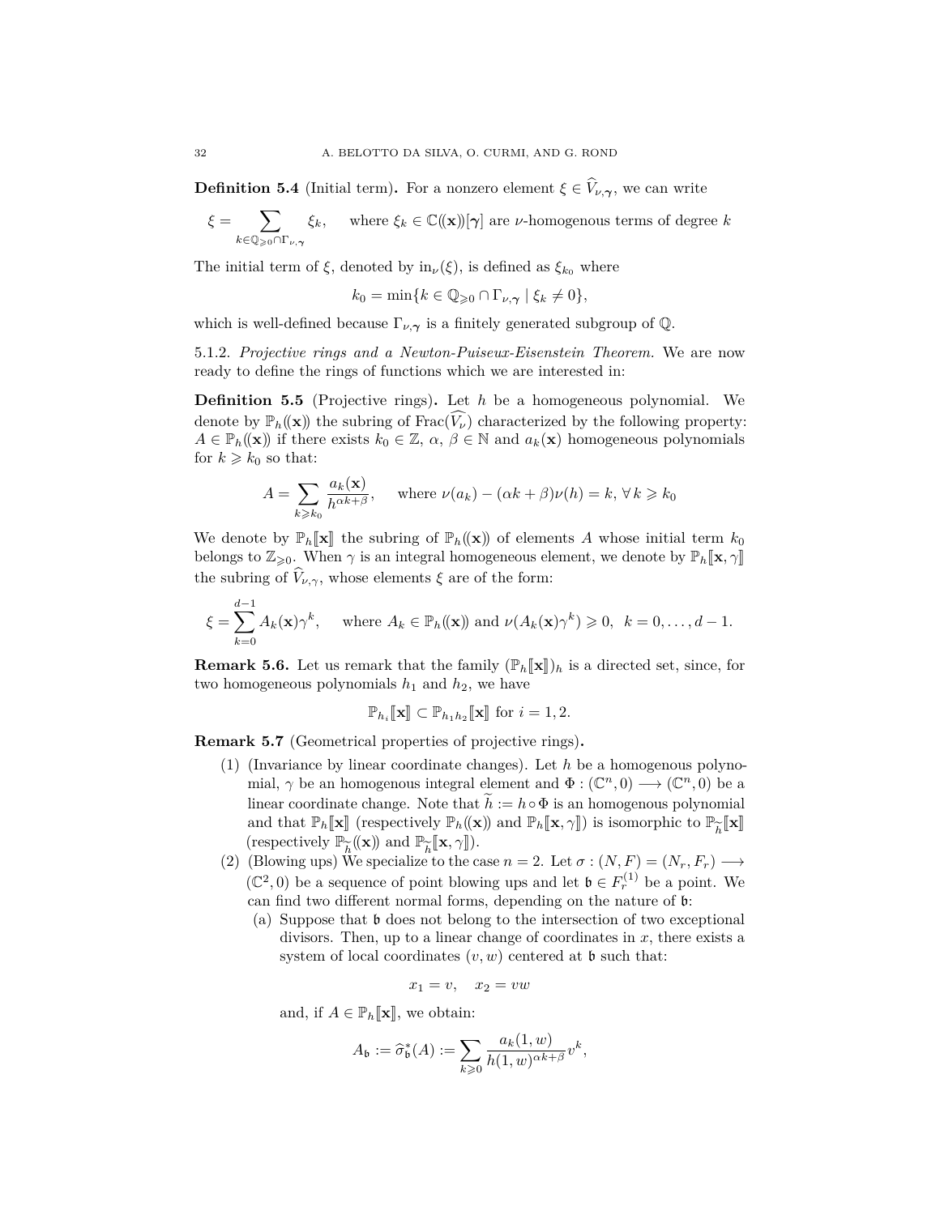**Definition 5.4** (Initial term)**.** For a nonzero element $\xi \in \widehat{V}_{\nu,\boldsymbol{\gamma}}$, we can write

$$\xi = \sum_{k \in \mathbb{Q}_{\geqslant 0} \cap \Gamma_{\nu,\boldsymbol{\gamma}}} \xi_k, \qquad \text{where } \xi_k \in \mathbb{C}(\!(\mathbf{x})\!)[\boldsymbol{\gamma}] \text{ are } \nu\text{-homogenous terms of degree } k$$

The initial term of $\xi$, denoted by $\mathrm{in}_\nu(\xi)$, is defined as $\xi_{k_0}$ where

$$k_0 = \min\{k \in \mathbb{Q}_{\geqslant 0} \cap \Gamma_{\nu,\boldsymbol{\gamma}} \mid \xi_k \neq 0\},$$

which is well-defined because $\Gamma_{\nu,\boldsymbol{\gamma}}$ is a finitely generated subgroup of $\mathbb{Q}$.

5.1.2. *Projective rings and a Newton-Puiseux-Eisenstein Theorem.* We are now ready to define the rings of functions which we are interested in:

**Definition 5.5** (Projective rings)**.** Let $h$ be a homogeneous polynomial. We denote by $\mathbb{P}_h(\!(\mathbf{x})\!)$ the subring of $\mathrm{Frac}(\widehat{V_\nu})$ characterized by the following property: $A \in \mathbb{P}_h(\!(\mathbf{x})\!)$ if there exists $k_0 \in \mathbb{Z}$, $\alpha$, $\beta \in \mathbb{N}$ and $a_k(\mathbf{x})$ homogeneous polynomials for $k \geqslant k_0$ so that:

$$A = \sum_{k \geqslant k_0} \frac{a_k(\mathbf{x})}{h^{\alpha k + \beta}}, \qquad \text{where } \nu(a_k) - (\alpha k + \beta)\nu(h) = k, \; \forall\, k \geqslant k_0$$

We denote by $\mathbb{P}_h[\![\mathbf{x}]\!]$ the subring of $\mathbb{P}_h(\!(\mathbf{x})\!)$ of elements $A$ whose initial term $k_0$ belongs to $\mathbb{Z}_{\geqslant 0}$. When $\gamma$ is an integral homogeneous element, we denote by $\mathbb{P}_h[\![\mathbf{x}, \gamma]\!]$ the subring of $\widehat{V}_{\nu,\gamma}$, whose elements $\xi$ are of the form:

$$\xi = \sum_{k=0}^{d-1} A_k(\mathbf{x})\gamma^k, \qquad \text{where } A_k \in \mathbb{P}_h(\!(\mathbf{x})\!) \text{ and } \nu(A_k(\mathbf{x})\gamma^k) \geqslant 0, \;\; k = 0, \ldots, d-1.$$

**Remark 5.6.** Let us remark that the family $(\mathbb{P}_h[\![\mathbf{x}]\!])_h$ is a directed set, since, for two homogeneous polynomials $h_1$ and $h_2$, we have

$$\mathbb{P}_{h_i}[\![\mathbf{x}]\!] \subset \mathbb{P}_{h_1 h_2}[\![\mathbf{x}]\!] \text{ for } i = 1, 2.$$

**Remark 5.7** (Geometrical properties of projective rings)**.**

1. (Invariance by linear coordinate changes). Let $h$ be a homogenous polynomial, $\gamma$ be an homogenous integral element and $\Phi : (\mathbb{C}^n, 0) \longrightarrow (\mathbb{C}^n, 0)$ be a linear coordinate change. Note that $\widetilde{h} := h \circ \Phi$ is an homogenous polynomial and that $\mathbb{P}_h[\![\mathbf{x}]\!]$ (respectively $\mathbb{P}_h(\!(\mathbf{x})\!)$ and $\mathbb{P}_h[\![\mathbf{x}, \gamma]\!]$) is isomorphic to $\mathbb{P}_{\widetilde{h}}[\![\mathbf{x}]\!]$ (respectively $\mathbb{P}_{\widetilde{h}}(\!(\mathbf{x})\!)$ and $\mathbb{P}_{\widetilde{h}}[\![\mathbf{x}, \gamma]\!]$).
2. (Blowing ups) We specialize to the case $n = 2$. Let $\sigma : (N, F) = (N_r, F_r) \longrightarrow (\mathbb{C}^2, 0)$ be a sequence of point blowing ups and let $\mathfrak{b} \in F_r^{(1)}$ be a point. We can find two different normal forms, depending on the nature of $\mathfrak{b}$:
   (a) Suppose that $\mathfrak{b}$ does not belong to the intersection of two exceptional divisors. Then, up to a linear change of coordinates in $x$, there exists a system of local coordinates $(v, w)$ centered at $\mathfrak{b}$ such that:

   $$x_1 = v, \quad x_2 = vw$$

   and, if $A \in \mathbb{P}_h[\![\mathbf{x}]\!]$, we obtain:

   $$A_{\mathfrak{b}} := \widehat{\sigma}_{\mathfrak{b}}^*(A) := \sum_{k \geqslant 0} \frac{a_k(1, w)}{h(1, w)^{\alpha k + \beta}} v^k,$$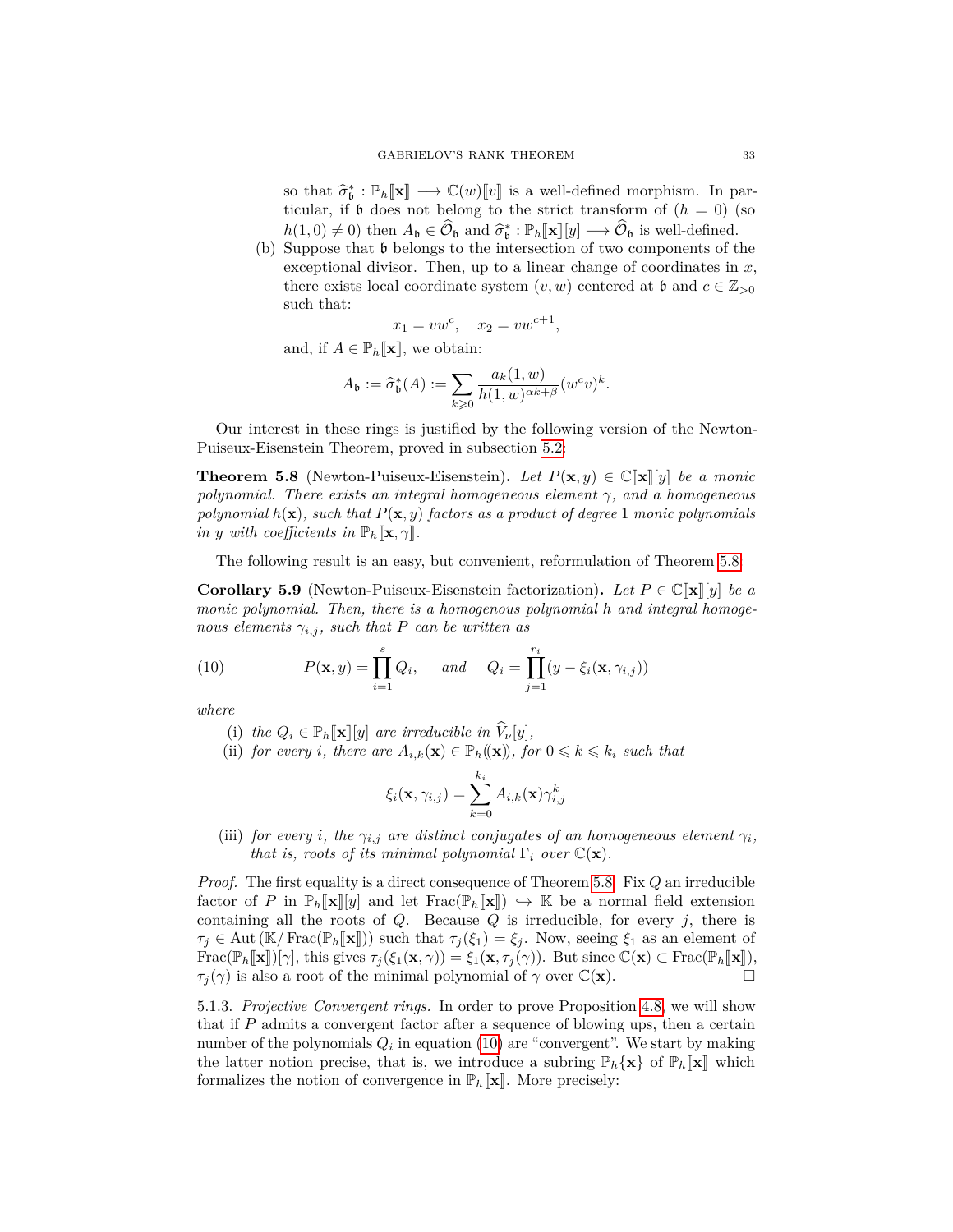so that $\widehat{\sigma}_{\mathfrak{b}}^* : \mathbb{P}_h[\![\mathbf{x}]\!] \longrightarrow \mathbb{C}(w)[\![v]\!]$ is a well-defined morphism. In particular, if $\mathfrak{b}$ does not belong to the strict transform of $(h = 0)$ (so $h(1,0) \neq 0$) then $A_{\mathfrak{b}} \in \widehat{\mathcal{O}}_{\mathfrak{b}}$ and $\widehat{\sigma}_{\mathfrak{b}}^* : \mathbb{P}_h[\![\mathbf{x}]\!][y] \longrightarrow \widehat{\mathcal{O}}_{\mathfrak{b}}$ is well-defined.

(b) Suppose that $\mathfrak{b}$ belongs to the intersection of two components of the exceptional divisor. Then, up to a linear change of coordinates in $x$, there exists local coordinate system $(v,w)$ centered at $\mathfrak{b}$ and $c \in \mathbb{Z}_{>0}$ such that:

$$x_1 = vw^c, \quad x_2 = vw^{c+1},$$

and, if $A \in \mathbb{P}_h[\![\mathbf{x}]\!]$, we obtain:

$$A_{\mathfrak{b}} := \widehat{\sigma}_{\mathfrak{b}}^*(A) := \sum_{k \geqslant 0} \frac{a_k(1,w)}{h(1,w)^{\alpha k + \beta}} (w^c v)^k.$$

Our interest in these rings is justified by the following version of the Newton-Puiseux-Eisenstein Theorem, proved in subsection 5.2:

**Theorem 5.8** (Newton-Puiseux-Eisenstein)**.** *Let $P(\mathbf{x}, y) \in \mathbb{C}[\![\mathbf{x}]\!][y]$ be a monic polynomial. There exists an integral homogeneous element $\gamma$, and a homogeneous polynomial $h(\mathbf{x})$, such that $P(\mathbf{x}, y)$ factors as a product of degree 1 monic polynomials in $y$ with coefficients in $\mathbb{P}_h[\![\mathbf{x}, \gamma]\!]$.*

The following result is an easy, but convenient, reformulation of Theorem 5.8.

**Corollary 5.9** (Newton-Puiseux-Eisenstein factorization)**.** *Let $P \in \mathbb{C}[\![\mathbf{x}]\!][y]$ be a monic polynomial. Then, there is a homogenous polynomial $h$ and integral homogenous elements $\gamma_{i,j}$, such that $P$ can be written as*

$$P(\mathbf{x}, y) = \prod_{i=1}^{s} Q_i, \quad \text{and} \quad Q_i = \prod_{j=1}^{r_i} (y - \xi_i(\mathbf{x}, \gamma_{i,j})) \tag{10}$$

*where*

(i) *the $Q_i \in \mathbb{P}_h[\![\mathbf{x}]\!][y]$ are irreducible in $\widehat{V}_\nu[y]$,*

(ii) *for every $i$, there are $A_{i,k}(\mathbf{x}) \in \mathbb{P}_h(\!(\mathbf{x})\!)$, for $0 \leqslant k \leqslant k_i$ such that*

$$\xi_i(\mathbf{x}, \gamma_{i,j}) = \sum_{k=0}^{k_i} A_{i,k}(\mathbf{x}) \gamma_{i,j}^k$$

(iii) *for every $i$, the $\gamma_{i,j}$ are distinct conjugates of an homogeneous element $\gamma_i$, that is, roots of its minimal polynomial $\Gamma_i$ over $\mathbb{C}(\mathbf{x})$.*

*Proof.* The first equality is a direct consequence of Theorem 5.8. Fix $Q$ an irreducible factor of $P$ in $\mathbb{P}_h[\![\mathbf{x}]\!][y]$ and let $\mathrm{Frac}(\mathbb{P}_h[\![\mathbf{x}]\!]) \hookrightarrow \mathbb{K}$ be a normal field extension containing all the roots of $Q$. Because $Q$ is irreducible, for every $j$, there is $\tau_j \in \mathrm{Aut}\,(\mathbb{K}/\,\mathrm{Frac}(\mathbb{P}_h[\![\mathbf{x}]\!]))$ such that $\tau_j(\xi_1) = \xi_j$. Now, seeing $\xi_1$ as an element of $\mathrm{Frac}(\mathbb{P}_h[\![\mathbf{x}]\!])[\gamma]$, this gives $\tau_j(\xi_1(\mathbf{x}, \gamma)) = \xi_1(\mathbf{x}, \tau_j(\gamma))$. But since $\mathbb{C}(\mathbf{x}) \subset \mathrm{Frac}(\mathbb{P}_h[\![\mathbf{x}]\!])$, $\tau_j(\gamma)$ is also a root of the minimal polynomial of $\gamma$ over $\mathbb{C}(\mathbf{x})$. □

5.1.3. *Projective Convergent rings.* In order to prove Proposition 4.8, we will show that if $P$ admits a convergent factor after a sequence of blowing ups, then a certain number of the polynomials $Q_i$ in equation (10) are "convergent". We start by making the latter notion precise, that is, we introduce a subring $\mathbb{P}_h\{\mathbf{x}\}$ of $\mathbb{P}_h[\![\mathbf{x}]\!]$ which formalizes the notion of convergence in $\mathbb{P}_h[\![\mathbf{x}]\!]$. More precisely: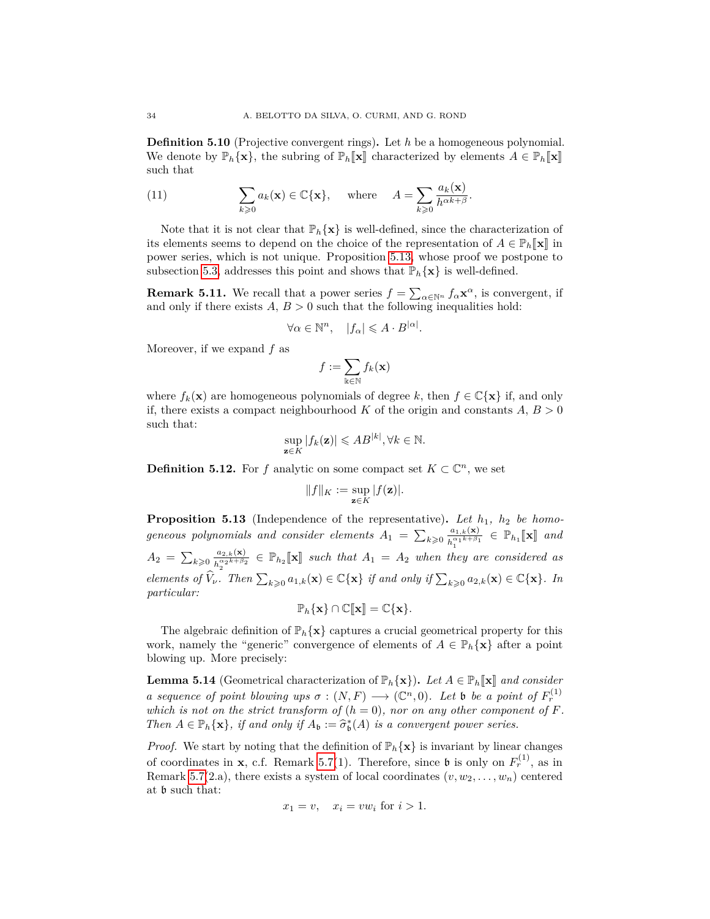**Definition 5.10** (Projective convergent rings)**.** Let $h$ be a homogeneous polynomial. We denote by $\mathbb{P}_h\{\mathbf{x}\}$, the subring of $\mathbb{P}_h[\![\mathbf{x}]\!]$ characterized by elements $A \in \mathbb{P}_h[\![\mathbf{x}]\!]$ such that

$$\sum_{k\geqslant 0} a_k(\mathbf{x}) \in \mathbb{C}\{\mathbf{x}\}, \quad \text{ where } \quad A = \sum_{k\geqslant 0} \frac{a_k(\mathbf{x})}{h^{\alpha k+\beta}}. \tag{11}$$

Note that it is not clear that $\mathbb{P}_h\{\mathbf{x}\}$ is well-defined, since the characterization of its elements seems to depend on the choice of the representation of $A \in \mathbb{P}_h[\![\mathbf{x}]\!]$ in power series, which is not unique. Proposition 5.13, whose proof we postpone to subsection 5.3, addresses this point and shows that $\mathbb{P}_h\{\mathbf{x}\}$ is well-defined.

**Remark 5.11.** We recall that a power series $f = \sum_{\alpha\in\mathbb{N}^n} f_\alpha \mathbf{x}^\alpha$, is convergent, if and only if there exists $A$, $B > 0$ such that the following inequalities hold:

$$\forall \alpha \in \mathbb{N}^n, \quad |f_\alpha| \leqslant A \cdot B^{|\alpha|}.$$

Moreover, if we expand $f$ as

$$f := \sum_{\Bbbk\in\mathbb{N}} f_k(\mathbf{x})$$

where $f_k(\mathbf{x})$ are homogeneous polynomials of degree $k$, then $f \in \mathbb{C}\{\mathbf{x}\}$ if, and only if, there exists a compact neighbourhood $K$ of the origin and constants $A$, $B > 0$ such that:

$$\sup_{\mathbf{z}\in K} |f_k(\mathbf{z})| \leqslant AB^{|k|}, \forall k \in \mathbb{N}.$$

**Definition 5.12.** For $f$ analytic on some compact set $K \subset \mathbb{C}^n$, we set

$$\|f\|_K := \sup_{\mathbf{z}\in K} |f(\mathbf{z})|.$$

**Proposition 5.13** (Independence of the representative)**.** *Let $h_1$, $h_2$ be homogeneous polynomials and consider elements $A_1 = \sum_{k\geqslant 0} \frac{a_{1,k}(\mathbf{x})}{h_1^{\alpha_1 k+\beta_1}} \in \mathbb{P}_{h_1}[\![\mathbf{x}]\!]$ and $A_2 = \sum_{k\geqslant 0} \frac{a_{2,k}(\mathbf{x})}{h_2^{\alpha_2 k+\beta_2}} \in \mathbb{P}_{h_2}[\![\mathbf{x}]\!]$ such that $A_1 = A_2$ when they are considered as elements of $\widehat{V}_\nu$. Then $\sum_{k\geqslant 0} a_{1,k}(\mathbf{x}) \in \mathbb{C}\{\mathbf{x}\}$ if and only if $\sum_{k\geqslant 0} a_{2,k}(\mathbf{x}) \in \mathbb{C}\{\mathbf{x}\}$. In particular:*

$$\mathbb{P}_h\{\mathbf{x}\} \cap \mathbb{C}[\![\mathbf{x}]\!] = \mathbb{C}\{\mathbf{x}\}.$$

The algebraic definition of $\mathbb{P}_h\{\mathbf{x}\}$ captures a crucial geometrical property for this work, namely the "generic" convergence of elements of $A \in \mathbb{P}_h\{\mathbf{x}\}$ after a point blowing up. More precisely:

**Lemma 5.14** (Geometrical characterization of $\mathbb{P}_h\{\mathbf{x}\}$)**.** *Let $A \in \mathbb{P}_h[\![\mathbf{x}]\!]$ and consider a sequence of point blowing ups $\sigma : (N, F) \longrightarrow (\mathbb{C}^n, 0)$. Let $\mathfrak{b}$ be a point of $F_r^{(1)}$ which is not on the strict transform of $(h = 0)$, nor on any other component of $F$. Then $A \in \mathbb{P}_h\{\mathbf{x}\}$, if and only if $A_\mathfrak{b} := \widehat{\sigma}_\mathfrak{b}^*(A)$ is a convergent power series.*

*Proof.* We start by noting that the definition of $\mathbb{P}_h\{\mathbf{x}\}$ is invariant by linear changes of coordinates in $\mathbf{x}$, c.f. Remark 5.7(1). Therefore, since $\mathfrak{b}$ is only on $F_r^{(1)}$, as in Remark 5.7(2.a), there exists a system of local coordinates $(v, w_2, \ldots, w_n)$ centered at $\mathfrak{b}$ such that:

$$x_1 = v, \quad x_i = vw_i \text{ for } i > 1.$$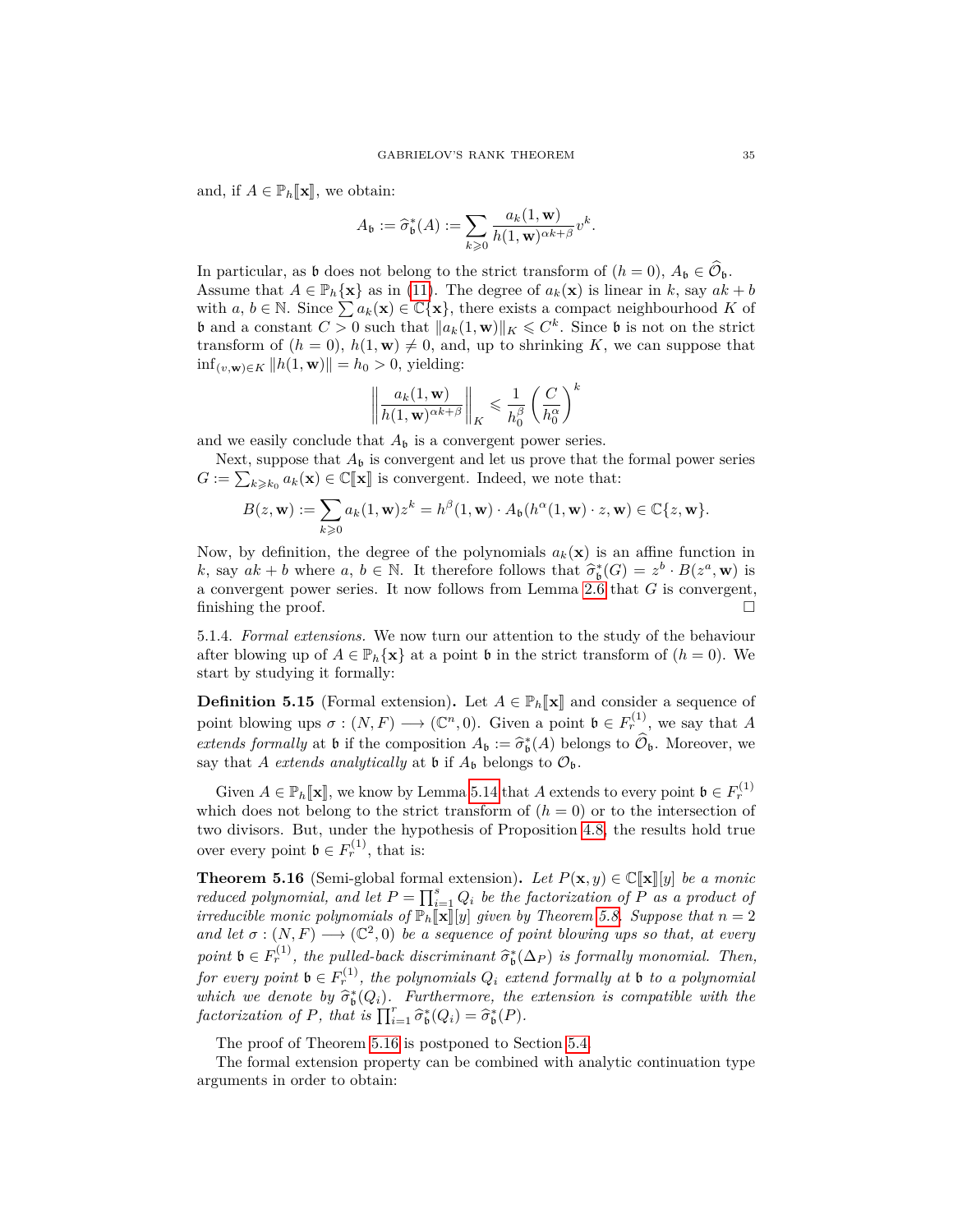and, if $A \in \mathbb{P}_h[\![\mathbf{x}]\!]$, we obtain:

$$A_{\mathfrak{b}} := \widehat{\sigma}_{\mathfrak{b}}^*(A) := \sum_{k \geqslant 0} \frac{a_k(1, \mathbf{w})}{h(1, \mathbf{w})^{\alpha k + \beta}} v^k.$$

In particular, as $\mathfrak{b}$ does not belong to the strict transform of $(h = 0)$, $A_{\mathfrak{b}} \in \widehat{\mathcal{O}}_{\mathfrak{b}}$. Assume that $A \in \mathbb{P}_h\{\mathbf{x}\}$ as in (11). The degree of $a_k(\mathbf{x})$ is linear in $k$, say $ak + b$ with $a, b \in \mathbb{N}$. Since $\sum a_k(\mathbf{x}) \in \mathbb{C}\{\mathbf{x}\}$, there exists a compact neighbourhood $K$ of $\mathfrak{b}$ and a constant $C > 0$ such that $\|a_k(1, \mathbf{w})\|_K \leqslant C^k$. Since $\mathfrak{b}$ is not on the strict transform of $(h = 0)$, $h(1, \mathbf{w}) \neq 0$, and, up to shrinking $K$, we can suppose that $\inf_{(v,\mathbf{w}) \in K} \|h(1, \mathbf{w})\| = h_0 > 0$, yielding:

$$\left\| \frac{a_k(1, \mathbf{w})}{h(1, \mathbf{w})^{\alpha k + \beta}} \right\|_K \leqslant \frac{1}{h_0^\beta} \left( \frac{C}{h_0^\alpha} \right)^k$$

and we easily conclude that $A_{\mathfrak{b}}$ is a convergent power series.

Next, suppose that $A_{\mathfrak{b}}$ is convergent and let us prove that the formal power series $G := \sum_{k \geqslant k_0} a_k(\mathbf{x}) \in \mathbb{C}[\![\mathbf{x}]\!]$ is convergent. Indeed, we note that:

$$B(z, \mathbf{w}) := \sum_{k \geqslant 0} a_k(1, \mathbf{w}) z^k = h^\beta(1, \mathbf{w}) \cdot A_{\mathfrak{b}}(h^\alpha(1, \mathbf{w}) \cdot z, \mathbf{w}) \in \mathbb{C}\{z, \mathbf{w}\}.$$

Now, by definition, the degree of the polynomials $a_k(\mathbf{x})$ is an affine function in $k$, say $ak + b$ where $a, b \in \mathbb{N}$. It therefore follows that $\widehat{\sigma}_{\mathfrak{b}}^*(G) = z^b \cdot B(z^a, \mathbf{w})$ is a convergent power series. It now follows from Lemma 2.6 that $G$ is convergent, finishing the proof. $\square$

5.1.4. *Formal extensions.* We now turn our attention to the study of the behaviour after blowing up of $A \in \mathbb{P}_h\{\mathbf{x}\}$ at a point $\mathfrak{b}$ in the strict transform of $(h = 0)$. We start by studying it formally:

**Definition 5.15** (Formal extension)**.** Let $A \in \mathbb{P}_h[\![\mathbf{x}]\!]$ and consider a sequence of point blowing ups $\sigma : (N, F) \longrightarrow (\mathbb{C}^n, 0)$. Given a point $\mathfrak{b} \in F_r^{(1)}$, we say that $A$ *extends formally* at $\mathfrak{b}$ if the composition $A_{\mathfrak{b}} := \widehat{\sigma}_{\mathfrak{b}}^*(A)$ belongs to $\widehat{\mathcal{O}}_{\mathfrak{b}}$. Moreover, we say that $A$ *extends analytically* at $\mathfrak{b}$ if $A_{\mathfrak{b}}$ belongs to $\mathcal{O}_{\mathfrak{b}}$.

Given $A \in \mathbb{P}_h[\![\mathbf{x}]\!]$, we know by Lemma 5.14 that $A$ extends to every point $\mathfrak{b} \in F_r^{(1)}$ which does not belong to the strict transform of $(h = 0)$ or to the intersection of two divisors. But, under the hypothesis of Proposition 4.8, the results hold true over every point $\mathfrak{b} \in F_r^{(1)}$, that is:

**Theorem 5.16** (Semi-global formal extension)**.** *Let $P(\mathbf{x}, y) \in \mathbb{C}[\![\mathbf{x}]\!][y]$ be a monic reduced polynomial, and let $P = \prod_{i=1}^s Q_i$ be the factorization of $P$ as a product of irreducible monic polynomials of $\mathbb{P}_h[\![\mathbf{x}]\!][y]$ given by Theorem 5.8. Suppose that $n = 2$ and let $\sigma : (N, F) \longrightarrow (\mathbb{C}^2, 0)$ be a sequence of point blowing ups so that, at every point $\mathfrak{b} \in F_r^{(1)}$, the pulled-back discriminant $\widehat{\sigma}_{\mathfrak{b}}^*(\Delta_P)$ is formally monomial. Then, for every point $\mathfrak{b} \in F_r^{(1)}$, the polynomials $Q_i$ extend formally at $\mathfrak{b}$ to a polynomial which we denote by $\widehat{\sigma}_{\mathfrak{b}}^*(Q_i)$. Furthermore, the extension is compatible with the factorization of $P$, that is $\prod_{i=1}^r \widehat{\sigma}_{\mathfrak{b}}^*(Q_i) = \widehat{\sigma}_{\mathfrak{b}}^*(P)$.*

The proof of Theorem 5.16 is postponed to Section 5.4.

The formal extension property can be combined with analytic continuation type arguments in order to obtain: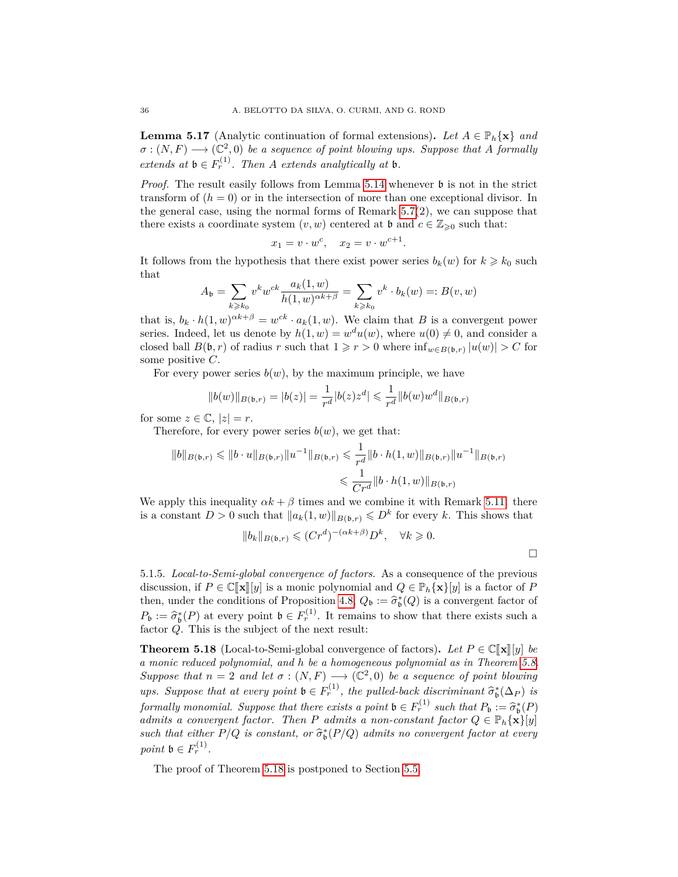**Lemma 5.17** (Analytic continuation of formal extensions)**.** *Let $A \in \mathbb{P}_h\{\mathbf{x}\}$ and $\sigma : (N, F) \longrightarrow (\mathbb{C}^2, 0)$ be a sequence of point blowing ups. Suppose that $A$ formally extends at $\mathfrak{b} \in F_r^{(1)}$. Then $A$ extends analytically at $\mathfrak{b}$.*

*Proof.* The result easily follows from Lemma 5.14 whenever $\mathfrak{b}$ is not in the strict transform of $(h = 0)$ or in the intersection of more than one exceptional divisor. In the general case, using the normal forms of Remark 5.7(2), we can suppose that there exists a coordinate system $(v, w)$ centered at $\mathfrak{b}$ and $c \in \mathbb{Z}_{\geqslant 0}$ such that:

$$x_1 = v \cdot w^c, \quad x_2 = v \cdot w^{c+1}.$$

It follows from the hypothesis that there exist power series $b_k(w)$ for $k \geqslant k_0$ such that

$$A_{\mathfrak{b}} = \sum_{k \geqslant k_0} v^k w^{ck} \frac{a_k(1, w)}{h(1, w)^{\alpha k + \beta}} = \sum_{k \geqslant k_0} v^k \cdot b_k(w) =: B(v, w)$$

that is, $b_k \cdot h(1, w)^{\alpha k + \beta} = w^{ck} \cdot a_k(1, w)$. We claim that $B$ is a convergent power series. Indeed, let us denote by $h(1, w) = w^d u(w)$, where $u(0) \neq 0$, and consider a closed ball $B(\mathfrak{b}, r)$ of radius $r$ such that $1 \geqslant r > 0$ where $\inf_{w \in B(\mathfrak{b}, r)} |u(w)| > C$ for some positive $C$.

For every power series $b(w)$, by the maximum principle, we have

$$\|b(w)\|_{B(\mathfrak{b}, r)} = |b(z)| = \frac{1}{r^d} |b(z) z^d| \leqslant \frac{1}{r^d} \|b(w) w^d\|_{B(\mathfrak{b}, r)}$$

for some $z \in \mathbb{C}$, $|z| = r$.

Therefore, for every power series $b(w)$, we get that:

$$\begin{aligned}\|b\|_{B(\mathfrak{b}, r)} \leqslant \|b \cdot u\|_{B(\mathfrak{b}, r)} \|u^{-1}\|_{B(\mathfrak{b}, r)} &\leqslant \frac{1}{r^d} \|b \cdot h(1, w)\|_{B(\mathfrak{b}, r)} \|u^{-1}\|_{B(\mathfrak{b}, r)} \\ &\leqslant \frac{1}{C r^d} \|b \cdot h(1, w)\|_{B(\mathfrak{b}, r)}\end{aligned}$$

We apply this inequality $\alpha k + \beta$ times and we combine it with Remark 5.11: there is a constant $D > 0$ such that $\|a_k(1, w)\|_{B(\mathfrak{b}, r)} \leqslant D^k$ for every $k$. This shows that

$$\|b_k\|_{B(\mathfrak{b}, r)} \leqslant (C r^d)^{-(\alpha k + \beta)} D^k, \quad \forall k \geqslant 0.$$

$\square$

5.1.5. *Local-to-Semi-global convergence of factors.* As a consequence of the previous discussion, if $P \in \mathbb{C}[\![\mathbf{x}]\!][y]$ is a monic polynomial and $Q \in \mathbb{P}_h\{\mathbf{x}\}[y]$ is a factor of $P$ then, under the conditions of Proposition 4.8, $Q_{\mathfrak{b}} := \widehat{\sigma}_{\mathfrak{b}}^*(Q)$ is a convergent factor of $P_{\mathfrak{b}} := \widehat{\sigma}_{\mathfrak{b}}^*(P)$ at every point $\mathfrak{b} \in F_r^{(1)}$. It remains to show that there exists such a factor $Q$. This is the subject of the next result:

**Theorem 5.18** (Local-to-Semi-global convergence of factors)**.** *Let $P \in \mathbb{C}[\![\mathbf{x}]\!][y]$ be a monic reduced polynomial, and $h$ be a homogeneous polynomial as in Theorem 5.8. Suppose that $n = 2$ and let $\sigma : (N, F) \longrightarrow (\mathbb{C}^2, 0)$ be a sequence of point blowing ups. Suppose that at every point $\mathfrak{b} \in F_r^{(1)}$, the pulled-back discriminant $\widehat{\sigma}_{\mathfrak{b}}^*(\Delta_P)$ is formally monomial. Suppose that there exists a point $\mathfrak{b} \in F_r^{(1)}$ such that $P_{\mathfrak{b}} := \widehat{\sigma}_{\mathfrak{b}}^*(P)$ admits a convergent factor. Then $P$ admits a non-constant factor $Q \in \mathbb{P}_h\{\mathbf{x}\}[y]$ such that either $P/Q$ is constant, or $\widehat{\sigma}_{\mathfrak{b}}^*(P/Q)$ admits no convergent factor at every point $\mathfrak{b} \in F_r^{(1)}$.*

The proof of Theorem 5.18 is postponed to Section 5.5.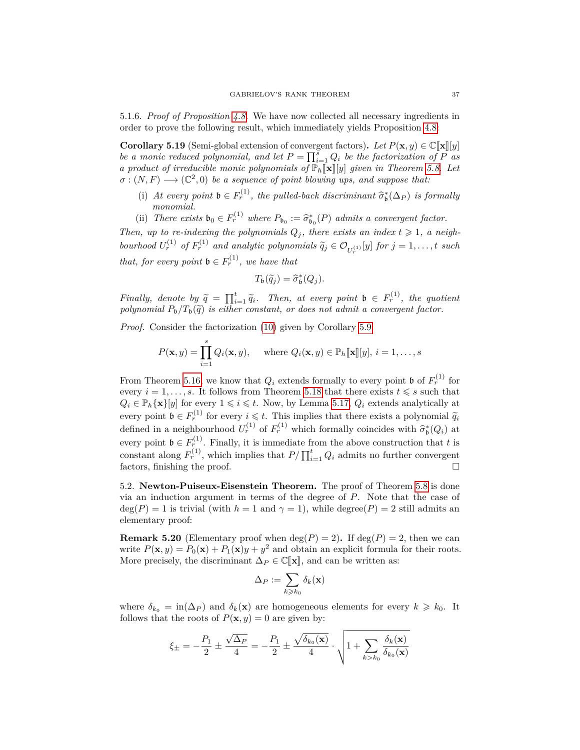5.1.6. *Proof of Proposition 4.8.* We have now collected all necessary ingredients in order to prove the following result, which immediately yields Proposition 4.8:

**Corollary 5.19** (Semi-global extension of convergent factors)**.** *Let $P(\mathbf{x}, y) \in \mathbb{C}[\![\mathbf{x}]\!][y]$ be a monic reduced polynomial, and let $P = \prod_{i=1}^{s} Q_i$ be the factorization of $P$ as a product of irreducible monic polynomials of $\mathbb{P}_h[\![\mathbf{x}]\!][y]$ given in Theorem 5.8. Let $\sigma : (N, F) \longrightarrow (\mathbb{C}^2, 0)$ be a sequence of point blowing ups, and suppose that:*

- (i) *At every point $\mathfrak{b} \in F_r^{(1)}$, the pulled-back discriminant $\widehat{\sigma}_{\mathfrak{b}}^*(\Delta_P)$ is formally monomial.*
- (ii) *There exists $\mathfrak{b}_0 \in F_r^{(1)}$ where $P_{\mathfrak{b}_0} := \widehat{\sigma}_{\mathfrak{b}_0}^*(P)$ admits a convergent factor.*

*Then, up to re-indexing the polynomials $Q_j$, there exists an index $t \geqslant 1$, a neighbourhood $U_r^{(1)}$ of $F_r^{(1)}$ and analytic polynomials $\widetilde{q}_j \in \mathcal{O}_{U_r^{(1)}}[y]$ for $j = 1, \ldots, t$ such that, for every point $\mathfrak{b} \in F_r^{(1)}$, we have that*

$$T_{\mathfrak{b}}(\widetilde{q}_j) = \widehat{\sigma}_{\mathfrak{b}}^*(Q_j).$$

*Finally, denote by $\widetilde{q} = \prod_{i=1}^{t} \widetilde{q}_i$. Then, at every point $\mathfrak{b} \in F_r^{(1)}$, the quotient polynomial $P_{\mathfrak{b}}/T_{\mathfrak{b}}(\widetilde{q})$ is either constant, or does not admit a convergent factor.*

*Proof.* Consider the factorization (10) given by Corollary 5.9

$$P(\mathbf{x}, y) = \prod_{i=1}^{s} Q_i(\mathbf{x}, y), \qquad \text{where } Q_i(\mathbf{x}, y) \in \mathbb{P}_h[\![\mathbf{x}]\!][y],\ i = 1, \ldots, s$$

From Theorem 5.16, we know that $Q_i$ extends formally to every point $\mathfrak{b}$ of $F_r^{(1)}$ for every $i = 1, \ldots, s$. It follows from Theorem 5.18 that there exists $t \leqslant s$ such that $Q_i \in \mathbb{P}_h\{\mathbf{x}\}[y]$ for every $1 \leqslant i \leqslant t$. Now, by Lemma 5.17, $Q_i$ extends analytically at every point $\mathfrak{b} \in F_r^{(1)}$ for every $i \leqslant t$. This implies that there exists a polynomial $\widetilde{q}_i$ defined in a neighbourhood $U_r^{(1)}$ of $F_r^{(1)}$ which formally coincides with $\widehat{\sigma}_{\mathfrak{b}}^*(Q_i)$ at every point $\mathfrak{b} \in F_r^{(1)}$. Finally, it is immediate from the above construction that $t$ is constant along $F_r^{(1)}$, which implies that $P/\prod_{i=1}^{t} Q_i$ admits no further convergent factors, finishing the proof. $\square$

### 5.2. Newton-Puiseux-Eisenstein Theorem.

The proof of Theorem 5.8 is done via an induction argument in terms of the degree of $P$. Note that the case of $\deg(P) = 1$ is trivial (with $h = 1$ and $\gamma = 1$), while degree$(P) = 2$ still admits an elementary proof:

**Remark 5.20** (Elementary proof when $\deg(P) = 2$)**.** If $\deg(P) = 2$, then we can write $P(\mathbf{x}, y) = P_0(\mathbf{x}) + P_1(\mathbf{x})y + y^2$ and obtain an explicit formula for their roots. More precisely, the discriminant $\Delta_P \in \mathbb{C}[\![\mathbf{x}]\!]$, and can be written as:

$$\Delta_P := \sum_{k \geqslant k_0} \delta_k(\mathbf{x})$$

where $\delta_{k_0} = \mathrm{in}(\Delta_P)$ and $\delta_k(\mathbf{x})$ are homogeneous elements for every $k \geqslant k_0$. It follows that the roots of $P(\mathbf{x}, y) = 0$ are given by:

$$\xi_{\pm} = -\frac{P_1}{2} \pm \frac{\sqrt{\Delta_P}}{4} = -\frac{P_1}{2} \pm \frac{\sqrt{\delta_{k_0}(\mathbf{x})}}{4} \cdot \sqrt{1 + \sum_{k > k_0} \frac{\delta_k(\mathbf{x})}{\delta_{k_0}(\mathbf{x})}}$$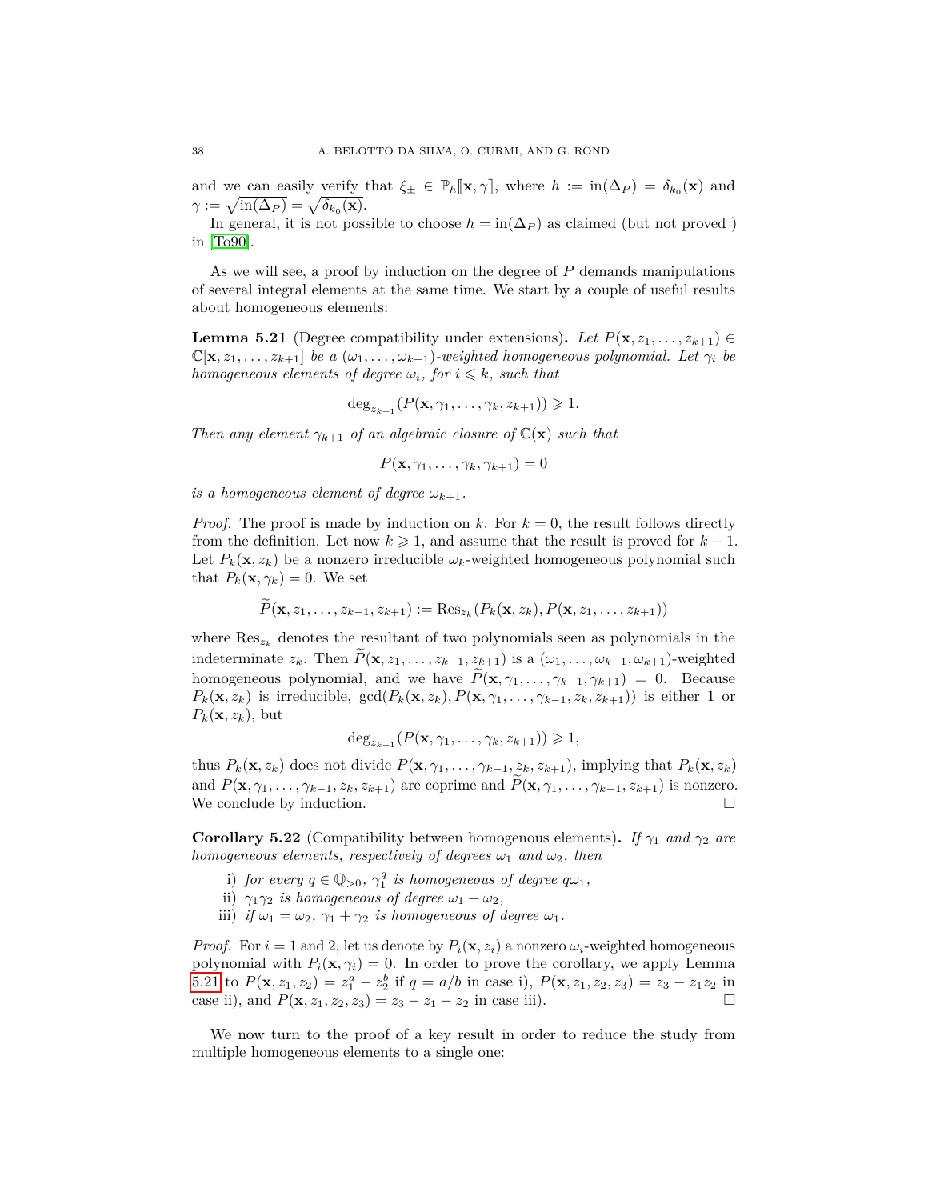and we can easily verify that $\xi_\pm \in \mathbb{P}_h[\![\mathbf{x},\gamma]\!]$, where $h := \mathrm{in}(\Delta_P) = \delta_{k_0}(\mathbf{x})$ and $\gamma := \sqrt{\mathrm{in}(\Delta_P)} = \sqrt{\delta_{k_0}(\mathbf{x})}$.

In general, it is not possible to choose $h = \mathrm{in}(\Delta_P)$ as claimed (but not proved ) in [To90].

As we will see, a proof by induction on the degree of $P$ demands manipulations of several integral elements at the same time. We start by a couple of useful results about homogeneous elements:

**Lemma 5.21** (Degree compatibility under extensions)**.** *Let $P(\mathbf{x}, z_1, \ldots, z_{k+1}) \in \mathbb{C}[\mathbf{x}, z_1, \ldots, z_{k+1}]$ be a $(\omega_1, \ldots, \omega_{k+1})$-weighted homogeneous polynomial. Let $\gamma_i$ be homogeneous elements of degree $\omega_i$, for $i \leqslant k$, such that*

$$\deg_{z_{k+1}}(P(\mathbf{x}, \gamma_1, \ldots, \gamma_k, z_{k+1})) \geqslant 1.$$

*Then any element $\gamma_{k+1}$ of an algebraic closure of $\mathbb{C}(\mathbf{x})$ such that*

$$P(\mathbf{x}, \gamma_1, \ldots, \gamma_k, \gamma_{k+1}) = 0$$

*is a homogeneous element of degree $\omega_{k+1}$.*

*Proof.* The proof is made by induction on $k$. For $k = 0$, the result follows directly from the definition. Let now $k \geqslant 1$, and assume that the result is proved for $k-1$. Let $P_k(\mathbf{x}, z_k)$ be a nonzero irreducible $\omega_k$-weighted homogeneous polynomial such that $P_k(\mathbf{x}, \gamma_k) = 0$. We set

$$\widetilde{P}(\mathbf{x}, z_1, \ldots, z_{k-1}, z_{k+1}) := \mathrm{Res}_{z_k}(P_k(\mathbf{x}, z_k), P(\mathbf{x}, z_1, \ldots, z_{k+1}))$$

where $\mathrm{Res}_{z_k}$ denotes the resultant of two polynomials seen as polynomials in the indeterminate $z_k$. Then $\widetilde{P}(\mathbf{x}, z_1, \ldots, z_{k-1}, z_{k+1})$ is a $(\omega_1, \ldots, \omega_{k-1}, \omega_{k+1})$-weighted homogeneous polynomial, and we have $\widetilde{P}(\mathbf{x}, \gamma_1, \ldots, \gamma_{k-1}, \gamma_{k+1}) = 0$. Because $P_k(\mathbf{x}, z_k)$ is irreducible, $\gcd(P_k(\mathbf{x}, z_k), P(\mathbf{x}, \gamma_1, \ldots, \gamma_{k-1}, z_k, z_{k+1}))$ is either 1 or $P_k(\mathbf{x}, z_k)$, but

$$\deg_{z_{k+1}}(P(\mathbf{x}, \gamma_1, \ldots, \gamma_k, z_{k+1})) \geqslant 1,$$

thus $P_k(\mathbf{x}, z_k)$ does not divide $P(\mathbf{x}, \gamma_1, \ldots, \gamma_{k-1}, z_k, z_{k+1})$, implying that $P_k(\mathbf{x}, z_k)$ and $P(\mathbf{x}, \gamma_1, \ldots, \gamma_{k-1}, z_k, z_{k+1})$ are coprime and $\widetilde{P}(\mathbf{x}, \gamma_1, \ldots, \gamma_{k-1}, z_{k+1})$ is nonzero. We conclude by induction. □

**Corollary 5.22** (Compatibility between homogenous elements)**.** *If $\gamma_1$ and $\gamma_2$ are homogeneous elements, respectively of degrees $\omega_1$ and $\omega_2$, then*

i) *for every $q \in \mathbb{Q}_{>0}$, $\gamma_1^q$ is homogeneous of degree $q\omega_1$,*
ii) *$\gamma_1\gamma_2$ is homogeneous of degree $\omega_1 + \omega_2$,*
iii) *if $\omega_1 = \omega_2$, $\gamma_1 + \gamma_2$ is homogeneous of degree $\omega_1$.*

*Proof.* For $i = 1$ and 2, let us denote by $P_i(\mathbf{x}, z_i)$ a nonzero $\omega_i$-weighted homogeneous polynomial with $P_i(\mathbf{x}, \gamma_i) = 0$. In order to prove the corollary, we apply Lemma 5.21 to $P(\mathbf{x}, z_1, z_2) = z_1^a - z_2^b$ if $q = a/b$ in case i), $P(\mathbf{x}, z_1, z_2, z_3) = z_3 - z_1 z_2$ in case ii), and $P(\mathbf{x}, z_1, z_2, z_3) = z_3 - z_1 - z_2$ in case iii). □

We now turn to the proof of a key result in order to reduce the study from multiple homogeneous elements to a single one: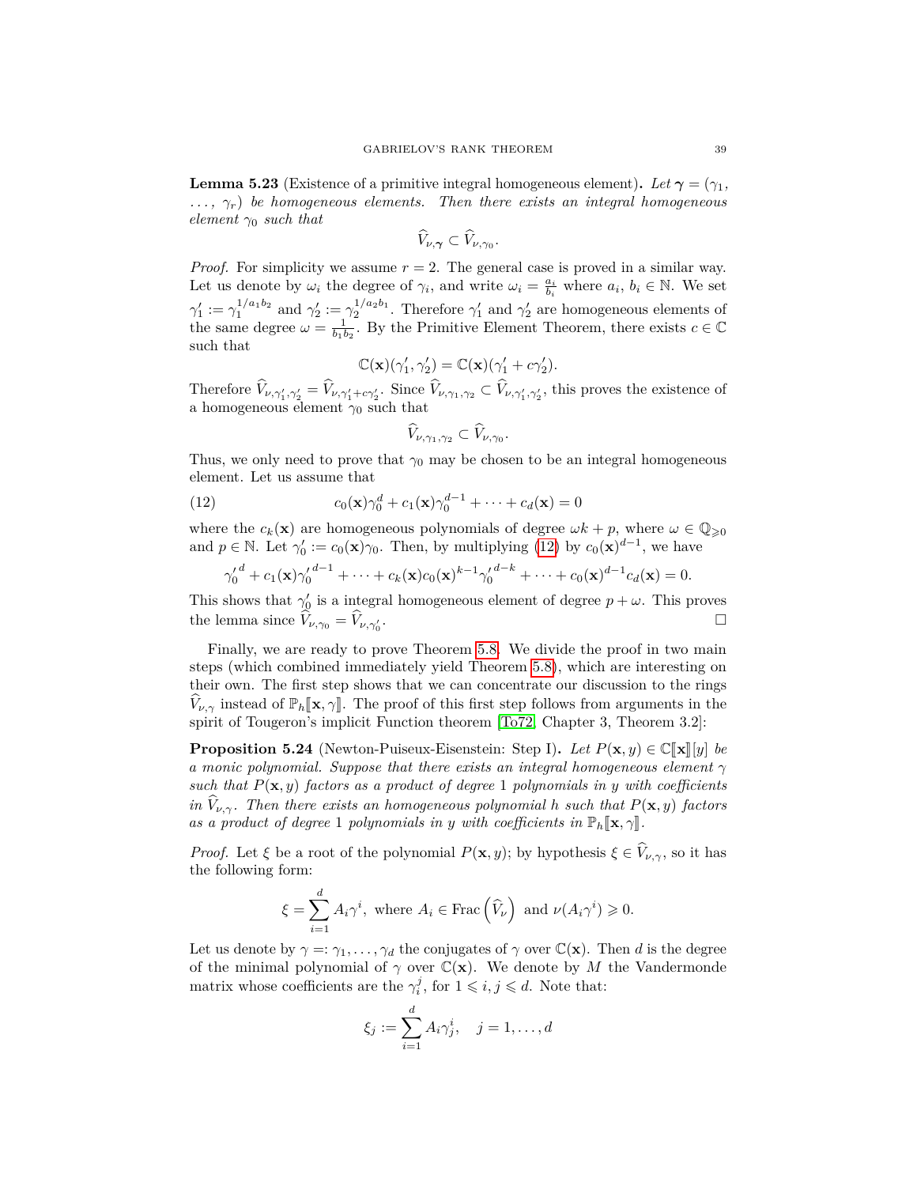**Lemma 5.23** (Existence of a primitive integral homogeneous element)**.** *Let $\boldsymbol{\gamma} = (\gamma_1, \ldots, \gamma_r)$ be homogeneous elements. Then there exists an integral homogeneous element $\gamma_0$ such that*

$$\widehat{V}_{\nu,\boldsymbol{\gamma}} \subset \widehat{V}_{\nu,\gamma_0}.$$

*Proof.* For simplicity we assume $r = 2$. The general case is proved in a similar way. Let us denote by $\omega_i$ the degree of $\gamma_i$, and write $\omega_i = \frac{a_i}{b_i}$ where $a_i, b_i \in \mathbb{N}$. We set $\gamma_1' := \gamma_1^{1/a_1 b_2}$ and $\gamma_2' := \gamma_2^{1/a_2 b_1}$. Therefore $\gamma_1'$ and $\gamma_2'$ are homogeneous elements of the same degree $\omega = \frac{1}{b_1 b_2}$. By the Primitive Element Theorem, there exists $c \in \mathbb{C}$ such that

$$\mathbb{C}(\mathbf{x})(\gamma_1', \gamma_2') = \mathbb{C}(\mathbf{x})(\gamma_1' + c\gamma_2').$$

Therefore $\widehat{V}_{\nu,\gamma_1',\gamma_2'} = \widehat{V}_{\nu,\gamma_1'+c\gamma_2'}$. Since $\widehat{V}_{\nu,\gamma_1,\gamma_2} \subset \widehat{V}_{\nu,\gamma_1',\gamma_2'}$, this proves the existence of a homogeneous element $\gamma_0$ such that

$$\widehat{V}_{\nu,\gamma_1,\gamma_2} \subset \widehat{V}_{\nu,\gamma_0}.$$

Thus, we only need to prove that $\gamma_0$ may be chosen to be an integral homogeneous element. Let us assume that

$$c_0(\mathbf{x})\gamma_0^d + c_1(\mathbf{x})\gamma_0^{d-1} + \cdots + c_d(\mathbf{x}) = 0 \tag{12}$$

where the $c_k(\mathbf{x})$ are homogeneous polynomials of degree $\omega k + p$, where $\omega \in \mathbb{Q}_{\geqslant 0}$ and $p \in \mathbb{N}$. Let $\gamma_0' := c_0(\mathbf{x})\gamma_0$. Then, by multiplying (12) by $c_0(\mathbf{x})^{d-1}$, we have

$${\gamma_0'}^d + c_1(\mathbf{x}){\gamma_0'}^{d-1} + \cdots + c_k(\mathbf{x})c_0(\mathbf{x})^{k-1}{\gamma_0'}^{d-k} + \cdots + c_0(\mathbf{x})^{d-1}c_d(\mathbf{x}) = 0.$$

This shows that $\gamma_0'$ is a integral homogeneous element of degree $p + \omega$. This proves the lemma since $\widehat{V}_{\nu,\gamma_0} = \widehat{V}_{\nu,\gamma_0'}$. □

Finally, we are ready to prove Theorem 5.8. We divide the proof in two main steps (which combined immediately yield Theorem 5.8), which are interesting on their own. The first step shows that we can concentrate our discussion to the rings $\widehat{V}_{\nu,\gamma}$ instead of $\mathbb{P}_h[\![\mathbf{x}, \gamma]\!]$. The proof of this first step follows from arguments in the spirit of Tougeron's implicit Function theorem [To72, Chapter 3, Theorem 3.2]:

**Proposition 5.24** (Newton-Puiseux-Eisenstein: Step I)**.** *Let $P(\mathbf{x}, y) \in \mathbb{C}[\![\mathbf{x}]\!][y]$ be a monic polynomial. Suppose that there exists an integral homogeneous element $\gamma$ such that $P(\mathbf{x}, y)$ factors as a product of degree 1 polynomials in $y$ with coefficients in $\widehat{V}_{\nu,\gamma}$. Then there exists an homogeneous polynomial $h$ such that $P(\mathbf{x}, y)$ factors as a product of degree 1 polynomials in $y$ with coefficients in $\mathbb{P}_h[\![\mathbf{x}, \gamma]\!]$.*

*Proof.* Let $\xi$ be a root of the polynomial $P(\mathbf{x}, y)$; by hypothesis $\xi \in \widehat{V}_{\nu,\gamma}$, so it has the following form:

$$\xi = \sum_{i=1}^{d} A_i \gamma^i, \text{ where } A_i \in \mathrm{Frac}\left(\widehat{V}_\nu\right) \text{ and } \nu(A_i\gamma^i) \geqslant 0.$$

Let us denote by $\gamma =: \gamma_1, \ldots, \gamma_d$ the conjugates of $\gamma$ over $\mathbb{C}(\mathbf{x})$. Then $d$ is the degree of the minimal polynomial of $\gamma$ over $\mathbb{C}(\mathbf{x})$. We denote by $M$ the Vandermonde matrix whose coefficients are the $\gamma_i^j$, for $1 \leqslant i, j \leqslant d$. Note that:

$$\xi_j := \sum_{i=1}^{d} A_i \gamma_j^i, \quad j = 1, \ldots, d$$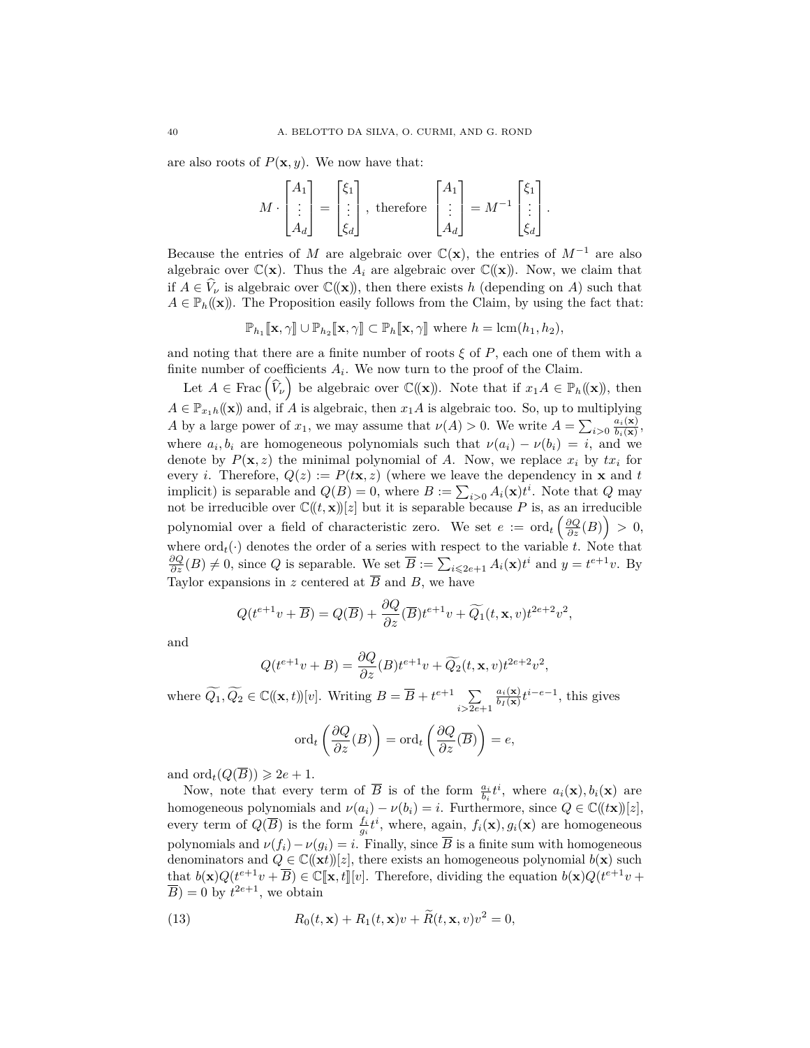are also roots of $P(\mathbf{x}, y)$. We now have that:

$$M \cdot \begin{bmatrix} A_1 \\ \vdots \\ A_d \end{bmatrix} = \begin{bmatrix} \xi_1 \\ \vdots \\ \xi_d \end{bmatrix}, \text{ therefore } \begin{bmatrix} A_1 \\ \vdots \\ A_d \end{bmatrix} = M^{-1} \begin{bmatrix} \xi_1 \\ \vdots \\ \xi_d \end{bmatrix}.$$

Because the entries of $M$ are algebraic over $\mathbb{C}(\mathbf{x})$, the entries of $M^{-1}$ are also algebraic over $\mathbb{C}(\mathbf{x})$. Thus the $A_i$ are algebraic over $\mathbb{C}(\!(\mathbf{x})\!)$. Now, we claim that if $A \in \widehat{V}_\nu$ is algebraic over $\mathbb{C}(\!(\mathbf{x})\!)$, then there exists $h$ (depending on $A$) such that $A \in \mathbb{P}_h(\!(\mathbf{x})\!)$. The Proposition easily follows from the Claim, by using the fact that:

$$\mathbb{P}_{h_1}[\![\mathbf{x}, \gamma]\!] \cup \mathbb{P}_{h_2}[\![\mathbf{x}, \gamma]\!] \subset \mathbb{P}_h[\![\mathbf{x}, \gamma]\!] \text{ where } h = \operatorname{lcm}(h_1, h_2),$$

and noting that there are a finite number of roots $\xi$ of $P$, each one of them with a finite number of coefficients $A_i$. We now turn to the proof of the Claim.

Let $A \in \operatorname{Frac}\left(\widehat{V}_\nu\right)$ be algebraic over $\mathbb{C}(\!(\mathbf{x})\!)$. Note that if $x_1 A \in \mathbb{P}_h(\!(\mathbf{x})\!)$, then $A \in \mathbb{P}_{x_1 h}(\!(\mathbf{x})\!)$ and, if $A$ is algebraic, then $x_1 A$ is algebraic too. So, up to multiplying $A$ by a large power of $x_1$, we may assume that $\nu(A) > 0$. We write $A = \sum_{i>0} \frac{a_i(\mathbf{x})}{b_i(\mathbf{x})}$, where $a_i, b_i$ are homogeneous polynomials such that $\nu(a_i) - \nu(b_i) = i$, and we denote by $P(\mathbf{x}, z)$ the minimal polynomial of $A$. Now, we replace $x_i$ by $tx_i$ for every $i$. Therefore, $Q(z) := P(t\mathbf{x}, z)$ (where we leave the dependency in $\mathbf{x}$ and $t$ implicit) is separable and $Q(B) = 0$, where $B := \sum_{i>0} A_i(\mathbf{x}) t^i$. Note that $Q$ may not be irreducible over $\mathbb{C}(\!(t, \mathbf{x})\!)[z]$ but it is separable because $P$ is, as an irreducible polynomial over a field of characteristic zero. We set $e := \operatorname{ord}_t\left(\frac{\partial Q}{\partial z}(B)\right) > 0$, where $\operatorname{ord}_t(\cdot)$ denotes the order of a series with respect to the variable $t$. Note that $\frac{\partial Q}{\partial z}(B) \neq 0$, since $Q$ is separable. We set $\overline{B} := \sum_{i \leqslant 2e+1} A_i(\mathbf{x}) t^i$ and $y = t^{e+1} v$. By Taylor expansions in $z$ centered at $\overline{B}$ and $B$, we have

$$Q(t^{e+1}v + \overline{B}) = Q(\overline{B}) + \frac{\partial Q}{\partial z}(\overline{B}) t^{e+1} v + \widetilde{Q_1}(t, \mathbf{x}, v) t^{2e+2} v^2,$$

and

$$Q(t^{e+1}v + B) = \frac{\partial Q}{\partial z}(B) t^{e+1} v + \widetilde{Q_2}(t, \mathbf{x}, v) t^{2e+2} v^2,$$

where $\widetilde{Q_1}, \widetilde{Q_2} \in \mathbb{C}(\!(\mathbf{x}, t)\!)[v]$. Writing $B = \overline{B} + t^{e+1} \sum_{i > 2e+1} \frac{a_i(\mathbf{x})}{b_I(\mathbf{x})} t^{i-e-1}$, this gives

$$\operatorname{ord}_t\left(\frac{\partial Q}{\partial z}(B)\right) = \operatorname{ord}_t\left(\frac{\partial Q}{\partial z}(\overline{B})\right) = e,$$

and $\operatorname{ord}_t(Q(\overline{B})) \geqslant 2e + 1$.

Now, note that every term of $\overline{B}$ is of the form $\frac{a_i}{b_i} t^i$, where $a_i(\mathbf{x}), b_i(\mathbf{x})$ are homogeneous polynomials and $\nu(a_i) - \nu(b_i) = i$. Furthermore, since $Q \in \mathbb{C}(\!(t\mathbf{x})\!)[z]$, every term of $Q(\overline{B})$ is the form $\frac{f_i}{g_i} t^i$, where, again, $f_i(\mathbf{x}), g_i(\mathbf{x})$ are homogeneous polynomials and $\nu(f_i) - \nu(g_i) = i$. Finally, since $\overline{B}$ is a finite sum with homogeneous denominators and $Q \in \mathbb{C}(\!(\mathbf{x}t)\!)[z]$, there exists an homogeneous polynomial $b(\mathbf{x})$ such that $b(\mathbf{x}) Q(t^{e+1} v + \overline{B}) \in \mathbb{C}[\![\mathbf{x}, t]\!][v]$. Therefore, dividing the equation $b(\mathbf{x}) Q(t^{e+1} v + \overline{B}) = 0$ by $t^{2e+1}$, we obtain

$$R_0(t, \mathbf{x}) + R_1(t, \mathbf{x}) v + \widetilde{R}(t, \mathbf{x}, v) v^2 = 0, \tag{13}$$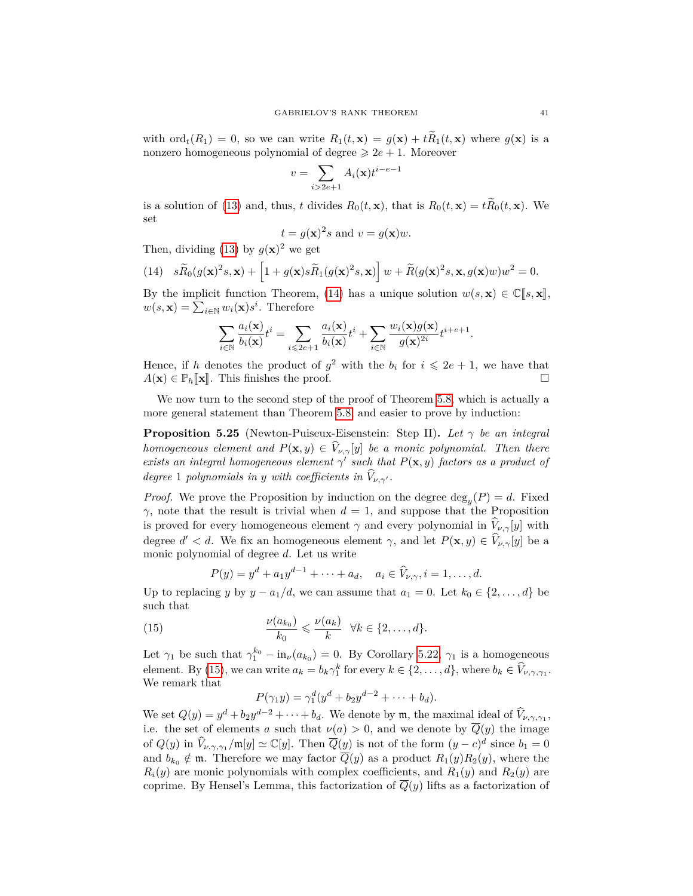with $\mathrm{ord}_t(R_1) = 0$, so we can write $R_1(t, \mathbf{x}) = g(\mathbf{x}) + t\widetilde{R}_1(t, \mathbf{x})$ where $g(\mathbf{x})$ is a nonzero homogeneous polynomial of degree $\geqslant 2e + 1$. Moreover

$$v = \sum_{i > 2e+1} A_i(\mathbf{x}) t^{i-e-1}$$

is a solution of (13) and, thus, $t$ divides $R_0(t, \mathbf{x})$, that is $R_0(t, \mathbf{x}) = t\widetilde{R}_0(t, \mathbf{x})$. We set

$$t = g(\mathbf{x})^2 s \text{ and } v = g(\mathbf{x}) w.$$

Then, dividing (13) by $g(\mathbf{x})^2$ we get

$$s\widetilde{R}_0(g(\mathbf{x})^2 s, \mathbf{x}) + \left[1 + g(\mathbf{x}) s\widetilde{R}_1(g(\mathbf{x})^2 s, \mathbf{x})\right] w + \widetilde{R}(g(\mathbf{x})^2 s, \mathbf{x}, g(\mathbf{x}) w) w^2 = 0. \tag{14}$$

By the implicit function Theorem, (14) has a unique solution $w(s, \mathbf{x}) \in \mathbb{C}[\![s, \mathbf{x}]\!]$, $w(s, \mathbf{x}) = \sum_{i \in \mathbb{N}} w_i(\mathbf{x}) s^i$. Therefore

$$\sum_{i \in \mathbb{N}} \frac{a_i(\mathbf{x})}{b_i(\mathbf{x})} t^i = \sum_{i \leqslant 2e+1} \frac{a_i(\mathbf{x})}{b_i(\mathbf{x})} t^i + \sum_{i \in \mathbb{N}} \frac{w_i(\mathbf{x}) g(\mathbf{x})}{g(\mathbf{x})^{2i}} t^{i+e+1}.$$

Hence, if $h$ denotes the product of $g^2$ with the $b_i$ for $i \leqslant 2e + 1$, we have that $A(\mathbf{x}) \in \mathbb{P}_h[\![\mathbf{x}]\!]$. This finishes the proof. □

We now turn to the second step of the proof of Theorem 5.8, which is actually a more general statement than Theorem 5.8 and easier to prove by induction:

**Proposition 5.25** (Newton-Puiseux-Eisenstein: Step II)**.** *Let $\gamma$ be an integral homogeneous element and $P(\mathbf{x}, y) \in \widehat{V}_{\nu,\gamma}[y]$ be a monic polynomial. Then there exists an integral homogeneous element $\gamma'$ such that $P(\mathbf{x}, y)$ factors as a product of degree 1 polynomials in $y$ with coefficients in $\widehat{V}_{\nu,\gamma'}$.*

*Proof.* We prove the Proposition by induction on the degree $\deg_y(P) = d$. Fixed $\gamma$, note that the result is trivial when $d = 1$, and suppose that the Proposition is proved for every homogeneous element $\gamma$ and every polynomial in $\widehat{V}_{\nu,\gamma}[y]$ with degree $d' < d$. We fix an homogeneous element $\gamma$, and let $P(\mathbf{x}, y) \in \widehat{V}_{\nu,\gamma}[y]$ be a monic polynomial of degree $d$. Let us write

$$P(y) = y^d + a_1 y^{d-1} + \cdots + a_d, \quad a_i \in \widehat{V}_{\nu,\gamma}, i = 1, \ldots, d.$$

Up to replacing $y$ by $y - a_1/d$, we can assume that $a_1 = 0$. Let $k_0 \in \{2, \ldots, d\}$ be such that

$$\frac{\nu(a_{k_0})}{k_0} \leqslant \frac{\nu(a_k)}{k} \quad \forall k \in \{2, \ldots, d\}. \tag{15}$$

Let $\gamma_1$ be such that $\gamma_1^{k_0} - \mathrm{in}_\nu(a_{k_0}) = 0$. By Corollary 5.22, $\gamma_1$ is a homogeneous element. By (15), we can write $a_k = b_k \gamma_1^k$ for every $k \in \{2, \ldots, d\}$, where $b_k \in \widehat{V}_{\nu,\gamma,\gamma_1}$. We remark that

$$P(\gamma_1 y) = \gamma_1^d (y^d + b_2 y^{d-2} + \cdots + b_d).$$

We set $Q(y) = y^d + b_2 y^{d-2} + \cdots + b_d$. We denote by $\mathfrak{m}$, the maximal ideal of $\widehat{V}_{\nu,\gamma,\gamma_1}$, i.e. the set of elements $a$ such that $\nu(a) > 0$, and we denote by $\overline{Q}(y)$ the image of $Q(y)$ in $\widehat{V}_{\nu,\gamma,\gamma_1}/\mathfrak{m}[y] \simeq \mathbb{C}[y]$. Then $\overline{Q}(y)$ is not of the form $(y - c)^d$ since $b_1 = 0$ and $b_{k_0} \notin \mathfrak{m}$. Therefore we may factor $\overline{Q}(y)$ as a product $R_1(y) R_2(y)$, where the $R_i(y)$ are monic polynomials with complex coefficients, and $R_1(y)$ and $R_2(y)$ are coprime. By Hensel's Lemma, this factorization of $\overline{Q}(y)$ lifts as a factorization of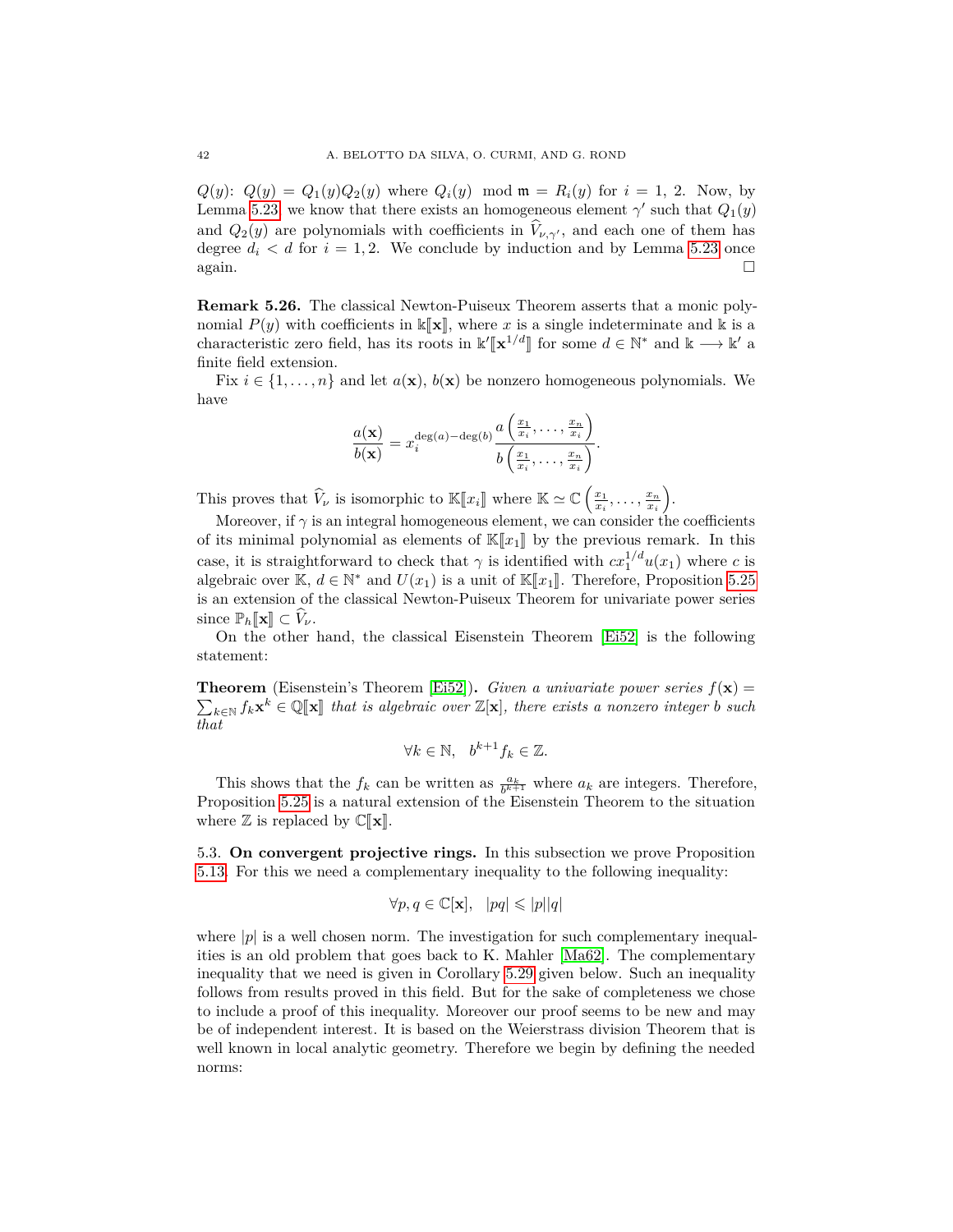$Q(y)$: $Q(y) = Q_1(y)Q_2(y)$ where $Q_i(y) \mod \mathfrak{m} = R_i(y)$ for $i = 1, 2$. Now, by Lemma 5.23, we know that there exists an homogeneous element $\gamma'$ such that $Q_1(y)$ and $Q_2(y)$ are polynomials with coefficients in $\widehat{V}_{\nu,\gamma'}$, and each one of them has degree $d_i < d$ for $i = 1, 2$. We conclude by induction and by Lemma 5.23 once again. $\square$

**Remark 5.26.** The classical Newton-Puiseux Theorem asserts that a monic polynomial $P(y)$ with coefficients in $\Bbbk[\![\mathbf{x}]\!]$, where $x$ is a single indeterminate and $\Bbbk$ is a characteristic zero field, has its roots in $\Bbbk'[\![\mathbf{x}^{1/d}]\!]$ for some $d \in \mathbb{N}^*$ and $\Bbbk \longrightarrow \Bbbk'$ a finite field extension.

Fix $i \in \{1, \ldots, n\}$ and let $a(\mathbf{x})$, $b(\mathbf{x})$ be nonzero homogeneous polynomials. We have

$$\frac{a(\mathbf{x})}{b(\mathbf{x})} = x_i^{\deg(a)-\deg(b)} \frac{a\left(\frac{x_1}{x_i}, \ldots, \frac{x_n}{x_i}\right)}{b\left(\frac{x_1}{x_i}, \ldots, \frac{x_n}{x_i}\right)}.$$

This proves that $\widehat{V}_\nu$ is isomorphic to $\mathbb{K}[\![x_i]\!]$ where $\mathbb{K} \simeq \mathbb{C}\left(\frac{x_1}{x_i}, \ldots, \frac{x_n}{x_i}\right)$.

Moreover, if $\gamma$ is an integral homogeneous element, we can consider the coefficients of its minimal polynomial as elements of $\mathbb{K}[\![x_1]\!]$ by the previous remark. In this case, it is straightforward to check that $\gamma$ is identified with $cx_1^{1/d}u(x_1)$ where $c$ is algebraic over $\mathbb{K}$, $d \in \mathbb{N}^*$ and $U(x_1)$ is a unit of $\mathbb{K}[\![x_1]\!]$. Therefore, Proposition 5.25 is an extension of the classical Newton-Puiseux Theorem for univariate power series since $\mathbb{P}_h[\![\mathbf{x}]\!] \subset \widehat{V}_\nu$.

On the other hand, the classical Eisenstein Theorem [Ei52] is the following statement:

**Theorem** (Eisenstein's Theorem [Ei52])**.** *Given a univariate power series $f(\mathbf{x}) = \sum_{k\in\mathbb{N}} f_k \mathbf{x}^k \in \mathbb{Q}[\![\mathbf{x}]\!]$ that is algebraic over $\mathbb{Z}[\mathbf{x}]$, there exists a nonzero integer $b$ such that*

$$\forall k \in \mathbb{N}, \quad b^{k+1} f_k \in \mathbb{Z}.$$

This shows that the $f_k$ can be written as $\frac{a_k}{b^{k+1}}$ where $a_k$ are integers. Therefore, Proposition 5.25 is a natural extension of the Eisenstein Theorem to the situation where $\mathbb{Z}$ is replaced by $\mathbb{C}[\![\mathbf{x}]\!]$.

5.3. **On convergent projective rings.** In this subsection we prove Proposition 5.13. For this we need a complementary inequality to the following inequality:

$$\forall p, q \in \mathbb{C}[\mathbf{x}], \quad |pq| \leqslant |p||q|$$

where $|p|$ is a well chosen norm. The investigation for such complementary inequalities is an old problem that goes back to K. Mahler [Ma62]. The complementary inequality that we need is given in Corollary 5.29 given below. Such an inequality follows from results proved in this field. But for the sake of completeness we chose to include a proof of this inequality. Moreover our proof seems to be new and may be of independent interest. It is based on the Weierstrass division Theorem that is well known in local analytic geometry. Therefore we begin by defining the needed norms: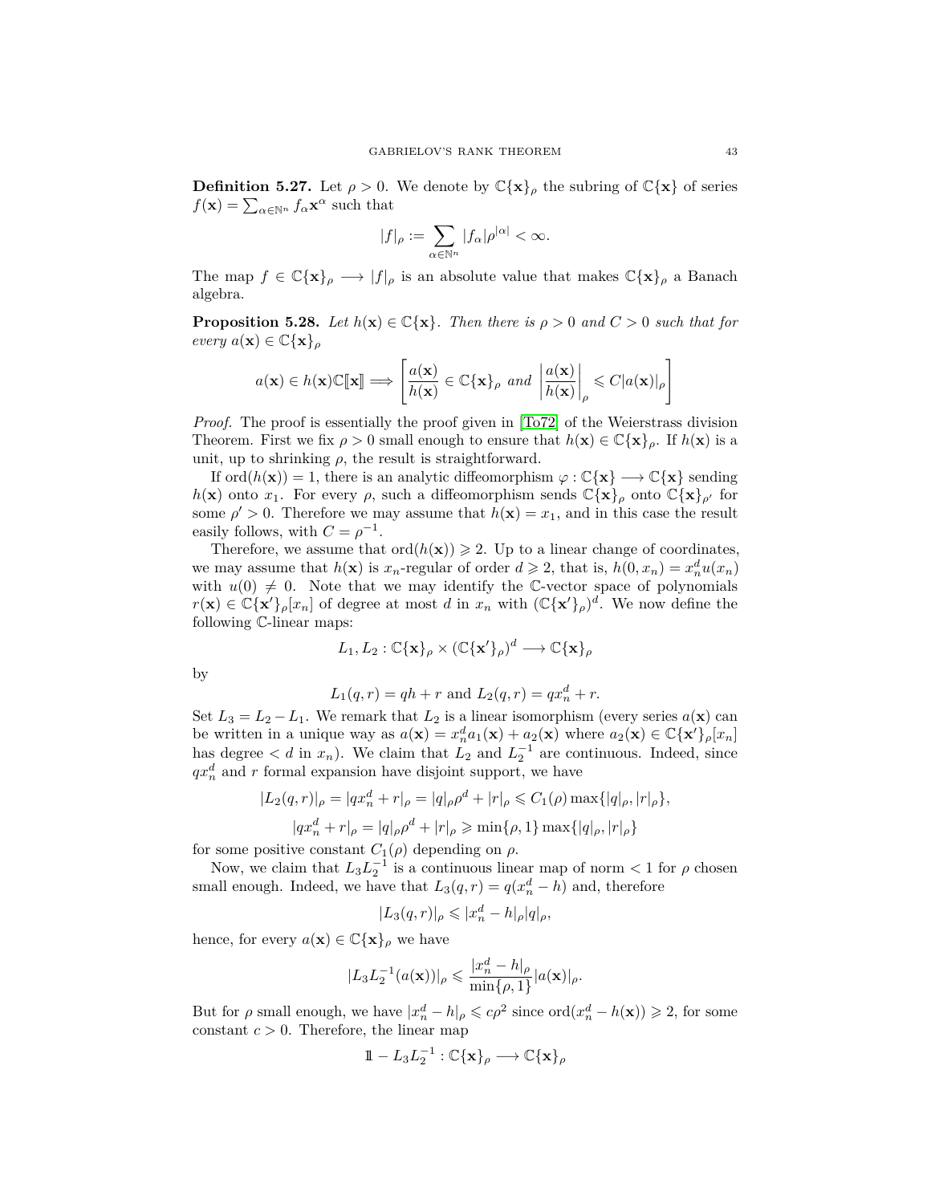**Definition 5.27.** Let $\rho > 0$. We denote by $\mathbb{C}\{\mathbf{x}\}_\rho$ the subring of $\mathbb{C}\{\mathbf{x}\}$ of series $f(\mathbf{x}) = \sum_{\alpha\in\mathbb{N}^n} f_\alpha \mathbf{x}^\alpha$ such that

$$|f|_\rho := \sum_{\alpha\in\mathbb{N}^n} |f_\alpha|\rho^{|\alpha|} < \infty.$$

The map $f \in \mathbb{C}\{\mathbf{x}\}_\rho \longrightarrow |f|_\rho$ is an absolute value that makes $\mathbb{C}\{\mathbf{x}\}_\rho$ a Banach algebra.

**Proposition 5.28.** *Let $h(\mathbf{x}) \in \mathbb{C}\{\mathbf{x}\}$. Then there is $\rho > 0$ and $C > 0$ such that for every $a(\mathbf{x}) \in \mathbb{C}\{\mathbf{x}\}_\rho$*

$$a(\mathbf{x}) \in h(\mathbf{x})\mathbb{C}[\![\mathbf{x}]\!] \Longrightarrow \left[\frac{a(\mathbf{x})}{h(\mathbf{x})} \in \mathbb{C}\{\mathbf{x}\}_\rho \text{ and } \left|\frac{a(\mathbf{x})}{h(\mathbf{x})}\right|_\rho \leqslant C|a(\mathbf{x})|_\rho\right]$$

*Proof.* The proof is essentially the proof given in [To72] of the Weierstrass division Theorem. First we fix $\rho > 0$ small enough to ensure that $h(\mathbf{x}) \in \mathbb{C}\{\mathbf{x}\}_\rho$. If $h(\mathbf{x})$ is a unit, up to shrinking $\rho$, the result is straightforward.

If $\operatorname{ord}(h(\mathbf{x})) = 1$, there is an analytic diffeomorphism $\varphi : \mathbb{C}\{\mathbf{x}\} \longrightarrow \mathbb{C}\{\mathbf{x}\}$ sending $h(\mathbf{x})$ onto $x_1$. For every $\rho$, such a diffeomorphism sends $\mathbb{C}\{\mathbf{x}\}_\rho$ onto $\mathbb{C}\{\mathbf{x}\}_{\rho'}$ for some $\rho' > 0$. Therefore we may assume that $h(\mathbf{x}) = x_1$, and in this case the result easily follows, with $C = \rho^{-1}$.

Therefore, we assume that $\operatorname{ord}(h(\mathbf{x})) \geqslant 2$. Up to a linear change of coordinates, we may assume that $h(\mathbf{x})$ is $x_n$-regular of order $d \geqslant 2$, that is, $h(0, x_n) = x_n^d u(x_n)$ with $u(0) \neq 0$. Note that we may identify the $\mathbb{C}$-vector space of polynomials $r(\mathbf{x}) \in \mathbb{C}\{\mathbf{x}'\}_\rho[x_n]$ of degree at most $d$ in $x_n$ with $(\mathbb{C}\{\mathbf{x}'\}_\rho)^d$. We now define the following $\mathbb{C}$-linear maps:

$$L_1, L_2 : \mathbb{C}\{\mathbf{x}\}_\rho \times (\mathbb{C}\{\mathbf{x}'\}_\rho)^d \longrightarrow \mathbb{C}\{\mathbf{x}\}_\rho$$

by

$$L_1(q, r) = qh + r \text{ and } L_2(q, r) = qx_n^d + r.$$

Set $L_3 = L_2 - L_1$. We remark that $L_2$ is a linear isomorphism (every series $a(\mathbf{x})$ can be written in a unique way as $a(\mathbf{x}) = x_n^d a_1(\mathbf{x}) + a_2(\mathbf{x})$ where $a_2(\mathbf{x}) \in \mathbb{C}\{\mathbf{x}'\}_\rho[x_n]$ has degree $< d$ in $x_n$). We claim that $L_2$ and $L_2^{-1}$ are continuous. Indeed, since $qx_n^d$ and $r$ formal expansion have disjoint support, we have

$$|L_2(q, r)|_\rho = |qx_n^d + r|_\rho = |q|_\rho \rho^d + |r|_\rho \leqslant C_1(\rho)\max\{|q|_\rho, |r|_\rho\},$$

$$|qx_n^d + r|_\rho = |q|_\rho \rho^d + |r|_\rho \geqslant \min\{\rho, 1\}\max\{|q|_\rho, |r|_\rho\}$$

for some positive constant $C_1(\rho)$ depending on $\rho$.

Now, we claim that $L_3 L_2^{-1}$ is a continuous linear map of norm $< 1$ for $\rho$ chosen small enough. Indeed, we have that $L_3(q, r) = q(x_n^d - h)$ and, therefore

$$|L_3(q, r)|_\rho \leqslant |x_n^d - h|_\rho |q|_\rho,$$

hence, for every $a(\mathbf{x}) \in \mathbb{C}\{\mathbf{x}\}_\rho$ we have

$$|L_3 L_2^{-1}(a(\mathbf{x}))|_\rho \leqslant \frac{|x_n^d - h|_\rho}{\min\{\rho, 1\}} |a(\mathbf{x})|_\rho.$$

But for $\rho$ small enough, we have $|x_n^d - h|_\rho \leqslant c\rho^2$ since $\operatorname{ord}(x_n^d - h(\mathbf{x})) \geqslant 2$, for some constant $c > 0$. Therefore, the linear map

$$\mathbb{1} - L_3 L_2^{-1} : \mathbb{C}\{\mathbf{x}\}_\rho \longrightarrow \mathbb{C}\{\mathbf{x}\}_\rho$$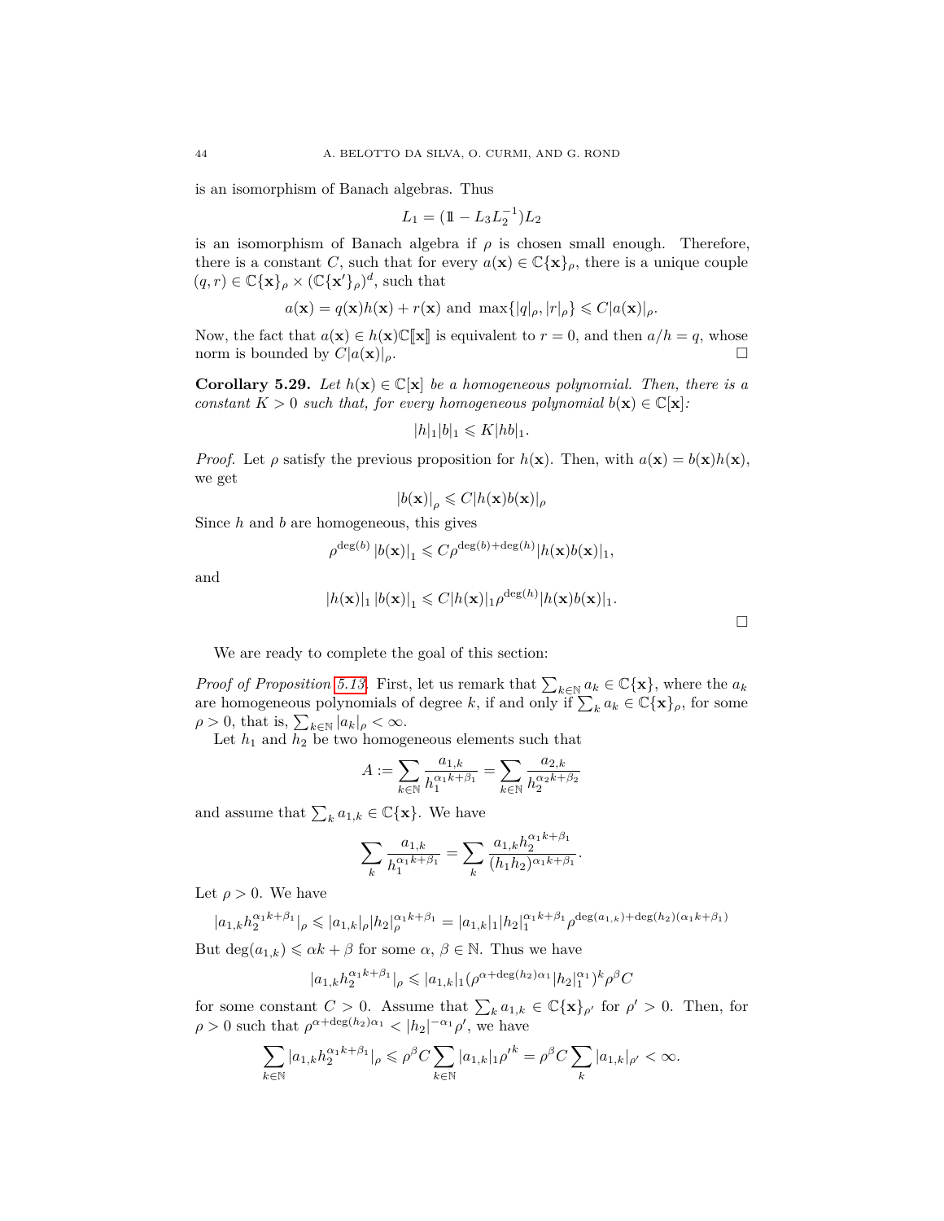is an isomorphism of Banach algebras. Thus

$$L_1 = (\mathbb{1} - L_3 L_2^{-1}) L_2$$

is an isomorphism of Banach algebra if $\rho$ is chosen small enough. Therefore, there is a constant $C$, such that for every $a(\mathbf{x}) \in \mathbb{C}\{\mathbf{x}\}_\rho$, there is a unique couple $(q, r) \in \mathbb{C}\{\mathbf{x}\}_\rho \times (\mathbb{C}\{\mathbf{x}'\}_\rho)^d$, such that

$$a(\mathbf{x}) = q(\mathbf{x})h(\mathbf{x}) + r(\mathbf{x}) \text{ and } \max\{|q|_\rho, |r|_\rho\} \leqslant C|a(\mathbf{x})|_\rho.$$

Now, the fact that $a(\mathbf{x}) \in h(\mathbf{x})\mathbb{C}[\![\mathbf{x}]\!]$ is equivalent to $r = 0$, and then $a/h = q$, whose norm is bounded by $C|a(\mathbf{x})|_\rho$. □

**Corollary 5.29.** *Let $h(\mathbf{x}) \in \mathbb{C}[\mathbf{x}]$ be a homogeneous polynomial. Then, there is a constant $K > 0$ such that, for every homogeneous polynomial $b(\mathbf{x}) \in \mathbb{C}[\mathbf{x}]$:*

$$|h|_1 |b|_1 \leqslant K|hb|_1.$$

*Proof.* Let $\rho$ satisfy the previous proposition for $h(\mathbf{x})$. Then, with $a(\mathbf{x}) = b(\mathbf{x})h(\mathbf{x})$, we get

$$|b(\mathbf{x})|_\rho \leqslant C|h(\mathbf{x})b(\mathbf{x})|_\rho$$

Since $h$ and $b$ are homogeneous, this gives

$$\rho^{\deg(b)} |b(\mathbf{x})|_1 \leqslant C\rho^{\deg(b)+\deg(h)}|h(\mathbf{x})b(\mathbf{x})|_1,$$

and

$$|h(\mathbf{x})|_1 |b(\mathbf{x})|_1 \leqslant C|h(\mathbf{x})|_1 \rho^{\deg(h)}|h(\mathbf{x})b(\mathbf{x})|_1.$$

□

We are ready to complete the goal of this section:

*Proof of Proposition 5.13.* First, let us remark that $\sum_{k\in\mathbb{N}} a_k \in \mathbb{C}\{\mathbf{x}\}$, where the $a_k$ are homogeneous polynomials of degree $k$, if and only if $\sum_k a_k \in \mathbb{C}\{\mathbf{x}\}_\rho$, for some $\rho > 0$, that is, $\sum_{k\in\mathbb{N}} |a_k|_\rho < \infty$.

Let $h_1$ and $h_2$ be two homogeneous elements such that

$$A := \sum_{k\in\mathbb{N}} \frac{a_{1,k}}{h_1^{\alpha_1 k+\beta_1}} = \sum_{k\in\mathbb{N}} \frac{a_{2,k}}{h_2^{\alpha_2 k+\beta_2}}$$

and assume that $\sum_k a_{1,k} \in \mathbb{C}\{\mathbf{x}\}$. We have

$$\sum_k \frac{a_{1,k}}{h_1^{\alpha_1 k+\beta_1}} = \sum_k \frac{a_{1,k} h_2^{\alpha_1 k+\beta_1}}{(h_1 h_2)^{\alpha_1 k+\beta_1}}.$$

Let $\rho > 0$. We have

$$|a_{1,k} h_2^{\alpha_1 k+\beta_1}|_\rho \leqslant |a_{1,k}|_\rho |h_2|_\rho^{\alpha_1 k+\beta_1} = |a_{1,k}|_1 |h_2|_1^{\alpha_1 k+\beta_1} \rho^{\deg(a_{1,k})+\deg(h_2)(\alpha_1 k+\beta_1)}$$

But $\deg(a_{1,k}) \leqslant \alpha k + \beta$ for some $\alpha$, $\beta \in \mathbb{N}$. Thus we have

$$|a_{1,k} h_2^{\alpha_1 k+\beta_1}|_\rho \leqslant |a_{1,k}|_1 (\rho^{\alpha+\deg(h_2)\alpha_1} |h_2|_1^{\alpha_1})^k \rho^\beta C$$

for some constant $C > 0$. Assume that $\sum_k a_{1,k} \in \mathbb{C}\{\mathbf{x}\}_{\rho'}$ for $\rho' > 0$. Then, for $\rho > 0$ such that $\rho^{\alpha+\deg(h_2)\alpha_1} < |h_2|^{-\alpha_1} \rho'$, we have

$$\sum_{k\in\mathbb{N}} |a_{1,k} h_2^{\alpha_1 k+\beta_1}|_\rho \leqslant \rho^\beta C \sum_{k\in\mathbb{N}} |a_{1,k}|_1 {\rho'}^k = \rho^\beta C \sum_k |a_{1,k}|_{\rho'} < \infty.$$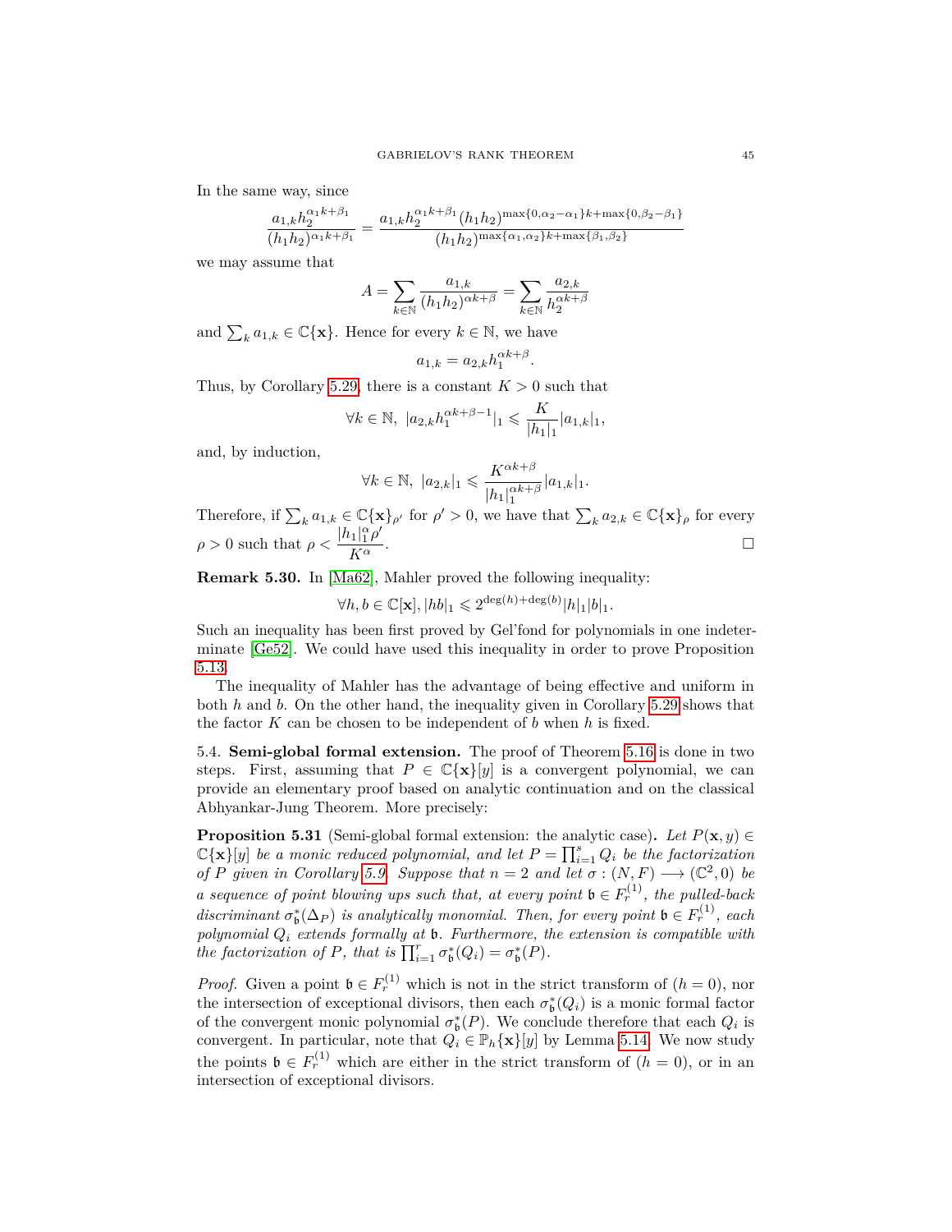In the same way, since

$$\frac{a_{1,k}h_2^{\alpha_1 k+\beta_1}}{(h_1h_2)^{\alpha_1 k+\beta_1}} = \frac{a_{1,k}h_2^{\alpha_1 k+\beta_1}(h_1h_2)^{\max\{0,\alpha_2-\alpha_1\}k+\max\{0,\beta_2-\beta_1\}}}{(h_1h_2)^{\max\{\alpha_1,\alpha_2\}k+\max\{\beta_1,\beta_2\}}}$$

we may assume that

$$A = \sum_{k\in\mathbb{N}} \frac{a_{1,k}}{(h_1h_2)^{\alpha k+\beta}} = \sum_{k\in\mathbb{N}} \frac{a_{2,k}}{h_2^{\alpha k+\beta}}$$

and $\sum_k a_{1,k} \in \mathbb{C}\{\mathbf{x}\}$. Hence for every $k \in \mathbb{N}$, we have

$$a_{1,k} = a_{2,k}h_1^{\alpha k+\beta}.$$

Thus, by Corollary 5.29, there is a constant $K > 0$ such that

$$\forall k \in \mathbb{N},\ |a_{2,k}h_1^{\alpha k+\beta-1}|_1 \leqslant \frac{K}{|h_1|_1}|a_{1,k}|_1,$$

and, by induction,

$$\forall k \in \mathbb{N},\ |a_{2,k}|_1 \leqslant \frac{K^{\alpha k+\beta}}{|h_1|_1^{\alpha k+\beta}}|a_{1,k}|_1.$$

Therefore, if $\sum_k a_{1,k} \in \mathbb{C}\{\mathbf{x}\}_{\rho'}$ for $\rho' > 0$, we have that $\sum_k a_{2,k} \in \mathbb{C}\{\mathbf{x}\}_\rho$ for every $\rho > 0$ such that $\rho < \dfrac{|h_1|_1^\alpha \rho'}{K^\alpha}$. □

**Remark 5.30.** In [Ma62], Mahler proved the following inequality:

$$\forall h, b \in \mathbb{C}[\mathbf{x}], |hb|_1 \leqslant 2^{\deg(h)+\deg(b)}|h|_1|b|_1.$$

Such an inequality has been first proved by Gel'fond for polynomials in one indeterminate [Ge52]. We could have used this inequality in order to prove Proposition 5.13.

The inequality of Mahler has the advantage of being effective and uniform in both $h$ and $b$. On the other hand, the inequality given in Corollary 5.29 shows that the factor $K$ can be chosen to be independent of $b$ when $h$ is fixed.

5.4. **Semi-global formal extension.** The proof of Theorem 5.16 is done in two steps. First, assuming that $P \in \mathbb{C}\{\mathbf{x}\}[y]$ is a convergent polynomial, we can provide an elementary proof based on analytic continuation and on the classical Abhyankar-Jung Theorem. More precisely:

**Proposition 5.31** (Semi-global formal extension: the analytic case)**.** *Let $P(\mathbf{x}, y) \in \mathbb{C}\{\mathbf{x}\}[y]$ be a monic reduced polynomial, and let $P = \prod_{i=1}^s Q_i$ be the factorization of $P$ given in Corollary 5.9. Suppose that $n = 2$ and let $\sigma : (N, F) \longrightarrow (\mathbb{C}^2, 0)$ be a sequence of point blowing ups such that, at every point $\mathfrak{b} \in F_r^{(1)}$, the pulled-back discriminant $\sigma_\mathfrak{b}^*(\Delta_P)$ is analytically monomial. Then, for every point $\mathfrak{b} \in F_r^{(1)}$, each polynomial $Q_i$ extends formally at $\mathfrak{b}$. Furthermore, the extension is compatible with the factorization of $P$, that is $\prod_{i=1}^r \sigma_\mathfrak{b}^*(Q_i) = \sigma_\mathfrak{b}^*(P)$.*

*Proof.* Given a point $\mathfrak{b} \in F_r^{(1)}$ which is not in the strict transform of $(h = 0)$, nor the intersection of exceptional divisors, then each $\sigma_\mathfrak{b}^*(Q_i)$ is a monic formal factor of the convergent monic polynomial $\sigma_\mathfrak{b}^*(P)$. We conclude therefore that each $Q_i$ is convergent. In particular, note that $Q_i \in \mathbb{P}_h\{\mathbf{x}\}[y]$ by Lemma 5.14. We now study the points $\mathfrak{b} \in F_r^{(1)}$ which are either in the strict transform of $(h = 0)$, or in an intersection of exceptional divisors.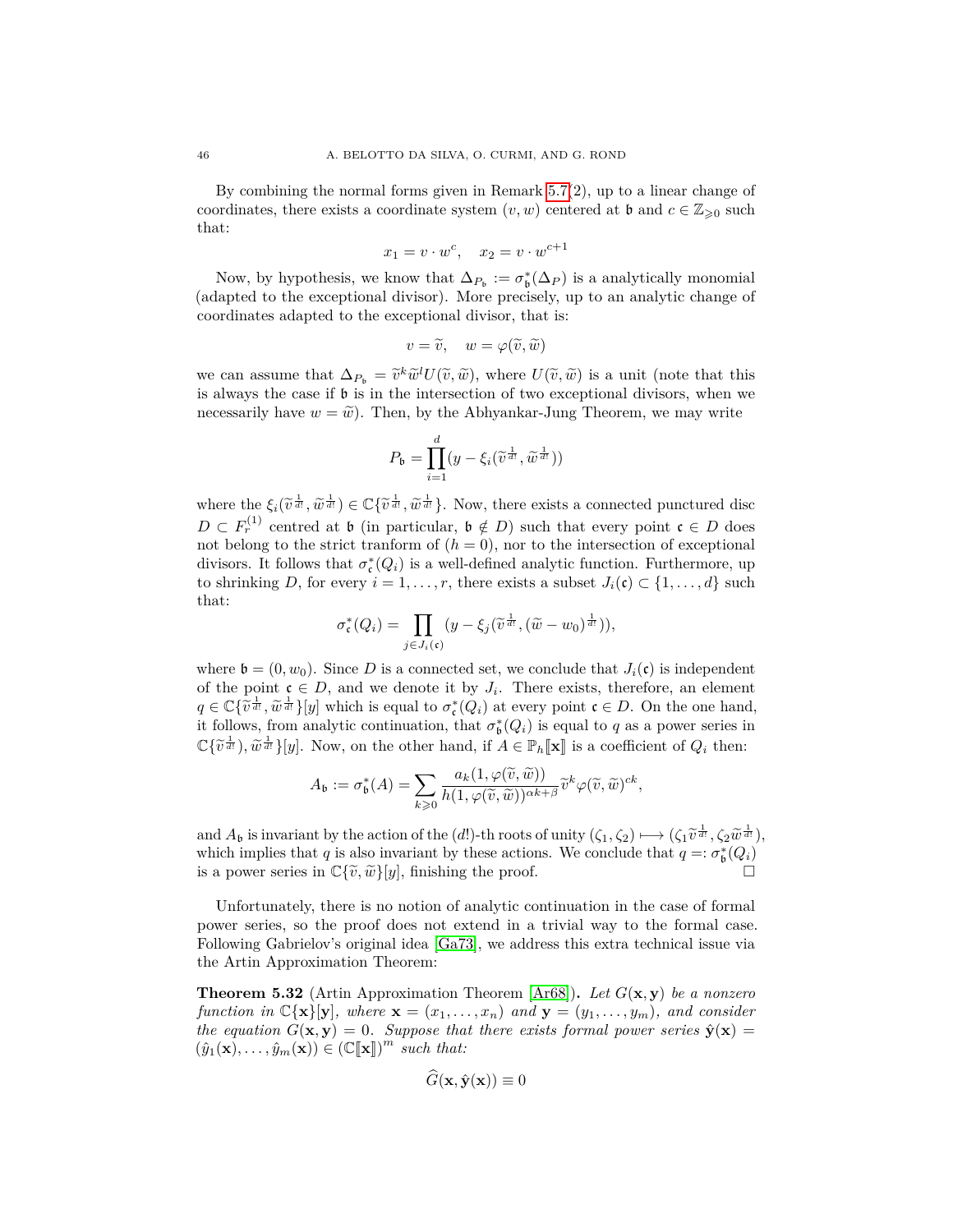By combining the normal forms given in Remark 5.7(2), up to a linear change of coordinates, there exists a coordinate system $(v, w)$ centered at $\mathfrak{b}$ and $c \in \mathbb{Z}_{\geqslant 0}$ such that:

$$x_1 = v \cdot w^c, \quad x_2 = v \cdot w^{c+1}$$

Now, by hypothesis, we know that $\Delta_{P_\mathfrak{b}} := \sigma_\mathfrak{b}^*(\Delta_P)$ is a analytically monomial (adapted to the exceptional divisor). More precisely, up to an analytic change of coordinates adapted to the exceptional divisor, that is:

$$v = \widetilde{v}, \quad w = \varphi(\widetilde{v}, \widetilde{w})$$

we can assume that $\Delta_{P_\mathfrak{b}} = \widetilde{v}^k \widetilde{w}^l U(\widetilde{v}, \widetilde{w})$, where $U(\widetilde{v}, \widetilde{w})$ is a unit (note that this is always the case if $\mathfrak{b}$ is in the intersection of two exceptional divisors, when we necessarily have $w = \widetilde{w}$). Then, by the Abhyankar-Jung Theorem, we may write

$$P_\mathfrak{b} = \prod_{i=1}^{d} (y - \xi_i(\widetilde{v}^{\frac{1}{d!}}, \widetilde{w}^{\frac{1}{d!}}))$$

where the $\xi_i(\widetilde{v}^{\frac{1}{d!}}, \widetilde{w}^{\frac{1}{d!}}) \in \mathbb{C}\{\widetilde{v}^{\frac{1}{d!}}, \widetilde{w}^{\frac{1}{d!}}\}$. Now, there exists a connected punctured disc $D \subset F_r^{(1)}$ centred at $\mathfrak{b}$ (in particular, $\mathfrak{b} \notin D$) such that every point $\mathfrak{c} \in D$ does not belong to the strict tranform of $(h = 0)$, nor to the intersection of exceptional divisors. It follows that $\sigma_\mathfrak{c}^*(Q_i)$ is a well-defined analytic function. Furthermore, up to shrinking $D$, for every $i = 1, \dots, r$, there exists a subset $J_i(\mathfrak{c}) \subset \{1, \dots, d\}$ such that:

$$\sigma_\mathfrak{c}^*(Q_i) = \prod_{j \in J_i(\mathfrak{c})} (y - \xi_j(\widetilde{v}^{\frac{1}{d!}}, (\widetilde{w} - w_0)^{\frac{1}{d!}})),$$

where $\mathfrak{b} = (0, w_0)$. Since $D$ is a connected set, we conclude that $J_i(\mathfrak{c})$ is independent of the point $\mathfrak{c} \in D$, and we denote it by $J_i$. There exists, therefore, an element $q \in \mathbb{C}\{\widetilde{v}^{\frac{1}{d!}}, \widetilde{w}^{\frac{1}{d!}}\}[y]$ which is equal to $\sigma_\mathfrak{c}^*(Q_i)$ at every point $\mathfrak{c} \in D$. On the one hand, it follows, from analytic continuation, that $\sigma_\mathfrak{b}^*(Q_i)$ is equal to $q$ as a power series in $\mathbb{C}\{\widetilde{v}^{\frac{1}{d!}}), \widetilde{w}^{\frac{1}{d!}}\}[y]$. Now, on the other hand, if $A \in \mathbb{P}_h[\![\mathbf{x}]\!]$ is a coefficient of $Q_i$ then:

$$A_\mathfrak{b} := \sigma_\mathfrak{b}^*(A) = \sum_{k \geqslant 0} \frac{a_k(1, \varphi(\widetilde{v}, \widetilde{w}))}{h(1, \varphi(\widetilde{v}, \widetilde{w}))^{\alpha k + \beta}} \widetilde{v}^k \varphi(\widetilde{v}, \widetilde{w})^{ck},$$

and $A_\mathfrak{b}$ is invariant by the action of the $(d!)$-th roots of unity $(\zeta_1, \zeta_2) \longmapsto (\zeta_1 \widetilde{v}^{\frac{1}{d!}}, \zeta_2 \widetilde{w}^{\frac{1}{d!}})$, which implies that $q$ is also invariant by these actions. We conclude that $q =: \sigma_\mathfrak{b}^*(Q_i)$ is a power series in $\mathbb{C}\{\widetilde{v}, \widetilde{w}\}[y]$, finishing the proof. □

Unfortunately, there is no notion of analytic continuation in the case of formal power series, so the proof does not extend in a trivial way to the formal case. Following Gabrielov's original idea [Ga73], we address this extra technical issue via the Artin Approximation Theorem:

**Theorem 5.32** (Artin Approximation Theorem [Ar68])**.** *Let $G(\mathbf{x}, \mathbf{y})$ be a nonzero function in $\mathbb{C}\{\mathbf{x}\}[\mathbf{y}]$, where $\mathbf{x} = (x_1, \dots, x_n)$ and $\mathbf{y} = (y_1, \dots, y_m)$, and consider the equation $G(\mathbf{x}, \mathbf{y}) = 0$. Suppose that there exists formal power series $\hat{\mathbf{y}}(\mathbf{x}) = (\hat{y}_1(\mathbf{x}), \dots, \hat{y}_m(\mathbf{x})) \in (\mathbb{C}[\![\mathbf{x}]\!])^m$ such that:*

$$\widehat{G}(\mathbf{x}, \hat{\mathbf{y}}(\mathbf{x})) \equiv 0$$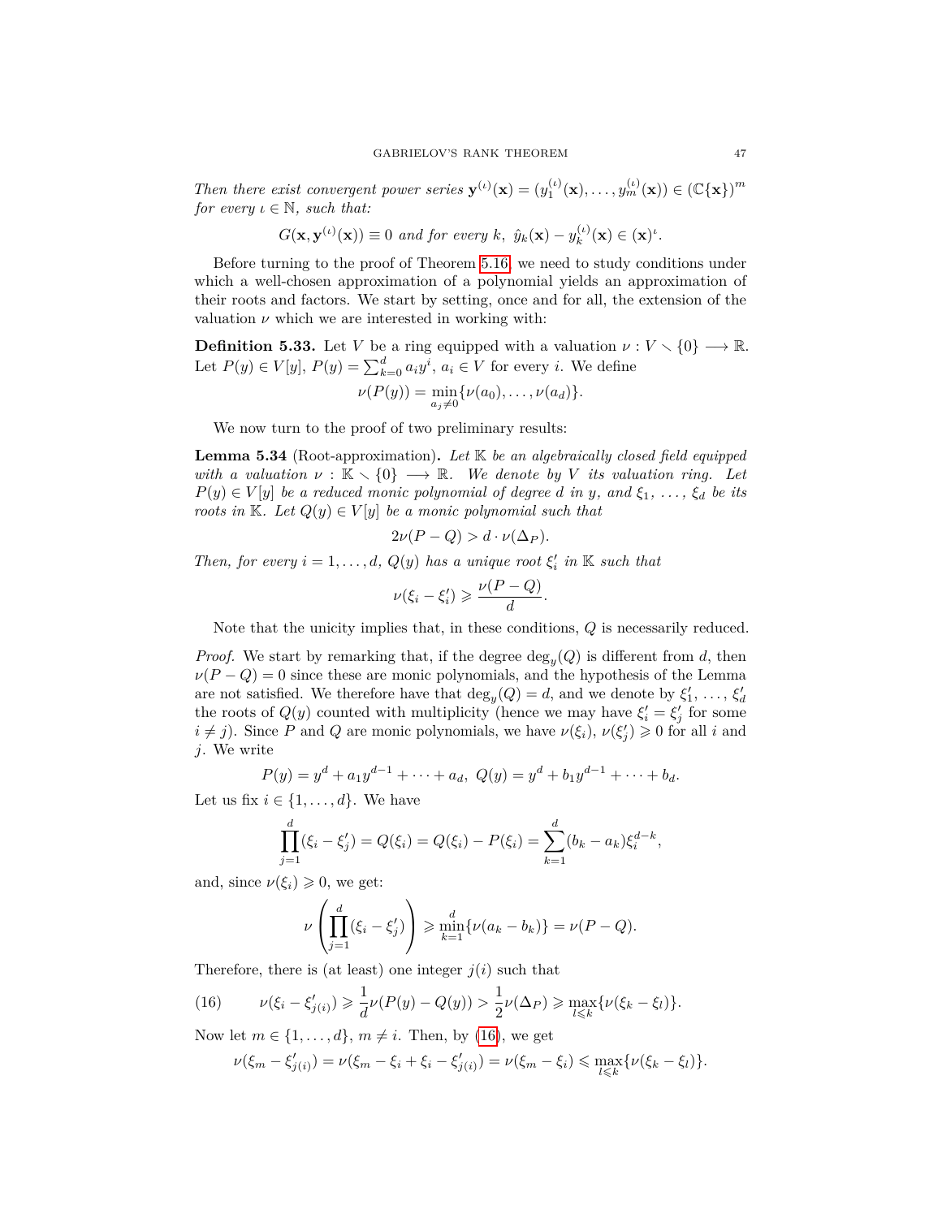*Then there exist convergent power series $\mathbf{y}^{(\iota)}(\mathbf{x}) = (y_1^{(\iota)}(\mathbf{x}), \ldots, y_m^{(\iota)}(\mathbf{x})) \in (\mathbb{C}\{\mathbf{x}\})^m$ for every $\iota \in \mathbb{N}$, such that:*

$$G(\mathbf{x}, \mathbf{y}^{(\iota)}(\mathbf{x})) \equiv 0 \text{ and for every } k,\ \hat{y}_k(\mathbf{x}) - y_k^{(\iota)}(\mathbf{x}) \in (\mathbf{x})^\iota.$$

Before turning to the proof of Theorem 5.16, we need to study conditions under which a well-chosen approximation of a polynomial yields an approximation of their roots and factors. We start by setting, once and for all, the extension of the valuation $\nu$ which we are interested in working with:

**Definition 5.33.** Let $V$ be a ring equipped with a valuation $\nu : V \setminus \{0\} \longrightarrow \mathbb{R}$. Let $P(y) \in V[y]$, $P(y) = \sum_{k=0}^{d} a_i y^i$, $a_i \in V$ for every $i$. We define

$$\nu(P(y)) = \min_{a_j \neq 0}\{\nu(a_0), \ldots, \nu(a_d)\}.$$

We now turn to the proof of two preliminary results:

**Lemma 5.34** (Root-approximation)**.** *Let $\mathbb{K}$ be an algebraically closed field equipped with a valuation $\nu : \mathbb{K} \setminus \{0\} \longrightarrow \mathbb{R}$. We denote by $V$ its valuation ring. Let $P(y) \in V[y]$ be a reduced monic polynomial of degree $d$ in $y$, and $\xi_1, \ldots, \xi_d$ be its roots in $\mathbb{K}$. Let $Q(y) \in V[y]$ be a monic polynomial such that*

$$2\nu(P - Q) > d \cdot \nu(\Delta_P).$$

*Then, for every $i = 1, \ldots, d$, $Q(y)$ has a unique root $\xi_i'$ in $\mathbb{K}$ such that*

$$\nu(\xi_i - \xi_i') \geqslant \frac{\nu(P - Q)}{d}.$$

Note that the unicity implies that, in these conditions, $Q$ is necessarily reduced.

*Proof.* We start by remarking that, if the degree $\deg_y(Q)$ is different from $d$, then $\nu(P - Q) = 0$ since these are monic polynomials, and the hypothesis of the Lemma are not satisfied. We therefore have that $\deg_y(Q) = d$, and we denote by $\xi_1', \ldots, \xi_d'$ the roots of $Q(y)$ counted with multiplicity (hence we may have $\xi_i' = \xi_j'$ for some $i \neq j$). Since $P$ and $Q$ are monic polynomials, we have $\nu(\xi_i)$, $\nu(\xi_j') \geqslant 0$ for all $i$ and $j$. We write

$$P(y) = y^d + a_1 y^{d-1} + \cdots + a_d,\ Q(y) = y^d + b_1 y^{d-1} + \cdots + b_d.$$

Let us fix $i \in \{1, \ldots, d\}$. We have

$$\prod_{j=1}^{d}(\xi_i - \xi_j') = Q(\xi_i) = Q(\xi_i) - P(\xi_i) = \sum_{k=1}^{d}(b_k - a_k)\xi_i^{d-k},$$

and, since $\nu(\xi_i) \geqslant 0$, we get:

$$\nu\left(\prod_{j=1}^{d}(\xi_i - \xi_j')\right) \geqslant \min_{k=1}^{d}\{\nu(a_k - b_k)\} = \nu(P - Q).$$

Therefore, there is (at least) one integer $j(i)$ such that

$$\nu(\xi_i - \xi_{j(i)}') \geqslant \frac{1}{d}\nu(P(y) - Q(y)) > \frac{1}{2}\nu(\Delta_P) \geqslant \max_{l \leqslant k}\{\nu(\xi_k - \xi_l)\}. \tag{16}$$

Now let $m \in \{1, \ldots, d\}$, $m \neq i$. Then, by (16), we get

$$\nu(\xi_m - \xi_{j(i)}') = \nu(\xi_m - \xi_i + \xi_i - \xi_{j(i)}') = \nu(\xi_m - \xi_i) \leqslant \max_{l \leqslant k}\{\nu(\xi_k - \xi_l)\}.$$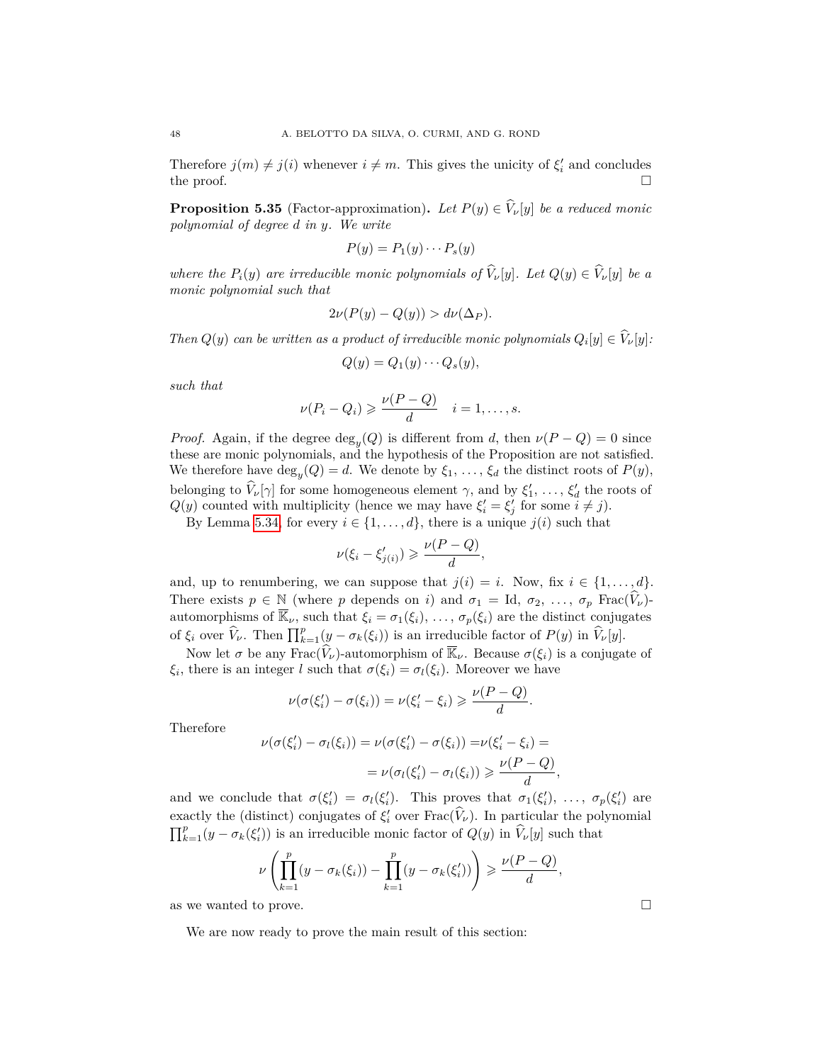Therefore $j(m) \neq j(i)$ whenever $i \neq m$. This gives the unicity of $\xi'_i$ and concludes the proof. $\square$

**Proposition 5.35** (Factor-approximation)**.** *Let $P(y) \in \widehat{V}_\nu[y]$ be a reduced monic polynomial of degree $d$ in $y$. We write*

$$P(y) = P_1(y) \cdots P_s(y)$$

*where the $P_i(y)$ are irreducible monic polynomials of $\widehat{V}_\nu[y]$. Let $Q(y) \in \widehat{V}_\nu[y]$ be a monic polynomial such that*

$$2\nu(P(y) - Q(y)) > d\nu(\Delta_P).$$

*Then $Q(y)$ can be written as a product of irreducible monic polynomials $Q_i[y] \in \widehat{V}_\nu[y]$:*

$$Q(y) = Q_1(y) \cdots Q_s(y),$$

*such that*

$$\nu(P_i - Q_i) \geqslant \frac{\nu(P - Q)}{d} \quad i = 1, \ldots, s.$$

*Proof.* Again, if the degree $\deg_y(Q)$ is different from $d$, then $\nu(P - Q) = 0$ since these are monic polynomials, and the hypothesis of the Proposition are not satisfied. We therefore have $\deg_y(Q) = d$. We denote by $\xi_1, \ldots, \xi_d$ the distinct roots of $P(y)$, belonging to $\widehat{V}_\nu[\gamma]$ for some homogeneous element $\gamma$, and by $\xi'_1, \ldots, \xi'_d$ the roots of $Q(y)$ counted with multiplicity (hence we may have $\xi'_i = \xi'_j$ for some $i \neq j$).

By Lemma 5.34, for every $i \in \{1, \ldots, d\}$, there is a unique $j(i)$ such that

$$\nu(\xi_i - \xi'_{j(i)}) \geqslant \frac{\nu(P - Q)}{d},$$

and, up to renumbering, we can suppose that $j(i) = i$. Now, fix $i \in \{1, \ldots, d\}$. There exists $p \in \mathbb{N}$ (where $p$ depends on $i$) and $\sigma_1 = \mathrm{Id}$, $\sigma_2$, $\ldots$, $\sigma_p$ $\mathrm{Frac}(\widehat{V}_\nu)$-automorphisms of $\overline{\mathbb{K}}_\nu$, such that $\xi_i = \sigma_1(\xi_i)$, $\ldots$, $\sigma_p(\xi_i)$ are the distinct conjugates of $\xi_i$ over $\widehat{V}_\nu$. Then $\prod_{k=1}^{p}(y - \sigma_k(\xi_i))$ is an irreducible factor of $P(y)$ in $\widehat{V}_\nu[y]$.

Now let $\sigma$ be any $\mathrm{Frac}(\widehat{V}_\nu)$-automorphism of $\overline{\mathbb{K}}_\nu$. Because $\sigma(\xi_i)$ is a conjugate of $\xi_i$, there is an integer $l$ such that $\sigma(\xi_i) = \sigma_l(\xi_i)$. Moreover we have

$$\nu(\sigma(\xi'_i) - \sigma(\xi_i)) = \nu(\xi'_i - \xi_i) \geqslant \frac{\nu(P - Q)}{d}.$$

Therefore

$$\begin{aligned} \nu(\sigma(\xi'_i) - \sigma_l(\xi_i)) = \nu(\sigma(\xi'_i) - \sigma(\xi_i)) =& \nu(\xi'_i - \xi_i) = \\ =& \nu(\sigma_l(\xi'_i) - \sigma_l(\xi_i)) \geqslant \frac{\nu(P - Q)}{d}, \end{aligned}$$

and we conclude that $\sigma(\xi'_i) = \sigma_l(\xi'_i)$. This proves that $\sigma_1(\xi'_i)$, $\ldots$, $\sigma_p(\xi'_i)$ are exactly the (distinct) conjugates of $\xi'_i$ over $\mathrm{Frac}(\widehat{V}_\nu)$. In particular the polynomial $\prod_{k=1}^{p}(y - \sigma_k(\xi'_i))$ is an irreducible monic factor of $Q(y)$ in $\widehat{V}_\nu[y]$ such that

$$\nu\left(\prod_{k=1}^{p}(y - \sigma_k(\xi_i)) - \prod_{k=1}^{p}(y - \sigma_k(\xi'_i))\right) \geqslant \frac{\nu(P - Q)}{d},$$

as we wanted to prove. $\square$

We are now ready to prove the main result of this section: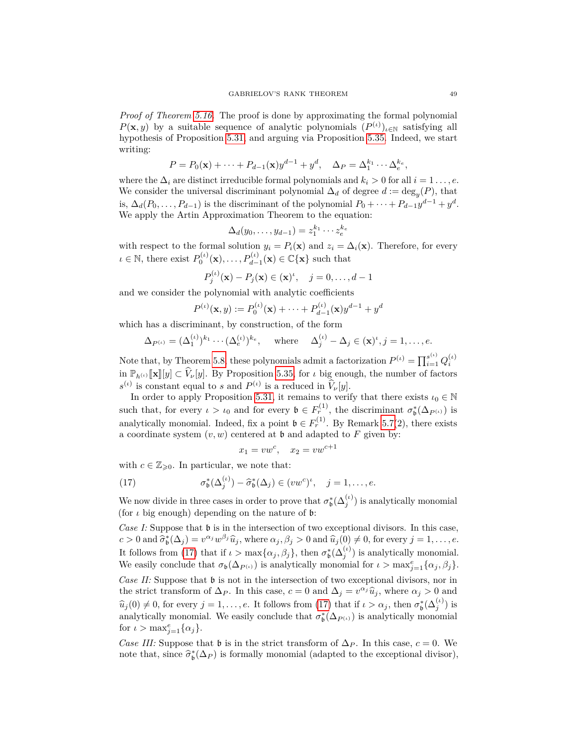*Proof of Theorem 5.16.* The proof is done by approximating the formal polynomial $P(\mathbf{x}, y)$ by a suitable sequence of analytic polynomials $(P^{(\iota)})_{\iota\in\mathbb{N}}$ satisfying all hypothesis of Proposition 5.31, and arguing via Proposition 5.35. Indeed, we start writing:

$$P = P_0(\mathbf{x}) + \cdots + P_{d-1}(\mathbf{x})y^{d-1} + y^d, \quad \Delta_P = \Delta_1^{k_1}\cdots\Delta_e^{k_e},$$

where the $\Delta_i$ are distinct irreducible formal polynomials and $k_i > 0$ for all $i = 1\ldots, e$. We consider the universal discriminant polynomial $\Delta_d$ of degree $d := \deg_y(P)$, that is, $\Delta_d(P_0, \ldots, P_{d-1})$ is the discriminant of the polynomial $P_0 + \cdots + P_{d-1}y^{d-1} + y^d$. We apply the Artin Approximation Theorem to the equation:

$$\Delta_d(y_0, \ldots, y_{d-1}) = z_1^{k_1}\cdots z_e^{k_e}$$

with respect to the formal solution $y_i = P_i(\mathbf{x})$ and $z_i = \Delta_i(\mathbf{x})$. Therefore, for every $\iota \in \mathbb{N}$, there exist $P_0^{(\iota)}(\mathbf{x}), \ldots, P_{d-1}^{(\iota)}(\mathbf{x}) \in \mathbb{C}\{\mathbf{x}\}$ such that

$$P_j^{(\iota)}(\mathbf{x}) - P_j(\mathbf{x}) \in (\mathbf{x})^\iota, \quad j = 0, \ldots, d-1$$

and we consider the polynomial with analytic coefficients

$$P^{(\iota)}(\mathbf{x}, y) := P_0^{(\iota)}(\mathbf{x}) + \cdots + P_{d-1}^{(\iota)}(\mathbf{x})y^{d-1} + y^d$$

which has a discriminant, by construction, of the form

$$\Delta_{P^{(\iota)}} = (\Delta_1^{(\iota)})^{k_1}\cdots(\Delta_e^{(\iota)})^{k_e}, \quad \text{where} \quad \Delta_j^{(\iota)} - \Delta_j \in (\mathbf{x})^\iota, j = 1, \ldots, e.$$

Note that, by Theorem 5.8 these polynomials admit a factorization $P^{(\iota)} = \prod_{i=1}^{s^{(\iota)}} Q_i^{(\iota)}$ in $\mathbb{P}_{h^{(\iota)}}[\![\mathbf{x}]\!][y] \subset \widehat{V}_\nu[y]$. By Proposition 5.35, for $\iota$ big enough, the number of factors $s^{(\iota)}$ is constant equal to $s$ and $P^{(\iota)}$ is a reduced in $\widehat{V}_\nu[y]$.

In order to apply Proposition 5.31, it remains to verify that there exists $\iota_0 \in \mathbb{N}$ such that, for every $\iota > \iota_0$ and for every $\mathfrak{b} \in F_r^{(1)}$, the discriminant $\sigma_\mathfrak{b}^*(\Delta_{P^{(\iota)}})$ is analytically monomial. Indeed, fix a point $\mathfrak{b} \in F_r^{(1)}$. By Remark 5.7(2), there exists a coordinate system $(v, w)$ centered at $\mathfrak{b}$ and adapted to $F$ given by:

$$x_1 = vw^c, \quad x_2 = vw^{c+1}$$

with $c \in \mathbb{Z}_{\geqslant 0}$. In particular, we note that:

$$\sigma_\mathfrak{b}^*(\Delta_j^{(\iota)}) - \widehat{\sigma}_\mathfrak{b}^*(\Delta_j) \in (vw^c)^\iota, \quad j = 1, \ldots, e. \tag{17}$$

We now divide in three cases in order to prove that $\sigma_\mathfrak{b}^*(\Delta_j^{(\iota)})$ is analytically monomial (for $\iota$ big enough) depending on the nature of $\mathfrak{b}$:

*Case I:* Suppose that $\mathfrak{b}$ is in the intersection of two exceptional divisors. In this case, $c > 0$ and $\widehat{\sigma}_\mathfrak{b}^*(\Delta_j) = v^{\alpha_j}w^{\beta_j}\widehat{u}_j$, where $\alpha_j, \beta_j > 0$ and $\widehat{u}_j(0) \neq 0$, for every $j = 1, \ldots, e$. It follows from (17) that if $\iota > \max\{\alpha_j, \beta_j\}$, then $\sigma_\mathfrak{b}^*(\Delta_j^{(\iota)})$ is analytically monomial. We easily conclude that $\sigma_\mathfrak{b}(\Delta_{P^{(\iota)}})$ is analytically monomial for $\iota > \max_{j=1}^e\{\alpha_j, \beta_j\}$.

*Case II:* Suppose that $\mathfrak{b}$ is not in the intersection of two exceptional divisors, nor in the strict transform of $\Delta_P$. In this case, $c = 0$ and $\Delta_j = v^{\alpha_j}\widehat{u}_j$, where $\alpha_j > 0$ and $\widehat{u}_j(0) \neq 0$, for every $j = 1, \ldots, e$. It follows from (17) that if $\iota > \alpha_j$, then $\sigma_\mathfrak{b}^*(\Delta_j^{(\iota)})$ is analytically monomial. We easily conclude that $\sigma_\mathfrak{b}^*(\Delta_{P^{(\iota)}})$ is analytically monomial for $\iota > \max_{j=1}^e\{\alpha_j\}$.

*Case III:* Suppose that $\mathfrak{b}$ is in the strict transform of $\Delta_P$. In this case, $c = 0$. We note that, since $\widehat{\sigma}_\mathfrak{b}^*(\Delta_P)$ is formally monomial (adapted to the exceptional divisor),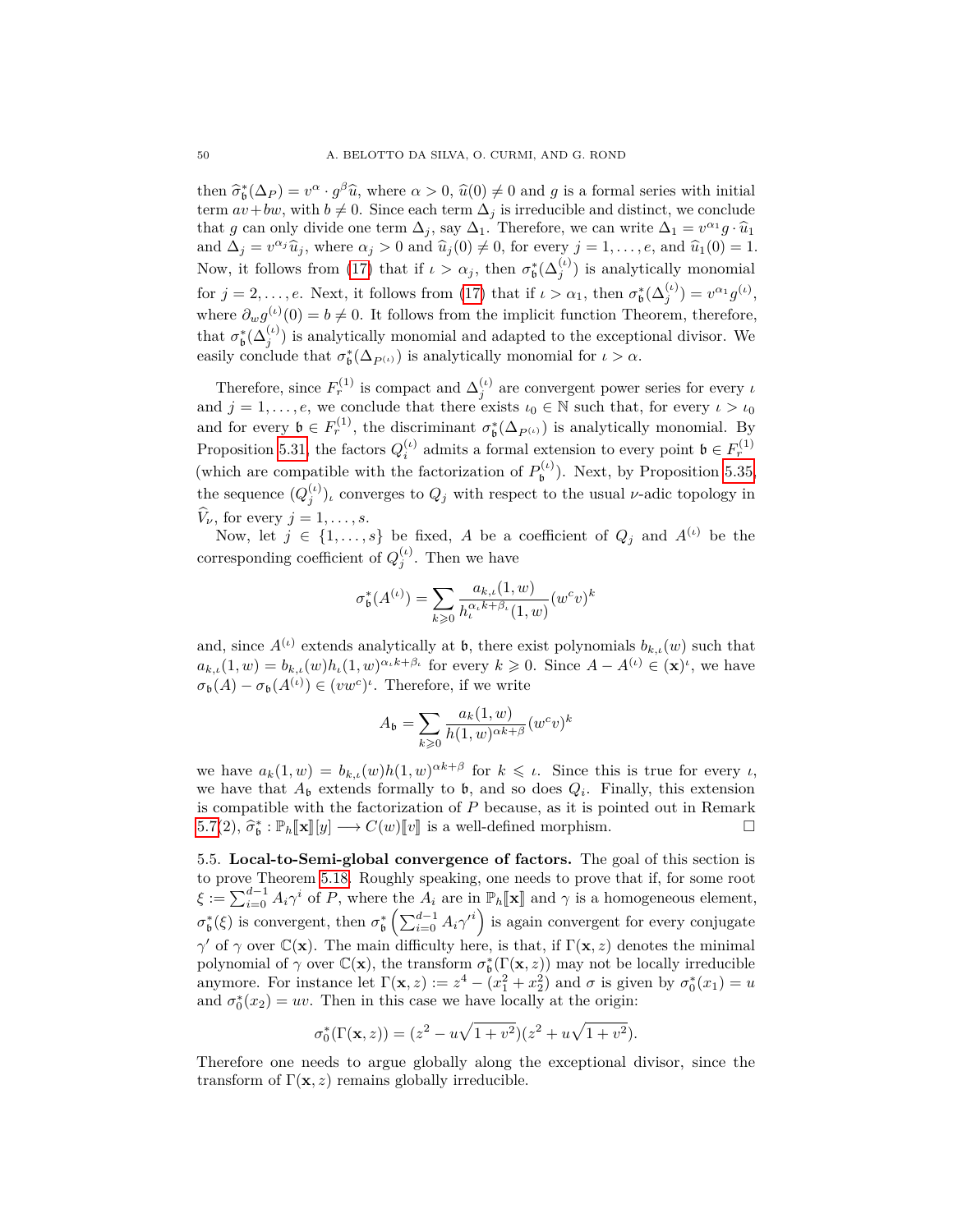then $\widehat{\sigma}_{\mathfrak{b}}^*(\Delta_P) = v^{\alpha} \cdot g^{\beta}\widehat{u}$, where $\alpha > 0$, $\widehat{u}(0) \neq 0$ and $g$ is a formal series with initial term $av+bw$, with $b \neq 0$. Since each term $\Delta_j$ is irreducible and distinct, we conclude that $g$ can only divide one term $\Delta_j$, say $\Delta_1$. Therefore, we can write $\Delta_1 = v^{\alpha_1} g \cdot \widehat{u}_1$ and $\Delta_j = v^{\alpha_j}\widehat{u}_j$, where $\alpha_j > 0$ and $\widehat{u}_j(0) \neq 0$, for every $j = 1, \ldots, e$, and $\widehat{u}_1(0) = 1$. Now, it follows from (17) that if $\iota > \alpha_j$, then $\sigma_{\mathfrak{b}}^*(\Delta_j^{(\iota)})$ is analytically monomial for $j = 2, \ldots, e$. Next, it follows from (17) that if $\iota > \alpha_1$, then $\sigma_{\mathfrak{b}}^*(\Delta_j^{(\iota)}) = v^{\alpha_1} g^{(\iota)}$, where $\partial_w g^{(\iota)}(0) = b \neq 0$. It follows from the implicit function Theorem, therefore, that $\sigma_{\mathfrak{b}}^*(\Delta_j^{(\iota)})$ is analytically monomial and adapted to the exceptional divisor. We easily conclude that $\sigma_{\mathfrak{b}}^*(\Delta_{P^{(\iota)}})$ is analytically monomial for $\iota > \alpha$.

Therefore, since $F_r^{(1)}$ is compact and $\Delta_j^{(\iota)}$ are convergent power series for every $\iota$ and $j = 1, \ldots, e$, we conclude that there exists $\iota_0 \in \mathbb{N}$ such that, for every $\iota > \iota_0$ and for every $\mathfrak{b} \in F_r^{(1)}$, the discriminant $\sigma_{\mathfrak{b}}^*(\Delta_{P^{(\iota)}})$ is analytically monomial. By Proposition 5.31, the factors $Q_i^{(\iota)}$ admits a formal extension to every point $\mathfrak{b} \in F_r^{(1)}$ (which are compatible with the factorization of $P_{\mathfrak{b}}^{(\iota)}$). Next, by Proposition 5.35, the sequence $(Q_j^{(\iota)})_\iota$ converges to $Q_j$ with respect to the usual $\nu$-adic topology in $\widehat{V}_\nu$, for every $j = 1, \ldots, s$.

Now, let $j \in \{1, \ldots, s\}$ be fixed, $A$ be a coefficient of $Q_j$ and $A^{(\iota)}$ be the corresponding coefficient of $Q_j^{(\iota)}$. Then we have

$$\sigma_{\mathfrak{b}}^*(A^{(\iota)}) = \sum_{k \geqslant 0} \frac{a_{k,\iota}(1,w)}{h_\iota^{\alpha_\iota k + \beta_\iota}(1,w)} (w^c v)^k$$

and, since $A^{(\iota)}$ extends analytically at $\mathfrak{b}$, there exist polynomials $b_{k,\iota}(w)$ such that $a_{k,\iota}(1,w) = b_{k,\iota}(w) h_\iota(1,w)^{\alpha_\iota k + \beta_\iota}$ for every $k \geqslant 0$. Since $A - A^{(\iota)} \in (\mathbf{x})^\iota$, we have $\sigma_{\mathfrak{b}}(A) - \sigma_{\mathfrak{b}}(A^{(\iota)}) \in (vw^c)^\iota$. Therefore, if we write

$$A_{\mathfrak{b}} = \sum_{k \geqslant 0} \frac{a_k(1,w)}{h(1,w)^{\alpha k + \beta}} (w^c v)^k$$

we have $a_k(1,w) = b_{k,\iota}(w) h(1,w)^{\alpha k + \beta}$ for $k \leqslant \iota$. Since this is true for every $\iota$, we have that $A_{\mathfrak{b}}$ extends formally to $\mathfrak{b}$, and so does $Q_i$. Finally, this extension is compatible with the factorization of $P$ because, as it is pointed out in Remark 5.7(2), $\widehat{\sigma}_{\mathfrak{b}}^* : \mathbb{P}_h[\![\mathbf{x}]\!][y] \longrightarrow C(w)[\![v]\!]$ is a well-defined morphism. $\square$

## 5.5. Local-to-Semi-global convergence of factors.

The goal of this section is to prove Theorem 5.18. Roughly speaking, one needs to prove that if, for some root $\xi := \sum_{i=0}^{d-1} A_i \gamma^i$ of $P$, where the $A_i$ are in $\mathbb{P}_h[\![\mathbf{x}]\!]$ and $\gamma$ is a homogeneous element, $\sigma_{\mathfrak{b}}^*(\xi)$ is convergent, then $\sigma_{\mathfrak{b}}^*\left(\sum_{i=0}^{d-1} A_i {\gamma'}^i\right)$ is again convergent for every conjugate $\gamma'$ of $\gamma$ over $\mathbb{C}(\mathbf{x})$. The main difficulty here, is that, if $\Gamma(\mathbf{x}, z)$ denotes the minimal polynomial of $\gamma$ over $\mathbb{C}(\mathbf{x})$, the transform $\sigma_{\mathfrak{b}}^*(\Gamma(\mathbf{x}, z))$ may not be locally irreducible anymore. For instance let $\Gamma(\mathbf{x}, z) := z^4 - (x_1^2 + x_2^2)$ and $\sigma$ is given by $\sigma_0^*(x_1) = u$ and $\sigma_0^*(x_2) = uv$. Then in this case we have locally at the origin:

$$\sigma_0^*(\Gamma(\mathbf{x}, z)) = (z^2 - u\sqrt{1+v^2})(z^2 + u\sqrt{1+v^2}).$$

Therefore one needs to argue globally along the exceptional divisor, since the transform of $\Gamma(\mathbf{x}, z)$ remains globally irreducible.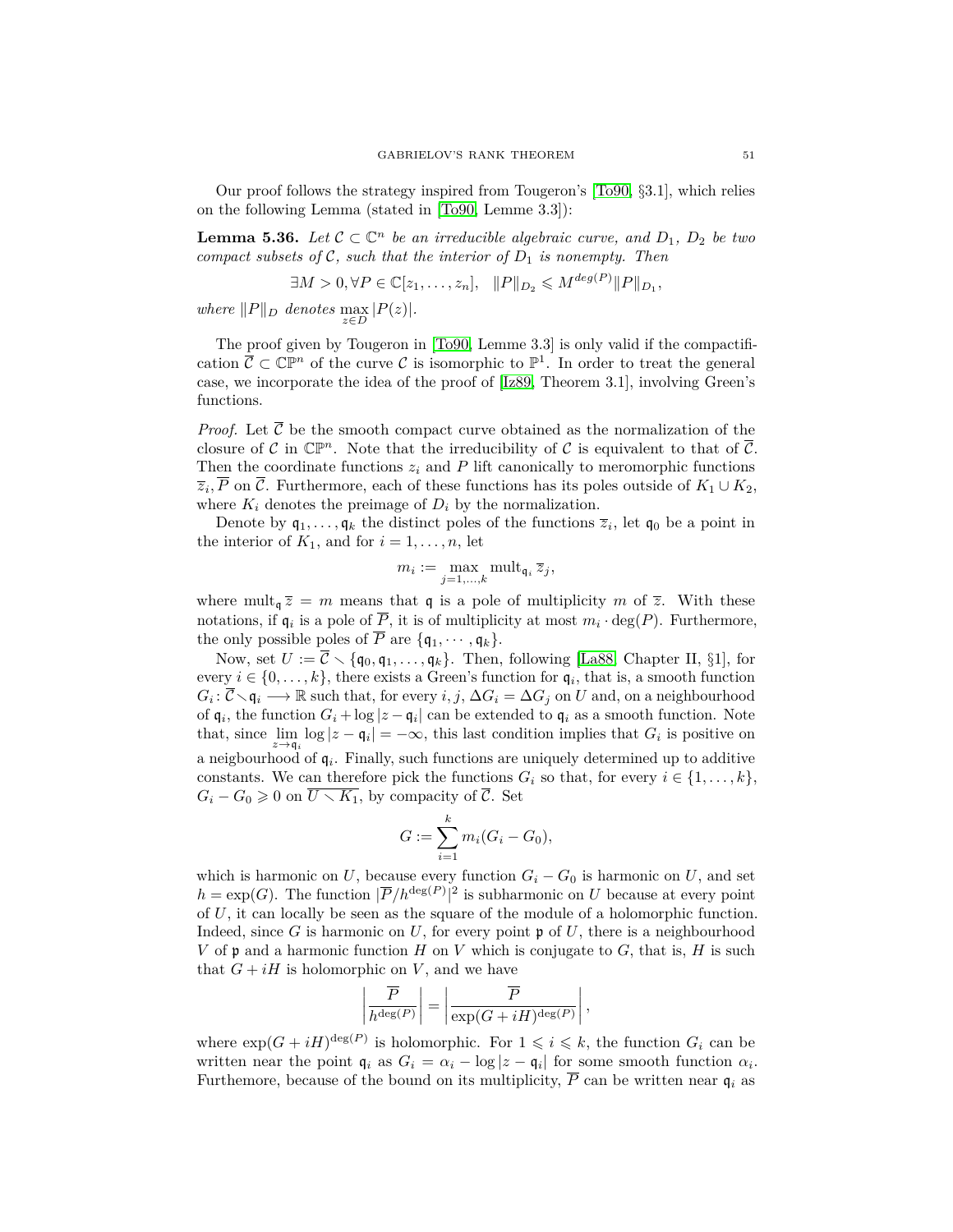Our proof follows the strategy inspired from Tougeron's [To90, §3.1], which relies on the following Lemma (stated in [To90, Lemme 3.3]):

**Lemma 5.36.** *Let $\mathcal{C} \subset \mathbb{C}^n$ be an irreducible algebraic curve, and $D_1$, $D_2$ be two compact subsets of $\mathcal{C}$, such that the interior of $D_1$ is nonempty. Then*

$$\exists M > 0, \forall P \in \mathbb{C}[z_1, \dots, z_n], \quad \|P\|_{D_2} \leqslant M^{deg(P)} \|P\|_{D_1},$$

*where $\|P\|_D$ denotes $\max_{z \in D} |P(z)|$.*

The proof given by Tougeron in [To90, Lemme 3.3] is only valid if the compactification $\overline{\mathcal{C}} \subset \mathbb{CP}^n$ of the curve $\mathcal{C}$ is isomorphic to $\mathbb{P}^1$. In order to treat the general case, we incorporate the idea of the proof of [Iz89, Theorem 3.1], involving Green's functions.

*Proof.* Let $\overline{\mathcal{C}}$ be the smooth compact curve obtained as the normalization of the closure of $\mathcal{C}$ in $\mathbb{CP}^n$. Note that the irreducibility of $\mathcal{C}$ is equivalent to that of $\overline{\mathcal{C}}$. Then the coordinate functions $z_i$ and $P$ lift canonically to meromorphic functions $\overline{z}_i, \overline{P}$ on $\overline{\mathcal{C}}$. Furthermore, each of these functions has its poles outside of $K_1 \cup K_2$, where $K_i$ denotes the preimage of $D_i$ by the normalization.

Denote by $\mathfrak{q}_1, \dots, \mathfrak{q}_k$ the distinct poles of the functions $\overline{z}_i$, let $\mathfrak{q}_0$ be a point in the interior of $K_1$, and for $i = 1, \dots, n$, let

$$m_i := \max_{j=1,\dots,k} \operatorname{mult}_{\mathfrak{q}_i} \overline{z}_j,$$

where $\operatorname{mult}_{\mathfrak{q}} \overline{z} = m$ means that $\mathfrak{q}$ is a pole of multiplicity $m$ of $\overline{z}$. With these notations, if $\mathfrak{q}_i$ is a pole of $\overline{P}$, it is of multiplicity at most $m_i \cdot \deg(P)$. Furthermore, the only possible poles of $\overline{P}$ are $\{\mathfrak{q}_1, \cdots, \mathfrak{q}_k\}$.

Now, set $U := \overline{\mathcal{C}} \smallsetminus \{\mathfrak{q}_0, \mathfrak{q}_1, \dots, \mathfrak{q}_k\}$. Then, following [La88, Chapter II, §1], for every $i \in \{0, \dots, k\}$, there exists a Green's function for $\mathfrak{q}_i$, that is, a smooth function $G_i : \overline{\mathcal{C}} \smallsetminus \mathfrak{q}_i \longrightarrow \mathbb{R}$ such that, for every $i, j$, $\Delta G_i = \Delta G_j$ on $U$ and, on a neighbourhood of $\mathfrak{q}_i$, the function $G_i + \log |z - \mathfrak{q}_i|$ can be extended to $\mathfrak{q}_i$ as a smooth function. Note that, since $\lim_{z \to \mathfrak{q}_i} \log |z - \mathfrak{q}_i| = -\infty$, this last condition implies that $G_i$ is positive on a neigbourhood of $\mathfrak{q}_i$. Finally, such functions are uniquely determined up to additive constants. We can therefore pick the functions $G_i$ so that, for every $i \in \{1, \dots, k\}$, $G_i - G_0 \geqslant 0$ on $\overline{U \smallsetminus K_1}$, by compacity of $\overline{\mathcal{C}}$. Set

$$G := \sum_{i=1}^{k} m_i (G_i - G_0),$$

which is harmonic on $U$, because every function $G_i - G_0$ is harmonic on $U$, and set $h = \exp(G)$. The function $|\overline{P}/h^{\deg(P)}|^2$ is subharmonic on $U$ because at every point of $U$, it can locally be seen as the square of the module of a holomorphic function. Indeed, since $G$ is harmonic on $U$, for every point $\mathfrak{p}$ of $U$, there is a neighbourhood $V$ of $\mathfrak{p}$ and a harmonic function $H$ on $V$ which is conjugate to $G$, that is, $H$ is such that $G + iH$ is holomorphic on $V$, and we have

$$\left| \frac{\overline{P}}{h^{\deg(P)}} \right| = \left| \frac{\overline{P}}{\exp(G + iH)^{\deg(P)}} \right|,$$

where $\exp(G + iH)^{\deg(P)}$ is holomorphic. For $1 \leqslant i \leqslant k$, the function $G_i$ can be written near the point $\mathfrak{q}_i$ as $G_i = \alpha_i - \log |z - \mathfrak{q}_i|$ for some smooth function $\alpha_i$. Furthemore, because of the bound on its multiplicity, $\overline{P}$ can be written near $\mathfrak{q}_i$ as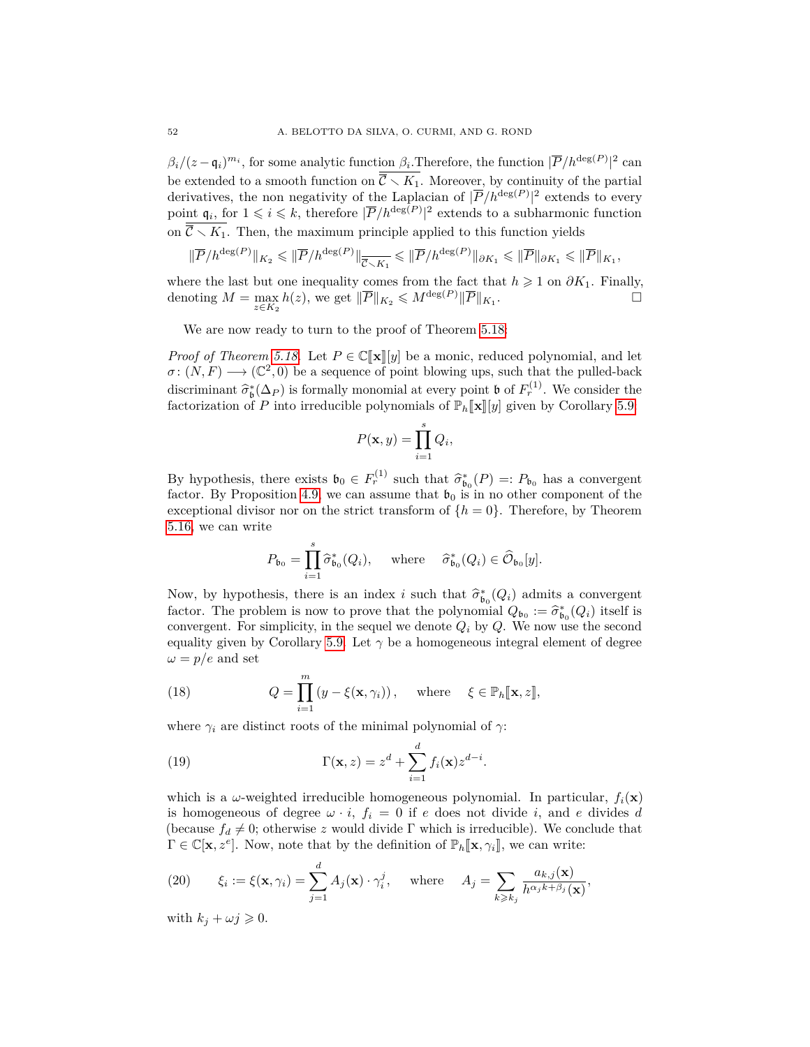$\beta_i/(z-\mathfrak{q}_i)^{m_i}$, for some analytic function $\beta_i$.Therefore, the function $|\overline{P}/h^{\deg(P)}|^2$ can be extended to a smooth function on $\overline{\overline{C} \setminus K_1}$. Moreover, by continuity of the partial derivatives, the non negativity of the Laplacian of $|\overline{P}/h^{\deg(P)}|^2$ extends to every point $\mathfrak{q}_i$, for $1 \leqslant i \leqslant k$, therefore $|\overline{P}/h^{\deg(P)}|^2$ extends to a subharmonic function on $\overline{\overline{C} \setminus K_1}$. Then, the maximum principle applied to this function yields

$$\|\overline{P}/h^{\deg(P)}\|_{K_2} \leqslant \|\overline{P}/h^{\deg(P)}\|_{\overline{\overline{C}\setminus K_1}} \leqslant \|\overline{P}/h^{\deg(P)}\|_{\partial K_1} \leqslant \|\overline{P}\|_{\partial K_1} \leqslant \|\overline{P}\|_{K_1},$$

where the last but one inequality comes from the fact that $h \geqslant 1$ on $\partial K_1$. Finally, denoting $M = \max_{z \in K_2} h(z)$, we get $\|\overline{P}\|_{K_2} \leqslant M^{\deg(P)}\|\overline{P}\|_{K_1}$. □

We are now ready to turn to the proof of Theorem 5.18.

*Proof of Theorem 5.18.* Let $P \in \mathbb{C}[\![\mathbf{x}]\!][y]$ be a monic, reduced polynomial, and let $\sigma\colon (N,F) \longrightarrow (\mathbb{C}^2,0)$ be a sequence of point blowing ups, such that the pulled-back discriminant $\widehat{\sigma}^*_{\mathfrak{b}}(\Delta_P)$ is formally monomial at every point $\mathfrak{b}$ of $F_r^{(1)}$. We consider the factorization of $P$ into irreducible polynomials of $\mathbb{P}_h[\![\mathbf{x}]\!][y]$ given by Corollary 5.9:

$$P(\mathbf{x},y) = \prod_{i=1}^{s} Q_i,$$

By hypothesis, there exists $\mathfrak{b}_0 \in F_r^{(1)}$ such that $\widehat{\sigma}^*_{\mathfrak{b}_0}(P) =: P_{\mathfrak{b}_0}$ has a convergent factor. By Proposition 4.9, we can assume that $\mathfrak{b}_0$ is in no other component of the exceptional divisor nor on the strict transform of $\{h=0\}$. Therefore, by Theorem 5.16, we can write

$$P_{\mathfrak{b}_0} = \prod_{i=1}^{s} \widehat{\sigma}^*_{\mathfrak{b}_0}(Q_i), \quad \text{where} \quad \widehat{\sigma}^*_{\mathfrak{b}_0}(Q_i) \in \widehat{\mathcal{O}}_{\mathfrak{b}_0}[y].$$

Now, by hypothesis, there is an index $i$ such that $\widehat{\sigma}^*_{\mathfrak{b}_0}(Q_i)$ admits a convergent factor. The problem is now to prove that the polynomial $Q_{\mathfrak{b}_0} := \widehat{\sigma}^*_{\mathfrak{b}_0}(Q_i)$ itself is convergent. For simplicity, in the sequel we denote $Q_i$ by $Q$. We now use the second equality given by Corollary 5.9. Let $\gamma$ be a homogeneous integral element of degree $\omega = p/e$ and set

$$Q = \prod_{i=1}^{m} \left(y - \xi(\mathbf{x},\gamma_i)\right), \quad \text{where} \quad \xi \in \mathbb{P}_h[\![\mathbf{x},z]\!], \tag{18}$$

where $\gamma_i$ are distinct roots of the minimal polynomial of $\gamma$:

$$\Gamma(\mathbf{x},z) = z^d + \sum_{i=1}^{d} f_i(\mathbf{x}) z^{d-i}. \tag{19}$$

which is a $\omega$-weighted irreducible homogeneous polynomial. In particular, $f_i(\mathbf{x})$ is homogeneous of degree $\omega \cdot i$, $f_i = 0$ if $e$ does not divide $i$, and $e$ divides $d$ (because $f_d \neq 0$; otherwise $z$ would divide $\Gamma$ which is irreducible). We conclude that $\Gamma \in \mathbb{C}[\mathbf{x}, z^e]$. Now, note that by the definition of $\mathbb{P}_h[\![\mathbf{x},\gamma_i]\!]$, we can write:

$$\xi_i := \xi(\mathbf{x},\gamma_i) = \sum_{j=1}^{d} A_j(\mathbf{x}) \cdot \gamma_i^j, \quad \text{where} \quad A_j = \sum_{k \geqslant k_j} \frac{a_{k,j}(\mathbf{x})}{h^{\alpha_j k + \beta_j}(\mathbf{x})}, \tag{20}$$

with $k_j + \omega j \geqslant 0$.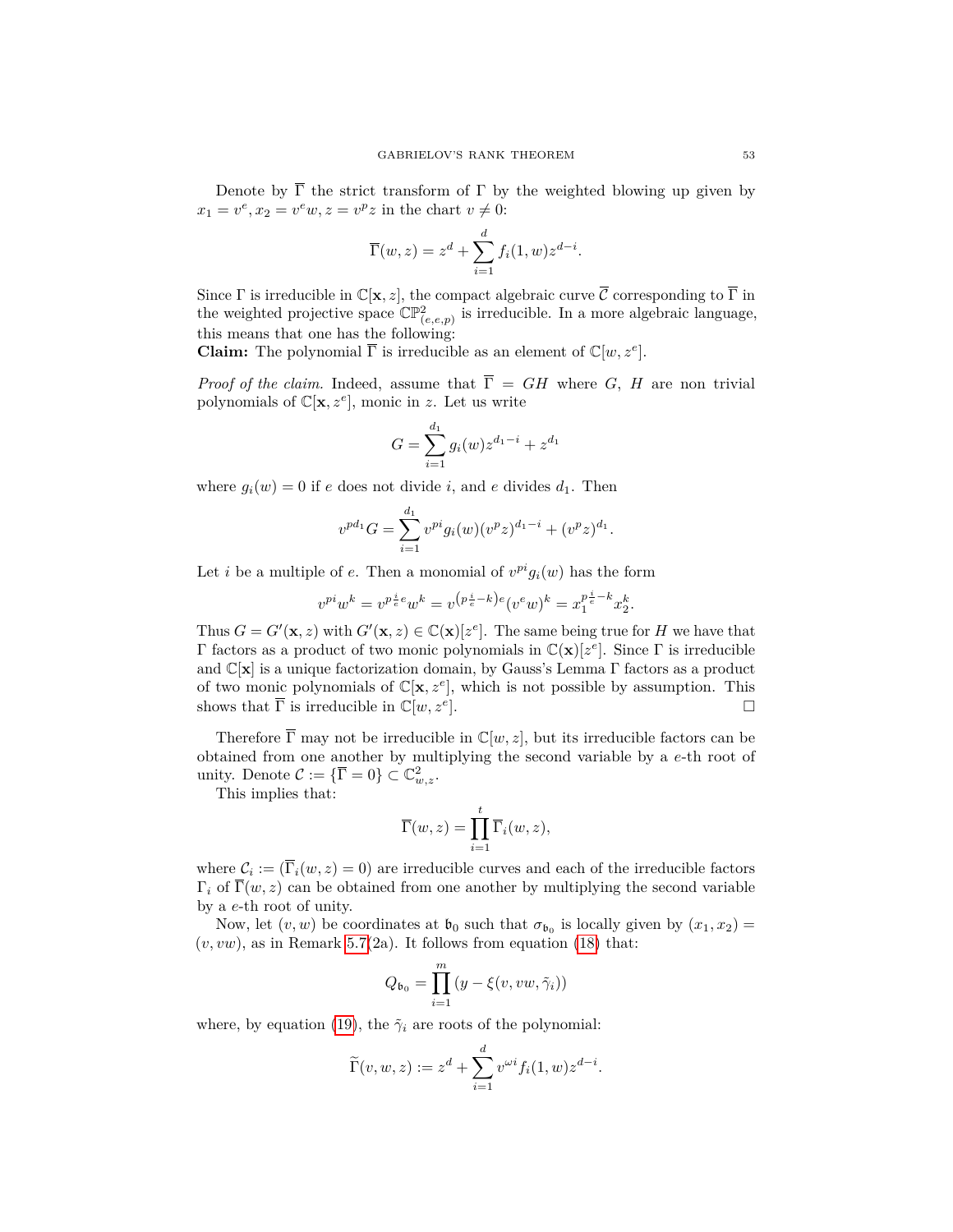Denote by $\overline{\Gamma}$ the strict transform of $\Gamma$ by the weighted blowing up given by $x_1 = v^e, x_2 = v^e w, z = v^p z$ in the chart $v \neq 0$:

$$\overline{\Gamma}(w,z) = z^d + \sum_{i=1}^{d} f_i(1,w) z^{d-i}.$$

Since $\Gamma$ is irreducible in $\mathbb{C}[\mathbf{x}, z]$, the compact algebraic curve $\overline{\mathcal{C}}$ corresponding to $\overline{\Gamma}$ in the weighted projective space $\mathbb{CP}^2_{(e,e,p)}$ is irreducible. In a more algebraic language, this means that one has the following:
**Claim:** The polynomial $\overline{\Gamma}$ is irreducible as an element of $\mathbb{C}[w, z^e]$.

*Proof of the claim.* Indeed, assume that $\overline{\Gamma} = GH$ where $G$, $H$ are non trivial polynomials of $\mathbb{C}[\mathbf{x}, z^e]$, monic in $z$. Let us write

$$G = \sum_{i=1}^{d_1} g_i(w) z^{d_1 - i} + z^{d_1}$$

where $g_i(w) = 0$ if $e$ does not divide $i$, and $e$ divides $d_1$. Then

$$v^{pd_1} G = \sum_{i=1}^{d_1} v^{pi} g_i(w) (v^p z)^{d_1 - i} + (v^p z)^{d_1}.$$

Let $i$ be a multiple of $e$. Then a monomial of $v^{pi} g_i(w)$ has the form

$$v^{pi} w^k = v^{p\frac{i}{e}e} w^k = v^{\left(p\frac{i}{e} - k\right)e} (v^e w)^k = x_1^{p\frac{i}{e} - k} x_2^k.$$

Thus $G = G'(\mathbf{x}, z)$ with $G'(\mathbf{x}, z) \in \mathbb{C}(\mathbf{x})[z^e]$. The same being true for $H$ we have that $\Gamma$ factors as a product of two monic polynomials in $\mathbb{C}(\mathbf{x})[z^e]$. Since $\Gamma$ is irreducible and $\mathbb{C}[\mathbf{x}]$ is a unique factorization domain, by Gauss's Lemma $\Gamma$ factors as a product of two monic polynomials of $\mathbb{C}[\mathbf{x}, z^e]$, which is not possible by assumption. This shows that $\overline{\Gamma}$ is irreducible in $\mathbb{C}[w, z^e]$. $\square$

Therefore $\overline{\Gamma}$ may not be irreducible in $\mathbb{C}[w, z]$, but its irreducible factors can be obtained from one another by multiplying the second variable by a $e$-th root of unity. Denote $\mathcal{C} := \{\overline{\Gamma} = 0\} \subset \mathbb{C}^2_{w,z}$.

This implies that:

$$\overline{\Gamma}(w,z) = \prod_{i=1}^{t} \overline{\Gamma}_i(w,z),$$

where $\mathcal{C}_i := (\overline{\Gamma}_i(w,z) = 0)$ are irreducible curves and each of the irreducible factors $\Gamma_i$ of $\overline{\Gamma}(w,z)$ can be obtained from one another by multiplying the second variable by a $e$-th root of unity.

Now, let $(v, w)$ be coordinates at $\mathfrak{b}_0$ such that $\sigma_{\mathfrak{b}_0}$ is locally given by $(x_1, x_2) = (v, vw)$, as in Remark 5.7(2a). It follows from equation (18) that:

$$Q_{\mathfrak{b}_0} = \prod_{i=1}^{m} (y - \xi(v, vw, \tilde{\gamma}_i))$$

where, by equation (19), the $\tilde{\gamma}_i$ are roots of the polynomial:

$$\widetilde{\Gamma}(v, w, z) := z^d + \sum_{i=1}^{d} v^{\omega i} f_i(1, w) z^{d-i}.$$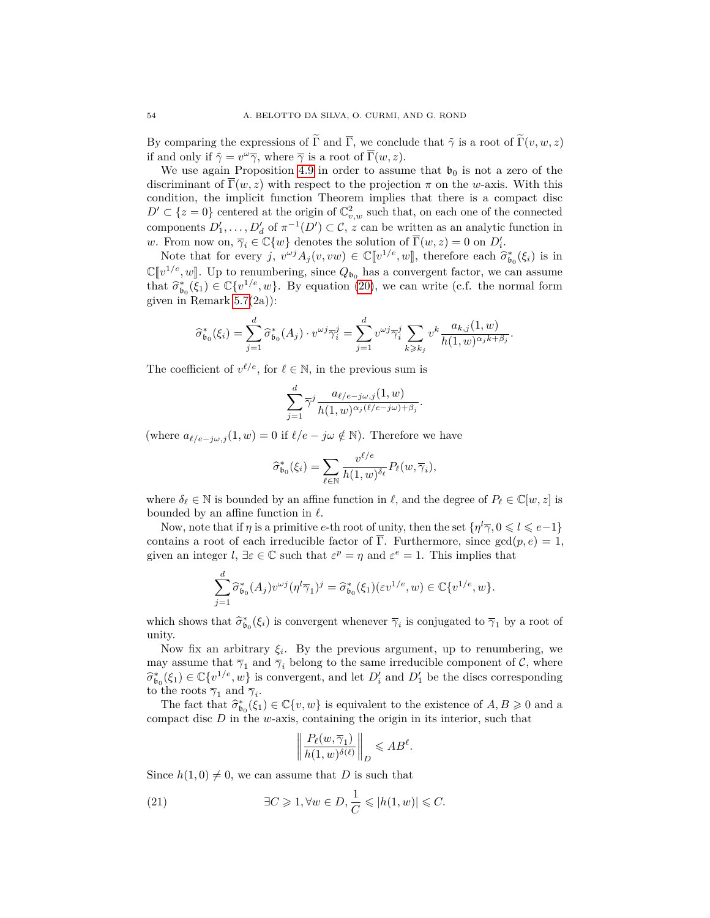By comparing the expressions of $\widetilde{\Gamma}$ and $\overline{\Gamma}$, we conclude that $\tilde{\gamma}$ is a root of $\widetilde{\Gamma}(v,w,z)$ if and only if $\tilde{\gamma} = v^{\omega}\overline{\gamma}$, where $\overline{\gamma}$ is a root of $\overline{\Gamma}(w,z)$.

We use again Proposition 4.9 in order to assume that $\mathfrak{b}_0$ is not a zero of the discriminant of $\overline{\Gamma}(w,z)$ with respect to the projection $\pi$ on the $w$-axis. With this condition, the implicit function Theorem implies that there is a compact disc $D' \subset \{z=0\}$ centered at the origin of $\mathbb{C}^2_{v,w}$ such that, on each one of the connected components $D'_1,\ldots,D'_d$ of $\pi^{-1}(D') \subset \mathcal{C}$, $z$ can be written as an analytic function in $w$. From now on, $\overline{\gamma}_i \in \mathbb{C}\{w\}$ denotes the solution of $\overline{\Gamma}(w,z)=0$ on $D'_i$.

Note that for every $j$, $v^{\omega j}A_j(v,vw) \in \mathbb{C}[\![v^{1/e},w]\!]$, therefore each $\widehat{\sigma}^*_{\mathfrak{b}_0}(\xi_i)$ is in $\mathbb{C}[\![v^{1/e},w]\!]$. Up to renumbering, since $Q_{\mathfrak{b}_0}$ has a convergent factor, we can assume that $\widehat{\sigma}^*_{\mathfrak{b}_0}(\xi_1) \in \mathbb{C}\{v^{1/e},w\}$. By equation (20), we can write (c.f. the normal form given in Remark 5.7(2a)):

$$\widehat{\sigma}^*_{\mathfrak{b}_0}(\xi_i) = \sum_{j=1}^{d} \widehat{\sigma}^*_{\mathfrak{b}_0}(A_j)\cdot v^{\omega j}\overline{\gamma}_i^j = \sum_{j=1}^{d} v^{\omega j}\overline{\gamma}_i^j \sum_{k\geqslant k_j} v^k \frac{a_{k,j}(1,w)}{h(1,w)^{\alpha_j k+\beta_j}}.$$

The coefficient of $v^{\ell/e}$, for $\ell \in \mathbb{N}$, in the previous sum is

$$\sum_{j=1}^{d} \overline{\gamma}^j \frac{a_{\ell/e-j\omega,j}(1,w)}{h(1,w)^{\alpha_j(\ell/e-j\omega)+\beta_j}}.$$

(where $a_{\ell/e-j\omega,j}(1,w)=0$ if $\ell/e-j\omega \notin \mathbb{N}$). Therefore we have

$$\widehat{\sigma}^*_{\mathfrak{b}_0}(\xi_i) = \sum_{\ell\in\mathbb{N}} \frac{v^{\ell/e}}{h(1,w)^{\delta_\ell}} P_\ell(w,\overline{\gamma}_i),$$

where $\delta_\ell \in \mathbb{N}$ is bounded by an affine function in $\ell$, and the degree of $P_\ell \in \mathbb{C}[w,z]$ is bounded by an affine function in $\ell$.

Now, note that if $\eta$ is a primitive $e$-th root of unity, then the set $\{\eta^l\overline{\gamma}, 0\leqslant l\leqslant e-1\}$ contains a root of each irreducible factor of $\overline{\Gamma}$. Furthermore, since $\gcd(p,e)=1$, given an integer $l$, $\exists \varepsilon \in \mathbb{C}$ such that $\varepsilon^p = \eta$ and $\varepsilon^e = 1$. This implies that

$$\sum_{j=1}^{d} \widehat{\sigma}^*_{\mathfrak{b}_0}(A_j)v^{\omega j}(\eta^l\overline{\gamma}_1)^j = \widehat{\sigma}^*_{\mathfrak{b}_0}(\xi_1)(\varepsilon v^{1/e},w) \in \mathbb{C}\{v^{1/e},w\}.$$

which shows that $\widehat{\sigma}^*_{\mathfrak{b}_0}(\xi_i)$ is convergent whenever $\overline{\gamma}_i$ is conjugated to $\overline{\gamma}_1$ by a root of unity.

Now fix an arbitrary $\xi_i$. By the previous argument, up to renumbering, we may assume that $\overline{\gamma}_1$ and $\overline{\gamma}_i$ belong to the same irreducible component of $\mathcal{C}$, where $\widehat{\sigma}^*_{\mathfrak{b}_0}(\xi_1) \in \mathbb{C}\{v^{1/e},w\}$ is convergent, and let $D'_i$ and $D'_1$ be the discs corresponding to the roots $\overline{\gamma}_1$ and $\overline{\gamma}_i$.

The fact that $\widehat{\sigma}^*_{\mathfrak{b}_0}(\xi_1) \in \mathbb{C}\{v,w\}$ is equivalent to the existence of $A,B\geqslant 0$ and a compact disc $D$ in the $w$-axis, containing the origin in its interior, such that

$$\left\| \frac{P_\ell(w,\overline{\gamma}_1)}{h(1,w)^{\delta(\ell)}} \right\|_D \leqslant AB^\ell.$$

Since $h(1,0)\neq 0$, we can assume that $D$ is such that

$$\exists C\geqslant 1, \forall w\in D, \frac{1}{C} \leqslant |h(1,w)| \leqslant C. \tag{21}$$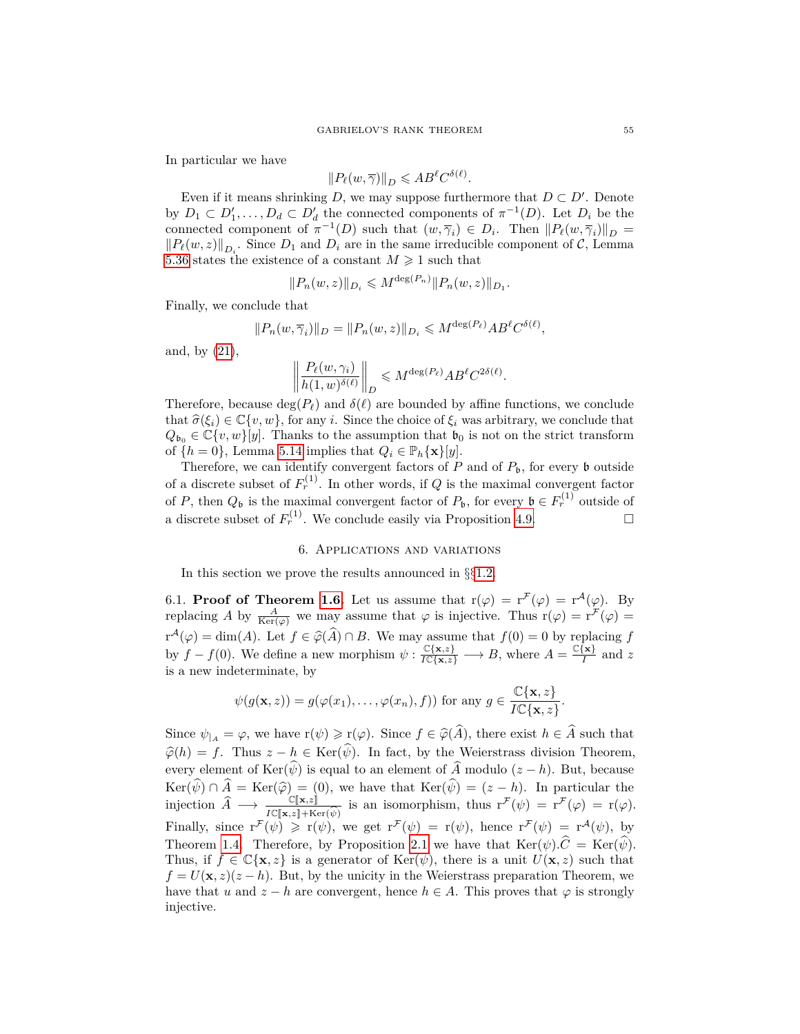In particular we have

$$\|P_\ell(w,\overline{\gamma})\|_D \leqslant AB^\ell C^{\delta(\ell)}.$$

Even if it means shrinking $D$, we may suppose furthermore that $D \subset D'$. Denote by $D_1 \subset D_1', \ldots, D_d \subset D_d'$ the connected components of $\pi^{-1}(D)$. Let $D_i$ be the connected component of $\pi^{-1}(D)$ such that $(w,\overline{\gamma}_i) \in D_i$. Then $\|P_\ell(w,\overline{\gamma}_i)\|_D = \|P_\ell(w,z)\|_{D_i}$. Since $D_1$ and $D_i$ are in the same irreducible component of $\mathcal{C}$, Lemma 5.36 states the existence of a constant $M \geqslant 1$ such that

$$\|P_n(w,z)\|_{D_i} \leqslant M^{\deg(P_n)} \|P_n(w,z)\|_{D_1}.$$

Finally, we conclude that

$$\|P_n(w,\overline{\gamma}_i)\|_D = \|P_n(w,z)\|_{D_i} \leqslant M^{\deg(P_\ell)} AB^\ell C^{\delta(\ell)},$$

and, by (21),

$$\left\| \frac{P_\ell(w,\gamma_i)}{h(1,w)^{\delta(\ell)}} \right\|_D \leqslant M^{\deg(P_\ell)} AB^\ell C^{2\delta(\ell)}.$$

Therefore, because $\deg(P_\ell)$ and $\delta(\ell)$ are bounded by affine functions, we conclude that $\widehat{\sigma}(\xi_i) \in \mathbb{C}\{v,w\}$, for any $i$. Since the choice of $\xi_i$ was arbitrary, we conclude that $Q_{\mathfrak{b}_0} \in \mathbb{C}\{v,w\}[y]$. Thanks to the assumption that $\mathfrak{b}_0$ is not on the strict transform of $\{h=0\}$, Lemma 5.14 implies that $Q_i \in \mathbb{P}_h\{\mathbf{x}\}[y]$.

Therefore, we can identify convergent factors of $P$ and of $P_{\mathfrak{b}}$, for every $\mathfrak{b}$ outside of a discrete subset of $F_r^{(1)}$. In other words, if $Q$ is the maximal convergent factor of $P$, then $Q_{\mathfrak{b}}$ is the maximal convergent factor of $P_{\mathfrak{b}}$, for every $\mathfrak{b} \in F_r^{(1)}$ outside of a discrete subset of $F_r^{(1)}$. We conclude easily via Proposition 4.9. $\square$

## 6. Applications and variations

In this section we prove the results announced in §§1.2.

6.1. **Proof of Theorem 1.6.** Let us assume that $\mathrm{r}(\varphi) = \mathrm{r}^{\mathcal{F}}(\varphi) = \mathrm{r}^{\mathcal{A}}(\varphi)$. By replacing $A$ by $\frac{A}{\mathrm{Ker}(\varphi)}$ we may assume that $\varphi$ is injective. Thus $\mathrm{r}(\varphi) = \mathrm{r}^{\mathcal{F}}(\varphi) = \mathrm{r}^{\mathcal{A}}(\varphi) = \dim(A)$. Let $f \in \widehat{\varphi}(\widehat{A}) \cap B$. We may assume that $f(0)=0$ by replacing $f$ by $f - f(0)$. We define a new morphism $\psi : \frac{\mathbb{C}\{\mathbf{x},z\}}{I\mathbb{C}\{\mathbf{x},z\}} \longrightarrow B$, where $A = \frac{\mathbb{C}\{\mathbf{x}\}}{I}$ and $z$ is a new indeterminate, by

$$\psi(g(\mathbf{x},z)) = g(\varphi(x_1),\ldots,\varphi(x_n),f) \text{ for any } g \in \frac{\mathbb{C}\{\mathbf{x},z\}}{I\mathbb{C}\{\mathbf{x},z\}}.$$

Since $\psi_{|_A} = \varphi$, we have $\mathrm{r}(\psi) \geqslant \mathrm{r}(\varphi)$. Since $f \in \widehat{\varphi}(\widehat{A})$, there exist $h \in \widehat{A}$ such that $\widehat{\varphi}(h) = f$. Thus $z - h \in \mathrm{Ker}(\widehat{\psi})$. In fact, by the Weierstrass division Theorem, every element of $\mathrm{Ker}(\widehat{\psi})$ is equal to an element of $\widehat{A}$ modulo $(z-h)$. But, because $\mathrm{Ker}(\widehat{\psi}) \cap \widehat{A} = \mathrm{Ker}(\widehat{\varphi}) = (0)$, we have that $\mathrm{Ker}(\widehat{\psi}) = (z-h)$. In particular the injection $\widehat{A} \longrightarrow \frac{\mathbb{C}[\![\mathbf{x},z]\!]}{I\mathbb{C}[\![\mathbf{x},z]\!]+\mathrm{Ker}(\widehat{\psi})}$ is an isomorphism, thus $\mathrm{r}^{\mathcal{F}}(\psi) = \mathrm{r}^{\mathcal{F}}(\varphi) = \mathrm{r}(\varphi)$. Finally, since $\mathrm{r}^{\mathcal{F}}(\psi) \geqslant \mathrm{r}(\psi)$, we get $\mathrm{r}^{\mathcal{F}}(\psi) = \mathrm{r}(\psi)$, hence $\mathrm{r}^{\mathcal{F}}(\psi) = \mathrm{r}^{\mathcal{A}}(\psi)$, by Theorem 1.4. Therefore, by Proposition 2.1 we have that $\mathrm{Ker}(\psi).\widehat{C} = \mathrm{Ker}(\widehat{\psi})$. Thus, if $f \in \mathbb{C}\{\mathbf{x},z\}$ is a generator of $\mathrm{Ker}(\psi)$, there is a unit $U(\mathbf{x},z)$ such that $f = U(\mathbf{x},z)(z-h)$. But, by the unicity in the Weierstrass preparation Theorem, we have that $u$ and $z-h$ are convergent, hence $h \in A$. This proves that $\varphi$ is strongly injective.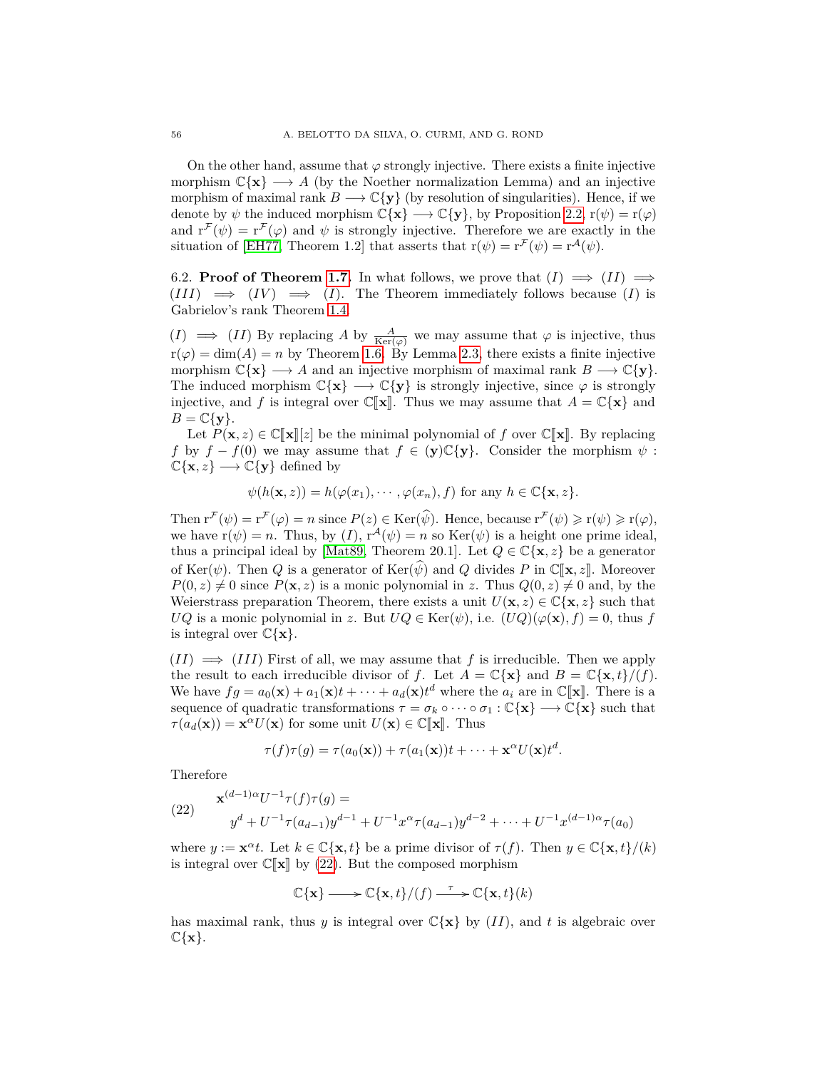On the other hand, assume that $\varphi$ strongly injective. There exists a finite injective morphism $\mathbb{C}\{\mathbf{x}\} \longrightarrow A$ (by the Noether normalization Lemma) and an injective morphism of maximal rank $B \longrightarrow \mathbb{C}\{\mathbf{y}\}$ (by resolution of singularities). Hence, if we denote by $\psi$ the induced morphism $\mathbb{C}\{\mathbf{x}\} \longrightarrow \mathbb{C}\{\mathbf{y}\}$, by Proposition 2.2, $\mathrm{r}(\psi) = \mathrm{r}(\varphi)$ and $\mathrm{r}^{\mathcal{F}}(\psi) = \mathrm{r}^{\mathcal{F}}(\varphi)$ and $\psi$ is strongly injective. Therefore we are exactly in the situation of [EH77, Theorem 1.2] that asserts that $\mathrm{r}(\psi) = \mathrm{r}^{\mathcal{F}}(\psi) = \mathrm{r}^{\mathcal{A}}(\psi)$.

6.2. **Proof of Theorem 1.7.** In what follows, we prove that $(I) \implies (II) \implies (III) \implies (IV) \implies (I)$. The Theorem immediately follows because $(I)$ is Gabrielov's rank Theorem 1.4.

$(I) \implies (II)$ By replacing $A$ by $\frac{A}{\mathrm{Ker}(\varphi)}$ we may assume that $\varphi$ is injective, thus $\mathrm{r}(\varphi) = \dim(A) = n$ by Theorem 1.6. By Lemma 2.3, there exists a finite injective morphism $\mathbb{C}\{\mathbf{x}\} \longrightarrow A$ and an injective morphism of maximal rank $B \longrightarrow \mathbb{C}\{\mathbf{y}\}$. The induced morphism $\mathbb{C}\{\mathbf{x}\} \longrightarrow \mathbb{C}\{\mathbf{y}\}$ is strongly injective, since $\varphi$ is strongly injective, and $f$ is integral over $\mathbb{C}[\![\mathbf{x}]\!]$. Thus we may assume that $A = \mathbb{C}\{\mathbf{x}\}$ and $B = \mathbb{C}\{\mathbf{y}\}$.

Let $P(\mathbf{x}, z) \in \mathbb{C}[\![\mathbf{x}]\!][z]$ be the minimal polynomial of $f$ over $\mathbb{C}[\![\mathbf{x}]\!]$. By replacing $f$ by $f - f(0)$ we may assume that $f \in (\mathbf{y})\mathbb{C}\{\mathbf{y}\}$. Consider the morphism $\psi : \mathbb{C}\{\mathbf{x}, z\} \longrightarrow \mathbb{C}\{\mathbf{y}\}$ defined by

$$\psi(h(\mathbf{x}, z)) = h(\varphi(x_1), \cdots, \varphi(x_n), f) \text{ for any } h \in \mathbb{C}\{\mathbf{x}, z\}.$$

Then $\mathrm{r}^{\mathcal{F}}(\psi) = \mathrm{r}^{\mathcal{F}}(\varphi) = n$ since $P(z) \in \mathrm{Ker}(\widehat{\psi})$. Hence, because $\mathrm{r}^{\mathcal{F}}(\psi) \geqslant \mathrm{r}(\psi) \geqslant \mathrm{r}(\varphi)$, we have $\mathrm{r}(\psi) = n$. Thus, by $(I)$, $\mathrm{r}^{\mathcal{A}}(\psi) = n$ so $\mathrm{Ker}(\psi)$ is a height one prime ideal, thus a principal ideal by [Mat89, Theorem 20.1]. Let $Q \in \mathbb{C}\{\mathbf{x}, z\}$ be a generator of $\mathrm{Ker}(\psi)$. Then $Q$ is a generator of $\mathrm{Ker}(\widehat{\psi})$ and $Q$ divides $P$ in $\mathbb{C}[\![\mathbf{x}, z]\!]$. Moreover $P(0, z) \neq 0$ since $P(\mathbf{x}, z)$ is a monic polynomial in $z$. Thus $Q(0, z) \neq 0$ and, by the Weierstrass preparation Theorem, there exists a unit $U(\mathbf{x}, z) \in \mathbb{C}\{\mathbf{x}, z\}$ such that $UQ$ is a monic polynomial in $z$. But $UQ \in \mathrm{Ker}(\psi)$, i.e. $(UQ)(\varphi(\mathbf{x}), f) = 0$, thus $f$ is integral over $\mathbb{C}\{\mathbf{x}\}$.

$(II) \implies (III)$ First of all, we may assume that $f$ is irreducible. Then we apply the result to each irreducible divisor of $f$. Let $A = \mathbb{C}\{\mathbf{x}\}$ and $B = \mathbb{C}\{\mathbf{x}, t\}/(f)$. We have $fg = a_0(\mathbf{x}) + a_1(\mathbf{x})t + \cdots + a_d(\mathbf{x})t^d$ where the $a_i$ are in $\mathbb{C}[\![\mathbf{x}]\!]$. There is a sequence of quadratic transformations $\tau = \sigma_k \circ \cdots \circ \sigma_1 : \mathbb{C}\{\mathbf{x}\} \longrightarrow \mathbb{C}\{\mathbf{x}\}$ such that $\tau(a_d(\mathbf{x})) = \mathbf{x}^\alpha U(\mathbf{x})$ for some unit $U(\mathbf{x}) \in \mathbb{C}[\![\mathbf{x}]\!]$. Thus

$$\tau(f)\tau(g) = \tau(a_0(\mathbf{x})) + \tau(a_1(\mathbf{x}))t + \cdots + \mathbf{x}^\alpha U(\mathbf{x})t^d.$$

Therefore

$$\begin{aligned} &\mathbf{x}^{(d-1)\alpha} U^{-1} \tau(f)\tau(g) = \\ &\quad y^d + U^{-1}\tau(a_{d-1})y^{d-1} + U^{-1}x^\alpha \tau(a_{d-1})y^{d-2} + \cdots + U^{-1}x^{(d-1)\alpha}\tau(a_0) \end{aligned} \tag{22}$$

where $y := \mathbf{x}^\alpha t$. Let $k \in \mathbb{C}\{\mathbf{x}, t\}$ be a prime divisor of $\tau(f)$. Then $y \in \mathbb{C}\{\mathbf{x}, t\}/(k)$ is integral over $\mathbb{C}[\![\mathbf{x}]\!]$ by (22). But the composed morphism

$$\mathbb{C}\{\mathbf{x}\} \longrightarrow \mathbb{C}\{\mathbf{x}, t\}/(f) \xrightarrow{\ \tau\ } \mathbb{C}\{\mathbf{x}, t\}(k)$$

has maximal rank, thus $y$ is integral over $\mathbb{C}\{\mathbf{x}\}$ by $(II)$, and $t$ is algebraic over $\mathbb{C}\{\mathbf{x}\}$.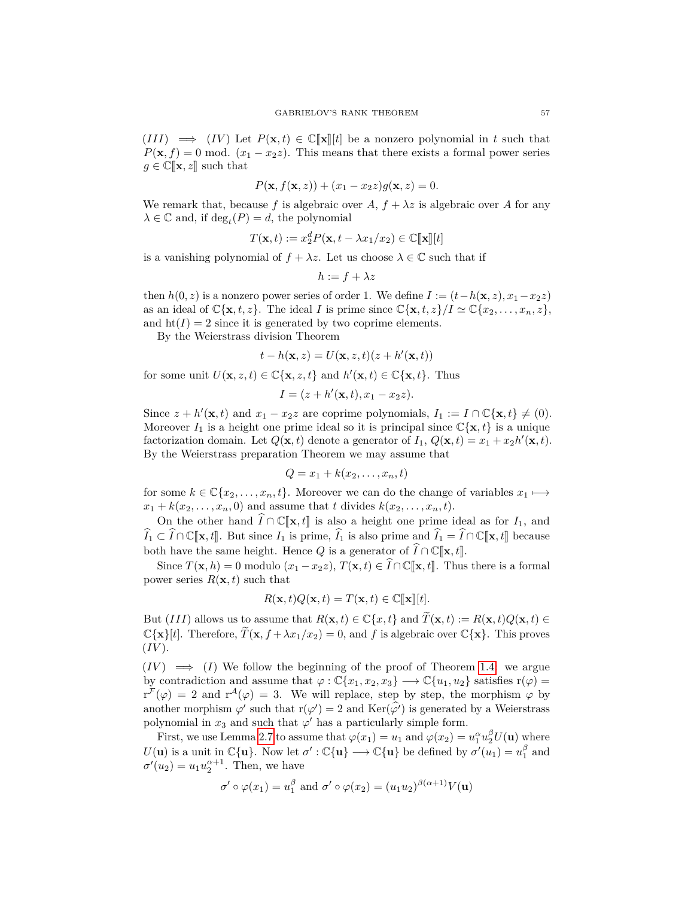$(III) \implies (IV)$ Let $P(\mathbf{x}, t) \in \mathbb{C}[\![\mathbf{x}]\!][t]$ be a nonzero polynomial in $t$ such that $P(\mathbf{x}, f) = 0$ mod. $(x_1 - x_2 z)$. This means that there exists a formal power series $g \in \mathbb{C}[\![\mathbf{x}, z]\!]$ such that

$$P(\mathbf{x}, f(\mathbf{x}, z)) + (x_1 - x_2 z) g(\mathbf{x}, z) = 0.$$

We remark that, because $f$ is algebraic over $A$, $f + \lambda z$ is algebraic over $A$ for any $\lambda \in \mathbb{C}$ and, if $\deg_t(P) = d$, the polynomial

$$T(\mathbf{x}, t) := x_2^d P(\mathbf{x}, t - \lambda x_1 / x_2) \in \mathbb{C}[\![\mathbf{x}]\!][t]$$

is a vanishing polynomial of $f + \lambda z$. Let us choose $\lambda \in \mathbb{C}$ such that if

$$h := f + \lambda z$$

then $h(0, z)$ is a nonzero power series of order 1. We define $I := (t - h(\mathbf{x}, z), x_1 - x_2 z)$ as an ideal of $\mathbb{C}\{\mathbf{x}, t, z\}$. The ideal $I$ is prime since $\mathbb{C}\{\mathbf{x}, t, z\}/I \simeq \mathbb{C}\{x_2, \ldots, x_n, z\}$, and $\mathrm{ht}(I) = 2$ since it is generated by two coprime elements.

By the Weierstrass division Theorem

$$t - h(\mathbf{x}, z) = U(\mathbf{x}, z, t)(z + h'(\mathbf{x}, t))$$

for some unit $U(\mathbf{x}, z, t) \in \mathbb{C}\{\mathbf{x}, z, t\}$ and $h'(\mathbf{x}, t) \in \mathbb{C}\{\mathbf{x}, t\}$. Thus

$$I = (z + h'(\mathbf{x}, t), x_1 - x_2 z).$$

Since $z + h'(\mathbf{x}, t)$ and $x_1 - x_2 z$ are coprime polynomials, $I_1 := I \cap \mathbb{C}\{\mathbf{x}, t\} \neq (0)$. Moreover $I_1$ is a height one prime ideal so it is principal since $\mathbb{C}\{\mathbf{x}, t\}$ is a unique factorization domain. Let $Q(\mathbf{x}, t)$ denote a generator of $I_1$, $Q(\mathbf{x}, t) = x_1 + x_2 h'(\mathbf{x}, t)$. By the Weierstrass preparation Theorem we may assume that

$$Q = x_1 + k(x_2, \ldots, x_n, t)$$

for some $k \in \mathbb{C}\{x_2, \ldots, x_n, t\}$. Moreover we can do the change of variables $x_1 \longmapsto x_1 + k(x_2, \ldots, x_n, 0)$ and assume that $t$ divides $k(x_2, \ldots, x_n, t)$.

On the other hand $\widehat{I} \cap \mathbb{C}[\![\mathbf{x}, t]\!]$ is also a height one prime ideal as for $I_1$, and $\widehat{I}_1 \subset \widehat{I} \cap \mathbb{C}[\![\mathbf{x}, t]\!]$. But since $I_1$ is prime, $\widehat{I}_1$ is also prime and $\widehat{I}_1 = \widehat{I} \cap \mathbb{C}[\![\mathbf{x}, t]\!]$ because both have the same height. Hence $Q$ is a generator of $\widehat{I} \cap \mathbb{C}[\![\mathbf{x}, t]\!]$.

Since $T(\mathbf{x}, h) = 0$ modulo $(x_1 - x_2 z)$, $T(\mathbf{x}, t) \in \widehat{I} \cap \mathbb{C}[\![\mathbf{x}, t]\!]$. Thus there is a formal power series $R(\mathbf{x}, t)$ such that

$$R(\mathbf{x}, t) Q(\mathbf{x}, t) = T(\mathbf{x}, t) \in \mathbb{C}[\![\mathbf{x}]\!][t].$$

But $(III)$ allows us to assume that $R(\mathbf{x}, t) \in \mathbb{C}\{x, t\}$ and $\widetilde{T}(\mathbf{x}, t) := R(\mathbf{x}, t) Q(\mathbf{x}, t) \in \mathbb{C}\{\mathbf{x}\}[t]$. Therefore, $\widetilde{T}(\mathbf{x}, f + \lambda x_1 / x_2) = 0$, and $f$ is algebraic over $\mathbb{C}\{\mathbf{x}\}$. This proves $(IV)$.

$(IV) \implies (I)$ We follow the beginning of the proof of Theorem 1.4: we argue by contradiction and assume that $\varphi : \mathbb{C}\{x_1, x_2, x_3\} \longrightarrow \mathbb{C}\{u_1, u_2\}$ satisfies $\mathrm{r}(\varphi) = \mathrm{r}^{\mathcal{F}}(\varphi) = 2$ and $\mathrm{r}^{\mathcal{A}}(\varphi) = 3$. We will replace, step by step, the morphism $\varphi$ by another morphism $\varphi'$ such that $\mathrm{r}(\varphi') = 2$ and $\mathrm{Ker}(\widehat{\varphi}')$ is generated by a Weierstrass polynomial in $x_3$ and such that $\varphi'$ has a particularly simple form.

First, we use Lemma 2.7 to assume that $\varphi(x_1) = u_1$ and $\varphi(x_2) = u_1^\alpha u_2^\beta U(\mathbf{u})$ where $U(\mathbf{u})$ is a unit in $\mathbb{C}\{\mathbf{u}\}$. Now let $\sigma' : \mathbb{C}\{\mathbf{u}\} \longrightarrow \mathbb{C}\{\mathbf{u}\}$ be defined by $\sigma'(u_1) = u_1^\beta$ and $\sigma'(u_2) = u_1 u_2^{\alpha+1}$. Then, we have

$$\sigma' \circ \varphi(x_1) = u_1^\beta \text{ and } \sigma' \circ \varphi(x_2) = (u_1 u_2)^{\beta(\alpha+1)} V(\mathbf{u})$$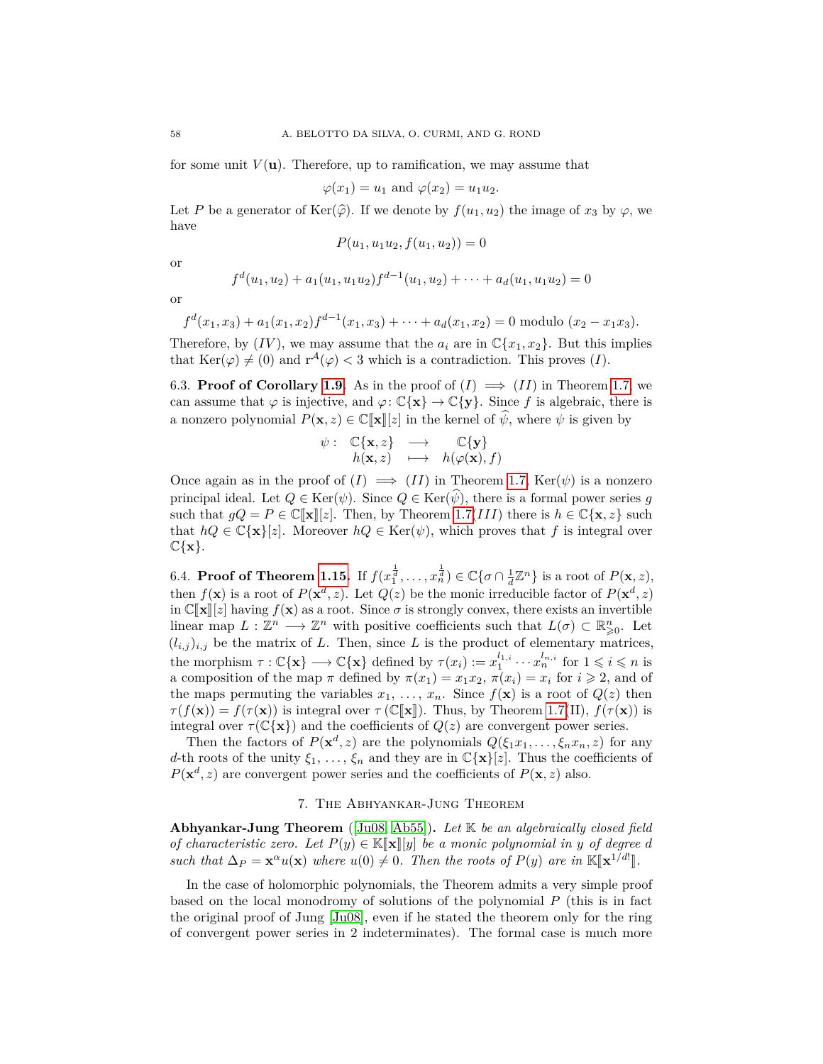for some unit $V(\mathbf{u})$. Therefore, up to ramification, we may assume that

$$\varphi(x_1) = u_1 \text{ and } \varphi(x_2) = u_1 u_2.$$

Let $P$ be a generator of $\mathrm{Ker}(\widehat{\varphi})$. If we denote by $f(u_1, u_2)$ the image of $x_3$ by $\varphi$, we have

$$P(u_1, u_1 u_2, f(u_1, u_2)) = 0$$

or

$$f^d(u_1, u_2) + a_1(u_1, u_1 u_2) f^{d-1}(u_1, u_2) + \cdots + a_d(u_1, u_1 u_2) = 0$$

or

$$f^d(x_1, x_3) + a_1(x_1, x_2) f^{d-1}(x_1, x_3) + \cdots + a_d(x_1, x_2) = 0 \text{ modulo } (x_2 - x_1 x_3).$$

Therefore, by $(IV)$, we may assume that the $a_i$ are in $\mathbb{C}\{x_1, x_2\}$. But this implies that $\mathrm{Ker}(\varphi) \neq (0)$ and $\mathrm{r}^{\mathcal{A}}(\varphi) < 3$ which is a contradiction. This proves $(I)$.

6.3. **Proof of Corollary 1.9.** As in the proof of $(I) \implies (II)$ in Theorem 1.7, we can assume that $\varphi$ is injective, and $\varphi\colon \mathbb{C}\{\mathbf{x}\} \to \mathbb{C}\{\mathbf{y}\}$. Since $f$ is algebraic, there is a nonzero polynomial $P(\mathbf{x}, z) \in \mathbb{C}[\![\mathbf{x}]\!][z]$ in the kernel of $\widehat{\psi}$, where $\psi$ is given by

$$\begin{array}{rccc} \psi: & \mathbb{C}\{\mathbf{x}, z\} & \longrightarrow & \mathbb{C}\{\mathbf{y}\} \\ & h(\mathbf{x}, z) & \longmapsto & h(\varphi(\mathbf{x}), f) \end{array}$$

Once again as in the proof of $(I) \implies (II)$ in Theorem 1.7, $\mathrm{Ker}(\psi)$ is a nonzero principal ideal. Let $Q \in \mathrm{Ker}(\psi)$. Since $Q \in \mathrm{Ker}(\widehat{\psi})$, there is a formal power series $g$ such that $gQ = P \in \mathbb{C}[\![\mathbf{x}]\!][z]$. Then, by Theorem 1.7$(III)$ there is $h \in \mathbb{C}\{\mathbf{x}, z\}$ such that $hQ \in \mathbb{C}\{\mathbf{x}\}[z]$. Moreover $hQ \in \mathrm{Ker}(\psi)$, which proves that $f$ is integral over $\mathbb{C}\{\mathbf{x}\}$.

6.4. **Proof of Theorem 1.15.** If $f(x_1^{\frac{1}{d}}, \ldots, x_n^{\frac{1}{d}}) \in \mathbb{C}\{\sigma \cap \frac{1}{d}\mathbb{Z}^n\}$ is a root of $P(\mathbf{x}, z)$, then $f(\mathbf{x})$ is a root of $P(\mathbf{x}^d, z)$. Let $Q(z)$ be the monic irreducible factor of $P(\mathbf{x}^d, z)$ in $\mathbb{C}[\![\mathbf{x}]\!][z]$ having $f(\mathbf{x})$ as a root. Since $\sigma$ is strongly convex, there exists an invertible linear map $L : \mathbb{Z}^n \longrightarrow \mathbb{Z}^n$ with positive coefficients such that $L(\sigma) \subset \mathbb{R}^n_{\geqslant 0}$. Let $(l_{i,j})_{i,j}$ be the matrix of $L$. Then, since $L$ is the product of elementary matrices, the morphism $\tau : \mathbb{C}\{\mathbf{x}\} \longrightarrow \mathbb{C}\{\mathbf{x}\}$ defined by $\tau(x_i) := x_1^{l_{1,i}} \cdots x_n^{l_{n,i}}$ for $1 \leqslant i \leqslant n$ is a composition of the map $\pi$ defined by $\pi(x_1) = x_1 x_2$, $\pi(x_i) = x_i$ for $i \geqslant 2$, and of the maps permuting the variables $x_1, \ldots, x_n$. Since $f(\mathbf{x})$ is a root of $Q(z)$ then $\tau(f(\mathbf{x})) = f(\tau(\mathbf{x}))$ is integral over $\tau(\mathbb{C}[\![\mathbf{x}]\!])$. Thus, by Theorem 1.7(II), $f(\tau(\mathbf{x}))$ is integral over $\tau(\mathbb{C}\{\mathbf{x}\})$ and the coefficients of $Q(z)$ are convergent power series.

Then the factors of $P(\mathbf{x}^d, z)$ are the polynomials $Q(\xi_1 x_1, \ldots, \xi_n x_n, z)$ for any $d$-th roots of the unity $\xi_1, \ldots, \xi_n$ and they are in $\mathbb{C}\{\mathbf{x}\}[z]$. Thus the coefficients of $P(\mathbf{x}^d, z)$ are convergent power series and the coefficients of $P(\mathbf{x}, z)$ also.

## 7. The Abhyankar-Jung Theorem

**Abhyankar-Jung Theorem** ([Ju08, Ab55])**.** *Let $\mathbb{K}$ be an algebraically closed field of characteristic zero. Let $P(y) \in \mathbb{K}[\![\mathbf{x}]\!][y]$ be a monic polynomial in $y$ of degree $d$ such that $\Delta_P = \mathbf{x}^\alpha u(\mathbf{x})$ where $u(0) \neq 0$. Then the roots of $P(y)$ are in $\mathbb{K}[\![\mathbf{x}^{1/d!}]\!]$.*

In the case of holomorphic polynomials, the Theorem admits a very simple proof based on the local monodromy of solutions of the polynomial $P$ (this is in fact the original proof of Jung [Ju08], even if he stated the theorem only for the ring of convergent power series in 2 indeterminates). The formal case is much more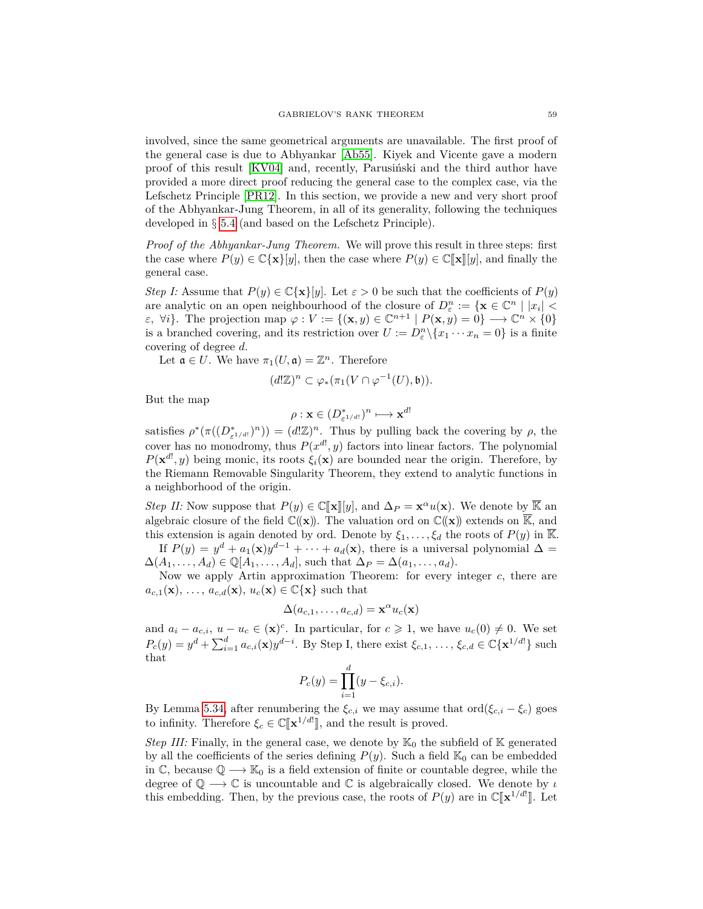involved, since the same geometrical arguments are unavailable. The first proof of the general case is due to Abhyankar [Ab55]. Kiyek and Vicente gave a modern proof of this result [KV04] and, recently, Parusiński and the third author have provided a more direct proof reducing the general case to the complex case, via the Lefschetz Principle [PR12]. In this section, we provide a new and very short proof of the Abhyankar-Jung Theorem, in all of its generality, following the techniques developed in § 5.4 (and based on the Lefschetz Principle).

*Proof of the Abhyankar-Jung Theorem.* We will prove this result in three steps: first the case where $P(y) \in \mathbb{C}\{\mathbf{x}\}[y]$, then the case where $P(y) \in \mathbb{C}[\![\mathbf{x}]\!][y]$, and finally the general case.

*Step I:* Assume that $P(y) \in \mathbb{C}\{\mathbf{x}\}[y]$. Let $\varepsilon > 0$ be such that the coefficients of $P(y)$ are analytic on an open neighbourhood of the closure of $D^n_\varepsilon := \{\mathbf{x} \in \mathbb{C}^n \mid |x_i| < \varepsilon,\ \forall i\}$. The projection map $\varphi : V := \{(\mathbf{x}, y) \in \mathbb{C}^{n+1} \mid P(\mathbf{x}, y) = 0\} \longrightarrow \mathbb{C}^n \times \{0\}$ is a branched covering, and its restriction over $U := D^n_\varepsilon \backslash \{x_1 \cdots x_n = 0\}$ is a finite covering of degree $d$.

Let $\mathfrak{a} \in U$. We have $\pi_1(U, \mathfrak{a}) = \mathbb{Z}^n$. Therefore

$$(d!\mathbb{Z})^n \subset \varphi_*(\pi_1(V \cap \varphi^{-1}(U), \mathfrak{b})).$$

But the map

$$\rho : \mathbf{x} \in (D^*_{\varepsilon^{1/d!}})^n \longmapsto \mathbf{x}^{d!}$$

satisfies $\rho^*(\pi((D^*_{\varepsilon^{1/d!}})^n)) = (d!\mathbb{Z})^n$. Thus by pulling back the covering by $\rho$, the cover has no monodromy, thus $P(x^{d!}, y)$ factors into linear factors. The polynomial $P(\mathbf{x}^{d!}, y)$ being monic, its roots $\xi_i(\mathbf{x})$ are bounded near the origin. Therefore, by the Riemann Removable Singularity Theorem, they extend to analytic functions in a neighborhood of the origin.

*Step II:* Now suppose that $P(y) \in \mathbb{C}[\![\mathbf{x}]\!][y]$, and $\Delta_P = \mathbf{x}^\alpha u(\mathbf{x})$. We denote by $\overline{\mathbb{K}}$ an algebraic closure of the field $\mathbb{C}(\!(\mathbf{x})\!)$. The valuation ord on $\mathbb{C}(\!(\mathbf{x})\!)$ extends on $\overline{\mathbb{K}}$, and this extension is again denoted by ord. Denote by $\xi_1, \ldots, \xi_d$ the roots of $P(y)$ in $\overline{\mathbb{K}}$.

If $P(y) = y^d + a_1(\mathbf{x})y^{d-1} + \cdots + a_d(\mathbf{x})$, there is a universal polynomial $\Delta = \Delta(A_1, \ldots, A_d) \in \mathbb{Q}[A_1, \ldots, A_d]$, such that $\Delta_P = \Delta(a_1, \ldots, a_d)$.

Now we apply Artin approximation Theorem: for every integer $c$, there are $a_{c,1}(\mathbf{x}), \ldots, a_{c,d}(\mathbf{x}), u_c(\mathbf{x}) \in \mathbb{C}\{\mathbf{x}\}$ such that

$$\Delta(a_{c,1}, \ldots, a_{c,d}) = \mathbf{x}^\alpha u_c(\mathbf{x})$$

and $a_i - a_{c,i},\ u - u_c \in (\mathbf{x})^c$. In particular, for $c \geqslant 1$, we have $u_c(0) \neq 0$. We set $P_c(y) = y^d + \sum_{i=1}^d a_{c,i}(\mathbf{x})y^{d-i}$. By Step I, there exist $\xi_{c,1}, \ldots, \xi_{c,d} \in \mathbb{C}\{\mathbf{x}^{1/d!}\}$ such that

$$P_c(y) = \prod_{i=1}^d (y - \xi_{c,i}).$$

By Lemma 5.34, after renumbering the $\xi_{c,i}$ we may assume that $\mathrm{ord}(\xi_{c,i} - \xi_c)$ goes to infinity. Therefore $\xi_c \in \mathbb{C}[\![\mathbf{x}^{1/d!}]\!]$, and the result is proved.

*Step III:* Finally, in the general case, we denote by $\mathbb{K}_0$ the subfield of $\mathbb{K}$ generated by all the coefficients of the series defining $P(y)$. Such a field $\mathbb{K}_0$ can be embedded in $\mathbb{C}$, because $\mathbb{Q} \longrightarrow \mathbb{K}_0$ is a field extension of finite or countable degree, while the degree of $\mathbb{Q} \longrightarrow \mathbb{C}$ is uncountable and $\mathbb{C}$ is algebraically closed. We denote by $\iota$ this embedding. Then, by the previous case, the roots of $P(y)$ are in $\mathbb{C}[\![\mathbf{x}^{1/d!}]\!]$. Let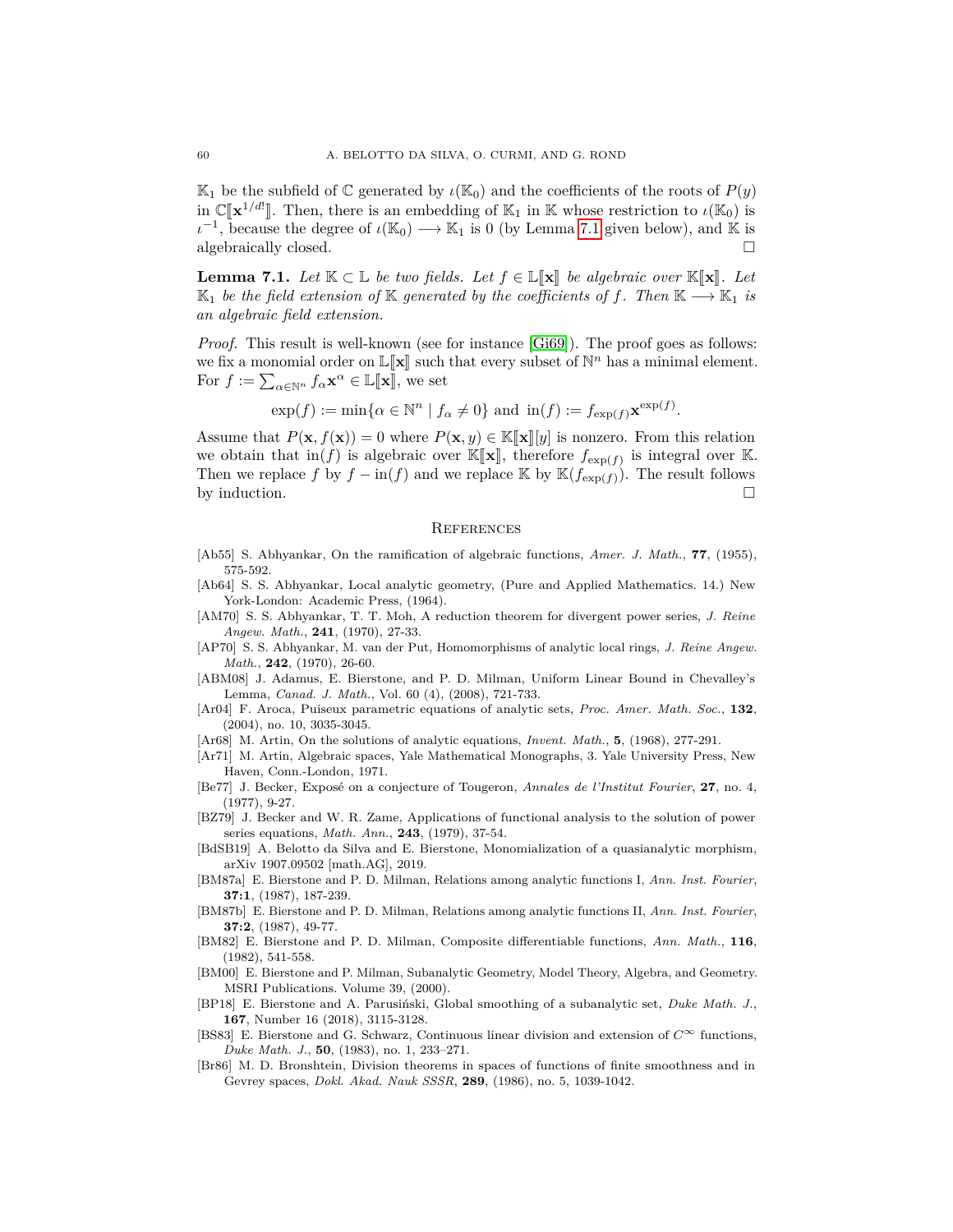$\mathbb{K}_1$ be the subfield of $\mathbb{C}$ generated by $\iota(\mathbb{K}_0)$ and the coefficients of the roots of $P(y)$ in $\mathbb{C}[\![\mathbf{x}^{1/d!}]\!]$. Then, there is an embedding of $\mathbb{K}_1$ in $\mathbb{K}$ whose restriction to $\iota(\mathbb{K}_0)$ is $\iota^{-1}$, because the degree of $\iota(\mathbb{K}_0) \longrightarrow \mathbb{K}_1$ is 0 (by Lemma 7.1 given below), and $\mathbb{K}$ is algebraically closed. $\square$

**Lemma 7.1.** *Let $\mathbb{K} \subset \mathbb{L}$ be two fields. Let $f \in \mathbb{L}[\![\mathbf{x}]\!]$ be algebraic over $\mathbb{K}[\![\mathbf{x}]\!]$. Let $\mathbb{K}_1$ be the field extension of $\mathbb{K}$ generated by the coefficients of $f$. Then $\mathbb{K} \longrightarrow \mathbb{K}_1$ is an algebraic field extension.*

*Proof.* This result is well-known (see for instance [Gi69]). The proof goes as follows: we fix a monomial order on $\mathbb{L}[\![\mathbf{x}]\!]$ such that every subset of $\mathbb{N}^n$ has a minimal element. For $f := \sum_{\alpha \in \mathbb{N}^n} f_\alpha \mathbf{x}^\alpha \in \mathbb{L}[\![\mathbf{x}]\!]$, we set

$$\exp(f) := \min\{\alpha \in \mathbb{N}^n \mid f_\alpha \neq 0\} \text{ and } \operatorname{in}(f) := f_{\exp(f)} \mathbf{x}^{\exp(f)}.$$

Assume that $P(\mathbf{x}, f(\mathbf{x})) = 0$ where $P(\mathbf{x}, y) \in \mathbb{K}[\![\mathbf{x}]\!][y]$ is nonzero. From this relation we obtain that $\operatorname{in}(f)$ is algebraic over $\mathbb{K}[\![\mathbf{x}]\!]$, therefore $f_{\exp(f)}$ is integral over $\mathbb{K}$. Then we replace $f$ by $f - \operatorname{in}(f)$ and we replace $\mathbb{K}$ by $\mathbb{K}(f_{\exp(f)})$. The result follows by induction. $\square$

## References

[Ab55] S. Abhyankar, On the ramification of algebraic functions, *Amer. J. Math.*, **77**, (1955), 575-592.

[Ab64] S. S. Abhyankar, Local analytic geometry, (Pure and Applied Mathematics. 14.) New York-London: Academic Press, (1964).

[AM70] S. S. Abhyankar, T. T. Moh, A reduction theorem for divergent power series, *J. Reine Angew. Math.*, **241**, (1970), 27-33.

[AP70] S. S. Abhyankar, M. van der Put, Homomorphisms of analytic local rings, *J. Reine Angew. Math.*, **242**, (1970), 26-60.

[ABM08] J. Adamus, E. Bierstone, and P. D. Milman, Uniform Linear Bound in Chevalley's Lemma, *Canad. J. Math.*, Vol. 60 (4), (2008), 721-733.

[Ar04] F. Aroca, Puiseux parametric equations of analytic sets, *Proc. Amer. Math. Soc.*, **132**, (2004), no. 10, 3035-3045.

[Ar68] M. Artin, On the solutions of analytic equations, *Invent. Math.*, **5**, (1968), 277-291.

[Ar71] M. Artin, Algebraic spaces, Yale Mathematical Monographs, 3. Yale University Press, New Haven, Conn.-London, 1971.

[Be77] J. Becker, Exposé on a conjecture of Tougeron, *Annales de l'Institut Fourier*, **27**, no. 4, (1977), 9-27.

[BZ79] J. Becker and W. R. Zame, Applications of functional analysis to the solution of power series equations, *Math. Ann.*, **243**, (1979), 37-54.

[BdSB19] A. Belotto da Silva and E. Bierstone, Monomialization of a quasianalytic morphism, arXiv 1907.09502 [math.AG], 2019.

[BM87a] E. Bierstone and P. D. Milman, Relations among analytic functions I, *Ann. Inst. Fourier*, **37:1**, (1987), 187-239.

[BM87b] E. Bierstone and P. D. Milman, Relations among analytic functions II, *Ann. Inst. Fourier*, **37:2**, (1987), 49-77.

[BM82] E. Bierstone and P. D. Milman, Composite differentiable functions, *Ann. Math.*, **116**, (1982), 541-558.

[BM00] E. Bierstone and P. Milman, Subanalytic Geometry, Model Theory, Algebra, and Geometry. MSRI Publications. Volume 39, (2000).

[BP18] E. Bierstone and A. Parusiński, Global smoothing of a subanalytic set, *Duke Math. J.*, **167**, Number 16 (2018), 3115-3128.

[BS83] E. Bierstone and G. Schwarz, Continuous linear division and extension of $C^\infty$ functions, *Duke Math. J.*, **50**, (1983), no. 1, 233–271.

[Br86] M. D. Bronshtein, Division theorems in spaces of functions of finite smoothness and in Gevrey spaces, *Dokl. Akad. Nauk SSSR*, **289**, (1986), no. 5, 1039-1042.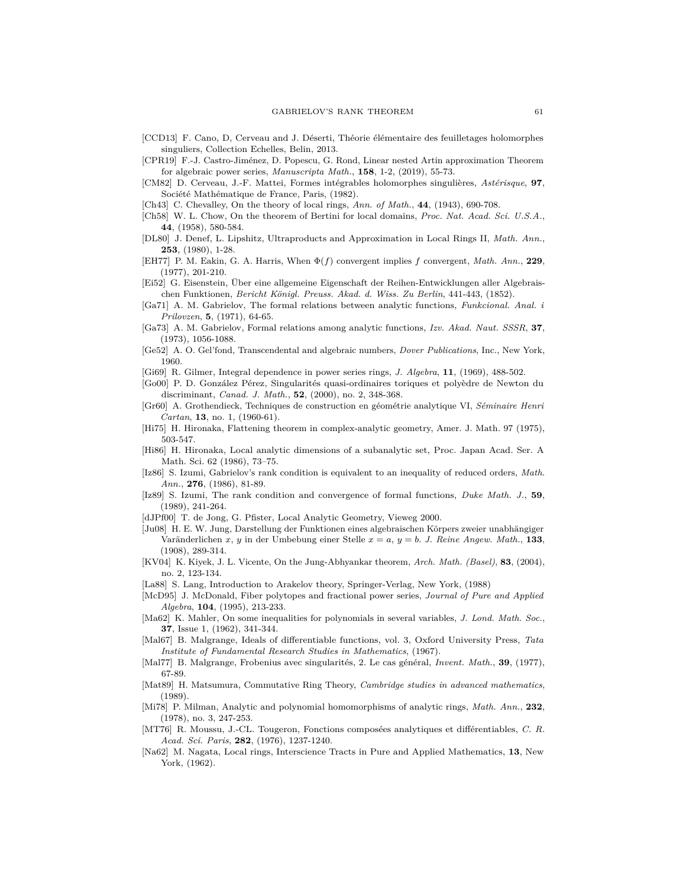[CCD13] F. Cano, D, Cerveau and J. Déserti, Théorie élémentaire des feuilletages holomorphes singuliers, Collection Echelles, Belin, 2013.

[CPR19] F.-J. Castro-Jiménez, D. Popescu, G. Rond, Linear nested Artin approximation Theorem for algebraic power series, *Manuscripta Math.*, **158**, 1-2, (2019), 55-73.

[CM82] D. Cerveau, J.-F. Mattei, Formes intégrables holomorphes singulières, *Astérisque*, **97**, Société Mathématique de France, Paris, (1982).

[Ch43] C. Chevalley, On the theory of local rings, *Ann. of Math.*, **44**, (1943), 690-708.

[Ch58] W. L. Chow, On the theorem of Bertini for local domains, *Proc. Nat. Acad. Sci. U.S.A.*, **44**, (1958), 580-584.

[DL80] J. Denef, L. Lipshitz, Ultraproducts and Approximation in Local Rings II, *Math. Ann.*, **253**, (1980), 1-28.

[EH77] P. M. Eakin, G. A. Harris, When $\Phi(f)$ convergent implies $f$ convergent, *Math. Ann.*, **229**, (1977), 201-210.

[Ei52] G. Eisenstein, Über eine allgemeine Eigenschaft der Reihen-Entwicklungen aller Algebraischen Funktionen, *Bericht Königl. Preuss. Akad. d. Wiss. Zu Berlin*, 441-443, (1852).

[Ga71] A. M. Gabrielov, The formal relations between analytic functions, *Funkcional. Anal. i Prilovzen*, **5**, (1971), 64-65.

[Ga73] A. M. Gabrielov, Formal relations among analytic functions, *Izv. Akad. Naut. SSSR*, **37**, (1973), 1056-1088.

[Ge52] A. O. Gel'fond, Transcendental and algebraic numbers, *Dover Publications*, Inc., New York, 1960.

[Gi69] R. Gilmer, Integral dependence in power series rings, *J. Algebra*, **11**, (1969), 488-502.

[Go00] P. D. González Pérez, Singularités quasi-ordinaires toriques et polyèdre de Newton du discriminant, *Canad. J. Math.*, **52**, (2000), no. 2, 348-368.

[Gr60] A. Grothendieck, Techniques de construction en géométrie analytique VI, *Séminaire Henri Cartan*, **13**, no. 1, (1960-61).

[Hi75] H. Hironaka, Flattening theorem in complex-analytic geometry, Amer. J. Math. 97 (1975), 503-547.

[Hi86] H. Hironaka, Local analytic dimensions of a subanalytic set, Proc. Japan Acad. Ser. A Math. Sci. 62 (1986), 73–75.

[Iz86] S. Izumi, Gabrielov's rank condition is equivalent to an inequality of reduced orders, *Math. Ann.*, **276**, (1986), 81-89.

[Iz89] S. Izumi, The rank condition and convergence of formal functions, *Duke Math. J.*, **59**, (1989), 241-264.

[dJPf00] T. de Jong, G. Pfister, Local Analytic Geometry, Vieweg 2000.

[Ju08] H. E. W. Jung, Darstellung der Funktionen eines algebraischen Körpers zweier unabhängiger Veränderlichen $x$, $y$ in der Umbebung einer Stelle $x = a$, $y = b$. *J. Reine Angew. Math.*, **133**, (1908), 289-314.

[KV04] K. Kiyek, J. L. Vicente, On the Jung-Abhyankar theorem, *Arch. Math. (Basel)*, **83**, (2004), no. 2, 123-134.

[La88] S. Lang, Introduction to Arakelov theory, Springer-Verlag, New York, (1988)

[McD95] J. McDonald, Fiber polytopes and fractional power series, *Journal of Pure and Applied Algebra*, **104**, (1995), 213-233.

[Ma62] K. Mahler, On some inequalities for polynomials in several variables, *J. Lond. Math. Soc.*, **37**, Issue 1, (1962), 341-344.

[Mal67] B. Malgrange, Ideals of differentiable functions, vol. 3, Oxford University Press, *Tata Institute of Fundamental Research Studies in Mathematics*, (1967).

[Mal77] B. Malgrange, Frobenius avec singularités, 2. Le cas général, *Invent. Math.*, **39**, (1977), 67-89.

[Mat89] H. Matsumura, Commutative Ring Theory, *Cambridge studies in advanced mathematics*, (1989).

[Mi78] P. Milman, Analytic and polynomial homomorphisms of analytic rings, *Math. Ann.*, **232**, (1978), no. 3, 247-253.

[MT76] R. Moussu, J.-CL. Tougeron, Fonctions composées analytiques et différentiables, *C. R. Acad. Sci. Paris*, **282**, (1976), 1237-1240.

[Na62] M. Nagata, Local rings, Interscience Tracts in Pure and Applied Mathematics, **13**, New York, (1962).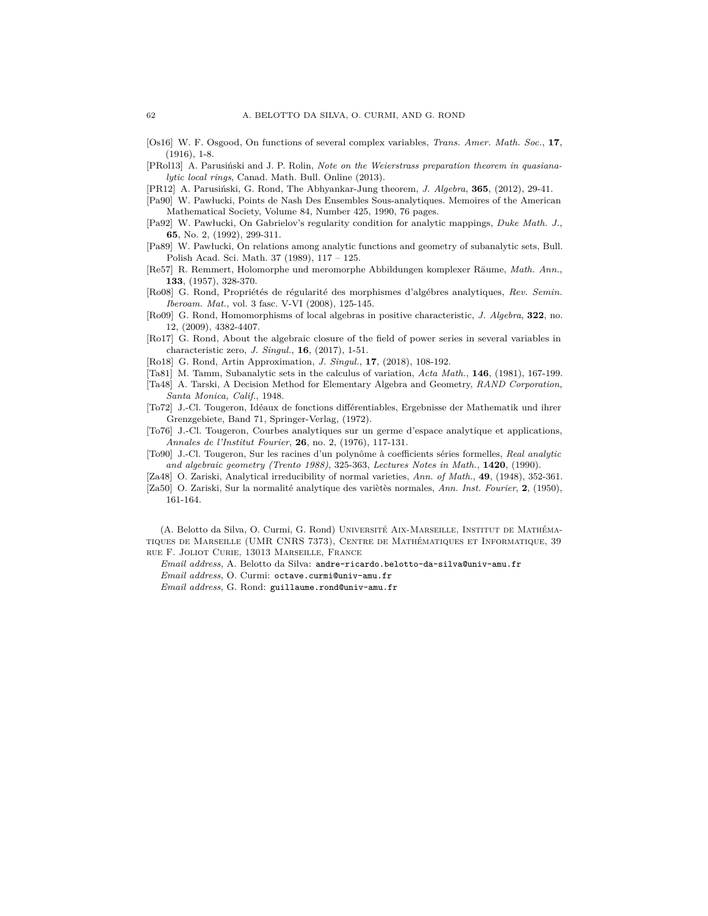[Os16] W. F. Osgood, On functions of several complex variables, *Trans. Amer. Math. Soc.*, **17**, (1916), 1-8.

[PRol13] A. Parusiński and J. P. Rolin, *Note on the Weierstrass preparation theorem in quasianalytic local rings*, Canad. Math. Bull. Online (2013).

[PR12] A. Parusiński, G. Rond, The Abhyankar-Jung theorem, *J. Algebra*, **365**, (2012), 29-41.

[Pa90] W. Pawłucki, Points de Nash Des Ensembles Sous-analytiques. Memoires of the American Mathematical Society, Volume 84, Number 425, 1990, 76 pages.

[Pa92] W. Pawłucki, On Gabrielov's regularity condition for analytic mappings, *Duke Math. J.*, **65**, No. 2, (1992), 299-311.

[Pa89] W. Pawłucki, On relations among analytic functions and geometry of subanalytic sets, Bull. Polish Acad. Sci. Math. 37 (1989), 117 – 125.

[Re57] R. Remmert, Holomorphe und meromorphe Abbildungen komplexer Räume, *Math. Ann.*, **133**, (1957), 328-370.

[Ro08] G. Rond, Propriétés de régularité des morphismes d'algébres analytiques, *Rev. Semin. Iberoam. Mat.*, vol. 3 fasc. V-VI (2008), 125-145.

[Ro09] G. Rond, Homomorphisms of local algebras in positive characteristic, *J. Algebra*, **322**, no. 12, (2009), 4382-4407.

[Ro17] G. Rond, About the algebraic closure of the field of power series in several variables in characteristic zero, *J. Singul.*, **16**, (2017), 1-51.

[Ro18] G. Rond, Artin Approximation, *J. Singul.*, **17**, (2018), 108-192.

[Ta81] M. Tamm, Subanalytic sets in the calculus of variation, *Acta Math.*, **146**, (1981), 167-199.

[Ta48] A. Tarski, A Decision Method for Elementary Algebra and Geometry, *RAND Corporation, Santa Monica, Calif.*, 1948.

[To72] J.-Cl. Tougeron, Idéaux de fonctions différentiables, Ergebnisse der Mathematik und ihrer Grenzgebiete, Band 71, Springer-Verlag, (1972).

[To76] J.-Cl. Tougeron, Courbes analytiques sur un germe d'espace analytique et applications, *Annales de l'Institut Fourier*, **26**, no. 2, (1976), 117-131.

[To90] J.-Cl. Tougeron, Sur les racines d'un polynôme à coefficients séries formelles, *Real analytic and algebraic geometry (Trento 1988)*, 325-363, *Lectures Notes in Math.*, **1420**, (1990).

[Za48] O. Zariski, Analytical irreducibility of normal varieties, *Ann. of Math.*, **49**, (1948), 352-361.

[Za50] O. Zariski, Sur la normalité analytique des variètès normales, *Ann. Inst. Fourier*, **2**, (1950), 161-164.

(A. Belotto da Silva, O. Curmi, G. Rond) Université Aix-Marseille, Institut de Mathématiques de Marseille (UMR CNRS 7373), Centre de Mathématiques et Informatique, 39 rue F. Joliot Curie, 13013 Marseille, France

*Email address*, A. Belotto da Silva: andre-ricardo.belotto-da-silva@univ-amu.fr

*Email address*, O. Curmi: octave.curmi@univ-amu.fr

*Email address*, G. Rond: guillaume.rond@univ-amu.fr